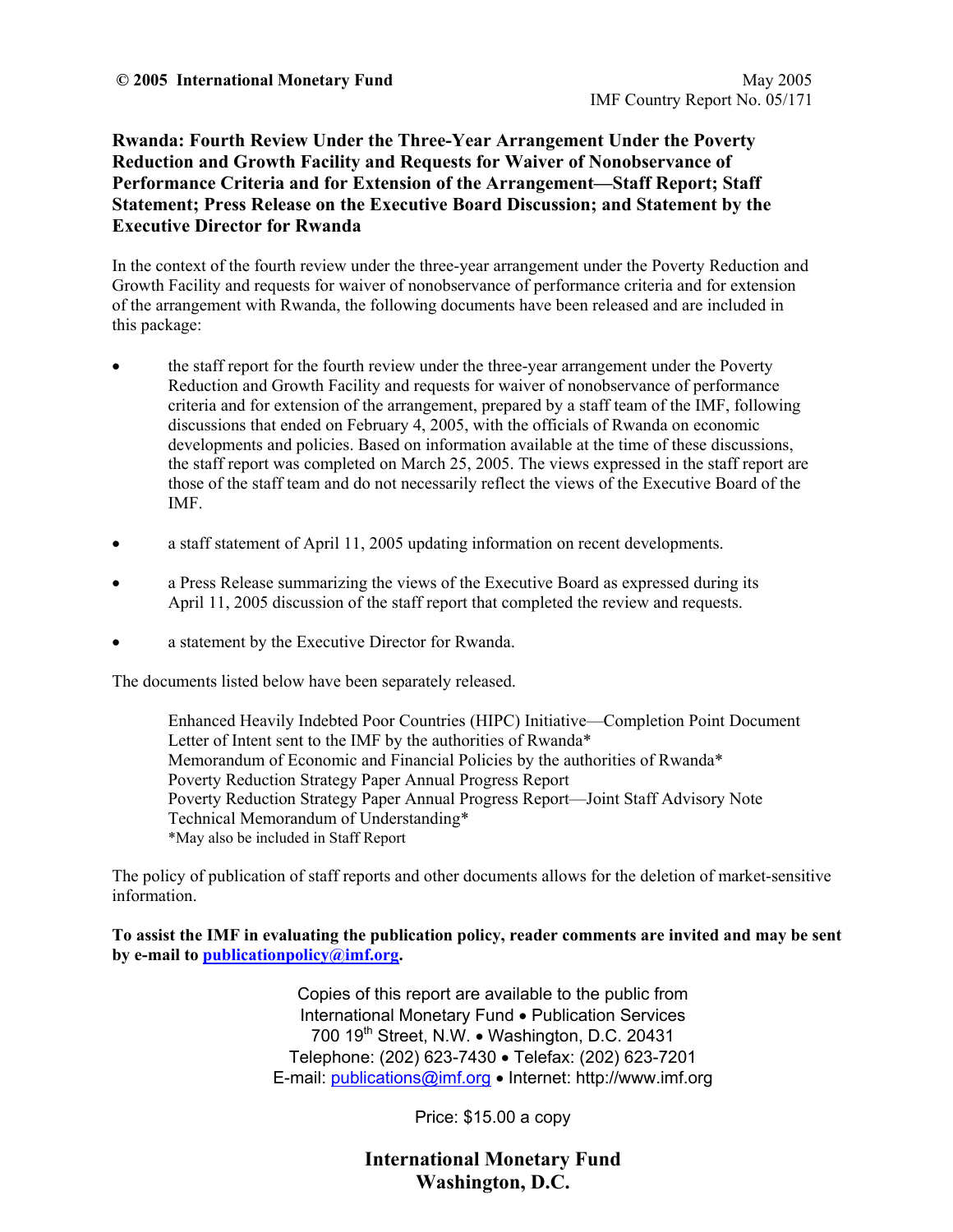**© 2005 International Monetary Fund**

May 2005
IMF Country Report No. 05/171

# Rwanda: Fourth Review Under the Three-Year Arrangement Under the Poverty Reduction and Growth Facility and Requests for Waiver of Nonobservance of Performance Criteria and for Extension of the Arrangement—Staff Report; Staff Statement; Press Release on the Executive Board Discussion; and Statement by the Executive Director for Rwanda

In the context of the fourth review under the three-year arrangement under the Poverty Reduction and Growth Facility and requests for waiver of nonobservance of performance criteria and for extension of the arrangement with Rwanda, the following documents have been released and are included in this package:

- the staff report for the fourth review under the three-year arrangement under the Poverty Reduction and Growth Facility and requests for waiver of nonobservance of performance criteria and for extension of the arrangement, prepared by a staff team of the IMF, following discussions that ended on February 4, 2005, with the officials of Rwanda on economic developments and policies. Based on information available at the time of these discussions, the staff report was completed on March 25, 2005. The views expressed in the staff report are those of the staff team and do not necessarily reflect the views of the Executive Board of the IMF.

- a staff statement of April 11, 2005 updating information on recent developments.

- a Press Release summarizing the views of the Executive Board as expressed during its April 11, 2005 discussion of the staff report that completed the review and requests.

- a statement by the Executive Director for Rwanda.

The documents listed below have been separately released.

Enhanced Heavily Indebted Poor Countries (HIPC) Initiative—Completion Point Document
Letter of Intent sent to the IMF by the authorities of Rwanda*
Memorandum of Economic and Financial Policies by the authorities of Rwanda*
Poverty Reduction Strategy Paper Annual Progress Report
Poverty Reduction Strategy Paper Annual Progress Report—Joint Staff Advisory Note
Technical Memorandum of Understanding*
*May also be included in Staff Report

The policy of publication of staff reports and other documents allows for the deletion of market-sensitive information.

**To assist the IMF in evaluating the publication policy, reader comments are invited and may be sent by e-mail to publicationpolicy@imf.org.**

Copies of this report are available to the public from
International Monetary Fund • Publication Services
700 19th Street, N.W. • Washington, D.C. 20431
Telephone: (202) 623-7430 • Telefax: (202) 623-7201
E-mail: publications@imf.org • Internet: http://www.imf.org

Price: $15.00 a copy

**International Monetary Fund**
**Washington, D.C.**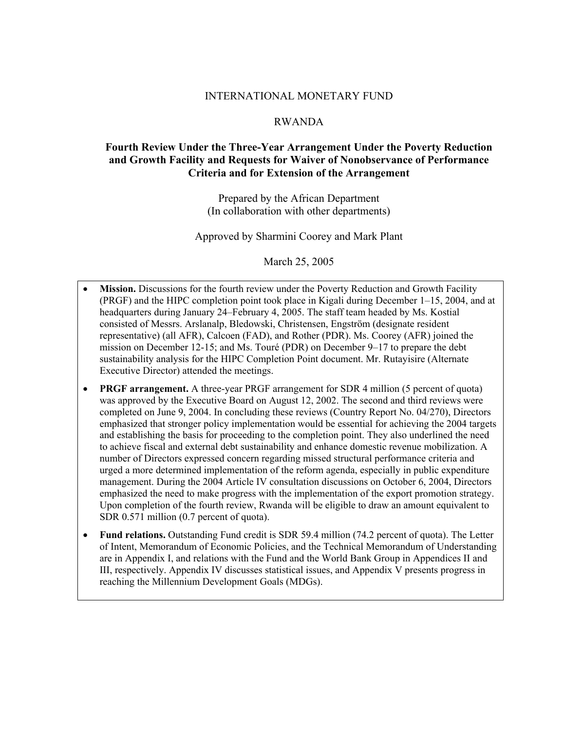INTERNATIONAL MONETARY FUND

RWANDA

**Fourth Review Under the Three-Year Arrangement Under the Poverty Reduction and Growth Facility and Requests for Waiver of Nonobservance of Performance Criteria and for Extension of the Arrangement**

Prepared by the African Department
(In collaboration with other departments)

Approved by Sharmini Coorey and Mark Plant

March 25, 2005

- **Mission.** Discussions for the fourth review under the Poverty Reduction and Growth Facility (PRGF) and the HIPC completion point took place in Kigali during December 1–15, 2004, and at headquarters during January 24–February 4, 2005. The staff team headed by Ms. Kostial consisted of Messrs. Arslanalp, Bledowski, Christensen, Engström (designate resident representative) (all AFR), Calcoen (FAD), and Rother (PDR). Ms. Coorey (AFR) joined the mission on December 12-15; and Ms. Touré (PDR) on December 9–17 to prepare the debt sustainability analysis for the HIPC Completion Point document. Mr. Rutayisire (Alternate Executive Director) attended the meetings.
- **PRGF arrangement.** A three-year PRGF arrangement for SDR 4 million (5 percent of quota) was approved by the Executive Board on August 12, 2002. The second and third reviews were completed on June 9, 2004. In concluding these reviews (Country Report No. 04/270), Directors emphasized that stronger policy implementation would be essential for achieving the 2004 targets and establishing the basis for proceeding to the completion point. They also underlined the need to achieve fiscal and external debt sustainability and enhance domestic revenue mobilization. A number of Directors expressed concern regarding missed structural performance criteria and urged a more determined implementation of the reform agenda, especially in public expenditure management. During the 2004 Article IV consultation discussions on October 6, 2004, Directors emphasized the need to make progress with the implementation of the export promotion strategy. Upon completion of the fourth review, Rwanda will be eligible to draw an amount equivalent to SDR 0.571 million (0.7 percent of quota).
- **Fund relations.** Outstanding Fund credit is SDR 59.4 million (74.2 percent of quota). The Letter of Intent, Memorandum of Economic Policies, and the Technical Memorandum of Understanding are in Appendix I, and relations with the Fund and the World Bank Group in Appendices II and III, respectively. Appendix IV discusses statistical issues, and Appendix V presents progress in reaching the Millennium Development Goals (MDGs).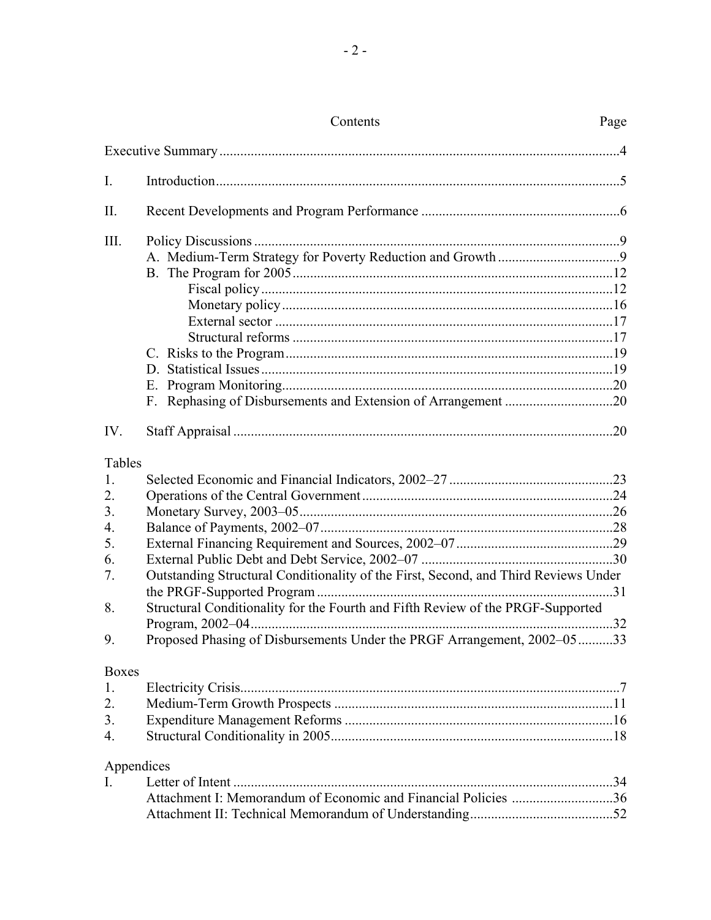## Contents

| | | Page |
|---|---|---|
| | Executive Summary | 4 |
| I. | Introduction | 5 |
| II. | Recent Developments and Program Performance | 6 |
| III. | Policy Discussions | 9 |
| | A. Medium-Term Strategy for Poverty Reduction and Growth | 9 |
| | B. The Program for 2005 | 12 |
| | Fiscal policy | 12 |
| | Monetary policy | 16 |
| | External sector | 17 |
| | Structural reforms | 17 |
| | C. Risks to the Program | 19 |
| | D. Statistical Issues | 19 |
| | E. Program Monitoring | 20 |
| | F. Rephasing of Disbursements and Extension of Arrangement | 20 |
| IV. | Staff Appraisal | 20 |

**Tables**

| | | |
|---|---|---|
| 1. | Selected Economic and Financial Indicators, 2002–27 | 23 |
| 2. | Operations of the Central Government | 24 |
| 3. | Monetary Survey, 2003–05 | 26 |
| 4. | Balance of Payments, 2002–07 | 28 |
| 5. | External Financing Requirement and Sources, 2002–07 | 29 |
| 6. | External Public Debt and Debt Service, 2002–07 | 30 |
| 7. | Outstanding Structural Conditionality of the First, Second, and Third Reviews Under the PRGF-Supported Program | 31 |
| 8. | Structural Conditionality for the Fourth and Fifth Review of the PRGF-Supported Program, 2002–04 | 32 |
| 9. | Proposed Phasing of Disbursements Under the PRGF Arrangement, 2002–05 | 33 |

**Boxes**

| | | |
|---|---|---|
| 1. | Electricity Crisis | 7 |
| 2. | Medium-Term Growth Prospects | 11 |
| 3. | Expenditure Management Reforms | 16 |
| 4. | Structural Conditionality in 2005 | 18 |

**Appendices**

| | | |
|---|---|---|
| I. | Letter of Intent | 34 |
| | Attachment I: Memorandum of Economic and Financial Policies | 36 |
| | Attachment II: Technical Memorandum of Understanding | 52 |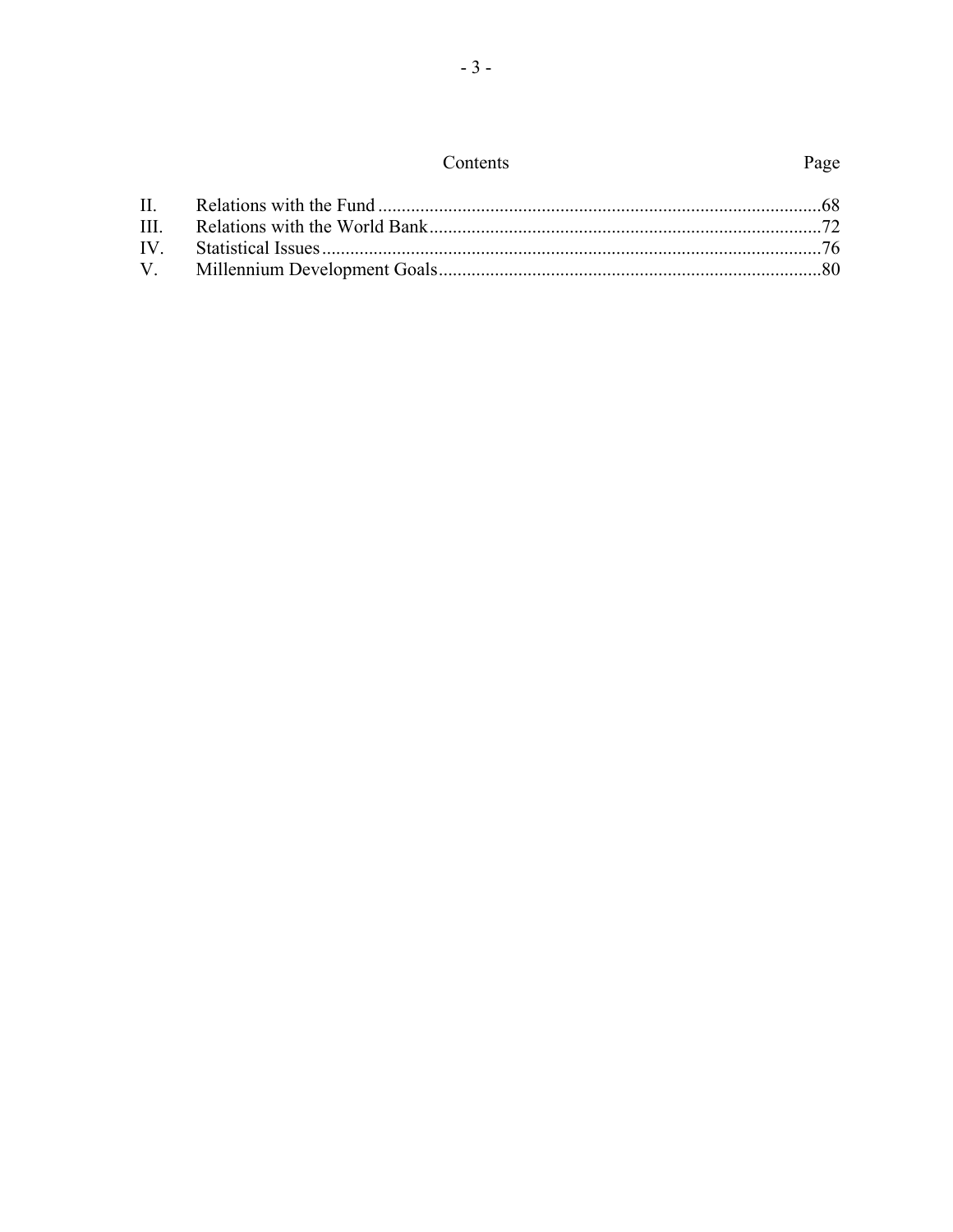| Contents | | Page |
|---|---|---|
| II. | Relations with the Fund | 68 |
| III. | Relations with the World Bank | 72 |
| IV. | Statistical Issues | 76 |
| V. | Millennium Development Goals | 80 |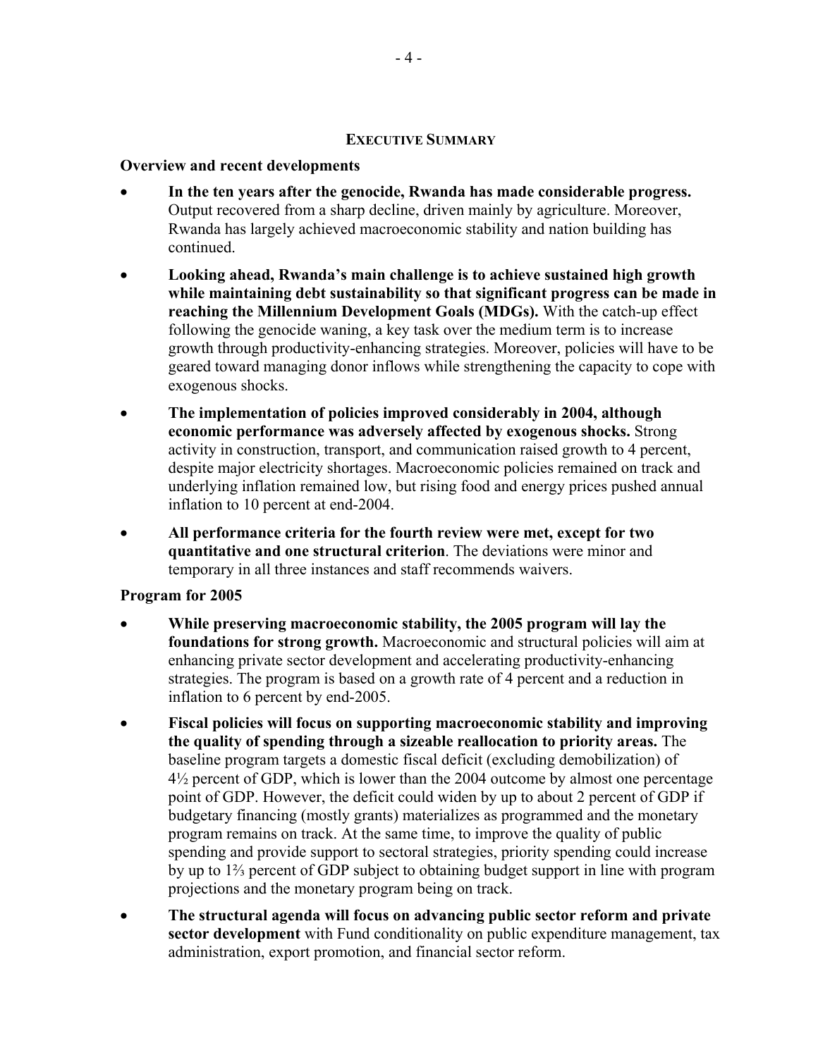## EXECUTIVE SUMMARY

**Overview and recent developments**

- **In the ten years after the genocide, Rwanda has made considerable progress.** Output recovered from a sharp decline, driven mainly by agriculture. Moreover, Rwanda has largely achieved macroeconomic stability and nation building has continued.
- **Looking ahead, Rwanda's main challenge is to achieve sustained high growth while maintaining debt sustainability so that significant progress can be made in reaching the Millennium Development Goals (MDGs).** With the catch-up effect following the genocide waning, a key task over the medium term is to increase growth through productivity-enhancing strategies. Moreover, policies will have to be geared toward managing donor inflows while strengthening the capacity to cope with exogenous shocks.
- **The implementation of policies improved considerably in 2004, although economic performance was adversely affected by exogenous shocks.** Strong activity in construction, transport, and communication raised growth to 4 percent, despite major electricity shortages. Macroeconomic policies remained on track and underlying inflation remained low, but rising food and energy prices pushed annual inflation to 10 percent at end-2004.
- **All performance criteria for the fourth review were met, except for two quantitative and one structural criterion**. The deviations were minor and temporary in all three instances and staff recommends waivers.

**Program for 2005**

- **While preserving macroeconomic stability, the 2005 program will lay the foundations for strong growth.** Macroeconomic and structural policies will aim at enhancing private sector development and accelerating productivity-enhancing strategies. The program is based on a growth rate of 4 percent and a reduction in inflation to 6 percent by end-2005.
- **Fiscal policies will focus on supporting macroeconomic stability and improving the quality of spending through a sizeable reallocation to priority areas.** The baseline program targets a domestic fiscal deficit (excluding demobilization) of 4½ percent of GDP, which is lower than the 2004 outcome by almost one percentage point of GDP. However, the deficit could widen by up to about 2 percent of GDP if budgetary financing (mostly grants) materializes as programmed and the monetary program remains on track. At the same time, to improve the quality of public spending and provide support to sectoral strategies, priority spending could increase by up to 1⅔ percent of GDP subject to obtaining budget support in line with program projections and the monetary program being on track.
- **The structural agenda will focus on advancing public sector reform and private sector development** with Fund conditionality on public expenditure management, tax administration, export promotion, and financial sector reform.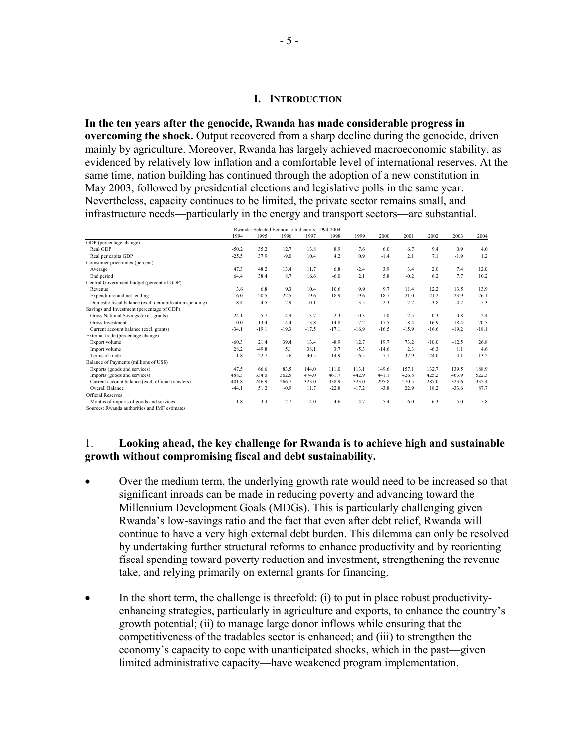# I. Introduction

**In the ten years after the genocide, Rwanda has made considerable progress in overcoming the shock.** Output recovered from a sharp decline during the genocide, driven mainly by agriculture. Moreover, Rwanda has largely achieved macroeconomic stability, as evidenced by relatively low inflation and a comfortable level of international reserves. At the same time, nation building has continued through the adoption of a new constitution in May 2003, followed by presidential elections and legislative polls in the same year. Nevertheless, capacity continues to be limited, the private sector remains small, and infrastructure needs—particularly in the energy and transport sectors—are substantial.

Rwanda: Selected Economic Indicators, 1994-2004

| | 1994 | 1995 | 1996 | 1997 | 1998 | 1999 | 2000 | 2001 | 2002 | 2003 | 2004 |
|---|---|---|---|---|---|---|---|---|---|---|---|
| GDP (percentage change) | | | | | | | | | | | |
| Real GDP | -50.2 | 35.2 | 12.7 | 13.8 | 8.9 | 7.6 | 6.0 | 6.7 | 9.4 | 0.9 | 4.0 |
| Real per capita GDP | -25.5 | 37.9 | -9.0 | 10.4 | 4.2 | 0.9 | -1.4 | 2.1 | 7.1 | -1.9 | 1.2 |
| Comsumer price index (percent) | | | | | | | | | | | |
| Average | 47.3 | 48.2 | 13.4 | 11.7 | 6.8 | -2.4 | 3.9 | 3.4 | 2.0 | 7.4 | 12.0 |
| End period | 64.4 | 38.4 | 8.7 | 16.6 | -6.0 | 2.1 | 5.8 | -0.2 | 6.2 | 7.7 | 10.2 |
| Central Government budget (percent of GDP) | | | | | | | | | | | |
| Revenue | 3.6 | 6.8 | 9.3 | 10.4 | 10.6 | 9.9 | 9.7 | 11.4 | 12.2 | 13.5 | 13.9 |
| Expenditure and net lending | 16.0 | 20.5 | 22.5 | 19.6 | 18.9 | 19.6 | 18.7 | 21.0 | 21.2 | 23.9 | 26.1 |
| Domestic fiscal balance (excl. demobilization spending) | -8.4 | -4.5 | -2.9 | -0.1 | -1.1 | -3.5 | -2.3 | -2.2 | -3.8 | -4.7 | -5.3 |
| Savings and Investment (percentage pf GDP) | | | | | | | | | | | |
| Gross National Savings (excl. grants) | -24.1 | -5.7 | -4.9 | -3.7 | -2.3 | 0.3 | 1.0 | 2.5 | 0.3 | -0.8 | 2.4 |
| Gross Investment | 10.0 | 13.4 | 14.4 | 13.8 | 14.8 | 17.2 | 17.5 | 18.4 | 16.9 | 18.4 | 20.5 |
| Current account balance (excl. grants) | -34.1 | -19.1 | -19.3 | -17.5 | -17.1 | -16.9 | -16.5 | -15.9 | -16.6 | -19.2 | -18.1 |
| External trade (percentage change) | | | | | | | | | | | |
| Export volume | -60.3 | 21.4 | 39.4 | 13.4 | -8.9 | 12.7 | 19.7 | 73.2 | -10.0 | -12.5 | 26.8 |
| Import volume | 28.2 | -49.8 | 5.1 | 38.1 | 3.7 | -5.3 | -14.6 | 2.3 | -6.3 | 1.1 | 4.6 |
| Terms of trade | 11.8 | 22.7 | -15.6 | 40.5 | -14.9 | -16.5 | 7.1 | -37.9 | -24.0 | 4.1 | 13.2 |
| Balance of Payments (millions of US$) | | | | | | | | | | | |
| Exports (goods and services) | 47.5 | 66.6 | 83.5 | 144.0 | 111.0 | 113.1 | 149.6 | 157.1 | 132.7 | 139.5 | 188.9 |
| Imports (goods and services) | 488.3 | 334.0 | 362.5 | 474.0 | 461.7 | 442.9 | 441.1 | 426.8 | 425.2 | 463.9 | 522.3 |
| Current account balance (excl. official transfers) | -401.8 | -246.9 | -266.7 | -323.0 | -338.9 | -323.0 | -295.8 | -270.5 | -287.0 | -323.6 | -332.4 |
| Overall Balance | -44.1 | 51.2 | -0.9 | 11.7 | -22.8 | -17.2 | -3.8 | 22.9 | 18.2 | -33.6 | 87.7 |
| Official Reserves | | | | | | | | | | | |
| Months of imports of goods and services | 1.8 | 3.3 | 2.7 | 4.0 | 4.6 | 4.7 | 5.4 | 6.0 | 6.3 | 5.0 | 5.8 |

Sources: Rwanda authorities and IMF estimates

1. **Looking ahead, the key challenge for Rwanda is to achieve high and sustainable growth without compromising fiscal and debt sustainability.**

- Over the medium term, the underlying growth rate would need to be increased so that significant inroads can be made in reducing poverty and advancing toward the Millennium Development Goals (MDGs). This is particularly challenging given Rwanda's low-savings ratio and the fact that even after debt relief, Rwanda will continue to have a very high external debt burden. This dilemma can only be resolved by undertaking further structural reforms to enhance productivity and by reorienting fiscal spending toward poverty reduction and investment, strengthening the revenue take, and relying primarily on external grants for financing.

- In the short term, the challenge is threefold: (i) to put in place robust productivity-enhancing strategies, particularly in agriculture and exports, to enhance the country's growth potential; (ii) to manage large donor inflows while ensuring that the competitiveness of the tradables sector is enhanced; and (iii) to strengthen the economy's capacity to cope with unanticipated shocks, which in the past—given limited administrative capacity—have weakened program implementation.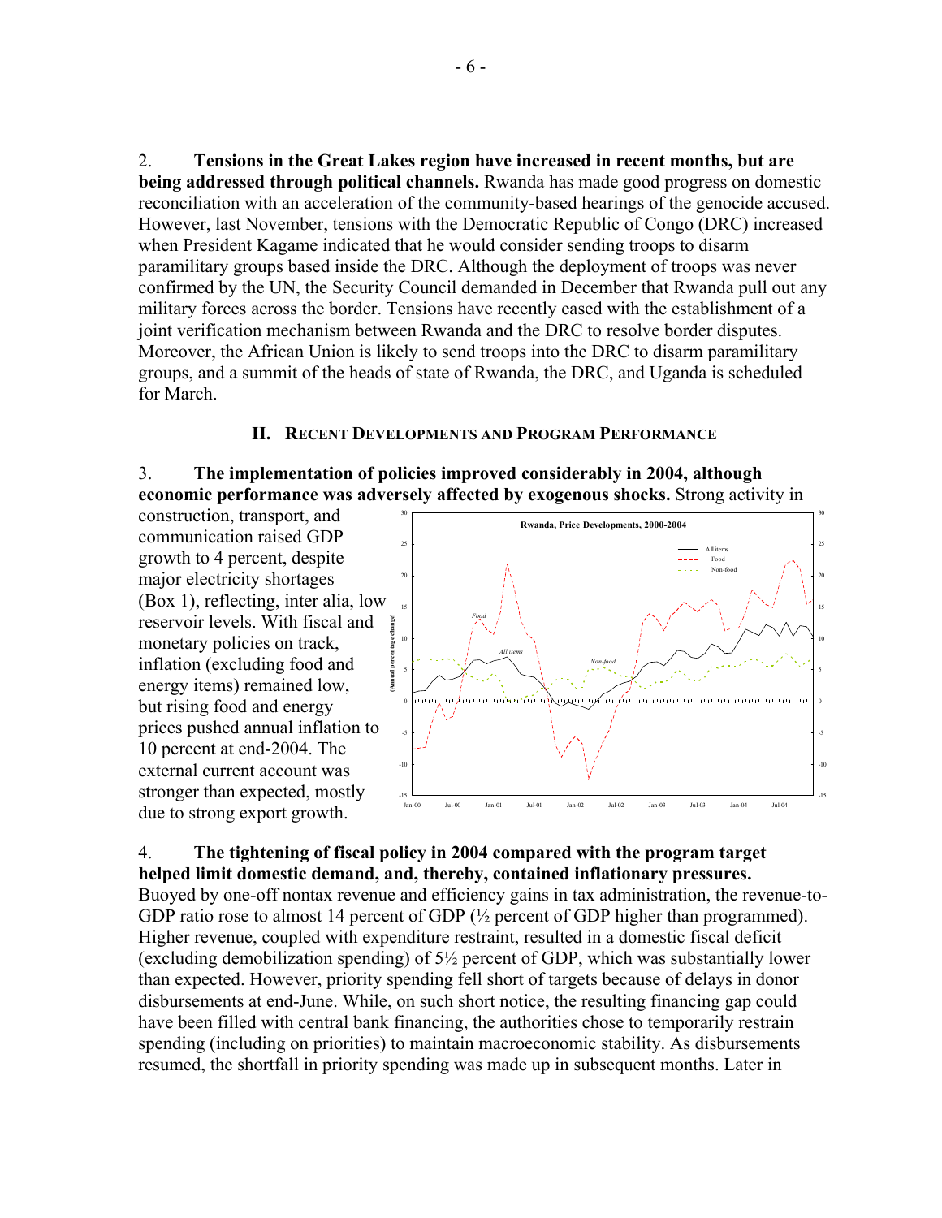2. **Tensions in the Great Lakes region have increased in recent months, but are being addressed through political channels.** Rwanda has made good progress on domestic reconciliation with an acceleration of the community-based hearings of the genocide accused. However, last November, tensions with the Democratic Republic of Congo (DRC) increased when President Kagame indicated that he would consider sending troops to disarm paramilitary groups based inside the DRC. Although the deployment of troops was never confirmed by the UN, the Security Council demanded in December that Rwanda pull out any military forces across the border. Tensions have recently eased with the establishment of a joint verification mechanism between Rwanda and the DRC to resolve border disputes. Moreover, the African Union is likely to send troops into the DRC to disarm paramilitary groups, and a summit of the heads of state of Rwanda, the DRC, and Uganda is scheduled for March.

## II. Recent Developments and Program Performance

3. **The implementation of policies improved considerably in 2004, although economic performance was adversely affected by exogenous shocks.** Strong activity in construction, transport, and communication raised GDP growth to 4 percent, despite major electricity shortages (Box 1), reflecting, inter alia, low reservoir levels. With fiscal and monetary policies on track, inflation (excluding food and energy items) remained low, but rising food and energy prices pushed annual inflation to 10 percent at end-2004. The external current account was stronger than expected, mostly due to strong export growth.

4. **The tightening of fiscal policy in 2004 compared with the program target helped limit domestic demand, and, thereby, contained inflationary pressures.** Buoyed by one-off nontax revenue and efficiency gains in tax administration, the revenue-to-GDP ratio rose to almost 14 percent of GDP (½ percent of GDP higher than programmed). Higher revenue, coupled with expenditure restraint, resulted in a domestic fiscal deficit (excluding demobilization spending) of 5½ percent of GDP, which was substantially lower than expected. However, priority spending fell short of targets because of delays in donor disbursements at end-June. While, on such short notice, the resulting financing gap could have been filled with central bank financing, the authorities chose to temporarily restrain spending (including on priorities) to maintain macroeconomic stability. As disbursements resumed, the shortfall in priority spending was made up in subsequent months. Later in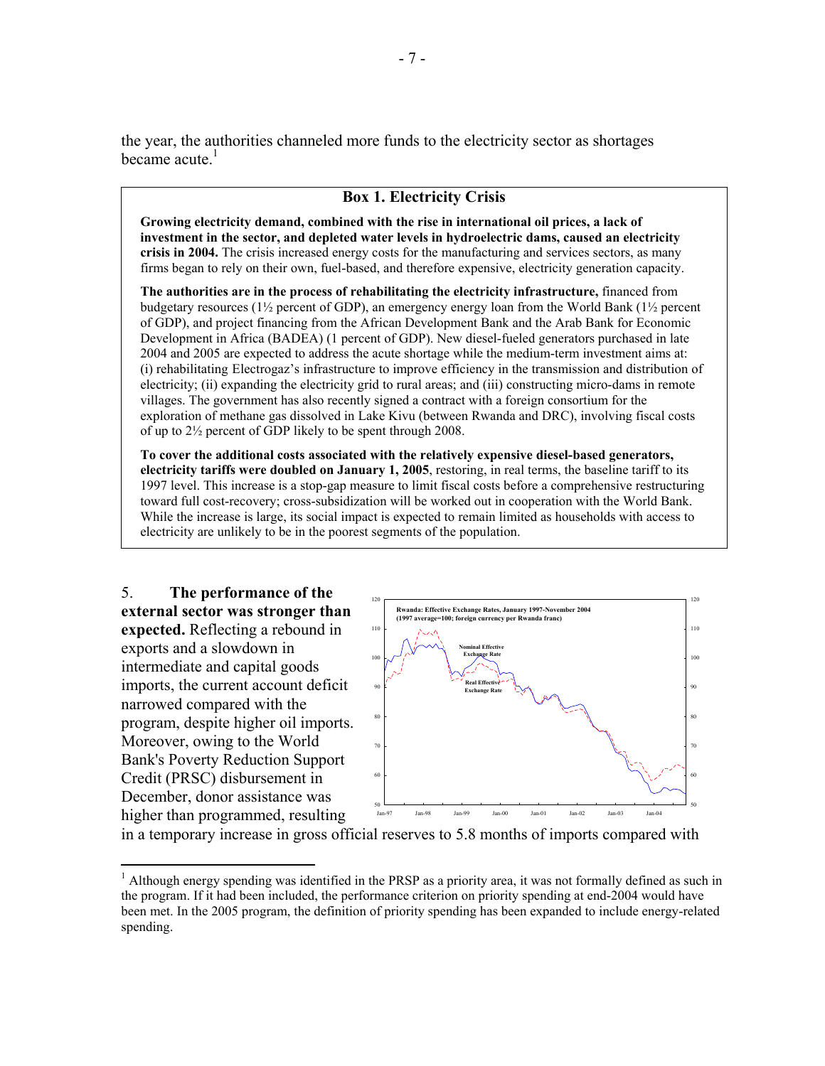the year, the authorities channeled more funds to the electricity sector as shortages became acute.[1]

### Box 1. Electricity Crisis

**Growing electricity demand, combined with the rise in international oil prices, a lack of investment in the sector, and depleted water levels in hydroelectric dams, caused an electricity crisis in 2004.** The crisis increased energy costs for the manufacturing and services sectors, as many firms began to rely on their own, fuel-based, and therefore expensive, electricity generation capacity.

**The authorities are in the process of rehabilitating the electricity infrastructure,** financed from budgetary resources (1½ percent of GDP), an emergency energy loan from the World Bank (1½ percent of GDP), and project financing from the African Development Bank and the Arab Bank for Economic Development in Africa (BADEA) (1 percent of GDP). New diesel-fueled generators purchased in late 2004 and 2005 are expected to address the acute shortage while the medium-term investment aims at: (i) rehabilitating Electrogaz's infrastructure to improve efficiency in the transmission and distribution of electricity; (ii) expanding the electricity grid to rural areas; and (iii) constructing micro-dams in remote villages. The government has also recently signed a contract with a foreign consortium for the exploration of methane gas dissolved in Lake Kivu (between Rwanda and DRC), involving fiscal costs of up to 2½ percent of GDP likely to be spent through 2008.

**To cover the additional costs associated with the relatively expensive diesel-based generators, electricity tariffs were doubled on January 1, 2005**, restoring, in real terms, the baseline tariff to its 1997 level. This increase is a stop-gap measure to limit fiscal costs before a comprehensive restructuring toward full cost-recovery; cross-subsidization will be worked out in cooperation with the World Bank. While the increase is large, its social impact is expected to remain limited as households with access to electricity are unlikely to be in the poorest segments of the population.

5. **The performance of the external sector was stronger than expected.** Reflecting a rebound in exports and a slowdown in intermediate and capital goods imports, the current account deficit narrowed compared with the program, despite higher oil imports. Moreover, owing to the World Bank's Poverty Reduction Support Credit (PRSC) disbursement in December, donor assistance was higher than programmed, resulting in a temporary increase in gross official reserves to 5.8 months of imports compared with

Rwanda: Effective Exchange Rates, January 1997-November 2004 (1997 average=100; foreign currency per Rwanda franc)

[1] Although energy spending was identified in the PRSP as a priority area, it was not formally defined as such in the program. If it had been included, the performance criterion on priority spending at end-2004 would have been met. In the 2005 program, the definition of priority spending has been expanded to include energy-related spending.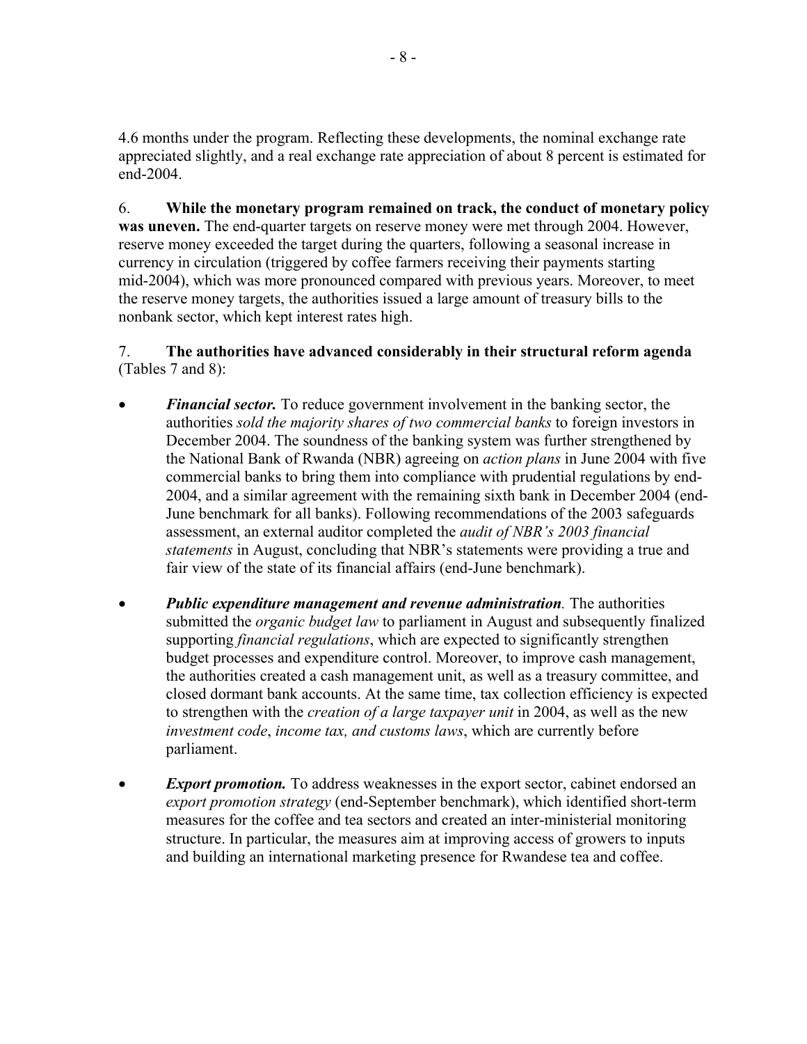4.6 months under the program. Reflecting these developments, the nominal exchange rate appreciated slightly, and a real exchange rate appreciation of about 8 percent is estimated for end-2004.

6. **While the monetary program remained on track, the conduct of monetary policy was uneven.** The end-quarter targets on reserve money were met through 2004. However, reserve money exceeded the target during the quarters, following a seasonal increase in currency in circulation (triggered by coffee farmers receiving their payments starting mid-2004), which was more pronounced compared with previous years. Moreover, to meet the reserve money targets, the authorities issued a large amount of treasury bills to the nonbank sector, which kept interest rates high.

7. **The authorities have advanced considerably in their structural reform agenda** (Tables 7 and 8):

- ***Financial sector.*** To reduce government involvement in the banking sector, the authorities *sold the majority shares of two commercial banks* to foreign investors in December 2004. The soundness of the banking system was further strengthened by the National Bank of Rwanda (NBR) agreeing on *action plans* in June 2004 with five commercial banks to bring them into compliance with prudential regulations by end-2004, and a similar agreement with the remaining sixth bank in December 2004 (end-June benchmark for all banks). Following recommendations of the 2003 safeguards assessment, an external auditor completed the *audit of NBR's 2003 financial statements* in August, concluding that NBR's statements were providing a true and fair view of the state of its financial affairs (end-June benchmark).

- ***Public expenditure management and revenue administration.*** The authorities submitted the *organic budget law* to parliament in August and subsequently finalized supporting *financial regulations*, which are expected to significantly strengthen budget processes and expenditure control. Moreover, to improve cash management, the authorities created a cash management unit, as well as a treasury committee, and closed dormant bank accounts. At the same time, tax collection efficiency is expected to strengthen with the *creation of a large taxpayer unit* in 2004, as well as the new *investment code*, *income tax, and customs laws*, which are currently before parliament.

- ***Export promotion.*** To address weaknesses in the export sector, cabinet endorsed an *export promotion strategy* (end-September benchmark), which identified short-term measures for the coffee and tea sectors and created an inter-ministerial monitoring structure. In particular, the measures aim at improving access of growers to inputs and building an international marketing presence for Rwandese tea and coffee.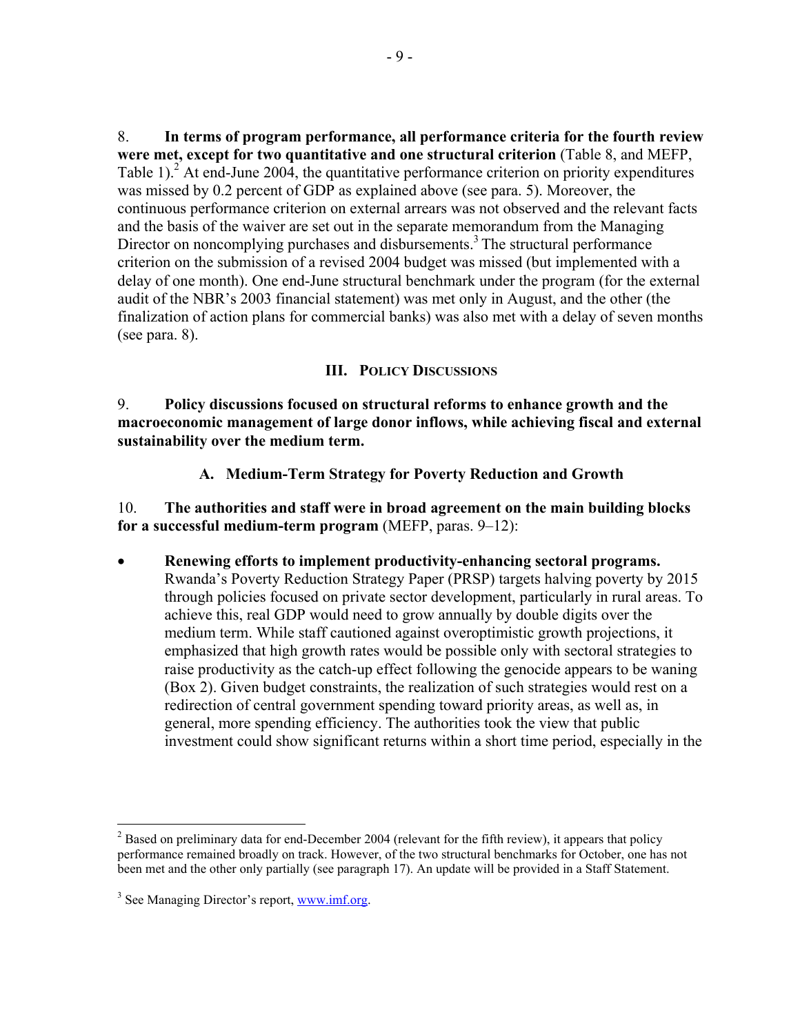8. **In terms of program performance, all performance criteria for the fourth review were met, except for two quantitative and one structural criterion** (Table 8, and MEFP, Table 1).[2] At end-June 2004, the quantitative performance criterion on priority expenditures was missed by 0.2 percent of GDP as explained above (see para. 5). Moreover, the continuous performance criterion on external arrears was not observed and the relevant facts and the basis of the waiver are set out in the separate memorandum from the Managing Director on noncomplying purchases and disbursements.[3] The structural performance criterion on the submission of a revised 2004 budget was missed (but implemented with a delay of one month). One end-June structural benchmark under the program (for the external audit of the NBR's 2003 financial statement) was met only in August, and the other (the finalization of action plans for commercial banks) was also met with a delay of seven months (see para. 8).

## III. Policy Discussions

9. **Policy discussions focused on structural reforms to enhance growth and the macroeconomic management of large donor inflows, while achieving fiscal and external sustainability over the medium term.**

### A. Medium-Term Strategy for Poverty Reduction and Growth

10. **The authorities and staff were in broad agreement on the main building blocks for a successful medium-term program** (MEFP, paras. 9–12):

- **Renewing efforts to implement productivity-enhancing sectoral programs.** Rwanda's Poverty Reduction Strategy Paper (PRSP) targets halving poverty by 2015 through policies focused on private sector development, particularly in rural areas. To achieve this, real GDP would need to grow annually by double digits over the medium term. While staff cautioned against overoptimistic growth projections, it emphasized that high growth rates would be possible only with sectoral strategies to raise productivity as the catch-up effect following the genocide appears to be waning (Box 2). Given budget constraints, the realization of such strategies would rest on a redirection of central government spending toward priority areas, as well as, in general, more spending efficiency. The authorities took the view that public investment could show significant returns within a short time period, especially in the

---

[2] Based on preliminary data for end-December 2004 (relevant for the fifth review), it appears that policy performance remained broadly on track. However, of the two structural benchmarks for October, one has not been met and the other only partially (see paragraph 17). An update will be provided in a Staff Statement.

[3] See Managing Director's report, www.imf.org.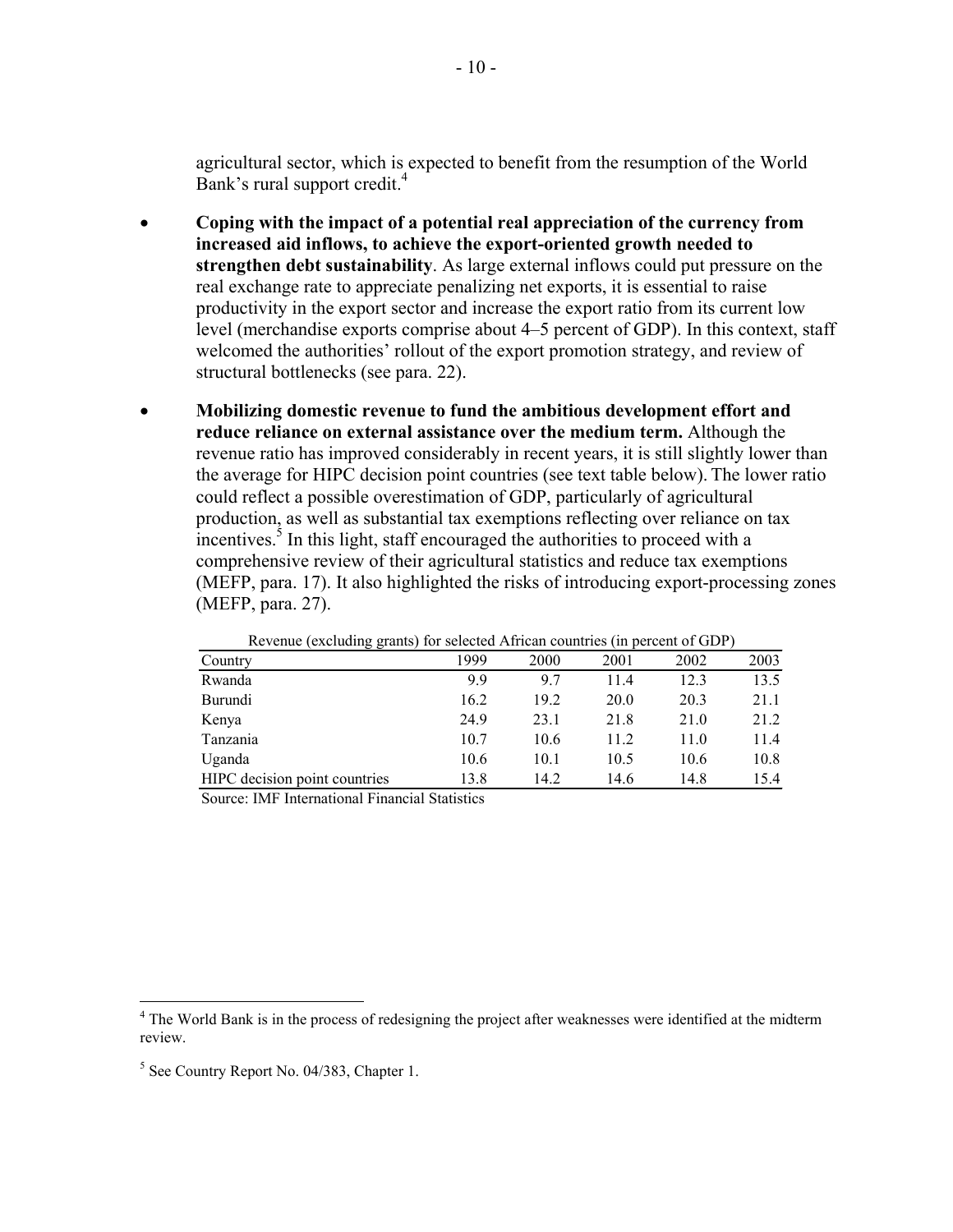agricultural sector, which is expected to benefit from the resumption of the World Bank's rural support credit.[4]

- **Coping with the impact of a potential real appreciation of the currency from increased aid inflows, to achieve the export-oriented growth needed to strengthen debt sustainability**. As large external inflows could put pressure on the real exchange rate to appreciate penalizing net exports, it is essential to raise productivity in the export sector and increase the export ratio from its current low level (merchandise exports comprise about 4–5 percent of GDP). In this context, staff welcomed the authorities' rollout of the export promotion strategy, and review of structural bottlenecks (see para. 22).

- **Mobilizing domestic revenue to fund the ambitious development effort and reduce reliance on external assistance over the medium term.** Although the revenue ratio has improved considerably in recent years, it is still slightly lower than the average for HIPC decision point countries (see text table below). The lower ratio could reflect a possible overestimation of GDP, particularly of agricultural production, as well as substantial tax exemptions reflecting over reliance on tax incentives.[5] In this light, staff encouraged the authorities to proceed with a comprehensive review of their agricultural statistics and reduce tax exemptions (MEFP, para. 17). It also highlighted the risks of introducing export-processing zones (MEFP, para. 27).

Revenue (excluding grants) for selected African countries (in percent of GDP)

| Country | 1999 | 2000 | 2001 | 2002 | 2003 |
|---|---|---|---|---|---|
| Rwanda | 9.9 | 9.7 | 11.4 | 12.3 | 13.5 |
| Burundi | 16.2 | 19.2 | 20.0 | 20.3 | 21.1 |
| Kenya | 24.9 | 23.1 | 21.8 | 21.0 | 21.2 |
| Tanzania | 10.7 | 10.6 | 11.2 | 11.0 | 11.4 |
| Uganda | 10.6 | 10.1 | 10.5 | 10.6 | 10.8 |
| HIPC decision point countries | 13.8 | 14.2 | 14.6 | 14.8 | 15.4 |

Source: IMF International Financial Statistics

[4] The World Bank is in the process of redesigning the project after weaknesses were identified at the midterm review.

[5] See Country Report No. 04/383, Chapter 1.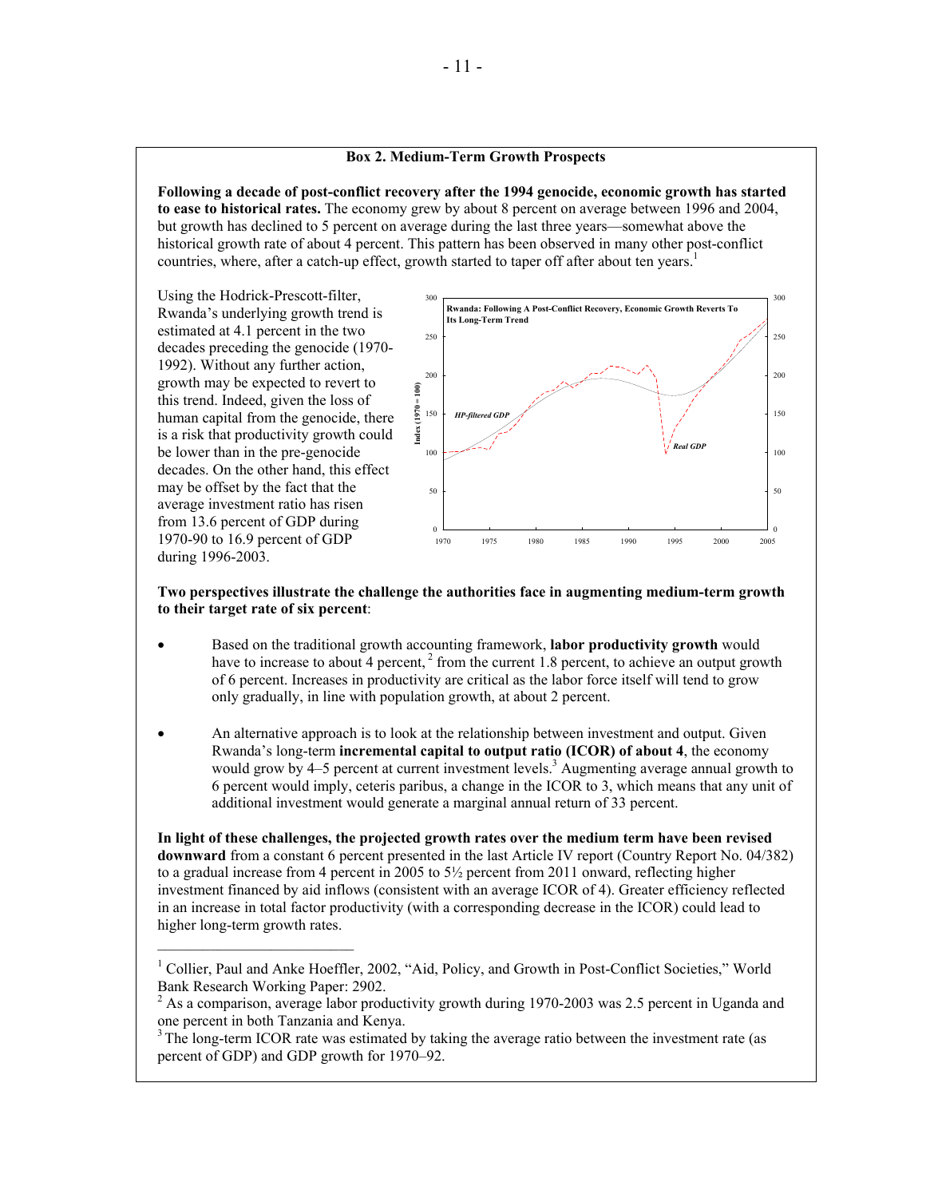## Box 2. Medium-Term Growth Prospects

**Following a decade of post-conflict recovery after the 1994 genocide, economic growth has started to ease to historical rates.** The economy grew by about 8 percent on average between 1996 and 2004, but growth has declined to 5 percent on average during the last three years—somewhat above the historical growth rate of about 4 percent. This pattern has been observed in many other post-conflict countries, where, after a catch-up effect, growth started to taper off after about ten years.[1]

Using the Hodrick-Prescott-filter, Rwanda's underlying growth trend is estimated at 4.1 percent in the two decades preceding the genocide (1970-1992). Without any further action, growth may be expected to revert to this trend. Indeed, given the loss of human capital from the genocide, there is a risk that productivity growth could be lower than in the pre-genocide decades. On the other hand, this effect may be offset by the fact that the average investment ratio has risen from 13.6 percent of GDP during 1970-90 to 16.9 percent of GDP during 1996-2003.

Rwanda: Following A Post-Conflict Recovery, Economic Growth Reverts To Its Long-Term Trend

**Two perspectives illustrate the challenge the authorities face in augmenting medium-term growth to their target rate of six percent**:

- Based on the traditional growth accounting framework, **labor productivity growth** would have to increase to about 4 percent,[2] from the current 1.8 percent, to achieve an output growth of 6 percent. Increases in productivity are critical as the labor force itself will tend to grow only gradually, in line with population growth, at about 2 percent.

- An alternative approach is to look at the relationship between investment and output. Given Rwanda's long-term **incremental capital to output ratio (ICOR) of about 4**, the economy would grow by 4–5 percent at current investment levels.[3] Augmenting average annual growth to 6 percent would imply, ceteris paribus, a change in the ICOR to 3, which means that any unit of additional investment would generate a marginal annual return of 33 percent.

**In light of these challenges, the projected growth rates over the medium term have been revised downward** from a constant 6 percent presented in the last Article IV report (Country Report No. 04/382) to a gradual increase from 4 percent in 2005 to 5½ percent from 2011 onward, reflecting higher investment financed by aid inflows (consistent with an average ICOR of 4). Greater efficiency reflected in an increase in total factor productivity (with a corresponding decrease in the ICOR) could lead to higher long-term growth rates.

---

[1] Collier, Paul and Anke Hoeffler, 2002, "Aid, Policy, and Growth in Post-Conflict Societies," World Bank Research Working Paper: 2902.

[2] As a comparison, average labor productivity growth during 1970-2003 was 2.5 percent in Uganda and one percent in both Tanzania and Kenya.

[3] The long-term ICOR rate was estimated by taking the average ratio between the investment rate (as percent of GDP) and GDP growth for 1970–92.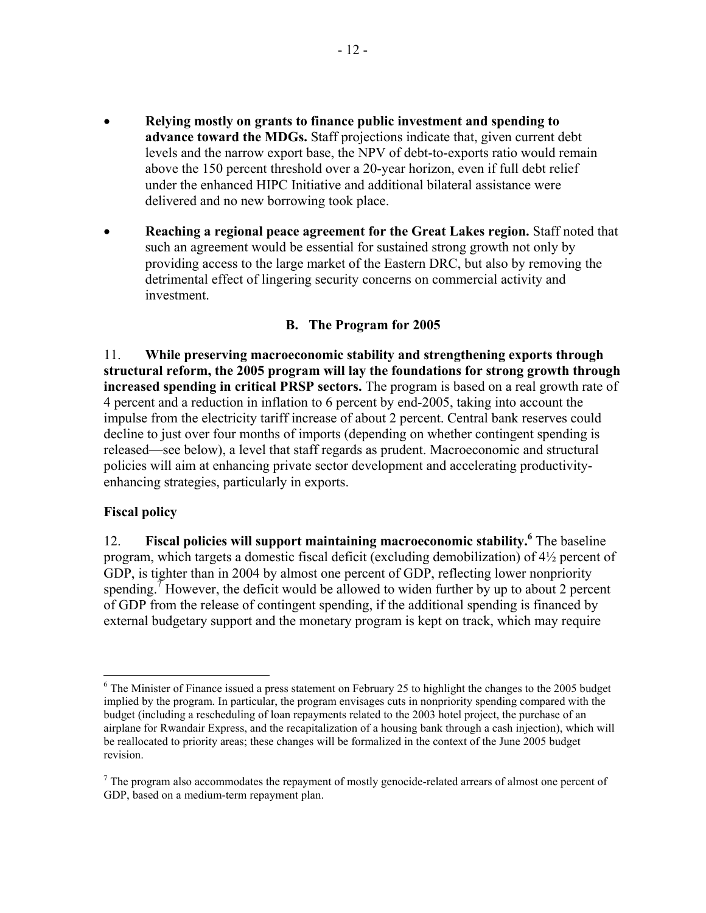- **Relying mostly on grants to finance public investment and spending to advance toward the MDGs.** Staff projections indicate that, given current debt levels and the narrow export base, the NPV of debt-to-exports ratio would remain above the 150 percent threshold over a 20-year horizon, even if full debt relief under the enhanced HIPC Initiative and additional bilateral assistance were delivered and no new borrowing took place.

- **Reaching a regional peace agreement for the Great Lakes region.** Staff noted that such an agreement would be essential for sustained strong growth not only by providing access to the large market of the Eastern DRC, but also by removing the detrimental effect of lingering security concerns on commercial activity and investment.

### B. The Program for 2005

11. **While preserving macroeconomic stability and strengthening exports through structural reform, the 2005 program will lay the foundations for strong growth through increased spending in critical PRSP sectors.** The program is based on a real growth rate of 4 percent and a reduction in inflation to 6 percent by end-2005, taking into account the impulse from the electricity tariff increase of about 2 percent. Central bank reserves could decline to just over four months of imports (depending on whether contingent spending is released—see below), a level that staff regards as prudent. Macroeconomic and structural policies will aim at enhancing private sector development and accelerating productivity-enhancing strategies, particularly in exports.

#### Fiscal policy

12. **Fiscal policies will support maintaining macroeconomic stability.**[6] The baseline program, which targets a domestic fiscal deficit (excluding demobilization) of 4½ percent of GDP, is tighter than in 2004 by almost one percent of GDP, reflecting lower nonpriority spending.[7] However, the deficit would be allowed to widen further by up to about 2 percent of GDP from the release of contingent spending, if the additional spending is financed by external budgetary support and the monetary program is kept on track, which may require

---

[6] The Minister of Finance issued a press statement on February 25 to highlight the changes to the 2005 budget implied by the program. In particular, the program envisages cuts in nonpriority spending compared with the budget (including a rescheduling of loan repayments related to the 2003 hotel project, the purchase of an airplane for Rwandair Express, and the recapitalization of a housing bank through a cash injection), which will be reallocated to priority areas; these changes will be formalized in the context of the June 2005 budget revision.

[7] The program also accommodates the repayment of mostly genocide-related arrears of almost one percent of GDP, based on a medium-term repayment plan.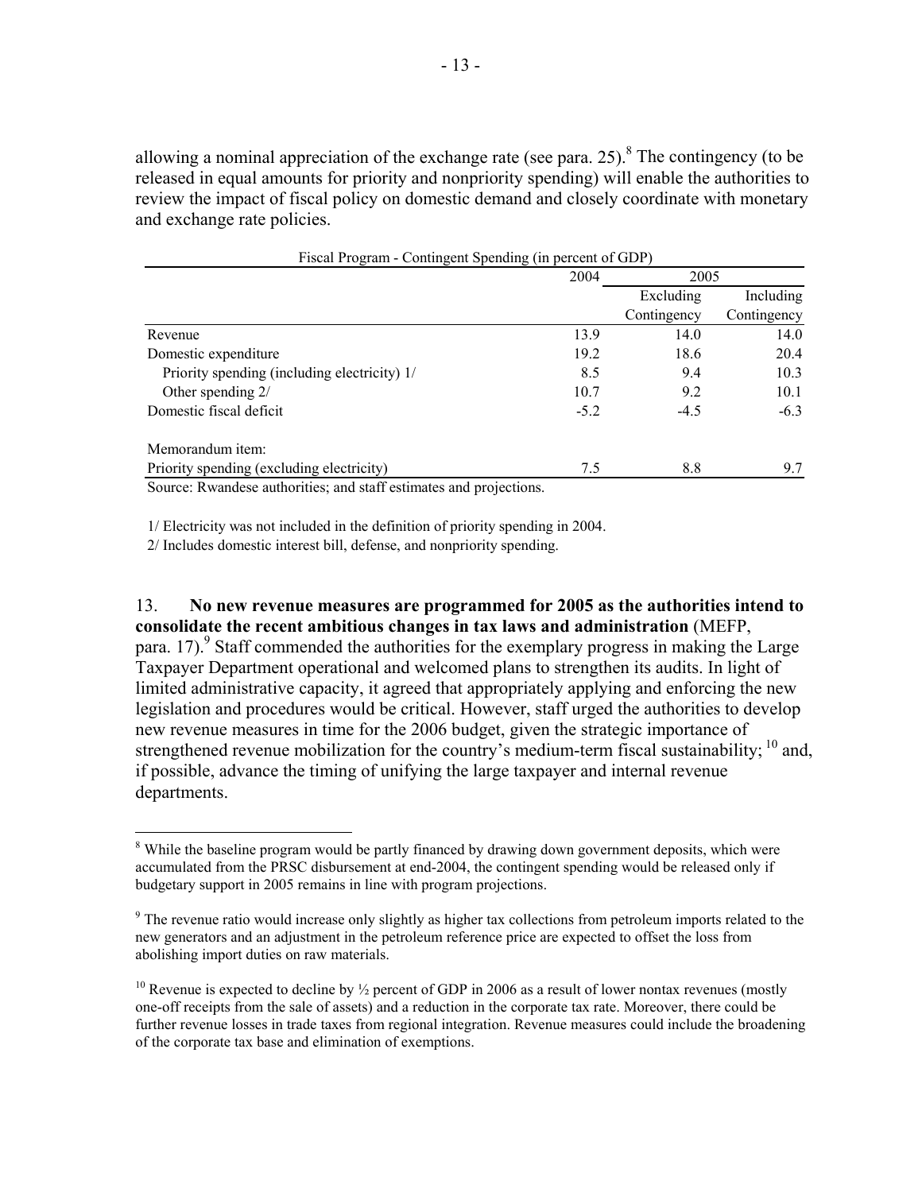allowing a nominal appreciation of the exchange rate (see para. 25).[8] The contingency (to be released in equal amounts for priority and nonpriority spending) will enable the authorities to review the impact of fiscal policy on domestic demand and closely coordinate with monetary and exchange rate policies.

Fiscal Program - Contingent Spending (in percent of GDP)

| | 2004 | 2005 | |
|---|---|---|---|
| | | Excluding Contingency | Including Contingency |
| Revenue | 13.9 | 14.0 | 14.0 |
| Domestic expenditure | 19.2 | 18.6 | 20.4 |
| Priority spending (including electricity) 1/ | 8.5 | 9.4 | 10.3 |
| Other spending 2/ | 10.7 | 9.2 | 10.1 |
| Domestic fiscal deficit | -5.2 | -4.5 | -6.3 |
| | | | |
| Memorandum item: | | | |
| Priority spending (excluding electricity) | 7.5 | 8.8 | 9.7 |

Source: Rwandese authorities; and staff estimates and projections.

1/ Electricity was not included in the definition of priority spending in 2004.

2/ Includes domestic interest bill, defense, and nonpriority spending.

13. **No new revenue measures are programmed for 2005 as the authorities intend to consolidate the recent ambitious changes in tax laws and administration** (MEFP, para. 17).[9] Staff commended the authorities for the exemplary progress in making the Large Taxpayer Department operational and welcomed plans to strengthen its audits. In light of limited administrative capacity, it agreed that appropriately applying and enforcing the new legislation and procedures would be critical. However, staff urged the authorities to develop new revenue measures in time for the 2006 budget, given the strategic importance of strengthened revenue mobilization for the country's medium-term fiscal sustainability; [10] and, if possible, advance the timing of unifying the large taxpayer and internal revenue departments.

[8] While the baseline program would be partly financed by drawing down government deposits, which were accumulated from the PRSC disbursement at end-2004, the contingent spending would be released only if budgetary support in 2005 remains in line with program projections.

[9] The revenue ratio would increase only slightly as higher tax collections from petroleum imports related to the new generators and an adjustment in the petroleum reference price are expected to offset the loss from abolishing import duties on raw materials.

[10] Revenue is expected to decline by ½ percent of GDP in 2006 as a result of lower nontax revenues (mostly one-off receipts from the sale of assets) and a reduction in the corporate tax rate. Moreover, there could be further revenue losses in trade taxes from regional integration. Revenue measures could include the broadening of the corporate tax base and elimination of exemptions.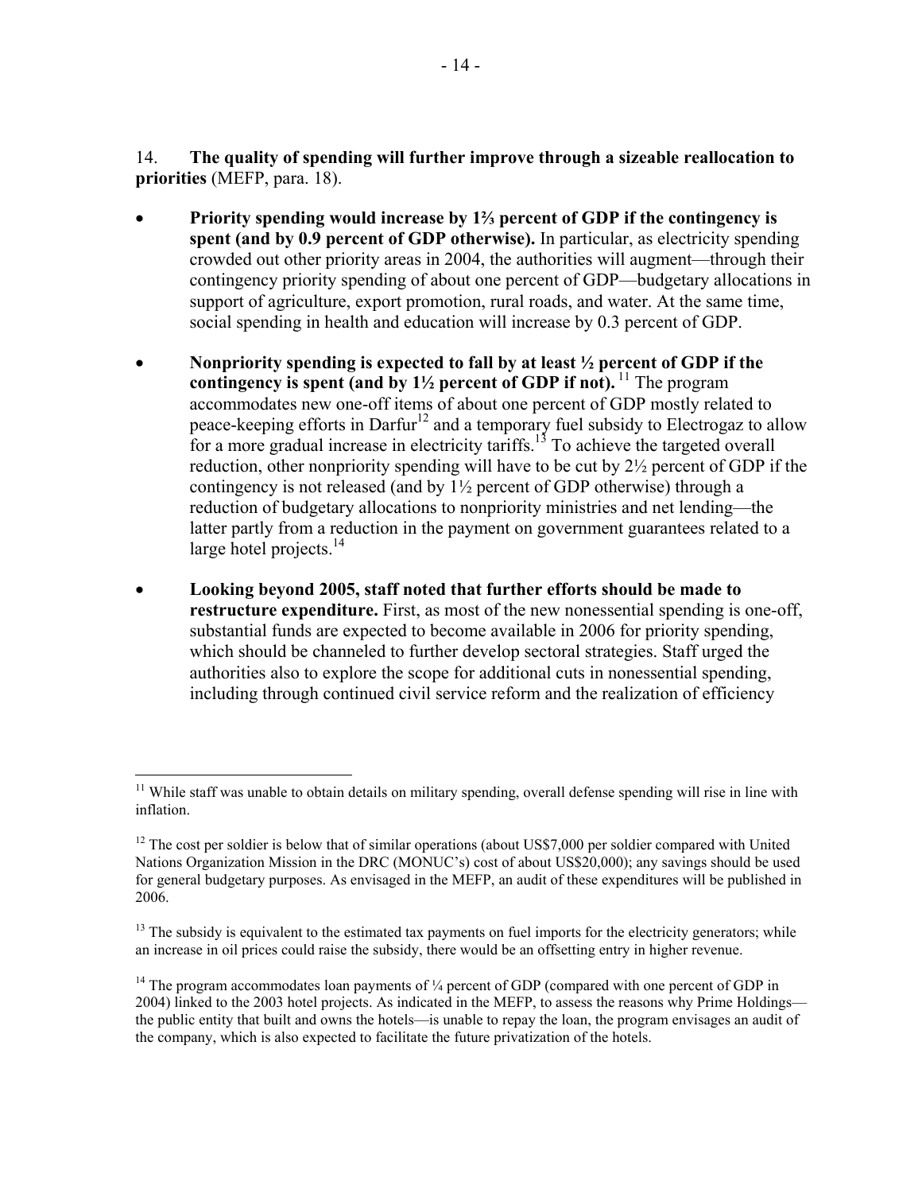14. **The quality of spending will further improve through a sizeable reallocation to priorities** (MEFP, para. 18).

- **Priority spending would increase by 1⅔ percent of GDP if the contingency is spent (and by 0.9 percent of GDP otherwise).** In particular, as electricity spending crowded out other priority areas in 2004, the authorities will augment—through their contingency priority spending of about one percent of GDP—budgetary allocations in support of agriculture, export promotion, rural roads, and water. At the same time, social spending in health and education will increase by 0.3 percent of GDP.

- **Nonpriority spending is expected to fall by at least ½ percent of GDP if the contingency is spent (and by 1½ percent of GDP if not).** [11] The program accommodates new one-off items of about one percent of GDP mostly related to peace-keeping efforts in Darfur[12] and a temporary fuel subsidy to Electrogaz to allow for a more gradual increase in electricity tariffs.[13] To achieve the targeted overall reduction, other nonpriority spending will have to be cut by 2½ percent of GDP if the contingency is not released (and by 1½ percent of GDP otherwise) through a reduction of budgetary allocations to nonpriority ministries and net lending—the latter partly from a reduction in the payment on government guarantees related to a large hotel projects.[14]

- **Looking beyond 2005, staff noted that further efforts should be made to restructure expenditure.** First, as most of the new nonessential spending is one-off, substantial funds are expected to become available in 2006 for priority spending, which should be channeled to further develop sectoral strategies. Staff urged the authorities also to explore the scope for additional cuts in nonessential spending, including through continued civil service reform and the realization of efficiency

---

[11] While staff was unable to obtain details on military spending, overall defense spending will rise in line with inflation.

[12] The cost per soldier is below that of similar operations (about US$7,000 per soldier compared with United Nations Organization Mission in the DRC (MONUC's) cost of about US$20,000); any savings should be used for general budgetary purposes. As envisaged in the MEFP, an audit of these expenditures will be published in 2006.

[13] The subsidy is equivalent to the estimated tax payments on fuel imports for the electricity generators; while an increase in oil prices could raise the subsidy, there would be an offsetting entry in higher revenue.

[14] The program accommodates loan payments of ¼ percent of GDP (compared with one percent of GDP in 2004) linked to the 2003 hotel projects. As indicated in the MEFP, to assess the reasons why Prime Holdings—the public entity that built and owns the hotels—is unable to repay the loan, the program envisages an audit of the company, which is also expected to facilitate the future privatization of the hotels.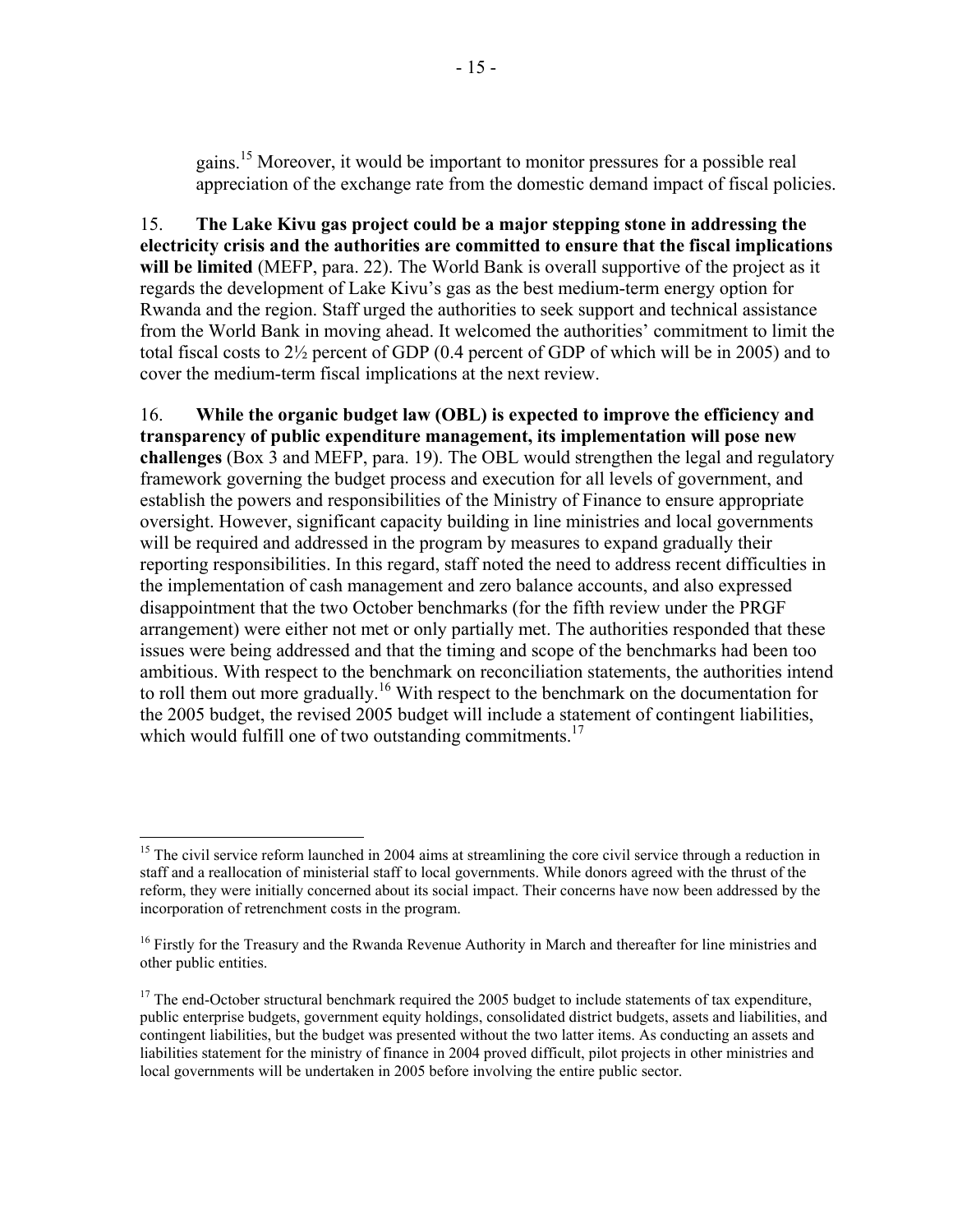gains.[15] Moreover, it would be important to monitor pressures for a possible real appreciation of the exchange rate from the domestic demand impact of fiscal policies.

15. **The Lake Kivu gas project could be a major stepping stone in addressing the electricity crisis and the authorities are committed to ensure that the fiscal implications will be limited** (MEFP, para. 22). The World Bank is overall supportive of the project as it regards the development of Lake Kivu's gas as the best medium-term energy option for Rwanda and the region. Staff urged the authorities to seek support and technical assistance from the World Bank in moving ahead. It welcomed the authorities' commitment to limit the total fiscal costs to 2½ percent of GDP (0.4 percent of GDP of which will be in 2005) and to cover the medium-term fiscal implications at the next review.

16. **While the organic budget law (OBL) is expected to improve the efficiency and transparency of public expenditure management, its implementation will pose new challenges** (Box 3 and MEFP, para. 19). The OBL would strengthen the legal and regulatory framework governing the budget process and execution for all levels of government, and establish the powers and responsibilities of the Ministry of Finance to ensure appropriate oversight. However, significant capacity building in line ministries and local governments will be required and addressed in the program by measures to expand gradually their reporting responsibilities. In this regard, staff noted the need to address recent difficulties in the implementation of cash management and zero balance accounts, and also expressed disappointment that the two October benchmarks (for the fifth review under the PRGF arrangement) were either not met or only partially met. The authorities responded that these issues were being addressed and that the timing and scope of the benchmarks had been too ambitious. With respect to the benchmark on reconciliation statements, the authorities intend to roll them out more gradually.[16] With respect to the benchmark on the documentation for the 2005 budget, the revised 2005 budget will include a statement of contingent liabilities, which would fulfill one of two outstanding commitments.[17]

---

[15] The civil service reform launched in 2004 aims at streamlining the core civil service through a reduction in staff and a reallocation of ministerial staff to local governments. While donors agreed with the thrust of the reform, they were initially concerned about its social impact. Their concerns have now been addressed by the incorporation of retrenchment costs in the program.

[16] Firstly for the Treasury and the Rwanda Revenue Authority in March and thereafter for line ministries and other public entities.

[17] The end-October structural benchmark required the 2005 budget to include statements of tax expenditure, public enterprise budgets, government equity holdings, consolidated district budgets, assets and liabilities, and contingent liabilities, but the budget was presented without the two latter items. As conducting an assets and liabilities statement for the ministry of finance in 2004 proved difficult, pilot projects in other ministries and local governments will be undertaken in 2005 before involving the entire public sector.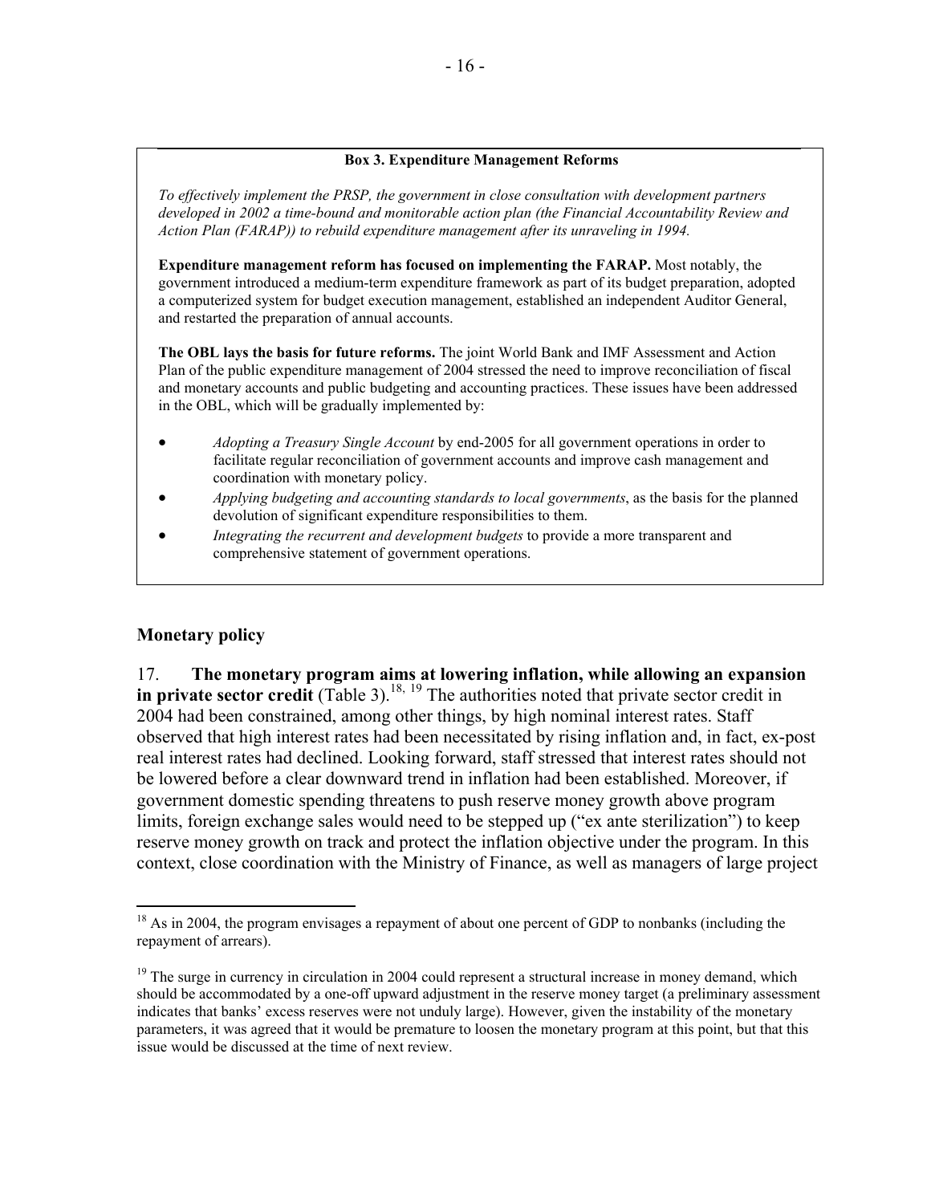**Box 3. Expenditure Management Reforms**

*To effectively implement the PRSP, the government in close consultation with development partners developed in 2002 a time-bound and monitorable action plan (the Financial Accountability Review and Action Plan (FARAP)) to rebuild expenditure management after its unraveling in 1994.*

**Expenditure management reform has focused on implementing the FARAP.** Most notably, the government introduced a medium-term expenditure framework as part of its budget preparation, adopted a computerized system for budget execution management, established an independent Auditor General, and restarted the preparation of annual accounts.

**The OBL lays the basis for future reforms.** The joint World Bank and IMF Assessment and Action Plan of the public expenditure management of 2004 stressed the need to improve reconciliation of fiscal and monetary accounts and public budgeting and accounting practices. These issues have been addressed in the OBL, which will be gradually implemented by:

- *Adopting a Treasury Single Account* by end-2005 for all government operations in order to facilitate regular reconciliation of government accounts and improve cash management and coordination with monetary policy.
- *Applying budgeting and accounting standards to local governments*, as the basis for the planned devolution of significant expenditure responsibilities to them.
- *Integrating the recurrent and development budgets* to provide a more transparent and comprehensive statement of government operations.

## Monetary policy

17. **The monetary program aims at lowering inflation, while allowing an expansion in private sector credit** (Table 3).[18, 19] The authorities noted that private sector credit in 2004 had been constrained, among other things, by high nominal interest rates. Staff observed that high interest rates had been necessitated by rising inflation and, in fact, ex-post real interest rates had declined. Looking forward, staff stressed that interest rates should not be lowered before a clear downward trend in inflation had been established. Moreover, if government domestic spending threatens to push reserve money growth above program limits, foreign exchange sales would need to be stepped up ("ex ante sterilization") to keep reserve money growth on track and protect the inflation objective under the program. In this context, close coordination with the Ministry of Finance, as well as managers of large project

[18] As in 2004, the program envisages a repayment of about one percent of GDP to nonbanks (including the repayment of arrears).

[19] The surge in currency in circulation in 2004 could represent a structural increase in money demand, which should be accommodated by a one-off upward adjustment in the reserve money target (a preliminary assessment indicates that banks' excess reserves were not unduly large). However, given the instability of the monetary parameters, it was agreed that it would be premature to loosen the monetary program at this point, but that this issue would be discussed at the time of next review.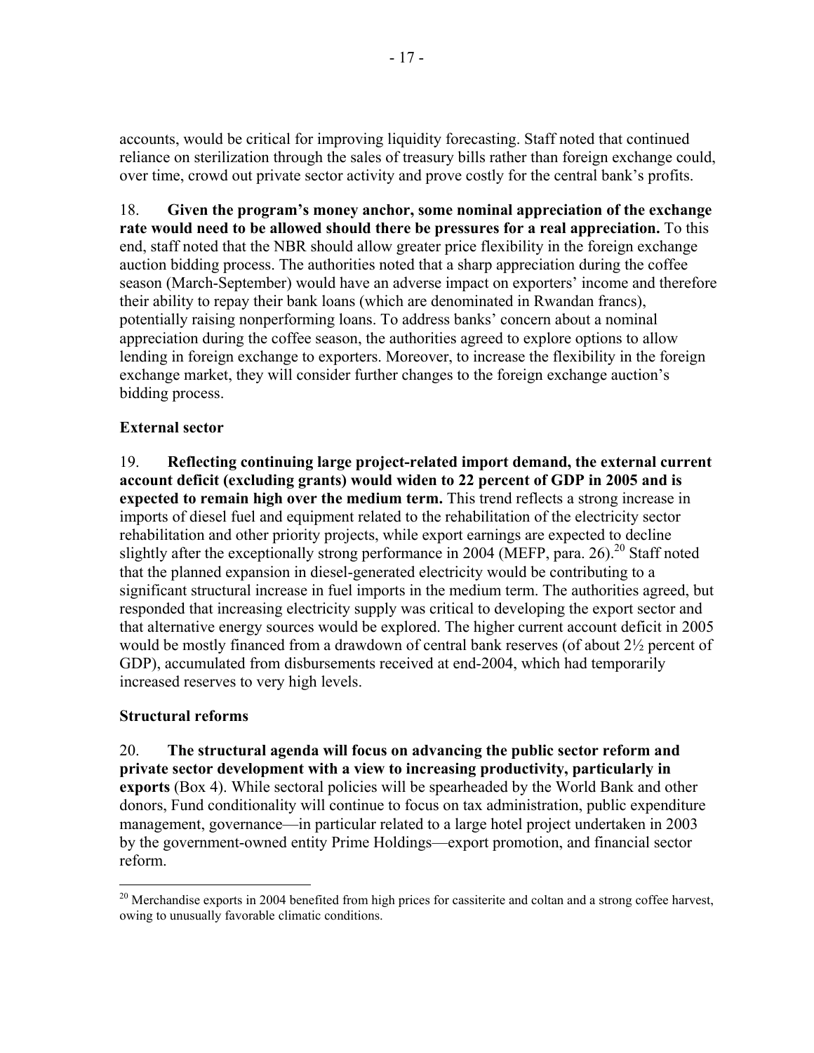accounts, would be critical for improving liquidity forecasting. Staff noted that continued reliance on sterilization through the sales of treasury bills rather than foreign exchange could, over time, crowd out private sector activity and prove costly for the central bank's profits.

18. **Given the program's money anchor, some nominal appreciation of the exchange rate would need to be allowed should there be pressures for a real appreciation.** To this end, staff noted that the NBR should allow greater price flexibility in the foreign exchange auction bidding process. The authorities noted that a sharp appreciation during the coffee season (March-September) would have an adverse impact on exporters' income and therefore their ability to repay their bank loans (which are denominated in Rwandan francs), potentially raising nonperforming loans. To address banks' concern about a nominal appreciation during the coffee season, the authorities agreed to explore options to allow lending in foreign exchange to exporters. Moreover, to increase the flexibility in the foreign exchange market, they will consider further changes to the foreign exchange auction's bidding process.

### External sector

19. **Reflecting continuing large project-related import demand, the external current account deficit (excluding grants) would widen to 22 percent of GDP in 2005 and is expected to remain high over the medium term.** This trend reflects a strong increase in imports of diesel fuel and equipment related to the rehabilitation of the electricity sector rehabilitation and other priority projects, while export earnings are expected to decline slightly after the exceptionally strong performance in 2004 (MEFP, para. 26).[20] Staff noted that the planned expansion in diesel-generated electricity would be contributing to a significant structural increase in fuel imports in the medium term. The authorities agreed, but responded that increasing electricity supply was critical to developing the export sector and that alternative energy sources would be explored. The higher current account deficit in 2005 would be mostly financed from a drawdown of central bank reserves (of about 2½ percent of GDP), accumulated from disbursements received at end-2004, which had temporarily increased reserves to very high levels.

### Structural reforms

20. **The structural agenda will focus on advancing the public sector reform and private sector development with a view to increasing productivity, particularly in exports** (Box 4). While sectoral policies will be spearheaded by the World Bank and other donors, Fund conditionality will continue to focus on tax administration, public expenditure management, governance—in particular related to a large hotel project undertaken in 2003 by the government-owned entity Prime Holdings—export promotion, and financial sector reform.

---

[20] Merchandise exports in 2004 benefited from high prices for cassiterite and coltan and a strong coffee harvest, owing to unusually favorable climatic conditions.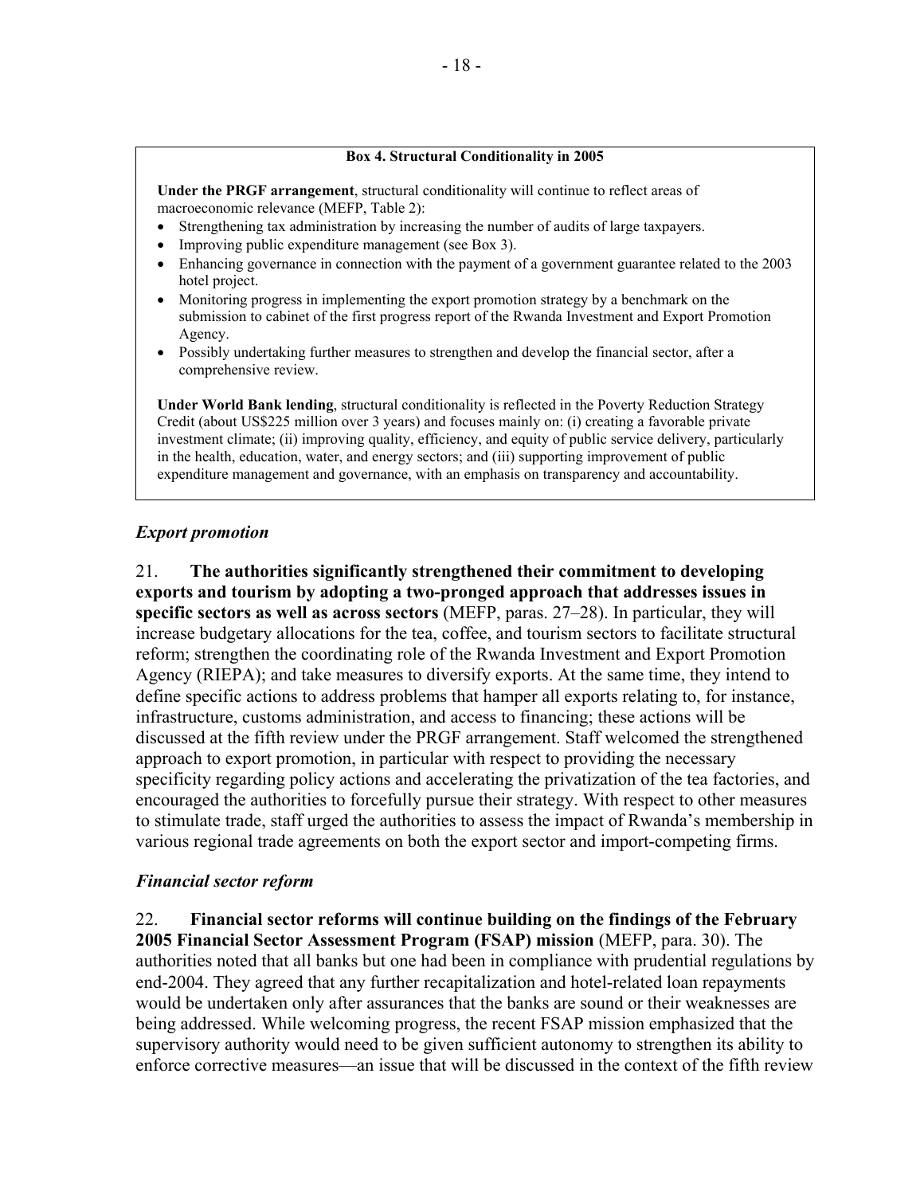**Box 4. Structural Conditionality in 2005**

**Under the PRGF arrangement**, structural conditionality will continue to reflect areas of macroeconomic relevance (MEFP, Table 2):

- Strengthening tax administration by increasing the number of audits of large taxpayers.
- Improving public expenditure management (see Box 3).
- Enhancing governance in connection with the payment of a government guarantee related to the 2003 hotel project.
- Monitoring progress in implementing the export promotion strategy by a benchmark on the submission to cabinet of the first progress report of the Rwanda Investment and Export Promotion Agency.
- Possibly undertaking further measures to strengthen and develop the financial sector, after a comprehensive review.

**Under World Bank lending**, structural conditionality is reflected in the Poverty Reduction Strategy Credit (about US$225 million over 3 years) and focuses mainly on: (i) creating a favorable private investment climate; (ii) improving quality, efficiency, and equity of public service delivery, particularly in the health, education, water, and energy sectors; and (iii) supporting improvement of public expenditure management and governance, with an emphasis on transparency and accountability.

### *Export promotion*

21. **The authorities significantly strengthened their commitment to developing exports and tourism by adopting a two-pronged approach that addresses issues in specific sectors as well as across sectors** (MEFP, paras. 27–28). In particular, they will increase budgetary allocations for the tea, coffee, and tourism sectors to facilitate structural reform; strengthen the coordinating role of the Rwanda Investment and Export Promotion Agency (RIEPA); and take measures to diversify exports. At the same time, they intend to define specific actions to address problems that hamper all exports relating to, for instance, infrastructure, customs administration, and access to financing; these actions will be discussed at the fifth review under the PRGF arrangement. Staff welcomed the strengthened approach to export promotion, in particular with respect to providing the necessary specificity regarding policy actions and accelerating the privatization of the tea factories, and encouraged the authorities to forcefully pursue their strategy. With respect to other measures to stimulate trade, staff urged the authorities to assess the impact of Rwanda's membership in various regional trade agreements on both the export sector and import-competing firms.

### *Financial sector reform*

22. **Financial sector reforms will continue building on the findings of the February 2005 Financial Sector Assessment Program (FSAP) mission** (MEFP, para. 30). The authorities noted that all banks but one had been in compliance with prudential regulations by end-2004. They agreed that any further recapitalization and hotel-related loan repayments would be undertaken only after assurances that the banks are sound or their weaknesses are being addressed. While welcoming progress, the recent FSAP mission emphasized that the supervisory authority would need to be given sufficient autonomy to strengthen its ability to enforce corrective measures—an issue that will be discussed in the context of the fifth review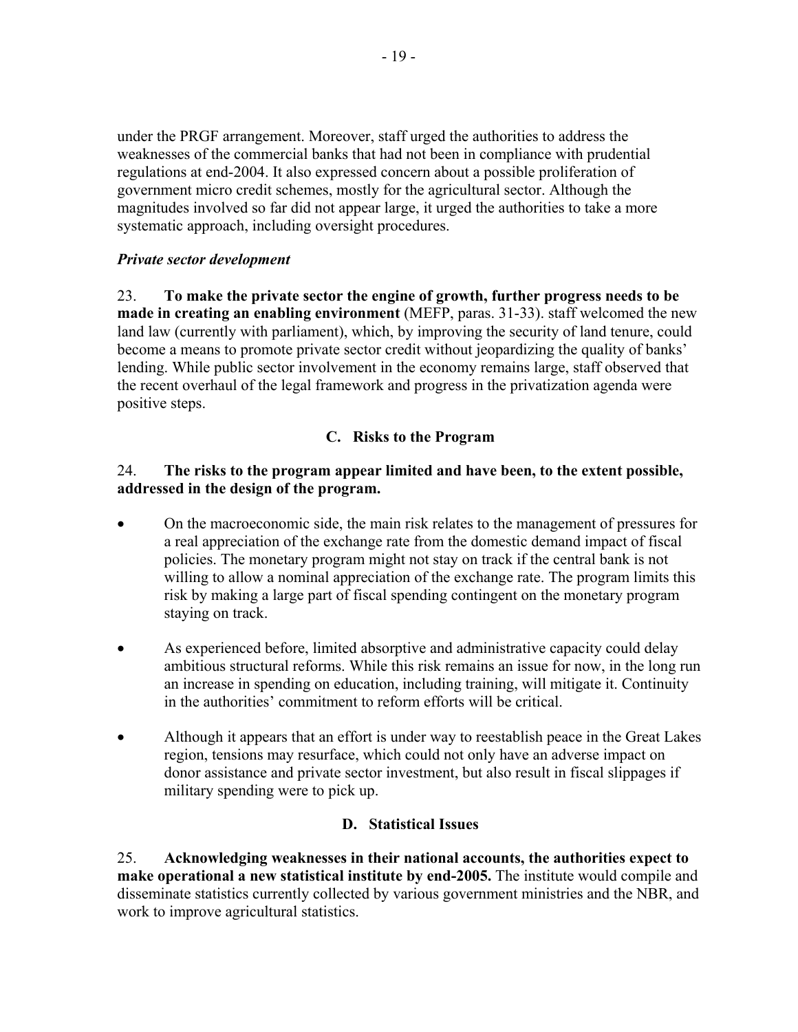under the PRGF arrangement. Moreover, staff urged the authorities to address the weaknesses of the commercial banks that had not been in compliance with prudential regulations at end-2004. It also expressed concern about a possible proliferation of government micro credit schemes, mostly for the agricultural sector. Although the magnitudes involved so far did not appear large, it urged the authorities to take a more systematic approach, including oversight procedures.

***Private sector development***

23. **To make the private sector the engine of growth, further progress needs to be made in creating an enabling environment** (MEFP, paras. 31-33). staff welcomed the new land law (currently with parliament), which, by improving the security of land tenure, could become a means to promote private sector credit without jeopardizing the quality of banks' lending. While public sector involvement in the economy remains large, staff observed that the recent overhaul of the legal framework and progress in the privatization agenda were positive steps.

## C. Risks to the Program

24. **The risks to the program appear limited and have been, to the extent possible, addressed in the design of the program.**

- On the macroeconomic side, the main risk relates to the management of pressures for a real appreciation of the exchange rate from the domestic demand impact of fiscal policies. The monetary program might not stay on track if the central bank is not willing to allow a nominal appreciation of the exchange rate. The program limits this risk by making a large part of fiscal spending contingent on the monetary program staying on track.
- As experienced before, limited absorptive and administrative capacity could delay ambitious structural reforms. While this risk remains an issue for now, in the long run an increase in spending on education, including training, will mitigate it. Continuity in the authorities' commitment to reform efforts will be critical.
- Although it appears that an effort is under way to reestablish peace in the Great Lakes region, tensions may resurface, which could not only have an adverse impact on donor assistance and private sector investment, but also result in fiscal slippages if military spending were to pick up.

## D. Statistical Issues

25. **Acknowledging weaknesses in their national accounts, the authorities expect to make operational a new statistical institute by end-2005.** The institute would compile and disseminate statistics currently collected by various government ministries and the NBR, and work to improve agricultural statistics.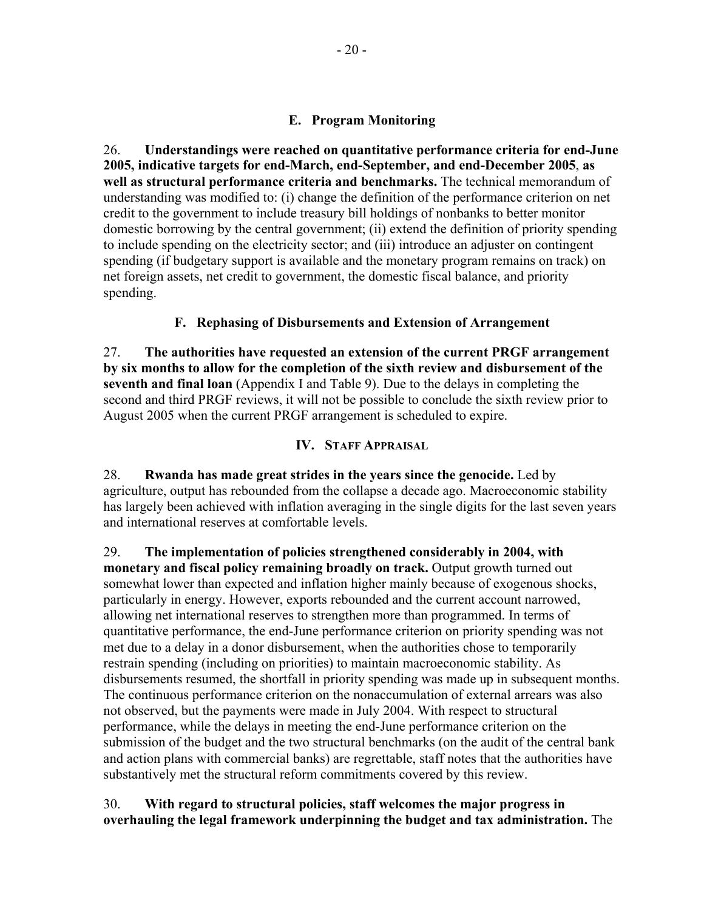### E. Program Monitoring

26. **Understandings were reached on quantitative performance criteria for end-June 2005, indicative targets for end-March, end-September, and end-December 2005**, **as well as structural performance criteria and benchmarks.** The technical memorandum of understanding was modified to: (i) change the definition of the performance criterion on net credit to the government to include treasury bill holdings of nonbanks to better monitor domestic borrowing by the central government; (ii) extend the definition of priority spending to include spending on the electricity sector; and (iii) introduce an adjuster on contingent spending (if budgetary support is available and the monetary program remains on track) on net foreign assets, net credit to government, the domestic fiscal balance, and priority spending.

### F. Rephasing of Disbursements and Extension of Arrangement

27. **The authorities have requested an extension of the current PRGF arrangement by six months to allow for the completion of the sixth review and disbursement of the seventh and final loan** (Appendix I and Table 9). Due to the delays in completing the second and third PRGF reviews, it will not be possible to conclude the sixth review prior to August 2005 when the current PRGF arrangement is scheduled to expire.

## IV. Staff Appraisal

28. **Rwanda has made great strides in the years since the genocide.** Led by agriculture, output has rebounded from the collapse a decade ago. Macroeconomic stability has largely been achieved with inflation averaging in the single digits for the last seven years and international reserves at comfortable levels.

29. **The implementation of policies strengthened considerably in 2004, with monetary and fiscal policy remaining broadly on track.** Output growth turned out somewhat lower than expected and inflation higher mainly because of exogenous shocks, particularly in energy. However, exports rebounded and the current account narrowed, allowing net international reserves to strengthen more than programmed. In terms of quantitative performance, the end-June performance criterion on priority spending was not met due to a delay in a donor disbursement, when the authorities chose to temporarily restrain spending (including on priorities) to maintain macroeconomic stability. As disbursements resumed, the shortfall in priority spending was made up in subsequent months. The continuous performance criterion on the nonaccumulation of external arrears was also not observed, but the payments were made in July 2004. With respect to structural performance, while the delays in meeting the end-June performance criterion on the submission of the budget and the two structural benchmarks (on the audit of the central bank and action plans with commercial banks) are regrettable, staff notes that the authorities have substantively met the structural reform commitments covered by this review.

30. **With regard to structural policies, staff welcomes the major progress in overhauling the legal framework underpinning the budget and tax administration.** The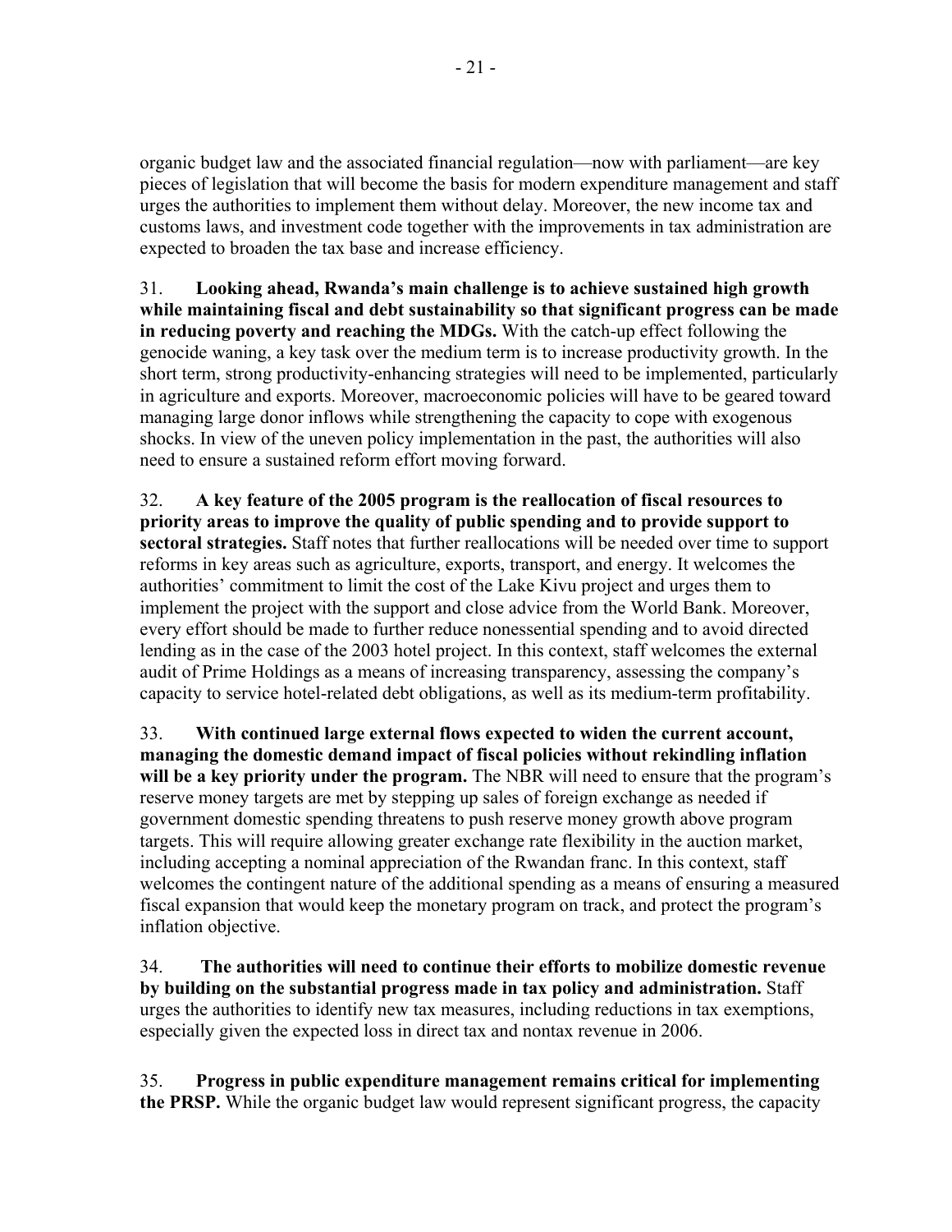organic budget law and the associated financial regulation—now with parliament—are key pieces of legislation that will become the basis for modern expenditure management and staff urges the authorities to implement them without delay. Moreover, the new income tax and customs laws, and investment code together with the improvements in tax administration are expected to broaden the tax base and increase efficiency.

31. **Looking ahead, Rwanda's main challenge is to achieve sustained high growth while maintaining fiscal and debt sustainability so that significant progress can be made in reducing poverty and reaching the MDGs.** With the catch-up effect following the genocide waning, a key task over the medium term is to increase productivity growth. In the short term, strong productivity-enhancing strategies will need to be implemented, particularly in agriculture and exports. Moreover, macroeconomic policies will have to be geared toward managing large donor inflows while strengthening the capacity to cope with exogenous shocks. In view of the uneven policy implementation in the past, the authorities will also need to ensure a sustained reform effort moving forward.

32. **A key feature of the 2005 program is the reallocation of fiscal resources to priority areas to improve the quality of public spending and to provide support to sectoral strategies.** Staff notes that further reallocations will be needed over time to support reforms in key areas such as agriculture, exports, transport, and energy. It welcomes the authorities' commitment to limit the cost of the Lake Kivu project and urges them to implement the project with the support and close advice from the World Bank. Moreover, every effort should be made to further reduce nonessential spending and to avoid directed lending as in the case of the 2003 hotel project. In this context, staff welcomes the external audit of Prime Holdings as a means of increasing transparency, assessing the company's capacity to service hotel-related debt obligations, as well as its medium-term profitability.

33. **With continued large external flows expected to widen the current account, managing the domestic demand impact of fiscal policies without rekindling inflation will be a key priority under the program.** The NBR will need to ensure that the program's reserve money targets are met by stepping up sales of foreign exchange as needed if government domestic spending threatens to push reserve money growth above program targets. This will require allowing greater exchange rate flexibility in the auction market, including accepting a nominal appreciation of the Rwandan franc. In this context, staff welcomes the contingent nature of the additional spending as a means of ensuring a measured fiscal expansion that would keep the monetary program on track, and protect the program's inflation objective.

34. **The authorities will need to continue their efforts to mobilize domestic revenue by building on the substantial progress made in tax policy and administration.** Staff urges the authorities to identify new tax measures, including reductions in tax exemptions, especially given the expected loss in direct tax and nontax revenue in 2006.

35. **Progress in public expenditure management remains critical for implementing the PRSP.** While the organic budget law would represent significant progress, the capacity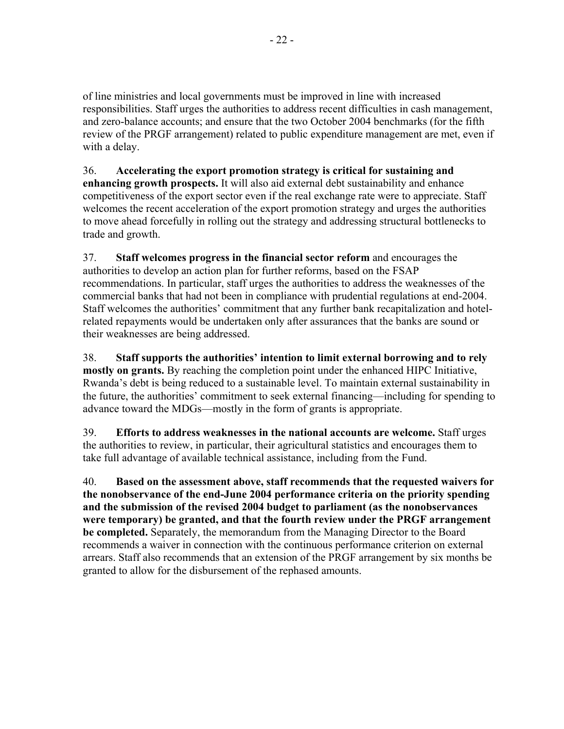of line ministries and local governments must be improved in line with increased responsibilities. Staff urges the authorities to address recent difficulties in cash management, and zero-balance accounts; and ensure that the two October 2004 benchmarks (for the fifth review of the PRGF arrangement) related to public expenditure management are met, even if with a delay.

36. **Accelerating the export promotion strategy is critical for sustaining and enhancing growth prospects.** It will also aid external debt sustainability and enhance competitiveness of the export sector even if the real exchange rate were to appreciate. Staff welcomes the recent acceleration of the export promotion strategy and urges the authorities to move ahead forcefully in rolling out the strategy and addressing structural bottlenecks to trade and growth.

37. **Staff welcomes progress in the financial sector reform** and encourages the authorities to develop an action plan for further reforms, based on the FSAP recommendations. In particular, staff urges the authorities to address the weaknesses of the commercial banks that had not been in compliance with prudential regulations at end-2004. Staff welcomes the authorities' commitment that any further bank recapitalization and hotel-related repayments would be undertaken only after assurances that the banks are sound or their weaknesses are being addressed.

38. **Staff supports the authorities' intention to limit external borrowing and to rely mostly on grants.** By reaching the completion point under the enhanced HIPC Initiative, Rwanda's debt is being reduced to a sustainable level. To maintain external sustainability in the future, the authorities' commitment to seek external financing—including for spending to advance toward the MDGs—mostly in the form of grants is appropriate.

39. **Efforts to address weaknesses in the national accounts are welcome.** Staff urges the authorities to review, in particular, their agricultural statistics and encourages them to take full advantage of available technical assistance, including from the Fund.

40. **Based on the assessment above, staff recommends that the requested waivers for the nonobservance of the end-June 2004 performance criteria on the priority spending and the submission of the revised 2004 budget to parliament (as the nonobservances were temporary) be granted, and that the fourth review under the PRGF arrangement be completed.** Separately, the memorandum from the Managing Director to the Board recommends a waiver in connection with the continuous performance criterion on external arrears. Staff also recommends that an extension of the PRGF arrangement by six months be granted to allow for the disbursement of the rephased amounts.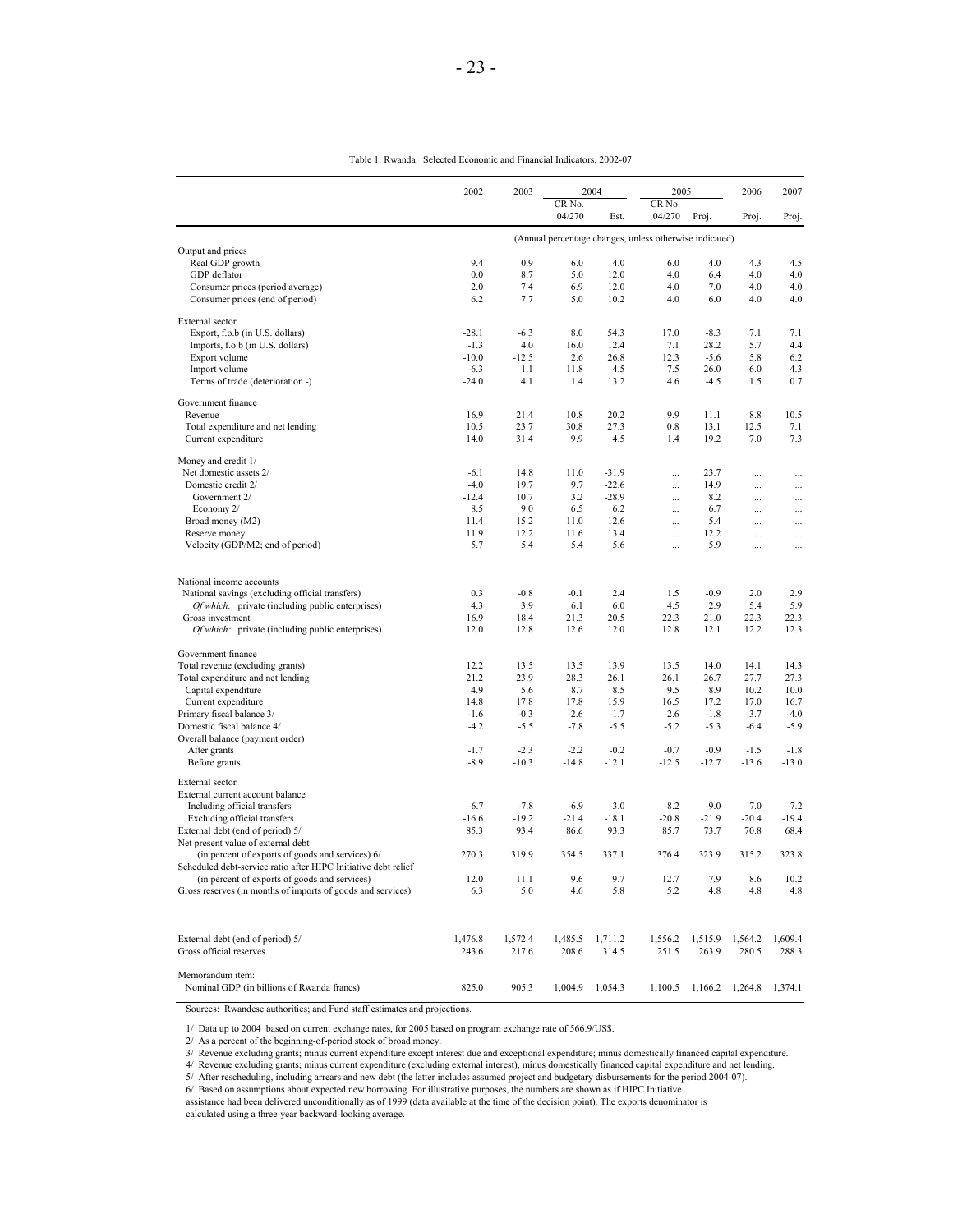Table 1: Rwanda: Selected Economic and Financial Indicators, 2002-07

| | 2002 | 2003 | 2004 | | 2005 | | 2006 | 2007 |
|---|---|---|---|---|---|---|---|---|
| | | | CR No. 04/270 | Est. | CR No. 04/270 | Proj. | Proj. | Proj. |
| | (Annual percentage changes, unless otherwise indicated) | | | | | | | |
| Output and prices | | | | | | | | |
| Real GDP growth | 9.4 | 0.9 | 6.0 | 4.0 | 6.0 | 4.0 | 4.3 | 4.5 |
| GDP deflator | 0.0 | 8.7 | 5.0 | 12.0 | 4.0 | 6.4 | 4.0 | 4.0 |
| Consumer prices (period average) | 2.0 | 7.4 | 6.9 | 12.0 | 4.0 | 7.0 | 4.0 | 4.0 |
| Consumer prices (end of period) | 6.2 | 7.7 | 5.0 | 10.2 | 4.0 | 6.0 | 4.0 | 4.0 |
| External sector | | | | | | | | |
| Export, f.o.b (in U.S. dollars) | -28.1 | -6.3 | 8.0 | 54.3 | 17.0 | -8.3 | 7.1 | 7.1 |
| Imports, f.o.b (in U.S. dollars) | -1.3 | 4.0 | 16.0 | 12.4 | 7.1 | 28.2 | 5.7 | 4.4 |
| Export volume | -10.0 | -12.5 | 2.6 | 26.8 | 12.3 | -5.6 | 5.8 | 6.2 |
| Import volume | -6.3 | 1.1 | 11.8 | 4.5 | 7.5 | 26.0 | 6.0 | 4.3 |
| Terms of trade (deterioration -) | -24.0 | 4.1 | 1.4 | 13.2 | 4.6 | -4.5 | 1.5 | 0.7 |
| Government finance | | | | | | | | |
| Revenue | 16.9 | 21.4 | 10.8 | 20.2 | 9.9 | 11.1 | 8.8 | 10.5 |
| Total expenditure and net lending | 10.5 | 23.7 | 30.8 | 27.3 | 0.8 | 13.1 | 12.5 | 7.1 |
| Current expenditure | 14.0 | 31.4 | 9.9 | 4.5 | 1.4 | 19.2 | 7.0 | 7.3 |
| Money and credit 1/ | | | | | | | | |
| Net domestic assets 2/ | -6.1 | 14.8 | 11.0 | -31.9 | ... | 23.7 | ... | ... |
| Domestic credit 2/ | -4.0 | 19.7 | 9.7 | -22.6 | ... | 14.9 | ... | ... |
| Government 2/ | -12.4 | 10.7 | 3.2 | -28.9 | ... | 8.2 | ... | ... |
| Economy 2/ | 8.5 | 9.0 | 6.5 | 6.2 | ... | 6.7 | ... | ... |
| Broad money (M2) | 11.4 | 15.2 | 11.0 | 12.6 | ... | 5.4 | ... | ... |
| Reserve money | 11.9 | 12.2 | 11.6 | 13.4 | ... | 12.2 | ... | ... |
| Velocity (GDP/M2; end of period) | 5.7 | 5.4 | 5.4 | 5.6 | ... | 5.9 | ... | ... |
| National income accounts | | | | | | | | |
| National savings (excluding official transfers) | 0.3 | -0.8 | -0.1 | 2.4 | 1.5 | -0.9 | 2.0 | 2.9 |
| *Of which:* private (including public enterprises) | 4.3 | 3.9 | 6.1 | 6.0 | 4.5 | 2.9 | 5.4 | 5.9 |
| Gross investment | 16.9 | 18.4 | 21.3 | 20.5 | 22.3 | 21.0 | 22.3 | 22.3 |
| *Of which:* private (including public enterprises) | 12.0 | 12.8 | 12.6 | 12.0 | 12.8 | 12.1 | 12.2 | 12.3 |
| Government finance | | | | | | | | |
| Total revenue (excluding grants) | 12.2 | 13.5 | 13.5 | 13.9 | 13.5 | 14.0 | 14.1 | 14.3 |
| Total expenditure and net lending | 21.2 | 23.9 | 28.3 | 26.1 | 26.1 | 26.7 | 27.7 | 27.3 |
| Capital expenditure | 4.9 | 5.6 | 8.7 | 8.5 | 9.5 | 8.9 | 10.2 | 10.0 |
| Current expenditure | 14.8 | 17.8 | 17.8 | 15.9 | 16.5 | 17.2 | 17.0 | 16.7 |
| Primary fiscal balance 3/ | -1.6 | -0.3 | -2.6 | -1.7 | -2.6 | -1.8 | -3.7 | -4.0 |
| Domestic fiscal balance 4/ | -4.2 | -5.5 | -7.8 | -5.5 | -5.2 | -5.3 | -6.4 | -5.9 |
| Overall balance (payment order) | | | | | | | | |
| After grants | -1.7 | -2.3 | -2.2 | -0.2 | -0.7 | -0.9 | -1.5 | -1.8 |
| Before grants | -8.9 | -10.3 | -14.8 | -12.1 | -12.5 | -12.7 | -13.6 | -13.0 |
| External sector | | | | | | | | |
| External current account balance | | | | | | | | |
| Including official transfers | -6.7 | -7.8 | -6.9 | -3.0 | -8.2 | -9.0 | -7.0 | -7.2 |
| Excluding official transfers | -16.6 | -19.2 | -21.4 | -18.1 | -20.8 | -21.9 | -20.4 | -19.4 |
| External debt (end of period) 5/ | 85.3 | 93.4 | 86.6 | 93.3 | 85.7 | 73.7 | 70.8 | 68.4 |
| Net present value of external debt | | | | | | | | |
| (in percent of exports of goods and services) 6/ | 270.3 | 319.9 | 354.5 | 337.1 | 376.4 | 323.9 | 315.2 | 323.8 |
| Scheduled debt-service ratio after HIPC Initiative debt relief | | | | | | | | |
| (in percent of exports of goods and services) | 12.0 | 11.1 | 9.6 | 9.7 | 12.7 | 7.9 | 8.6 | 10.2 |
| Gross reserves (in months of imports of goods and services) | 6.3 | 5.0 | 4.6 | 5.8 | 5.2 | 4.8 | 4.8 | 4.8 |
| External debt (end of period) 5/ | 1,476.8 | 1,572.4 | 1,485.5 | 1,711.2 | 1,556.2 | 1,515.9 | 1,564.2 | 1,609.4 |
| Gross official reserves | 243.6 | 217.6 | 208.6 | 314.5 | 251.5 | 263.9 | 280.5 | 288.3 |
| Memorandum item: | | | | | | | | |
| Nominal GDP (in billions of Rwanda francs) | 825.0 | 905.3 | 1,004.9 | 1,054.3 | 1,100.5 | 1,166.2 | 1,264.8 | 1,374.1 |

Sources: Rwandese authorities; and Fund staff estimates and projections.

1/ Data up to 2004 based on current exchange rates, for 2005 based on program exchange rate of 566.9/US$.

2/ As a percent of the beginning-of-period stock of broad money.

3/ Revenue excluding grants; minus current expenditure except interest due and exceptional expenditure; minus domestically financed capital expenditure.

4/ Revenue excluding grants; minus current expenditure (excluding external interest), minus domestically financed capital expenditure and net lending.

5/ After rescheduling, including arrears and new debt (the latter includes assumed project and budgetary disbursements for the period 2004-07).

6/ Based on assumptions about expected new borrowing. For illustrative purposes, the numbers are shown as if HIPC Initiative assistance had been delivered unconditionally as of 1999 (data available at the time of the decision point). The exports denominator is calculated using a three-year backward-looking average.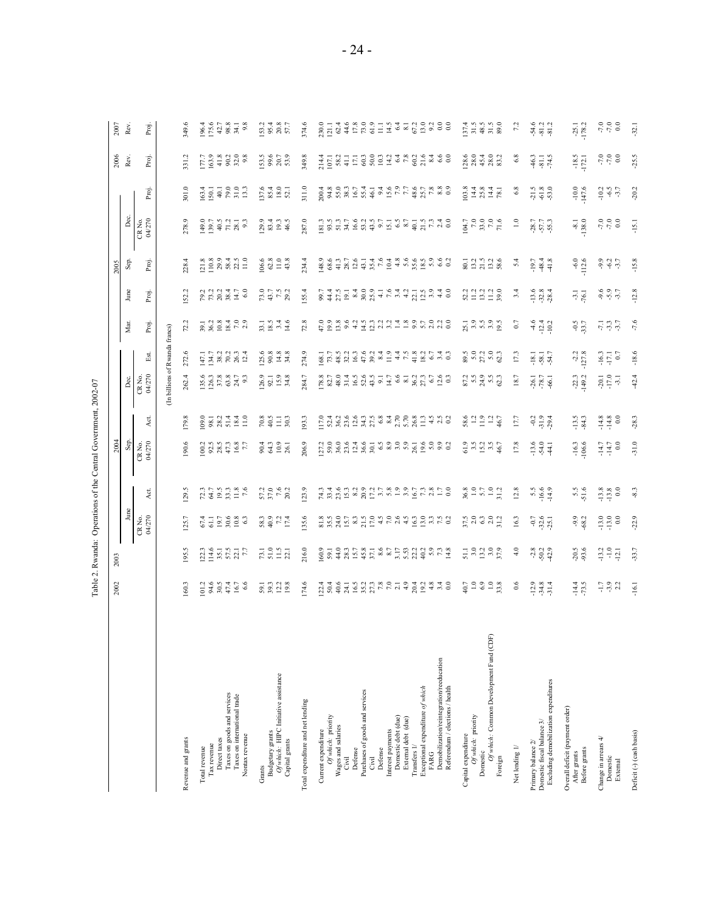Table 2. Rwanda: Operations of the Central Government, 2002-07

| | 2002 | 2003 | 2004 | | | | | | 2005 | | | | | 2006 | 2007 |
|---|---|---|---|---|---|---|---|---|---|---|---|---|---|---|---|
| | | | June | | Sep. | | Dec. | | Mar. | June | Sep. | Dec. | | Rev. | Rev. |
| | | | CR No. 04/270 | Act. | CR No. 04/270 | Act. | CR No. 04/270 | Est. | Proj. | Proj. | Proj. | CR No. 04/270 | Proj. | Proj. | Proj. |
| | (In billions of Rwanda francs) | | | | | | | | | | | | | | |
| Revenue and grants | 160.3 | 195.5 | 125.7 | 129.5 | 190.6 | 179.8 | 262.4 | 272.6 | 72.2 | 152.2 | 228.4 | 278.9 | 301.0 | 331.2 | 349.6 |
| Total revenue | 101.2 | 122.3 | 67.4 | 72.3 | 100.2 | 109.0 | 135.6 | 147.1 | 39.1 | 79.2 | 121.8 | 149.0 | 163.4 | 177.7 | 196.4 |
| Tax revenue | 94.6 | 114.6 | 61.1 | 64.7 | 92.5 | 98.1 | 126.3 | 134.7 | 36.2 | 73.2 | 110.8 | 139.7 | 150.1 | 163.9 | 175.6 |
| Direct taxes | 30.5 | 35.1 | 19.7 | 19.5 | 28.5 | 28.2 | 37.8 | 38.2 | 10.8 | 20.2 | 29.9 | 40.5 | 40.1 | 41.8 | 42.7 |
| Taxes on goods and services | 47.4 | 57.5 | 30.6 | 33.3 | 47.3 | 51.4 | 63.8 | 70.2 | 18.4 | 38.4 | 58.4 | 71.2 | 79.0 | 90.2 | 98.8 |
| Taxes on international trade | 16.7 | 22.1 | 10.8 | 11.8 | 16.8 | 18.4 | 24.7 | 26.3 | 7.0 | 14.7 | 22.5 | 28.1 | 31.0 | 32.0 | 34.1 |
| Nontax revenue | 6.6 | 7.7 | 6.3 | 7.6 | 7.7 | 11.0 | 9.3 | 12.4 | 2.9 | 6.0 | 11.0 | 9.3 | 13.3 | 9.8 | 9.8 |
| Grants | 59.1 | 73.1 | 58.3 | 57.2 | 90.4 | 70.8 | 126.9 | 125.6 | 33.1 | 73.0 | 106.6 | 129.9 | 137.6 | 153.5 | 153.2 |
| Budgetary grants | 39.3 | 51.0 | 40.9 | 37.0 | 64.3 | 40.5 | 92.1 | 90.8 | 18.5 | 43.7 | 62.8 | 83.4 | 85.4 | 99.6 | 95.4 |
| *Of which:* HIPC Initiative assistance | 12.2 | 11.5 | 7.2 | 7.6 | 10.9 | 11.1 | 15.9 | 14.8 | 3.4 | 7.5 | 11.0 | 19.3 | 18.0 | 20.7 | 20.8 |
| Capital grants | 19.8 | 22.1 | 17.4 | 20.2 | 26.1 | 30.3 | 34.8 | 34.8 | 14.6 | 29.2 | 43.8 | 46.5 | 52.1 | 53.9 | 57.7 |
| Total expenditure and net lending | 174.6 | 216.0 | 135.6 | 123.9 | 206.9 | 193.3 | 284.7 | 274.9 | 72.8 | 155.4 | 234.4 | 287.0 | 311.0 | 349.8 | 374.6 |
| Current expenditure | 122.4 | 160.9 | 81.8 | 74.3 | 127.2 | 117.0 | 178.8 | 168.1 | 47.0 | 99.7 | 148.9 | 181.3 | 200.4 | 214.4 | 230.0 |
| *Of which:* priority | 50.4 | 59.1 | 35.5 | 33.4 | 59.0 | 52.4 | 82.7 | 73.7 | 19.9 | 44.4 | 68.6 | 93.5 | 94.8 | 107.1 | 121.1 |
| Wages and salaries | 40.6 | 44.0 | 24.0 | 23.6 | 36.0 | 36.2 | 48.0 | 48.5 | 13.8 | 27.5 | 41.3 | 51.3 | 55.0 | 58.2 | 62.4 |
| Civil | 24.1 | 28.3 | 15.7 | 15.3 | 23.6 | 23.6 | 31.4 | 32.2 | 9.6 | 19.1 | 28.7 | 34.7 | 38.3 | 41.1 | 44.6 |
| Defense | 16.5 | 15.7 | 8.3 | 8.2 | 12.4 | 12.6 | 16.5 | 16.3 | 4.2 | 8.4 | 12.6 | 16.6 | 16.7 | 17.1 | 17.8 |
| Purchases of goods and services | 35.2 | 45.8 | 21.5 | 20.9 | 36.6 | 34.3 | 52.6 | 47.6 | 14.5 | 30.0 | 43.1 | 53.2 | 55.4 | 60.3 | 73.0 |
| Civil | 27.3 | 37.1 | 17.0 | 17.2 | 30.1 | 27.5 | 43.5 | 39.2 | 12.3 | 25.9 | 35.4 | 43.5 | 46.1 | 50.0 | 61.9 |
| Defense | 7.8 | 8.6 | 4.5 | 3.7 | 6.5 | 6.8 | 9.1 | 8.4 | 2.2 | 4.1 | 7.6 | 9.7 | 9.4 | 10.3 | 11.1 |
| Interest payments | 7.0 | 8.7 | 7.0 | 5.8 | 8.9 | 8.4 | 14.7 | 11.9 | 3.2 | 7.6 | 10.4 | 15.1 | 15.6 | 14.2 | 14.5 |
| Domestic debt (due) | 2.1 | 3.17 | 2.6 | 1.9 | 3.0 | 2.70 | 6.6 | 4.4 | 1.4 | 3.4 | 4.8 | 6.5 | 7.9 | 6.4 | 6.4 |
| External debt (due) | 4.9 | 5.53 | 4.5 | 3.9 | 5.9 | 5.70 | 8.1 | 7.5 | 1.8 | 4.2 | 5.6 | 8.7 | 7.7 | 7.8 | 8.1 |
| Transfers 1/ | 20.4 | 22.2 | 16.3 | 16.7 | 26.1 | 26.8 | 36.2 | 41.8 | 9.9 | 22.1 | 35.6 | 40.1 | 48.6 | 60.2 | 67.2 |
| Exceptional expenditure *of which* | 19.2 | 40.2 | 13.0 | 7.3 | 19.6 | 11.3 | 27.3 | 18.2 | 5.7 | 12.5 | 18.5 | 21.5 | 25.7 | 21.6 | 13.0 |
| FARG | 4.8 | 5.9 | 3.3 | 2.8 | 5.0 | 4.5 | 6.7 | 6.7 | 2.0 | 3.9 | 5.9 | 7.3 | 7.8 | 8.4 | 9.2 |
| Demobilization/reintegration/reeducation | 3.4 | 7.3 | 7.5 | 1.7 | 9.9 | 2.5 | 12.6 | 3.4 | 2.2 | 4.4 | 6.6 | 2.4 | 8.8 | 6.6 | 0.0 |
| Referendum / elections / health | 0.0 | 14.8 | 0.2 | 0.0 | 0.2 | 0.2 | 0.3 | 0.3 | 0.0 | 0.0 | 0.2 | 0.0 | 0.9 | 0.0 | 0.0 |
| Capital expenditure | 40.7 | 51.1 | 37.5 | 36.8 | 61.9 | 58.6 | 87.2 | 89.5 | 25.1 | 52.2 | 80.1 | 104.7 | 103.8 | 128.6 | 137.4 |
| *Of which:* priority | 1.0 | 3.0 | 2.0 | 1.0 | 3.5 | 1.2 | 5.5 | 5.0 | 3.9 | 11.2 | 13.2 | 7.0 | 14.4 | 28.0 | 31.5 |
| Domestic | 6.9 | 13.2 | 6.3 | 5.7 | 15.2 | 11.9 | 24.9 | 27.2 | 5.5 | 13.2 | 21.5 | 33.0 | 25.8 | 45.4 | 48.5 |
| *Of which:* Common Development Fund (CDF) | 1.0 | 3.0 | 2.0 | 1.0 | 3.5 | 1.2 | 5.5 | 5.0 | 3.9 | 11.2 | 13.2 | 7.0 | 14.4 | 28.0 | 31.5 |
| Foreign | 33.8 | 37.9 | 31.2 | 31.2 | 46.7 | 46.7 | 62.3 | 62.3 | 19.5 | 39.0 | 58.6 | 71.6 | 78.1 | 83.2 | 89.0 |
| Net lending 1/ | 0.6 | 4.0 | 16.3 | 12.8 | 17.8 | 17.7 | 18.7 | 17.3 | 0.7 | 3.4 | 5.4 | 1.0 | 6.8 | 6.8 | 7.2 |
| Primary balance 2/ | -12.9 | -2.8 | -0.7 | 5.5 | -13.6 | -0.2 | -26.1 | -18.1 | -4.6 | -13.6 | -19.7 | -28.7 | -21.5 | -46.3 | -54.6 |
| Domestic fiscal balance 3/ | -34.8 | -50.2 | -32.6 | -16.6 | -54.0 | -31.9 | -78.7 | -58.1 | -12.4 | -32.8 | -48.4 | -57.7 | -61.8 | -81.1 | -81.2 |
| Excluding demobilization expenditures | -31.4 | -42.9 | -25.1 | -14.9 | -44.1 | -29.4 | -66.1 | -54.7 | -10.2 | -28.4 | -41.8 | -55.3 | -53.0 | -74.5 | -81.2 |
| Overall deficit (payment order) | | | | | | | | | | | | | | | |
| After grants | -14.4 | -20.5 | -9.9 | 5.5 | -16.3 | -13.5 | -22.3 | -2.2 | -0.5 | -3.1 | -6.0 | -8.1 | -10.0 | -18.5 | -25.1 |
| Before grants | -73.5 | -93.6 | -68.2 | -51.6 | -106.6 | -84.3 | -149.2 | -127.8 | -33.7 | -76.1 | -112.6 | -138.0 | -147.6 | -172.1 | -178.2 |
| Change in arrears 4/ | -1.7 | -13.2 | -13.0 | -13.8 | -14.7 | -14.8 | -20.1 | -16.3 | -7.1 | -9.6 | -9.9 | -7.0 | -10.2 | -7.0 | -7.0 |
| Domestic | -3.9 | -1.0 | -13.0 | -13.8 | -14.7 | -14.8 | -17.0 | -17.1 | -3.3 | -5.9 | -6.2 | -7.0 | -6.5 | -7.0 | -7.0 |
| External | 2.2 | -12.1 | 0.0 | 0.0 | 0.0 | 0.0 | -3.1 | 0.7 | -3.7 | -3.7 | -3.7 | 0.0 | -3.7 | 0.0 | 0.0 |
| Deficit (-) (cash basis) | -16.1 | -33.7 | -22.9 | -8.3 | -31.0 | -28.3 | -42.4 | -18.6 | -7.6 | -12.8 | -15.8 | -15.1 | -20.2 | -25.5 | -32.1 |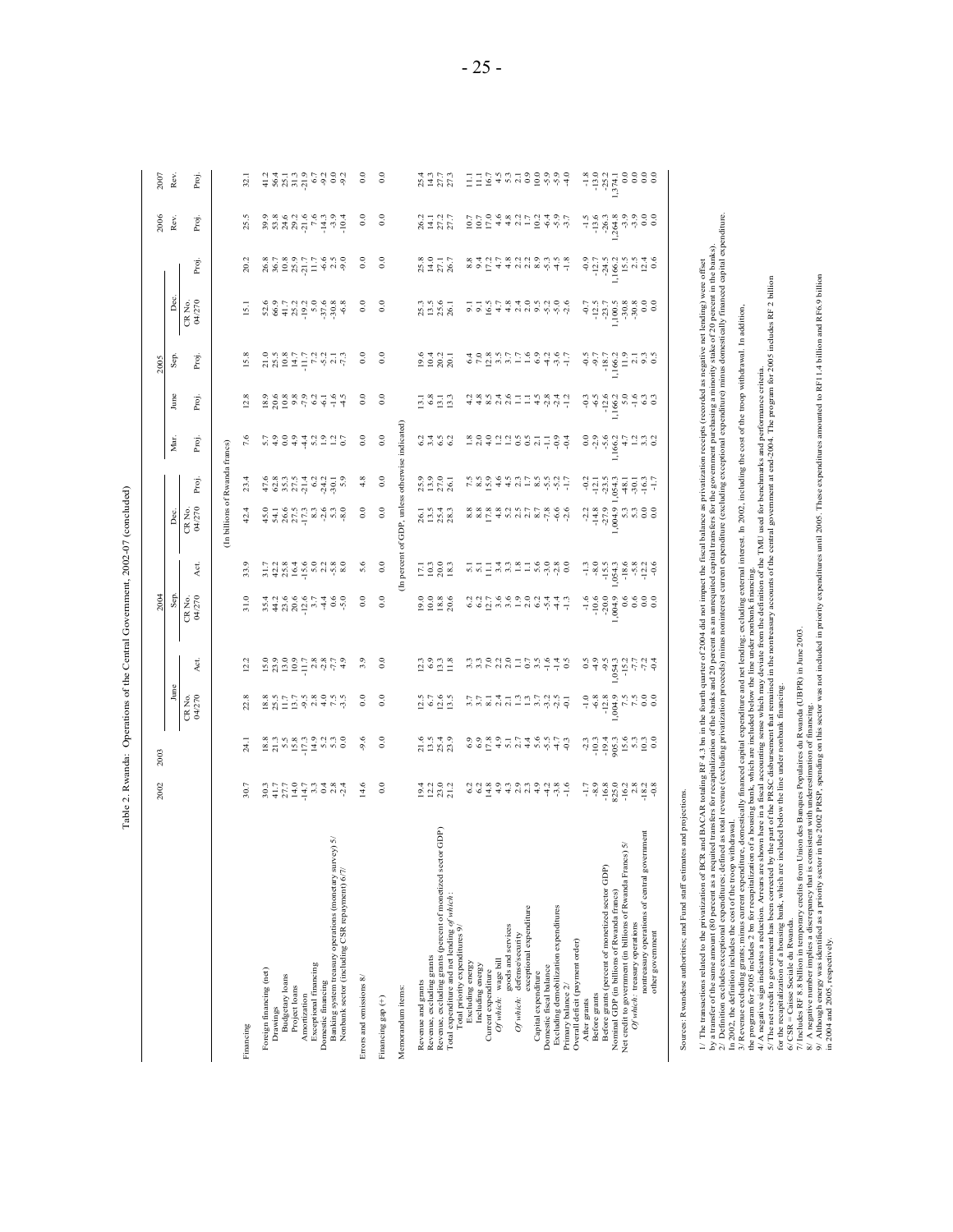Table 2. Rwanda: Operations of the Central Government, 2002–07 (concluded)

| | 2002 | 2003 | 2004 | | | | | | 2005 | | | | | 2006 | 2007 |
|---|---|---|---|---|---|---|---|---|---|---|---|---|---|---|---|
| | | | June | | Sep. | | Dec. | | Mar. | June | Sep. | Dec. | | Rev. | Rev. |
| | | | CR No. 04/270 | Act. | CR No. 04/270 | Act. | CR No. 04/270 | Proj. | Proj. | Proj. | Proj. | CR No. 04/270 | Proj. | Proj. | Proj. |
| | (In billions of Rwanda francs) | | | | | | | | | | | | | | |
| Financing | 30.7 | 24.1 | 22.8 | 12.2 | 31.0 | 33.9 | 42.4 | 23.4 | 7.6 | 12.8 | 15.8 | 15.1 | 20.2 | 25.5 | 32.1 |
| Foreign financing (net) | 30.3 | 18.8 | 18.8 | 15.0 | 35.4 | 31.7 | 45.0 | 47.6 | 5.7 | 18.9 | 21.0 | 52.6 | 26.8 | 39.9 | 41.2 |
| Drawings | 41.7 | 21.3 | 25.5 | 23.9 | 44.2 | 42.2 | 54.1 | 62.8 | 4.9 | 20.6 | 25.5 | 66.9 | 36.7 | 53.8 | 56.4 |
| Budgetary loans | 27.7 | 5.5 | 11.7 | 13.0 | 23.6 | 25.8 | 26.6 | 35.3 | 0.0 | 10.8 | 10.8 | 41.7 | 10.8 | 24.6 | 25.1 |
| Project loans | 14.0 | 15.8 | 13.7 | 10.9 | 20.6 | 16.4 | 27.5 | 27.5 | 4.9 | 9.8 | 14.7 | 25.2 | 25.9 | 29.2 | 31.3 |
| Amortization | -14.7 | -17.3 | -9.5 | -11.7 | -12.6 | -15.6 | -17.3 | -21.4 | -4.4 | -7.9 | -11.7 | -19.2 | -21.7 | -21.6 | -21.9 |
| Exceptional financing | 3.3 | 14.9 | 2.8 | 2.8 | 3.7 | 5.0 | 8.3 | 6.2 | 5.2 | 6.2 | 7.2 | 5.0 | 11.7 | 7.6 | 6.7 |
| Domestic financing | 0.4 | 5.2 | 4.0 | -2.8 | -4.4 | 2.2 | -2.6 | -24.2 | 1.9 | -6.1 | -5.2 | -37.6 | -6.6 | -14.3 | -9.2 |
| Banking system treasury operations (monetary survey) 5/ | 2.8 | 5.3 | 7.5 | -7.7 | 0.6 | -5.8 | 5.3 | -30.1 | 1.2 | -1.6 | 2.1 | -30.8 | 2.5 | -3.9 | 0.0 |
| Nonbank sector (including CSR repayment) 6/7/ | -2.4 | 0.0 | -3.5 | 4.9 | -5.0 | 8.0 | -8.0 | 5.9 | 0.7 | -4.5 | -7.3 | -6.8 | -9.0 | -10.4 | -9.2 |
| Errors and omissions 8/ | 14.6 | -9.6 | 0.0 | 3.9 | 0.0 | 5.6 | 0.0 | 4.8 | 0.0 | 0.0 | 0.0 | 0.0 | 0.0 | 0.0 | 0.0 |
| Financing gap (+) | 0.0 | 0.0 | 0.0 | 0.0 | 0.0 | 0.0 | 0.0 | 0.0 | 0.0 | 0.0 | 0.0 | 0.0 | 0.0 | 0.0 | 0.0 |
| Memorandum items: | | | | | | | | | | | | | | | |
| | (In percent of GDP, unless otherwise indicated) | | | | | | | | | | | | | | |
| Revenue and grants | 19.4 | 21.6 | 12.5 | 12.3 | 19.0 | 17.1 | 26.1 | 25.9 | 6.2 | 13.1 | 19.6 | 25.3 | 25.8 | 26.2 | 25.4 |
| Revenue, excluding grants | 12.2 | 13.5 | 6.7 | 6.9 | 10.0 | 10.3 | 13.5 | 13.9 | 3.4 | 6.8 | 10.4 | 13.5 | 14.0 | 14.1 | 14.3 |
| Revenue, excluding grants (percent of monetized sector GDP) | 23.0 | 25.4 | 12.6 | 13.3 | 18.8 | 20.0 | 25.4 | 27.0 | 6.5 | 13.1 | 20.2 | 25.6 | 27.1 | 27.2 | 27.7 |
| Total expenditure and net lending *of which*: | 21.2 | 23.9 | 13.5 | 11.8 | 20.6 | 18.3 | 28.3 | 26.1 | 6.2 | 13.3 | 20.1 | 26.1 | 26.7 | 27.7 | 27.3 |
| Total priority expenditures 9/ | | | | | | | | | | | | | | | |
| Excluding energy | 6.2 | 6.9 | 3.7 | 3.3 | 6.2 | 5.1 | 8.8 | 7.5 | 1.8 | 4.2 | 6.4 | 9.1 | 8.8 | 10.7 | 11.1 |
| Including energy | 6.2 | 6.9 | 3.7 | 3.3 | 6.2 | 5.1 | 8.8 | 8.5 | 2.0 | 4.8 | 7.0 | 9.1 | 9.4 | 10.7 | 11.1 |
| Current expenditure | 14.8 | 17.8 | 8.1 | 7.0 | 12.7 | 11.1 | 17.8 | 15.9 | 4.0 | 8.5 | 12.8 | 16.5 | 17.2 | 17.0 | 16.7 |
| *Of which:* wage bill | 4.9 | 4.9 | 2.4 | 2.2 | 3.6 | 3.4 | 4.8 | 4.6 | 1.2 | 2.4 | 3.5 | 4.7 | 4.7 | 4.6 | 4.5 |
| goods and services | 4.3 | 5.1 | 2.1 | 2.0 | 3.6 | 3.3 | 5.2 | 4.5 | 1.2 | 2.6 | 3.7 | 4.8 | 4.8 | 4.8 | 5.3 |
| *Of which:* defense/security | 2.9 | 2.7 | 1.3 | 1.1 | 1.9 | 1.8 | 2.5 | 2.3 | 0.5 | 1.1 | 1.7 | 2.4 | 2.3 | 2.2 | 2.1 |
| exceptional expenditure | 2.3 | 4.4 | 1.3 | 0.7 | 2.0 | 1.1 | 2.7 | 1.7 | 0.3 | 1.1 | 1.6 | 2.0 | 2.2 | 1.7 | 0.9 |
| Capital expenditure | 4.9 | 5.6 | 3.7 | 3.5 | 6.2 | 5.6 | 8.7 | 8.5 | 2.1 | 4.5 | 6.9 | 9.5 | 8.9 | 10.2 | 10.0 |
| Domestic fiscal balance | -4.2 | -5.5 | -3.2 | -1.6 | -5.4 | -3.0 | -7.8 | -5.5 | -1.1 | -2.8 | -4.2 | -5.2 | -5.3 | -6.4 | -5.9 |
| Excluding demobilization expenditures | -3.8 | -4.7 | -2.5 | -1.4 | -4.4 | -2.8 | -6.6 | -5.2 | -0.9 | -2.4 | -3.6 | -5.0 | -4.5 | -5.9 | -5.9 |
| Primary balance 2/ | -1.6 | -0.3 | -0.1 | 0.5 | -1.3 | 0.0 | -2.6 | -1.7 | -0.4 | -1.2 | -1.7 | -2.6 | -1.8 | -3.7 | -4.0 |
| Overall deficit (payment order) | | | | | | | | | | | | | | | |
| After grants | -1.7 | -2.3 | -1.0 | 0.5 | -1.6 | -1.3 | -2.2 | -0.2 | 0.0 | -0.3 | -0.5 | -0.7 | -0.9 | -1.5 | -1.8 |
| Before grants | -8.9 | -10.3 | -6.8 | -4.9 | -10.6 | -8.0 | -14.8 | -12.1 | -2.9 | -6.5 | -9.7 | -12.5 | -12.7 | -13.6 | -13.0 |
| Before grants (percent of monetized sector GDP) | -16.8 | -19.4 | -12.8 | -9.5 | -20.0 | -15.5 | -27.9 | -23.5 | -5.6 | -12.6 | -18.7 | -23.7 | -24.5 | -26.3 | -25.2 |
| Nominal GDP (in billions of Rwanda francs) | 825.0 | 905.3 | 1,004.9 | 1,054.3 | 1,004.9 | 1,054.3 | 1,004.9 | 1,054.3 | 1,166.2 | 1,166.2 | 1,166.2 | 1,100.5 | 1,166.2 | 1,264.8 | 1,374.1 |
| Net credit to government (in billions of Rwanda Francs) 5/ | -16.2 | 15.6 | 7.5 | -15.2 | 0.6 | -18.6 | 5.3 | -48.1 | 4.7 | 5.0 | 11.9 | -30.8 | 15.5 | -3.9 | 0.0 |
| *Of which:* treasury operations | 2.8 | 5.3 | 7.5 | -7.7 | 0.6 | -5.8 | 5.3 | -30.1 | 1.2 | -1.6 | 2.1 | -30.8 | 2.5 | -3.9 | 0.0 |
| nontreasury operations of central government | -18.2 | 10.3 | 0.0 | -7.2 | 0.0 | -12.2 | 0.0 | -16.3 | 3.3 | 6.3 | 9.3 | 0.0 | 12.4 | 0.0 | 0.0 |
| other government | -0.8 | 0.0 | 0.0 | -0.4 | 0.0 | -0.6 | 0.0 | -1.7 | 0.2 | 0.3 | 0.5 | 0.0 | 0.6 | 0.0 | 0.0 |

Sources: Rwandese authorities; and Fund staff estimates and projections.

1/ The transactions related to the privatization of BCR and BACAR totaling RF 4.3 bn in the fourth quarter of 2004 did not impact the fiscal balance as privatization receipts (recorded as negative net lending) were offset by a transfer of the same amount (80 percent as a required transfers for recapitalization of the banks and 20 percent as an unrequited capital transfers for the government purchasing a minority stake of 20 percent in the banks).

2/ Definition excludes exceptional expenditures; defined as total revenue (excluding privatization proceeds) minus noninterest current expenditure (excluding exceptional expenditure) minus domestically financed capital expenditure. In 2002, the definition includes the cost of the troop withdrawal.

3/ Revenue excluding grants; minus current expenditure, domestically financed capital expenditure and net lending; excluding external interest. In 2002, including the cost of the troop withdrawal. In addition, the program for 2005 includes 2 bn for recapitalization of a housing bank, which are included below the line under nonbank financing.

4/ A negative sign indicates a reduction. Arrears are shown here in a fiscal accounting sense which may deviate from the definition of the TMU used for benchmarks and performance criteria.

5/ The net credit to government has been corrected by the part of the PRSC disbursement that remained in the nontreasury accounts of the central government at end-2004. The program for 2005 includes RF 2 billion for the recapitalization of a housing bank, which are included below the line under nonbank financing.

6/ CSR = Caisse Sociale du Rwanda.

7/ Includes RF 8.8 billion in temporary credits from Union des Banques Populaires du Rwanda (UBPR) in June 2003.

8/ A negative number implies a discrepancy that is consistent with underestimation of financing.

9/ Although energy was identified as a priority sector in the 2002 PRSP, spending on this sector was not included in priority expenditures until 2005. These expenditures amounted to RF11.4 billion and RF6.9 billion in 2004 and 2005, respectively.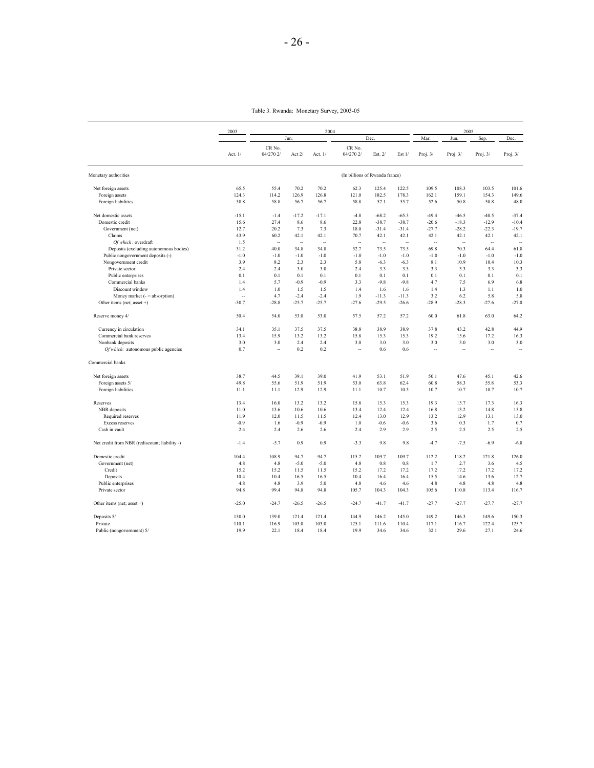Table 3. Rwanda: Monetary Survey, 2003-05

| | 2003 | 2004 | | | | | | 2005 | | | |
|---|---|---|---|---|---|---|---|---|---|---|---|
| | | Jun. | | | Dec. | | | Mar. | Jun. | Sep. | Dec. |
| | Act. 1/ | CR No. 04/270 2/ | Act 2/ | Act. 1/ | CR No. 04/270 2/ | Est. 2/ | Est 1/ | Proj. 3/ | Proj. 3/ | Proj. 3/ | Proj. 3/ |
| Monetary authorities | | | | | (In billions of Rwanda francs) | | | | | | |
| Net foreign assets | 65.5 | 55.4 | 70.2 | 70.2 | 62.3 | 125.4 | 122.5 | 109.5 | 108.3 | 103.5 | 101.6 |
| Foreign assets | 124.3 | 114.2 | 126.9 | 126.8 | 121.0 | 182.5 | 178.3 | 162.1 | 159.1 | 154.3 | 149.6 |
| Foreign liabilities | 58.8 | 58.8 | 56.7 | 56.7 | 58.8 | 57.1 | 55.7 | 52.6 | 50.8 | 50.8 | 48.0 |
| Net domestic assets | -15.1 | -1.4 | -17.2 | -17.1 | -4.8 | -68.2 | -65.3 | -49.4 | -46.5 | -40.5 | -37.4 |
| Domestic credit | 15.6 | 27.4 | 8.6 | 8.6 | 22.8 | -38.7 | -38.7 | -20.6 | -18.3 | -12.9 | -10.4 |
| Government (net) | 12.7 | 20.2 | 7.3 | 7.3 | 18.0 | -31.4 | -31.4 | -27.7 | -28.2 | -22.3 | -19.7 |
| Claims | 43.9 | 60.2 | 42.1 | 42.1 | 70.7 | 42.1 | 42.1 | 42.1 | 42.1 | 42.1 | 42.1 |
| *Of which* : overdraft | 1.5 | -- | -- | -- | -- | -- | -- | -- | -- | -- | -- |
| Deposits (excluding autonomous bodies) | 31.2 | 40.0 | 34.8 | 34.8 | 52.7 | 73.5 | 73.5 | 69.8 | 70.3 | 64.4 | 61.8 |
| Public nongovernment deposits (-) | -1.0 | -1.0 | -1.0 | -1.0 | -1.0 | -1.0 | -1.0 | -1.0 | -1.0 | -1.0 | -1.0 |
| Nongovernment credit | 3.9 | 8.2 | 2.3 | 2.3 | 5.8 | -6.3 | -6.3 | 8.1 | 10.9 | 10.4 | 10.3 |
| Private sector | 2.4 | 2.4 | 3.0 | 3.0 | 2.4 | 3.3 | 3.3 | 3.3 | 3.3 | 3.3 | 3.3 |
| Public enterprises | 0.1 | 0.1 | 0.1 | 0.1 | 0.1 | 0.1 | 0.1 | 0.1 | 0.1 | 0.1 | 0.1 |
| Commercial banks | 1.4 | 5.7 | -0.9 | -0.9 | 3.3 | -9.8 | -9.8 | 4.7 | 7.5 | 6.9 | 6.8 |
| Discount window | 1.4 | 1.0 | 1.5 | 1.5 | 1.4 | 1.6 | 1.6 | 1.4 | 1.3 | 1.1 | 1.0 |
| Money market (- = absorption) | -- | 4.7 | -2.4 | -2.4 | 1.9 | -11.3 | -11.3 | 3.2 | 6.2 | 5.8 | 5.8 |
| Other items (net; asset +) | -30.7 | -28.8 | -25.7 | -25.7 | -27.6 | -29.5 | -26.6 | -28.9 | -28.3 | -27.6 | -27.0 |
| Reserve money 4/ | 50.4 | 54.0 | 53.0 | 53.0 | 57.5 | 57.2 | 57.2 | 60.0 | 61.8 | 63.0 | 64.2 |
| Currency in circulation | 34.1 | 35.1 | 37.5 | 37.5 | 38.8 | 38.9 | 38.9 | 37.8 | 43.2 | 42.8 | 44.9 |
| Commercial bank reserves | 13.4 | 15.9 | 13.2 | 13.2 | 15.8 | 15.3 | 15.3 | 19.2 | 15.6 | 17.2 | 16.3 |
| Nonbank deposits | 3.0 | 3.0 | 2.4 | 2.4 | 3.0 | 3.0 | 3.0 | 3.0 | 3.0 | 3.0 | 3.0 |
| *Of which:* autonomous public agencies | 0.7 | -- | 0.2 | 0.2 | -- | 0.6 | 0.6 | -- | -- | -- | -- |
| Commercial banks | | | | | | | | | | | |
| Net foreign assets | 38.7 | 44.5 | 39.1 | 39.0 | 41.9 | 53.1 | 51.9 | 50.1 | 47.6 | 45.1 | 42.6 |
| Foreign assets 5/ | 49.8 | 55.6 | 51.9 | 51.9 | 53.0 | 63.8 | 62.4 | 60.8 | 58.3 | 55.8 | 53.3 |
| Foreign liabilities | 11.1 | 11.1 | 12.9 | 12.9 | 11.1 | 10.7 | 10.5 | 10.7 | 10.7 | 10.7 | 10.7 |
| Reserves | 13.4 | 16.0 | 13.2 | 13.2 | 15.8 | 15.3 | 15.3 | 19.3 | 15.7 | 17.3 | 16.3 |
| NBR deposits | 11.0 | 13.6 | 10.6 | 10.6 | 13.4 | 12.4 | 12.4 | 16.8 | 13.2 | 14.8 | 13.8 |
| Required reserves | 11.9 | 12.0 | 11.5 | 11.5 | 12.4 | 13.0 | 12.9 | 13.2 | 12.9 | 13.1 | 13.0 |
| Excess reserves | -0.9 | 1.6 | -0.9 | -0.9 | 1.0 | -0.6 | -0.6 | 3.6 | 0.3 | 1.7 | 0.7 |
| Cash in vault | 2.4 | 2.4 | 2.6 | 2.6 | 2.4 | 2.9 | 2.9 | 2.5 | 2.5 | 2.5 | 2.5 |
| Net credit from NBR (rediscount; liability -) | -1.4 | -5.7 | 0.9 | 0.9 | -3.3 | 9.8 | 9.8 | -4.7 | -7.5 | -6.9 | -6.8 |
| Domestic credit | 104.4 | 108.9 | 94.7 | 94.7 | 115.2 | 109.7 | 109.7 | 112.2 | 118.2 | 121.8 | 126.0 |
| Government (net) | 4.8 | 4.8 | -5.0 | -5.0 | 4.8 | 0.8 | 0.8 | 1.7 | 2.7 | 3.6 | 4.5 |
| Credit | 15.2 | 15.2 | 11.5 | 11.5 | 15.2 | 17.2 | 17.2 | 17.2 | 17.2 | 17.2 | 17.2 |
| Deposits | 10.4 | 10.4 | 16.5 | 16.5 | 10.4 | 16.4 | 16.4 | 15.5 | 14.6 | 13.6 | 12.7 |
| Public enterprises | 4.8 | 4.8 | 3.9 | 5.0 | 4.8 | 4.6 | 4.6 | 4.8 | 4.8 | 4.8 | 4.8 |
| Private sector | 94.8 | 99.4 | 94.8 | 94.8 | 105.7 | 104.3 | 104.3 | 105.6 | 110.8 | 113.4 | 116.7 |
| Other items (net; asset +) | -25.0 | -24.7 | -26.5 | -26.5 | -24.7 | -41.7 | -41.7 | -27.7 | -27.7 | -27.7 | -27.7 |
| Deposits 5/ | 130.0 | 139.0 | 121.4 | 121.4 | 144.9 | 146.2 | 145.0 | 149.2 | 146.3 | 149.6 | 150.3 |
| Private | 110.1 | 116.9 | 103.0 | 103.0 | 125.1 | 111.6 | 110.4 | 117.1 | 116.7 | 122.4 | 125.7 |
| Public (nongovernment) 5/ | 19.9 | 22.1 | 18.4 | 18.4 | 19.9 | 34.6 | 34.6 | 32.1 | 29.6 | 27.1 | 24.6 |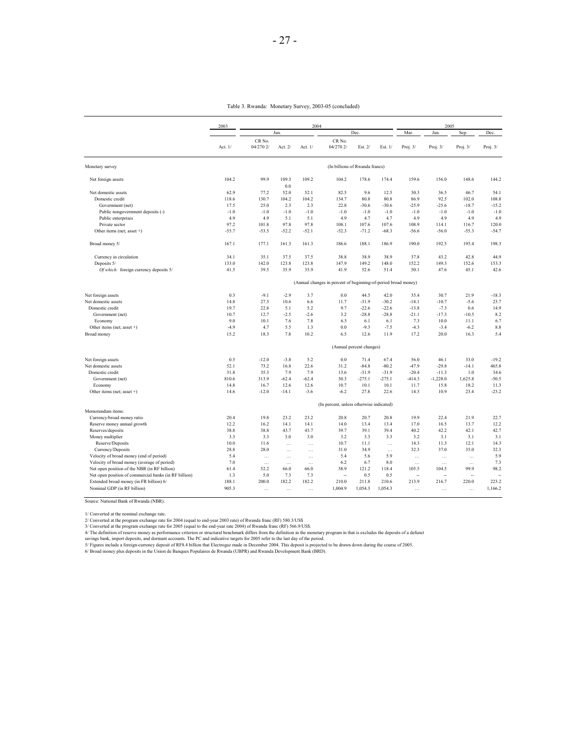Table 3. Rwanda: Monetary Survey, 2003-05 (concluded)

| | 2003 | 2004 | | | | | | 2005 | | | |
|---|---|---|---|---|---|---|---|---|---|---|---|
| | | Jun. | | | Dec. | | | Mar. | Jun. | Sep. | Dec. |
| | Act. 1/ | CR No. 04/270 2/ | Act. 2/ | Act. 1/ | CR No. 04/270 2/ | Est. 2/ | Est. 1/ | Proj. 3/ | Proj. 3/ | Proj. 3/ | Proj. 3/ |
| Monetary survey | (In billions of Rwanda francs) | | | | | | | | | | |
| Net foreign assets | 104.2 | 99.9 | 109.3 0.0 | 109.2 | 104.2 | 178.6 | 174.4 | 159.6 | 156.0 | 148.6 | 144.2 |
| Net domestic assets | 62.9 | 77.2 | 52.0 | 52.1 | 82.5 | 9.6 | 12.5 | 30.3 | 36.5 | 46.7 | 54.1 |
| Domestic credit | 118.6 | 130.7 | 104.2 | 104.2 | 134.7 | 80.8 | 80.8 | 86.9 | 92.5 | 102.0 | 108.8 |
| Government (net) | 17.5 | 25.0 | 2.3 | 2.3 | 22.8 | -30.6 | -30.6 | -25.9 | -25.6 | -18.7 | -15.2 |
| Public nongovernment deposits (-) | -1.0 | -1.0 | -1.0 | -1.0 | -1.0 | -1.0 | -1.0 | -1.0 | -1.0 | -1.0 | -1.0 |
| Public enterprises | 4.9 | 4.9 | 5.1 | 5.1 | 4.9 | 4.7 | 4.7 | 4.9 | 4.9 | 4.9 | 4.9 |
| Private sector | 97.2 | 101.8 | 97.8 | 97.8 | 108.1 | 107.6 | 107.6 | 108.9 | 114.1 | 116.7 | 120.0 |
| Other items (net; asset +) | -55.7 | -53.5 | -52.2 | -52.1 | -52.3 | -71.2 | -68.3 | -56.6 | -56.0 | -55.3 | -54.7 |
| Broad money 5/ | 167.1 | 177.1 | 161.3 | 161.3 | 186.6 | 188.1 | 186.9 | 190.0 | 192.5 | 195.4 | 198.3 |
| Currency in circulation | 34.1 | 35.1 | 37.5 | 37.5 | 38.8 | 38.9 | 38.9 | 37.8 | 43.2 | 42.8 | 44.9 |
| Deposits 5/ | 133.0 | 142.0 | 123.8 | 123.8 | 147.9 | 149.2 | 148.0 | 152.2 | 149.3 | 152.6 | 153.3 |
| *Of which:* foreign currency deposits 5/ | 41.5 | 39.5 | 35.9 | 35.9 | 41.9 | 52.6 | 51.4 | 50.1 | 47.6 | 45.1 | 42.6 |
| | (Annual changes in percent of beginning-of-period broad money) | | | | | | | | | | |
| Net foreign assets | 0.3 | -9.1 | -2.9 | 3.7 | 0.0 | 44.5 | 42.0 | 35.4 | 30.7 | 21.9 | -18.3 |
| Net domestic assets | 14.8 | 27.5 | 10.6 | 6.6 | 11.7 | -31.9 | -30.2 | -18.1 | -10.7 | -5.6 | 23.7 |
| Domestic credit | 19.7 | 22.8 | 5.1 | 5.2 | 9.7 | -22.6 | -22.6 | -13.8 | -7.3 | 0.6 | 14.9 |
| Government (net) | 10.7 | 12.7 | -2.5 | -2.6 | 3.2 | -28.8 | -28.8 | -21.1 | -17.3 | -10.5 | 8.2 |
| Economy | 9.0 | 10.1 | 7.6 | 7.8 | 6.5 | 6.1 | 6.1 | 7.3 | 10.0 | 11.1 | 6.7 |
| Other items (net; asset +) | -4.9 | 4.7 | 5.5 | 1.3 | 0.0 | -9.3 | -7.5 | -4.3 | -3.4 | -6.2 | 8.8 |
| Broad money | 15.2 | 18.3 | 7.8 | 10.2 | 6.5 | 12.6 | 11.9 | 17.2 | 20.0 | 16.3 | 5.4 |
| | (Annual percent changes) | | | | | | | | | | |
| Net foreign assets | 0.5 | -12.0 | -3.8 | 5.2 | 0.0 | 71.4 | 67.4 | 56.0 | 46.1 | 33.0 | -19.2 |
| Net domestic assets | 52.1 | 73.2 | 16.8 | 22.6 | 31.2 | -84.8 | -80.2 | -47.9 | -29.8 | -14.1 | 465.8 |
| Domestic credit | 31.8 | 35.3 | 7.9 | 7.9 | 13.6 | -31.9 | -31.9 | -20.4 | -11.3 | 1.0 | 34.6 |
| Government (net) | 810.6 | 313.9 | -62.4 | -62.4 | 30.3 | -275.1 | -275.1 | -414.3 | -1,228.0 | 1,625.8 | -50.5 |
| Economy | 14.8 | 16.7 | 12.6 | 12.6 | 10.7 | 10.1 | 10.1 | 11.7 | 15.8 | 18.2 | 11.3 |
| Other items (net; asset +) | 14.6 | -12.0 | -14.1 | -3.6 | -6.2 | 27.8 | 22.6 | 14.3 | 10.9 | 23.4 | -23.2 |
| | (In percent, unless otherwise indicated) | | | | | | | | | | |
| Memorandum items: | | | | | | | | | | | |
| Currency/broad money ratio | 20.4 | 19.8 | 23.2 | 23.2 | 20.8 | 20.7 | 20.8 | 19.9 | 22.4 | 21.9 | 22.7 |
| Reserve money annual growth | 12.2 | 16.2 | 14.1 | 14.1 | 14.0 | 13.4 | 13.4 | 17.0 | 16.5 | 13.7 | 12.2 |
| Reserves/deposits | 38.8 | 38.8 | 43.7 | 43.7 | 39.7 | 39.1 | 39.4 | 40.2 | 42.2 | 42.1 | 42.7 |
| Money multiplier | 3.3 | 3.3 | 3.0 | 3.0 | 3.2 | 3.3 | 3.3 | 3.2 | 3.1 | 3.1 | 3.1 |
| Reserve/Deposits | 10.0 | 11.6 | … | … | 10.7 | 11.1 | … | 14.3 | 11.3 | 12.1 | 14.3 |
| Currency/Deposits | 28.8 | 28.0 | … | … | 31.0 | 34.9 | … | 32.3 | 37.0 | 35.0 | 32.3 |
| Velocity of broad money (end of period) | 5.4 | … | … | … | 5.4 | 5.6 | 5.9 | … | … | … | 5.9 |
| Velocity of broad money (average of period) | 7.0 | … | … | … | 6.2 | 6.7 | 8.0 | … | … | … | 7.3 |
| Net open position of the NBR (in RF billion) | 61.4 | 52.2 | 66.0 | 66.0 | 58.9 | 121.2 | 118.4 | 105.5 | 104.5 | 99.9 | 98.2 |
| Net open position of commercial banks (in RF billion) | 1.3 | 5.0 | 7.3 | 7.3 | -- | 0.5 | 0.5 | -- | -- | -- | -- |
| Extended broad money (in FR billion) 6/ | 188.1 | 200.0 | 182.2 | 182.2 | 210.0 | 211.8 | 210.6 | 213.9 | 216.7 | 220.0 | 223.2 |
| Nominal GDP (in RF billion) | 905.3 | … | … | … | 1,004.9 | 1,054.3 | 1,054.3 | … | … | … | 1,166.2 |

Source: National Bank of Rwanda (NBR).

1/ Converted at the nominal exchange rate.
2/ Converted at the program exchange rate for 2004 (equal to end-year 2003 rate) of Rwanda franc (RF) 580.3/US$
3/ Converted at the program exchange rate for 2005 (equal to the end-year rate 2004) of Rwanda franc (RF) 566.9/US$.
4/ The definition of reserve money as performance criterion or structural benchmark differs from the definition in the monetary program in that is excludes the deposits of a defunct savings bank, import deposits, and dormant accounts. The PC and indicative targets for 2005 refer to the last day of the period.
5/ Figures include a foreign-currency deposit of RF8.4 billion that Electrogaz made in December 2004. This deposit is projected to be drawn down during the course of 2005.
6/ Broad money plus deposits in the Union de Banques Populaires de Rwanda (UBPR) and Rwanda Development Bank (BRD).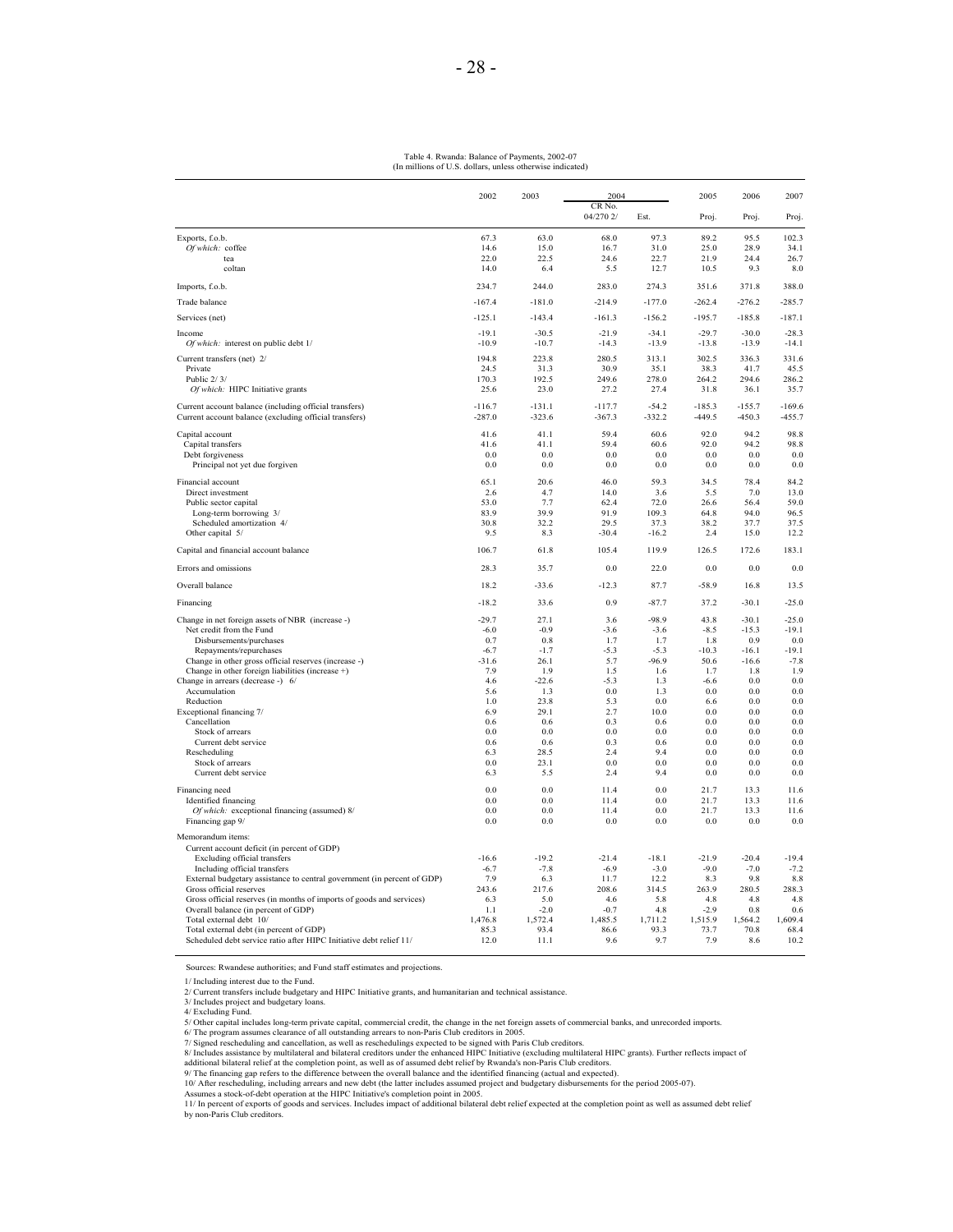Table 4. Rwanda: Balance of Payments, 2002-07
(In millions of U.S. dollars, unless otherwise indicated)

| | 2002 | 2003 | 2004 | | 2005 | 2006 | 2007 |
|---|---|---|---|---|---|---|---|
| | | | CR No. 04/270 2/ | Est. | Proj. | Proj. | Proj. |
| Exports, f.o.b. | 67.3 | 63.0 | 68.0 | 97.3 | 89.2 | 95.5 | 102.3 |
| *Of which:* coffee | 14.6 | 15.0 | 16.7 | 31.0 | 25.0 | 28.9 | 34.1 |
| tea | 22.0 | 22.5 | 24.6 | 22.7 | 21.9 | 24.4 | 26.7 |
| coltan | 14.0 | 6.4 | 5.5 | 12.7 | 10.5 | 9.3 | 8.0 |
| Imports, f.o.b. | 234.7 | 244.0 | 283.0 | 274.3 | 351.6 | 371.8 | 388.0 |
| Trade balance | -167.4 | -181.0 | -214.9 | -177.0 | -262.4 | -276.2 | -285.7 |
| Services (net) | -125.1 | -143.4 | -161.3 | -156.2 | -195.7 | -185.8 | -187.1 |
| Income | -19.1 | -30.5 | -21.9 | -34.1 | -29.7 | -30.0 | -28.3 |
| *Of which:* interest on public debt 1/ | -10.9 | -10.7 | -14.3 | -13.9 | -13.8 | -13.9 | -14.1 |
| Current transfers (net) 2/ | 194.8 | 223.8 | 280.5 | 313.1 | 302.5 | 336.3 | 331.6 |
| Private | 24.5 | 31.3 | 30.9 | 35.1 | 38.3 | 41.7 | 45.5 |
| Public 2/ 3/ | 170.3 | 192.5 | 249.6 | 278.0 | 264.2 | 294.6 | 286.2 |
| *Of which:* HIPC Initiative grants | 25.6 | 23.0 | 27.2 | 27.4 | 31.8 | 36.1 | 35.7 |
| Current account balance (including official transfers) | -116.7 | -131.1 | -117.7 | -54.2 | -185.3 | -155.7 | -169.6 |
| Current account balance (excluding official transfers) | -287.0 | -323.6 | -367.3 | -332.2 | -449.5 | -450.3 | -455.7 |
| Capital account | 41.6 | 41.1 | 59.4 | 60.6 | 92.0 | 94.2 | 98.8 |
| Capital transfers | 41.6 | 41.1 | 59.4 | 60.6 | 92.0 | 94.2 | 98.8 |
| Debt forgiveness | 0.0 | 0.0 | 0.0 | 0.0 | 0.0 | 0.0 | 0.0 |
| Principal not yet due forgiven | 0.0 | 0.0 | 0.0 | 0.0 | 0.0 | 0.0 | 0.0 |
| Financial account | 65.1 | 20.6 | 46.0 | 59.3 | 34.5 | 78.4 | 84.2 |
| Direct investment | 2.6 | 4.7 | 14.0 | 3.6 | 5.5 | 7.0 | 13.0 |
| Public sector capital | 53.0 | 7.7 | 62.4 | 72.0 | 26.6 | 56.4 | 59.0 |
| Long-term borrowing 3/ | 83.9 | 39.9 | 91.9 | 109.3 | 64.8 | 94.0 | 96.5 |
| Scheduled amortization 4/ | 30.8 | 32.2 | 29.5 | 37.3 | 38.2 | 37.7 | 37.5 |
| Other capital 5/ | 9.5 | 8.3 | -30.4 | -16.2 | 2.4 | 15.0 | 12.2 |
| Capital and financial account balance | 106.7 | 61.8 | 105.4 | 119.9 | 126.5 | 172.6 | 183.1 |
| Errors and omissions | 28.3 | 35.7 | 0.0 | 22.0 | 0.0 | 0.0 | 0.0 |
| Overall balance | 18.2 | -33.6 | -12.3 | 87.7 | -58.9 | 16.8 | 13.5 |
| Financing | -18.2 | 33.6 | 0.9 | -87.7 | 37.2 | -30.1 | -25.0 |
| Change in net foreign assets of NBR (increase -) | -29.7 | 27.1 | 3.6 | -98.9 | 43.8 | -30.1 | -25.0 |
| Net credit from the Fund | -6.0 | -0.9 | -3.6 | -3.6 | -8.5 | -15.3 | -19.1 |
| Disbursements/purchases | 0.7 | 0.8 | 1.7 | 1.7 | 1.8 | 0.9 | 0.0 |
| Repayments/repurchases | -6.7 | -1.7 | -5.3 | -5.3 | -10.3 | -16.1 | -19.1 |
| Change in other gross official reserves (increase -) | -31.6 | 26.1 | 5.7 | -96.9 | 50.6 | -16.6 | -7.8 |
| Change in other foreign liabilities (increase +) | 7.9 | 1.9 | 1.5 | 1.6 | 1.7 | 1.8 | 1.9 |
| Change in arrears (decrease -) 6/ | 4.6 | -22.6 | -5.3 | 1.3 | -6.6 | 0.0 | 0.0 |
| Accumulation | 5.6 | 1.3 | 0.0 | 1.3 | 0.0 | 0.0 | 0.0 |
| Reduction | 1.0 | 23.8 | 5.3 | 0.0 | 6.6 | 0.0 | 0.0 |
| Exceptional financing 7/ | 6.9 | 29.1 | 2.7 | 10.0 | 0.0 | 0.0 | 0.0 |
| Cancellation | 0.6 | 0.6 | 0.3 | 0.6 | 0.0 | 0.0 | 0.0 |
| Stock of arrears | 0.0 | 0.0 | 0.0 | 0.0 | 0.0 | 0.0 | 0.0 |
| Current debt service | 0.6 | 0.6 | 0.3 | 0.6 | 0.0 | 0.0 | 0.0 |
| Rescheduling | 6.3 | 28.5 | 2.4 | 9.4 | 0.0 | 0.0 | 0.0 |
| Stock of arrears | 0.0 | 23.1 | 0.0 | 0.0 | 0.0 | 0.0 | 0.0 |
| Current debt service | 6.3 | 5.5 | 2.4 | 9.4 | 0.0 | 0.0 | 0.0 |
| Financing need | 0.0 | 0.0 | 11.4 | 0.0 | 21.7 | 13.3 | 11.6 |
| Identified financing | 0.0 | 0.0 | 11.4 | 0.0 | 21.7 | 13.3 | 11.6 |
| *Of which:* exceptional financing (assumed) 8/ | 0.0 | 0.0 | 11.4 | 0.0 | 21.7 | 13.3 | 11.6 |
| Financing gap 9/ | 0.0 | 0.0 | 0.0 | 0.0 | 0.0 | 0.0 | 0.0 |
| Memorandum items: | | | | | | | |
| Current account deficit (in percent of GDP) | | | | | | | |
| Excluding official transfers | -16.6 | -19.2 | -21.4 | -18.1 | -21.9 | -20.4 | -19.4 |
| Including official transfers | -6.7 | -7.8 | -6.9 | -3.0 | -9.0 | -7.0 | -7.2 |
| External budgetary assistance to central government (in percent of GDP) | 7.9 | 6.3 | 11.7 | 12.2 | 8.3 | 9.8 | 8.8 |
| Gross official reserves | 243.6 | 217.6 | 208.6 | 314.5 | 263.9 | 280.5 | 288.3 |
| Gross official reserves (in months of imports of goods and services) | 6.3 | 5.0 | 4.6 | 5.8 | 4.8 | 4.8 | 4.8 |
| Overall balance (in percent of GDP) | 1.1 | -2.0 | -0.7 | 4.8 | -2.9 | 0.8 | 0.6 |
| Total external debt 10/ | 1,476.8 | 1,572.4 | 1,485.5 | 1,711.2 | 1,515.9 | 1,564.2 | 1,609.4 |
| Total external debt (in percent of GDP) | 85.3 | 93.4 | 86.6 | 93.3 | 73.7 | 70.8 | 68.4 |
| Scheduled debt service ratio after HIPC Initiative debt relief 11/ | 12.0 | 11.1 | 9.6 | 9.7 | 7.9 | 8.6 | 10.2 |

Sources: Rwandese authorities; and Fund staff estimates and projections.

1/ Including interest due to the Fund.
2/ Current transfers include budgetary and HIPC Initiative grants, and humanitarian and technical assistance.
3/ Includes project and budgetary loans.
4/ Excluding Fund.
5/ Other capital includes long-term private capital, commercial credit, the change in the net foreign assets of commercial banks, and unrecorded imports.
6/ The program assumes clearance of all outstanding arrears to non-Paris Club creditors in 2005.
7/ Signed rescheduling and cancellation, as well as reschedulings expected to be signed with Paris Club creditors.
8/ Includes assistance by multilateral and bilateral creditors under the enhanced HIPC Initiative (excluding multilateral HIPC grants). Further reflects impact of additional bilateral relief at the completion point, as well as of assumed debt relief by Rwanda's non-Paris Club creditors.
9/ The financing gap refers to the difference between the overall balance and the identified financing (actual and expected).
10/ After rescheduling, including arrears and new debt (the latter includes assumed project and budgetary disbursements for the period 2005-07).
Assumes a stock-of-debt operation at the HIPC Initiative's completion point in 2005.
11/ In percent of exports of goods and services. Includes impact of additional bilateral debt relief expected at the completion point as well as assumed debt relief by non-Paris Club creditors.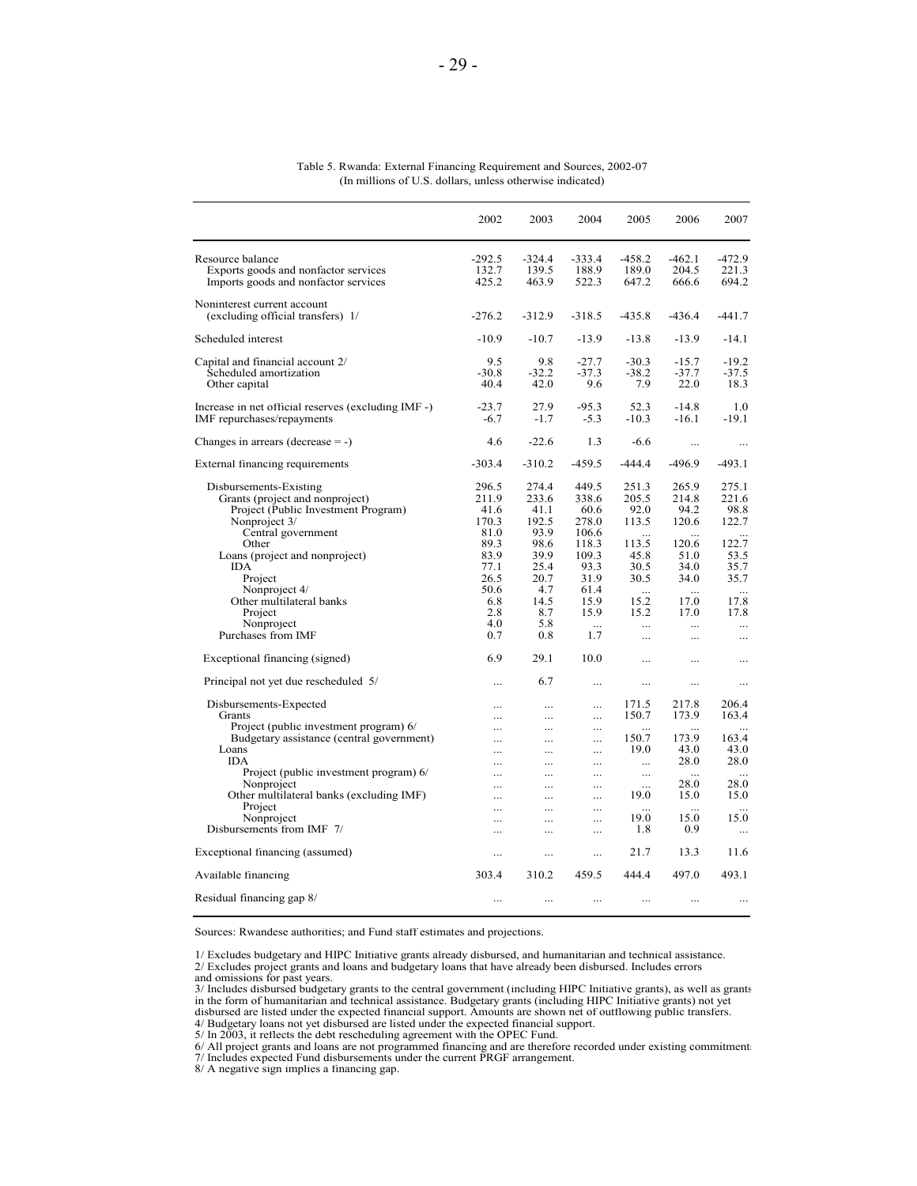Table 5. Rwanda: External Financing Requirement and Sources, 2002-07
(In millions of U.S. dollars, unless otherwise indicated)

| | 2002 | 2003 | 2004 | 2005 | 2006 | 2007 |
|---|---|---|---|---|---|---|
| Resource balance | -292.5 | -324.4 | -333.4 | -458.2 | -462.1 | -472.9 |
| Exports goods and nonfactor services | 132.7 | 139.5 | 188.9 | 189.0 | 204.5 | 221.3 |
| Imports goods and nonfactor services | 425.2 | 463.9 | 522.3 | 647.2 | 666.6 | 694.2 |
| Noninterest current account (excluding official transfers) 1/ | -276.2 | -312.9 | -318.5 | -435.8 | -436.4 | -441.7 |
| Scheduled interest | -10.9 | -10.7 | -13.9 | -13.8 | -13.9 | -14.1 |
| Capital and financial account 2/ | 9.5 | 9.8 | -27.7 | -30.3 | -15.7 | -19.2 |
| Scheduled amortization | -30.8 | -32.2 | -37.3 | -38.2 | -37.7 | -37.5 |
| Other capital | 40.4 | 42.0 | 9.6 | 7.9 | 22.0 | 18.3 |
| Increase in net official reserves (excluding IMF -) | -23.7 | 27.9 | -95.3 | 52.3 | -14.8 | 1.0 |
| IMF repurchases/repayments | -6.7 | -1.7 | -5.3 | -10.3 | -16.1 | -19.1 |
| Changes in arrears (decrease = -) | 4.6 | -22.6 | 1.3 | -6.6 | ... | ... |
| External financing requirements | -303.4 | -310.2 | -459.5 | -444.4 | -496.9 | -493.1 |
| Disbursements-Existing | 296.5 | 274.4 | 449.5 | 251.3 | 265.9 | 275.1 |
| Grants (project and nonproject) | 211.9 | 233.6 | 338.6 | 205.5 | 214.8 | 221.6 |
| Project (Public Investment Program) | 41.6 | 41.1 | 60.6 | 92.0 | 94.2 | 98.8 |
| Nonproject 3/ | 170.3 | 192.5 | 278.0 | 113.5 | 120.6 | 122.7 |
| Central government | 81.0 | 93.9 | 106.6 | ... | ... | ... |
| Other | 89.3 | 98.6 | 118.3 | 113.5 | 120.6 | 122.7 |
| Loans (project and nonproject) | 83.9 | 39.9 | 109.3 | 45.8 | 51.0 | 53.5 |
| IDA | 77.1 | 25.4 | 93.3 | 30.5 | 34.0 | 35.7 |
| Project | 26.5 | 20.7 | 31.9 | 30.5 | 34.0 | 35.7 |
| Nonproject 4/ | 50.6 | 4.7 | 61.4 | ... | ... | ... |
| Other multilateral banks | 6.8 | 14.5 | 15.9 | 15.2 | 17.0 | 17.8 |
| Project | 2.8 | 8.7 | 15.9 | 15.2 | 17.0 | 17.8 |
| Nonproject | 4.0 | 5.8 | ... | ... | ... | ... |
| Purchases from IMF | 0.7 | 0.8 | 1.7 | ... | ... | ... |
| Exceptional financing (signed) | 6.9 | 29.1 | 10.0 | ... | ... | ... |
| Principal not yet due rescheduled 5/ | ... | 6.7 | ... | ... | ... | ... |
| Disbursements-Expected | ... | ... | ... | 171.5 | 217.8 | 206.4 |
| Grants | ... | ... | ... | 150.7 | 173.9 | 163.4 |
| Project (public investment program) 6/ | ... | ... | ... | ... | ... | ... |
| Budgetary assistance (central government) | ... | ... | ... | 150.7 | 173.9 | 163.4 |
| Loans | ... | ... | ... | 19.0 | 43.0 | 43.0 |
| IDA | ... | ... | ... | ... | 28.0 | 28.0 |
| Project (public investment program) 6/ | ... | ... | ... | ... | ... | ... |
| Nonproject | ... | ... | ... | ... | 28.0 | 28.0 |
| Other multilateral banks (excluding IMF) | ... | ... | ... | 19.0 | 15.0 | 15.0 |
| Project | ... | ... | ... | ... | ... | ... |
| Nonproject | ... | ... | ... | 19.0 | 15.0 | 15.0 |
| Disbursements from IMF 7/ | ... | ... | ... | 1.8 | 0.9 | ... |
| Exceptional financing (assumed) | ... | ... | ... | 21.7 | 13.3 | 11.6 |
| Available financing | 303.4 | 310.2 | 459.5 | 444.4 | 497.0 | 493.1 |
| Residual financing gap 8/ | ... | ... | ... | ... | ... | ... |

Sources: Rwandese authorities; and Fund staff estimates and projections.

1/ Excludes budgetary and HIPC Initiative grants already disbursed, and humanitarian and technical assistance.
2/ Excludes project grants and loans and budgetary loans that have already been disbursed. Includes errors and omissions for past years.
3/ Includes disbursed budgetary grants to the central government (including HIPC Initiative grants), as well as grants in the form of humanitarian and technical assistance. Budgetary grants (including HIPC Initiative grants) not yet disbursed are listed under the expected financial support. Amounts are shown net of outflowing public transfers.
4/ Budgetary loans not yet disbursed are listed under the expected financial support.
5/ In 2003, it reflects the debt rescheduling agreement with the OPEC Fund.
6/ All project grants and loans are not programmed financing and are therefore recorded under existing commitment
7/ Includes expected Fund disbursements under the current PRGF arrangement.
8/ A negative sign implies a financing gap.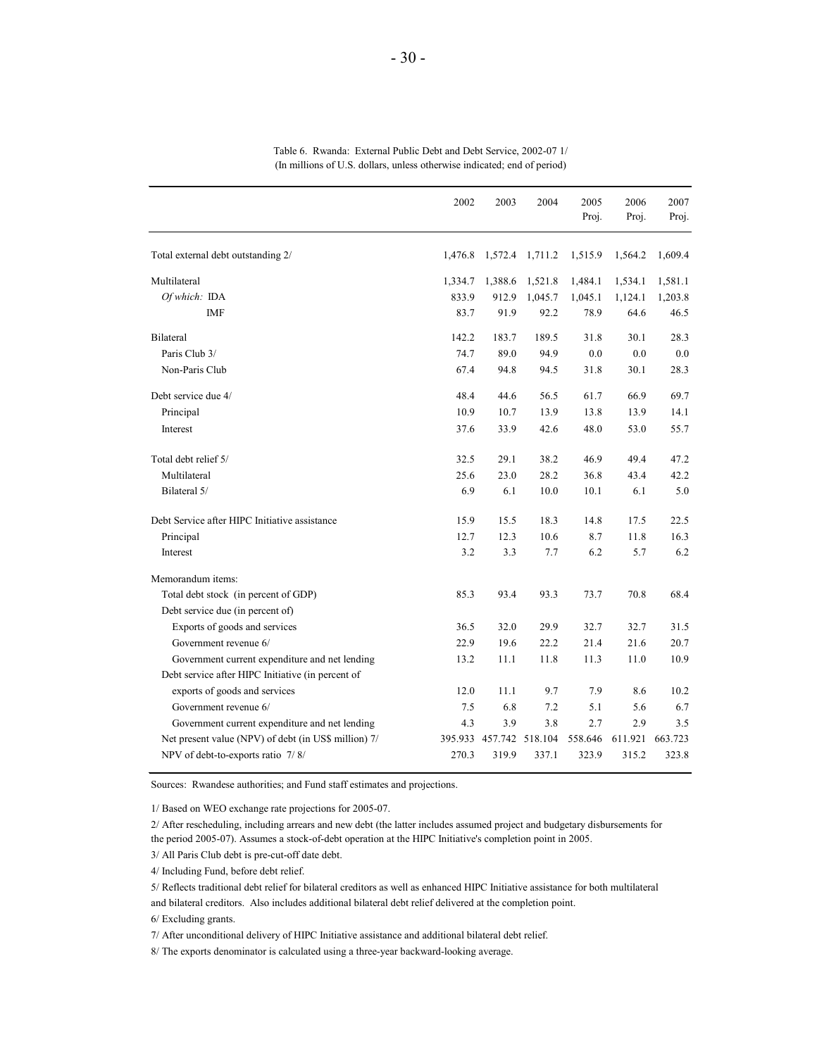Table 6. Rwanda: External Public Debt and Debt Service, 2002-07 1/
(In millions of U.S. dollars, unless otherwise indicated; end of period)

| | 2002 | 2003 | 2004 | 2005 Proj. | 2006 Proj. | 2007 Proj. |
|---|---|---|---|---|---|---|
| Total external debt outstanding 2/ | 1,476.8 | 1,572.4 | 1,711.2 | 1,515.9 | 1,564.2 | 1,609.4 |
| Multilateral | 1,334.7 | 1,388.6 | 1,521.8 | 1,484.1 | 1,534.1 | 1,581.1 |
| *Of which:* IDA | 833.9 | 912.9 | 1,045.7 | 1,045.1 | 1,124.1 | 1,203.8 |
| IMF | 83.7 | 91.9 | 92.2 | 78.9 | 64.6 | 46.5 |
| Bilateral | 142.2 | 183.7 | 189.5 | 31.8 | 30.1 | 28.3 |
| Paris Club 3/ | 74.7 | 89.0 | 94.9 | 0.0 | 0.0 | 0.0 |
| Non-Paris Club | 67.4 | 94.8 | 94.5 | 31.8 | 30.1 | 28.3 |
| Debt service due 4/ | 48.4 | 44.6 | 56.5 | 61.7 | 66.9 | 69.7 |
| Principal | 10.9 | 10.7 | 13.9 | 13.8 | 13.9 | 14.1 |
| Interest | 37.6 | 33.9 | 42.6 | 48.0 | 53.0 | 55.7 |
| Total debt relief 5/ | 32.5 | 29.1 | 38.2 | 46.9 | 49.4 | 47.2 |
| Multilateral | 25.6 | 23.0 | 28.2 | 36.8 | 43.4 | 42.2 |
| Bilateral 5/ | 6.9 | 6.1 | 10.0 | 10.1 | 6.1 | 5.0 |
| Debt Service after HIPC Initiative assistance | 15.9 | 15.5 | 18.3 | 14.8 | 17.5 | 22.5 |
| Principal | 12.7 | 12.3 | 10.6 | 8.7 | 11.8 | 16.3 |
| Interest | 3.2 | 3.3 | 7.7 | 6.2 | 5.7 | 6.2 |
| Memorandum items: | | | | | | |
| Total debt stock (in percent of GDP) | 85.3 | 93.4 | 93.3 | 73.7 | 70.8 | 68.4 |
| Debt service due (in percent of) | | | | | | |
| Exports of goods and services | 36.5 | 32.0 | 29.9 | 32.7 | 32.7 | 31.5 |
| Government revenue 6/ | 22.9 | 19.6 | 22.2 | 21.4 | 21.6 | 20.7 |
| Government current expenditure and net lending | 13.2 | 11.1 | 11.8 | 11.3 | 11.0 | 10.9 |
| Debt service after HIPC Initiative (in percent of | | | | | | |
| exports of goods and services | 12.0 | 11.1 | 9.7 | 7.9 | 8.6 | 10.2 |
| Government revenue 6/ | 7.5 | 6.8 | 7.2 | 5.1 | 5.6 | 6.7 |
| Government current expenditure and net lending | 4.3 | 3.9 | 3.8 | 2.7 | 2.9 | 3.5 |
| Net present value (NPV) of debt (in US$ million) 7/ | 395.933 | 457.742 | 518.104 | 558.646 | 611.921 | 663.723 |
| NPV of debt-to-exports ratio 7/ 8/ | 270.3 | 319.9 | 337.1 | 323.9 | 315.2 | 323.8 |

Sources: Rwandese authorities; and Fund staff estimates and projections.

1/ Based on WEO exchange rate projections for 2005-07.

2/ After rescheduling, including arrears and new debt (the latter includes assumed project and budgetary disbursements for the period 2005-07). Assumes a stock-of-debt operation at the HIPC Initiative's completion point in 2005.

3/ All Paris Club debt is pre-cut-off date debt.

4/ Including Fund, before debt relief.

5/ Reflects traditional debt relief for bilateral creditors as well as enhanced HIPC Initiative assistance for both multilateral and bilateral creditors. Also includes additional bilateral debt relief delivered at the completion point.

6/ Excluding grants.

7/ After unconditional delivery of HIPC Initiative assistance and additional bilateral debt relief.

8/ The exports denominator is calculated using a three-year backward-looking average.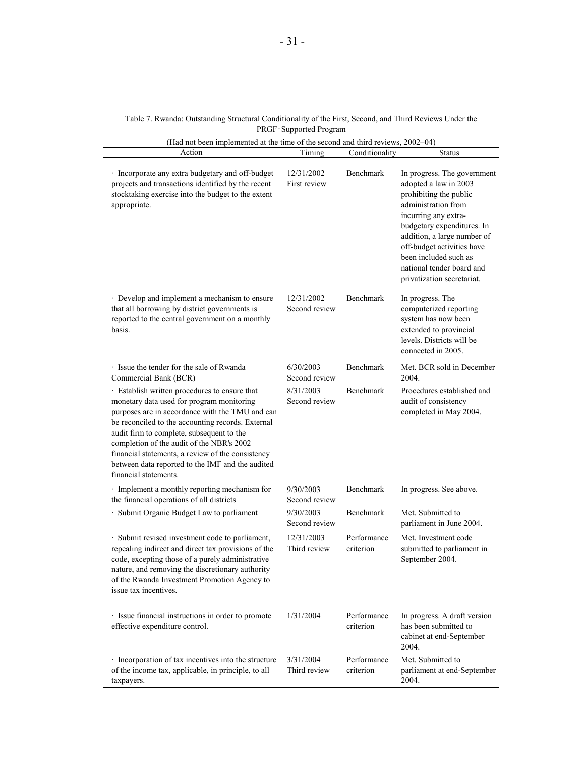Table 7. Rwanda: Outstanding Structural Conditionality of the First, Second, and Third Reviews Under the PRGF-Supported Program

(Had not been implemented at the time of the second and third reviews, 2002–04)

| Action | Timing | Conditionality | Status |
|---|---|---|---|
| · Incorporate any extra budgetary and off-budget projects and transactions identified by the recent stocktaking exercise into the budget to the extent appropriate. | 12/31/2002 First review | Benchmark | In progress. The government adopted a law in 2003 prohibiting the public administration from incurring any extra-budgetary expenditures. In addition, a large number of off-budget activities have been included such as national tender board and privatization secretariat. |
| · Develop and implement a mechanism to ensure that all borrowing by district governments is reported to the central government on a monthly basis. | 12/31/2002 Second review | Benchmark | In progress. The computerized reporting system has now been extended to provincial levels. Districts will be connected in 2005. |
| · Issue the tender for the sale of Rwanda Commercial Bank (BCR) | 6/30/2003 Second review | Benchmark | Met. BCR sold in December 2004. |
| · Establish written procedures to ensure that monetary data used for program monitoring purposes are in accordance with the TMU and can be reconciled to the accounting records. External audit firm to complete, subsequent to the completion of the audit of the NBR's 2002 financial statements, a review of the consistency between data reported to the IMF and the audited financial statements. | 8/31/2003 Second review | Benchmark | Procedures established and audit of consistency completed in May 2004. |
| · Implement a monthly reporting mechanism for the financial operations of all districts | 9/30/2003 Second review | Benchmark | In progress. See above. |
| · Submit Organic Budget Law to parliament | 9/30/2003 Second review | Benchmark | Met. Submitted to parliament in June 2004. |
| · Submit revised investment code to parliament, repealing indirect and direct tax provisions of the code, excepting those of a purely administrative nature, and removing the discretionary authority of the Rwanda Investment Promotion Agency to issue tax incentives. | 12/31/2003 Third review | Performance criterion | Met. Investment code submitted to parliament in September 2004. |
| · Issue financial instructions in order to promote effective expenditure control. | 1/31/2004 | Performance criterion | In progress. A draft version has been submitted to cabinet at end-September 2004. |
| · Incorporation of tax incentives into the structure of the income tax, applicable, in principle, to all taxpayers. | 3/31/2004 Third review | Performance criterion | Met. Submitted to parliament at end-September 2004. |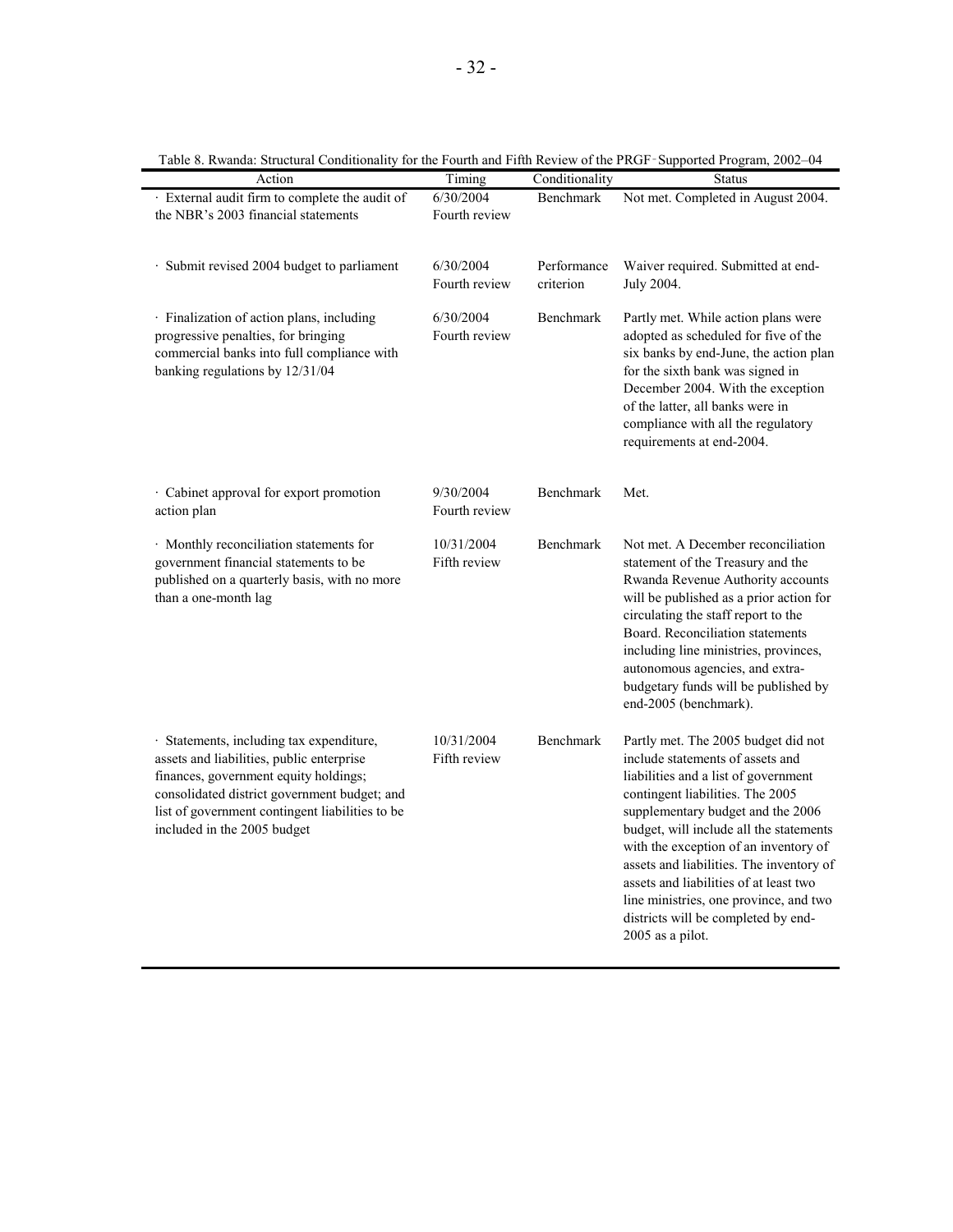Table 8. Rwanda: Structural Conditionality for the Fourth and Fifth Review of the PRGF-Supported Program, 2002–04

| Action | Timing | Conditionality | Status |
| --- | --- | --- | --- |
| · External audit firm to complete the audit of the NBR's 2003 financial statements | 6/30/2004 Fourth review | Benchmark | Not met. Completed in August 2004. |
| · Submit revised 2004 budget to parliament | 6/30/2004 Fourth review | Performance criterion | Waiver required. Submitted at end-July 2004. |
| · Finalization of action plans, including progressive penalties, for bringing commercial banks into full compliance with banking regulations by 12/31/04 | 6/30/2004 Fourth review | Benchmark | Partly met. While action plans were adopted as scheduled for five of the six banks by end-June, the action plan for the sixth bank was signed in December 2004. With the exception of the latter, all banks were in compliance with all the regulatory requirements at end-2004. |
| · Cabinet approval for export promotion action plan | 9/30/2004 Fourth review | Benchmark | Met. |
| · Monthly reconciliation statements for government financial statements to be published on a quarterly basis, with no more than a one-month lag | 10/31/2004 Fifth review | Benchmark | Not met. A December reconciliation statement of the Treasury and the Rwanda Revenue Authority accounts will be published as a prior action for circulating the staff report to the Board. Reconciliation statements including line ministries, provinces, autonomous agencies, and extra-budgetary funds will be published by end-2005 (benchmark). |
| · Statements, including tax expenditure, assets and liabilities, public enterprise finances, government equity holdings; consolidated district government budget; and list of government contingent liabilities to be included in the 2005 budget | 10/31/2004 Fifth review | Benchmark | Partly met. The 2005 budget did not include statements of assets and liabilities and a list of government contingent liabilities. The 2005 supplementary budget and the 2006 budget, will include all the statements with the exception of an inventory of assets and liabilities. The inventory of assets and liabilities of at least two line ministries, one province, and two districts will be completed by end-2005 as a pilot. |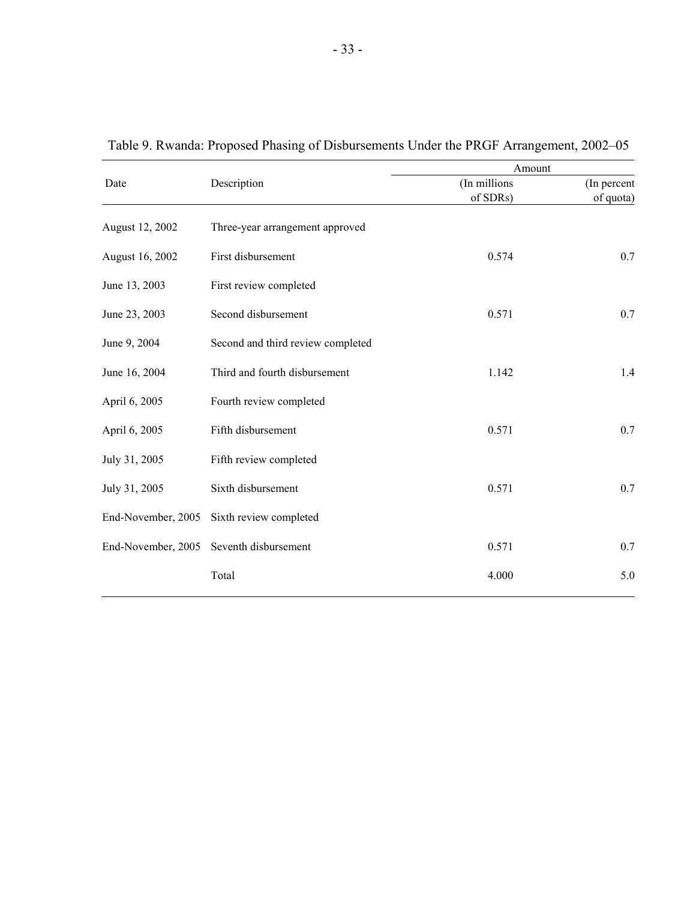Table 9. Rwanda: Proposed Phasing of Disbursements Under the PRGF Arrangement, 2002–05

| Date | Description | Amount | |
|---|---|---|---|
| | | (In millions of SDRs) | (In percent of quota) |
| August 12, 2002 | Three-year arrangement approved | | |
| August 16, 2002 | First disbursement | 0.574 | 0.7 |
| June 13, 2003 | First review completed | | |
| June 23, 2003 | Second disbursement | 0.571 | 0.7 |
| June 9, 2004 | Second and third review completed | | |
| June 16, 2004 | Third and fourth disbursement | 1.142 | 1.4 |
| April 6, 2005 | Fourth review completed | | |
| April 6, 2005 | Fifth disbursement | 0.571 | 0.7 |
| July 31, 2005 | Fifth review completed | | |
| July 31, 2005 | Sixth disbursement | 0.571 | 0.7 |
| End-November, 2005 | Sixth review completed | | |
| End-November, 2005 | Seventh disbursement | 0.571 | 0.7 |
| | Total | 4.000 | 5.0 |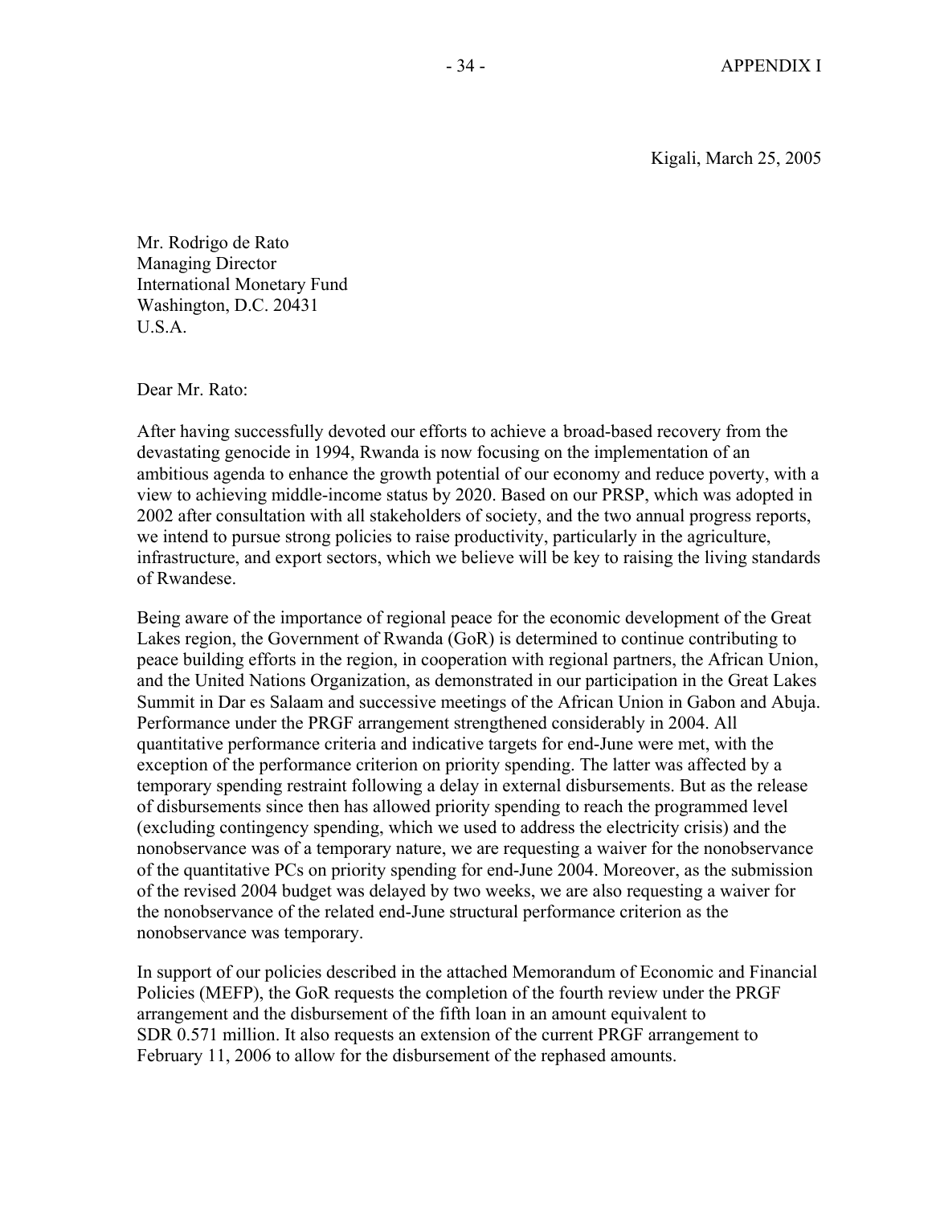Kigali, March 25, 2005

Mr. Rodrigo de Rato
Managing Director
International Monetary Fund
Washington, D.C. 20431
U.S.A.

Dear Mr. Rato:

After having successfully devoted our efforts to achieve a broad-based recovery from the devastating genocide in 1994, Rwanda is now focusing on the implementation of an ambitious agenda to enhance the growth potential of our economy and reduce poverty, with a view to achieving middle-income status by 2020. Based on our PRSP, which was adopted in 2002 after consultation with all stakeholders of society, and the two annual progress reports, we intend to pursue strong policies to raise productivity, particularly in the agriculture, infrastructure, and export sectors, which we believe will be key to raising the living standards of Rwandese.

Being aware of the importance of regional peace for the economic development of the Great Lakes region, the Government of Rwanda (GoR) is determined to continue contributing to peace building efforts in the region, in cooperation with regional partners, the African Union, and the United Nations Organization, as demonstrated in our participation in the Great Lakes Summit in Dar es Salaam and successive meetings of the African Union in Gabon and Abuja. Performance under the PRGF arrangement strengthened considerably in 2004. All quantitative performance criteria and indicative targets for end-June were met, with the exception of the performance criterion on priority spending. The latter was affected by a temporary spending restraint following a delay in external disbursements. But as the release of disbursements since then has allowed priority spending to reach the programmed level (excluding contingency spending, which we used to address the electricity crisis) and the nonobservance was of a temporary nature, we are requesting a waiver for the nonobservance of the quantitative PCs on priority spending for end-June 2004. Moreover, as the submission of the revised 2004 budget was delayed by two weeks, we are also requesting a waiver for the nonobservance of the related end-June structural performance criterion as the nonobservance was temporary.

In support of our policies described in the attached Memorandum of Economic and Financial Policies (MEFP), the GoR requests the completion of the fourth review under the PRGF arrangement and the disbursement of the fifth loan in an amount equivalent to SDR 0.571 million. It also requests an extension of the current PRGF arrangement to February 11, 2006 to allow for the disbursement of the rephased amounts.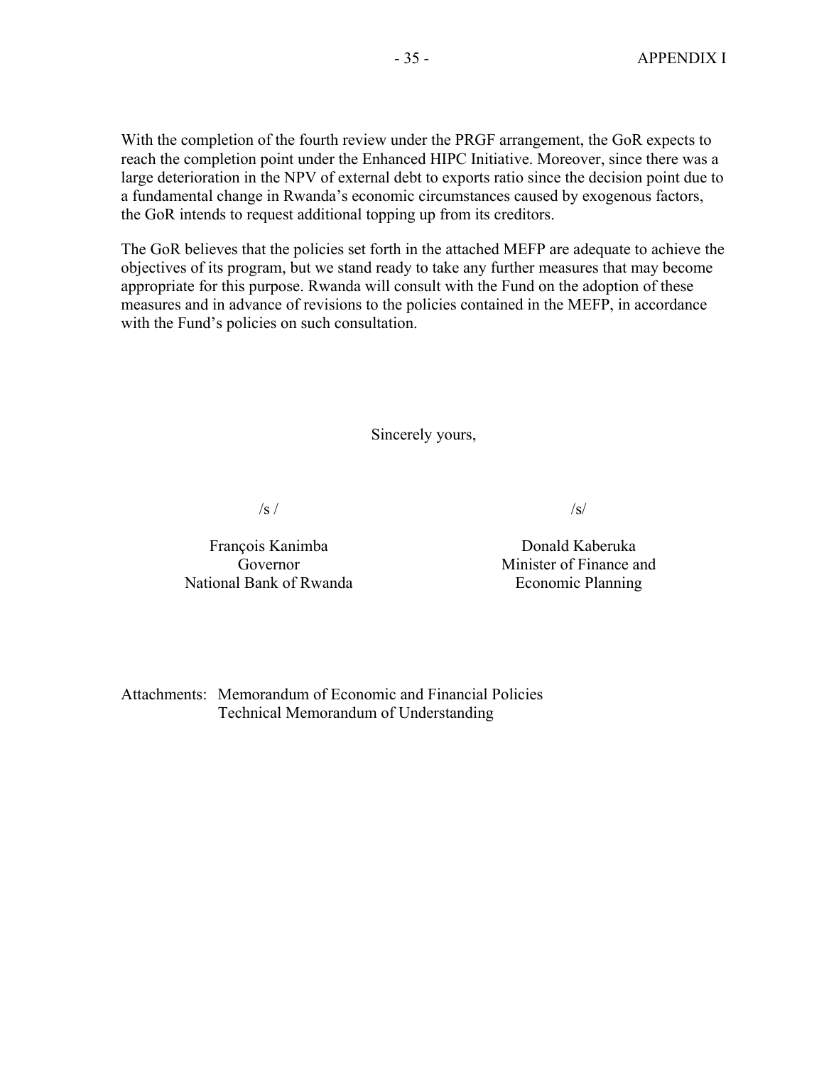With the completion of the fourth review under the PRGF arrangement, the GoR expects to reach the completion point under the Enhanced HIPC Initiative. Moreover, since there was a large deterioration in the NPV of external debt to exports ratio since the decision point due to a fundamental change in Rwanda's economic circumstances caused by exogenous factors, the GoR intends to request additional topping up from its creditors.

The GoR believes that the policies set forth in the attached MEFP are adequate to achieve the objectives of its program, but we stand ready to take any further measures that may become appropriate for this purpose. Rwanda will consult with the Fund on the adoption of these measures and in advance of revisions to the policies contained in the MEFP, in accordance with the Fund's policies on such consultation.

Sincerely yours,

/s /

François Kanimba
Governor
National Bank of Rwanda

/s/

Donald Kaberuka
Minister of Finance and
Economic Planning

Attachments: Memorandum of Economic and Financial Policies
Technical Memorandum of Understanding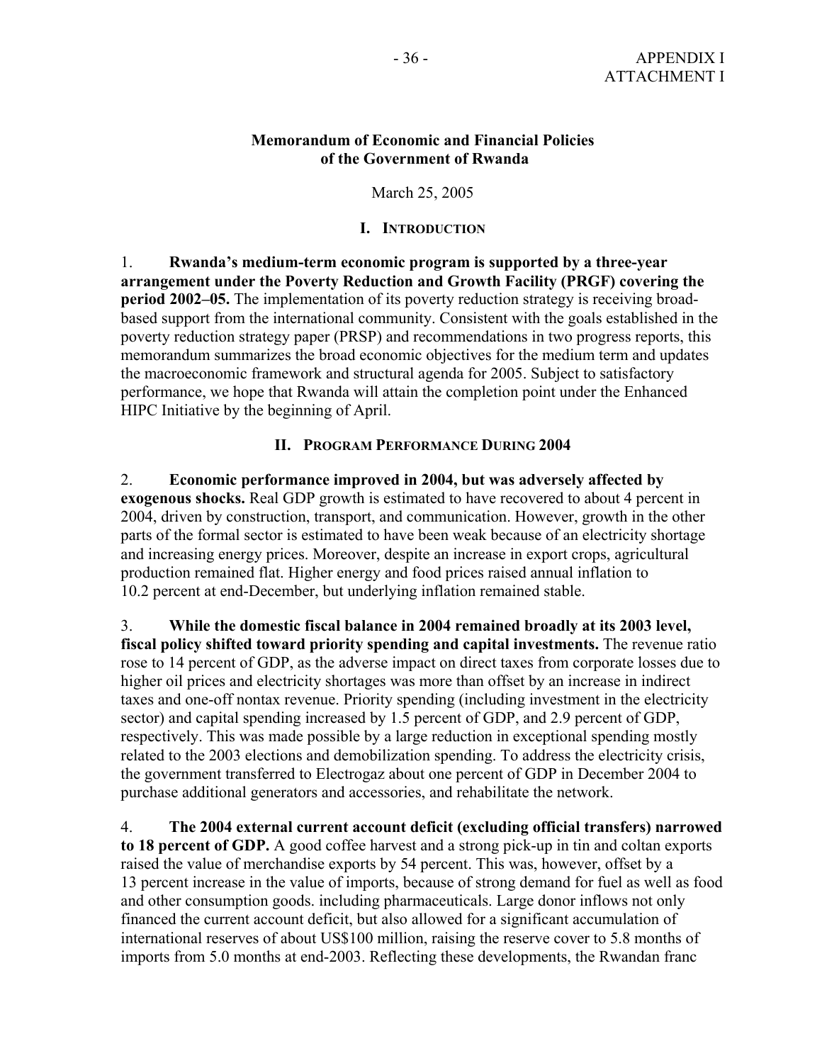## Memorandum of Economic and Financial Policies of the Government of Rwanda

March 25, 2005

### I. Introduction

1. **Rwanda's medium-term economic program is supported by a three-year arrangement under the Poverty Reduction and Growth Facility (PRGF) covering the period 2002–05.** The implementation of its poverty reduction strategy is receiving broad-based support from the international community. Consistent with the goals established in the poverty reduction strategy paper (PRSP) and recommendations in two progress reports, this memorandum summarizes the broad economic objectives for the medium term and updates the macroeconomic framework and structural agenda for 2005. Subject to satisfactory performance, we hope that Rwanda will attain the completion point under the Enhanced HIPC Initiative by the beginning of April.

### II. Program Performance During 2004

2. **Economic performance improved in 2004, but was adversely affected by exogenous shocks.** Real GDP growth is estimated to have recovered to about 4 percent in 2004, driven by construction, transport, and communication. However, growth in the other parts of the formal sector is estimated to have been weak because of an electricity shortage and increasing energy prices. Moreover, despite an increase in export crops, agricultural production remained flat. Higher energy and food prices raised annual inflation to 10.2 percent at end-December, but underlying inflation remained stable.

3. **While the domestic fiscal balance in 2004 remained broadly at its 2003 level, fiscal policy shifted toward priority spending and capital investments.** The revenue ratio rose to 14 percent of GDP, as the adverse impact on direct taxes from corporate losses due to higher oil prices and electricity shortages was more than offset by an increase in indirect taxes and one-off nontax revenue. Priority spending (including investment in the electricity sector) and capital spending increased by 1.5 percent of GDP, and 2.9 percent of GDP, respectively. This was made possible by a large reduction in exceptional spending mostly related to the 2003 elections and demobilization spending. To address the electricity crisis, the government transferred to Electrogaz about one percent of GDP in December 2004 to purchase additional generators and accessories, and rehabilitate the network.

4. **The 2004 external current account deficit (excluding official transfers) narrowed to 18 percent of GDP.** A good coffee harvest and a strong pick-up in tin and coltan exports raised the value of merchandise exports by 54 percent. This was, however, offset by a 13 percent increase in the value of imports, because of strong demand for fuel as well as food and other consumption goods. including pharmaceuticals. Large donor inflows not only financed the current account deficit, but also allowed for a significant accumulation of international reserves of about US$100 million, raising the reserve cover to 5.8 months of imports from 5.0 months at end-2003. Reflecting these developments, the Rwandan franc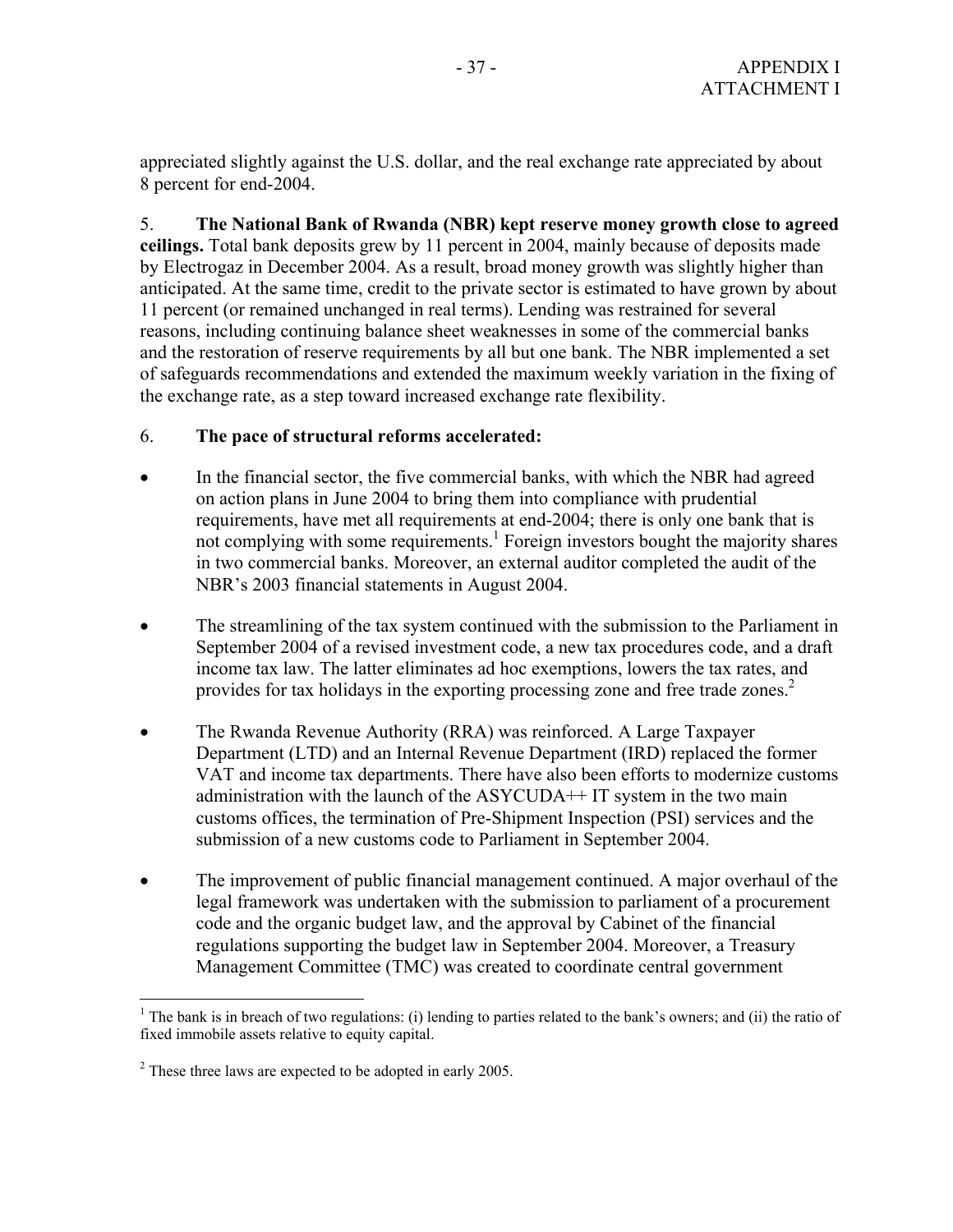appreciated slightly against the U.S. dollar, and the real exchange rate appreciated by about 8 percent for end-2004.

5. **The National Bank of Rwanda (NBR) kept reserve money growth close to agreed ceilings.** Total bank deposits grew by 11 percent in 2004, mainly because of deposits made by Electrogaz in December 2004. As a result, broad money growth was slightly higher than anticipated. At the same time, credit to the private sector is estimated to have grown by about 11 percent (or remained unchanged in real terms). Lending was restrained for several reasons, including continuing balance sheet weaknesses in some of the commercial banks and the restoration of reserve requirements by all but one bank. The NBR implemented a set of safeguards recommendations and extended the maximum weekly variation in the fixing of the exchange rate, as a step toward increased exchange rate flexibility.

6. **The pace of structural reforms accelerated:**

- In the financial sector, the five commercial banks, with which the NBR had agreed on action plans in June 2004 to bring them into compliance with prudential requirements, have met all requirements at end-2004; there is only one bank that is not complying with some requirements.[1] Foreign investors bought the majority shares in two commercial banks. Moreover, an external auditor completed the audit of the NBR's 2003 financial statements in August 2004.

- The streamlining of the tax system continued with the submission to the Parliament in September 2004 of a revised investment code, a new tax procedures code, and a draft income tax law. The latter eliminates ad hoc exemptions, lowers the tax rates, and provides for tax holidays in the exporting processing zone and free trade zones.[2]

- The Rwanda Revenue Authority (RRA) was reinforced. A Large Taxpayer Department (LTD) and an Internal Revenue Department (IRD) replaced the former VAT and income tax departments. There have also been efforts to modernize customs administration with the launch of the ASYCUDA++ IT system in the two main customs offices, the termination of Pre-Shipment Inspection (PSI) services and the submission of a new customs code to Parliament in September 2004.

- The improvement of public financial management continued. A major overhaul of the legal framework was undertaken with the submission to parliament of a procurement code and the organic budget law, and the approval by Cabinet of the financial regulations supporting the budget law in September 2004. Moreover, a Treasury Management Committee (TMC) was created to coordinate central government

---

[1] The bank is in breach of two regulations: (i) lending to parties related to the bank's owners; and (ii) the ratio of fixed immobile assets relative to equity capital.

[2] These three laws are expected to be adopted in early 2005.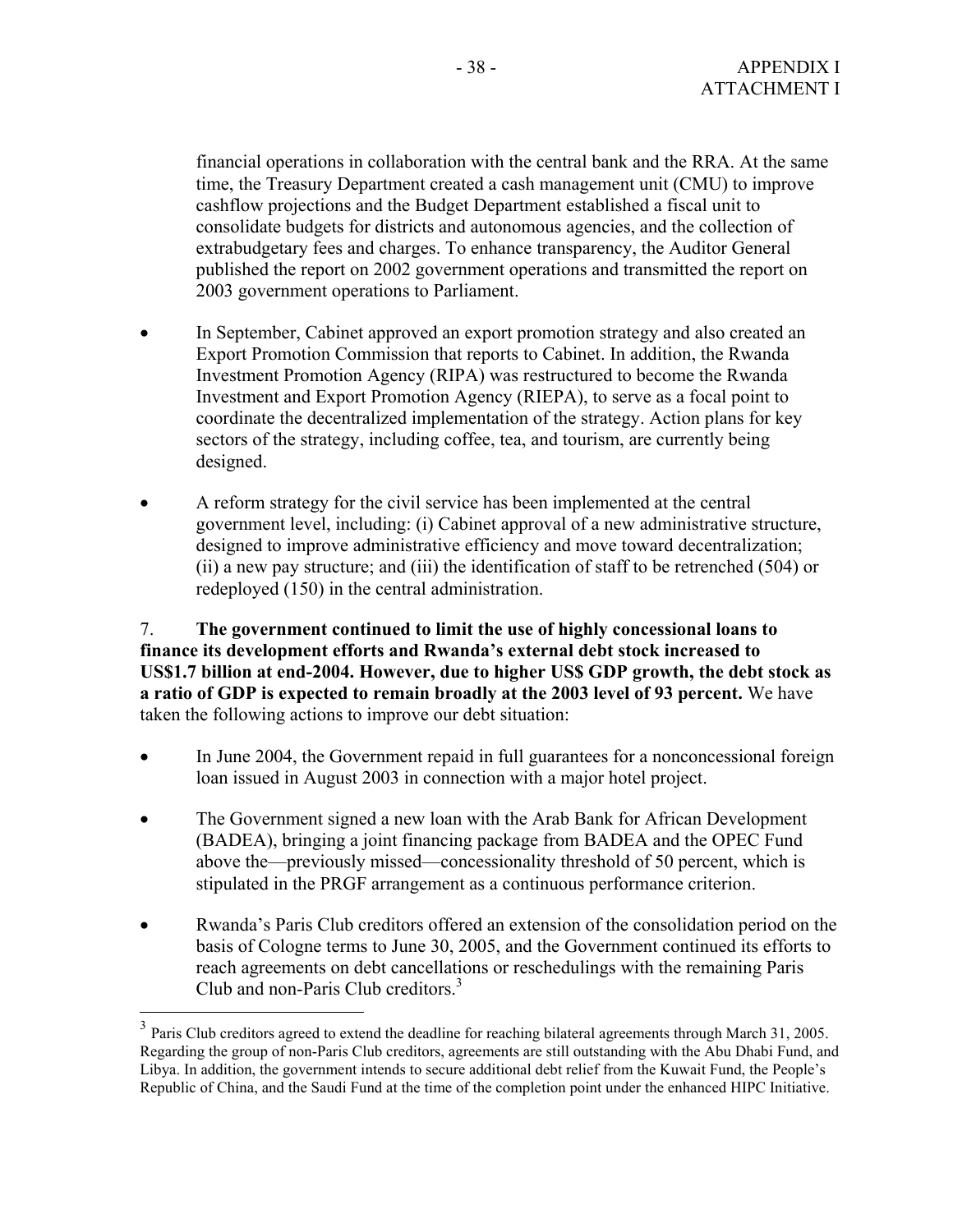financial operations in collaboration with the central bank and the RRA. At the same time, the Treasury Department created a cash management unit (CMU) to improve cashflow projections and the Budget Department established a fiscal unit to consolidate budgets for districts and autonomous agencies, and the collection of extrabudgetary fees and charges. To enhance transparency, the Auditor General published the report on 2002 government operations and transmitted the report on 2003 government operations to Parliament.

- In September, Cabinet approved an export promotion strategy and also created an Export Promotion Commission that reports to Cabinet. In addition, the Rwanda Investment Promotion Agency (RIPA) was restructured to become the Rwanda Investment and Export Promotion Agency (RIEPA), to serve as a focal point to coordinate the decentralized implementation of the strategy. Action plans for key sectors of the strategy, including coffee, tea, and tourism, are currently being designed.

- A reform strategy for the civil service has been implemented at the central government level, including: (i) Cabinet approval of a new administrative structure, designed to improve administrative efficiency and move toward decentralization; (ii) a new pay structure; and (iii) the identification of staff to be retrenched (504) or redeployed (150) in the central administration.

7. **The government continued to limit the use of highly concessional loans to finance its development efforts and Rwanda's external debt stock increased to US$1.7 billion at end-2004. However, due to higher US$ GDP growth, the debt stock as a ratio of GDP is expected to remain broadly at the 2003 level of 93 percent.** We have taken the following actions to improve our debt situation:

- In June 2004, the Government repaid in full guarantees for a nonconcessional foreign loan issued in August 2003 in connection with a major hotel project.

- The Government signed a new loan with the Arab Bank for African Development (BADEA), bringing a joint financing package from BADEA and the OPEC Fund above the—previously missed—concessionality threshold of 50 percent, which is stipulated in the PRGF arrangement as a continuous performance criterion.

- Rwanda's Paris Club creditors offered an extension of the consolidation period on the basis of Cologne terms to June 30, 2005, and the Government continued its efforts to reach agreements on debt cancellations or reschedulings with the remaining Paris Club and non-Paris Club creditors.[3]

[3] Paris Club creditors agreed to extend the deadline for reaching bilateral agreements through March 31, 2005. Regarding the group of non-Paris Club creditors, agreements are still outstanding with the Abu Dhabi Fund, and Libya. In addition, the government intends to secure additional debt relief from the Kuwait Fund, the People's Republic of China, and the Saudi Fund at the time of the completion point under the enhanced HIPC Initiative.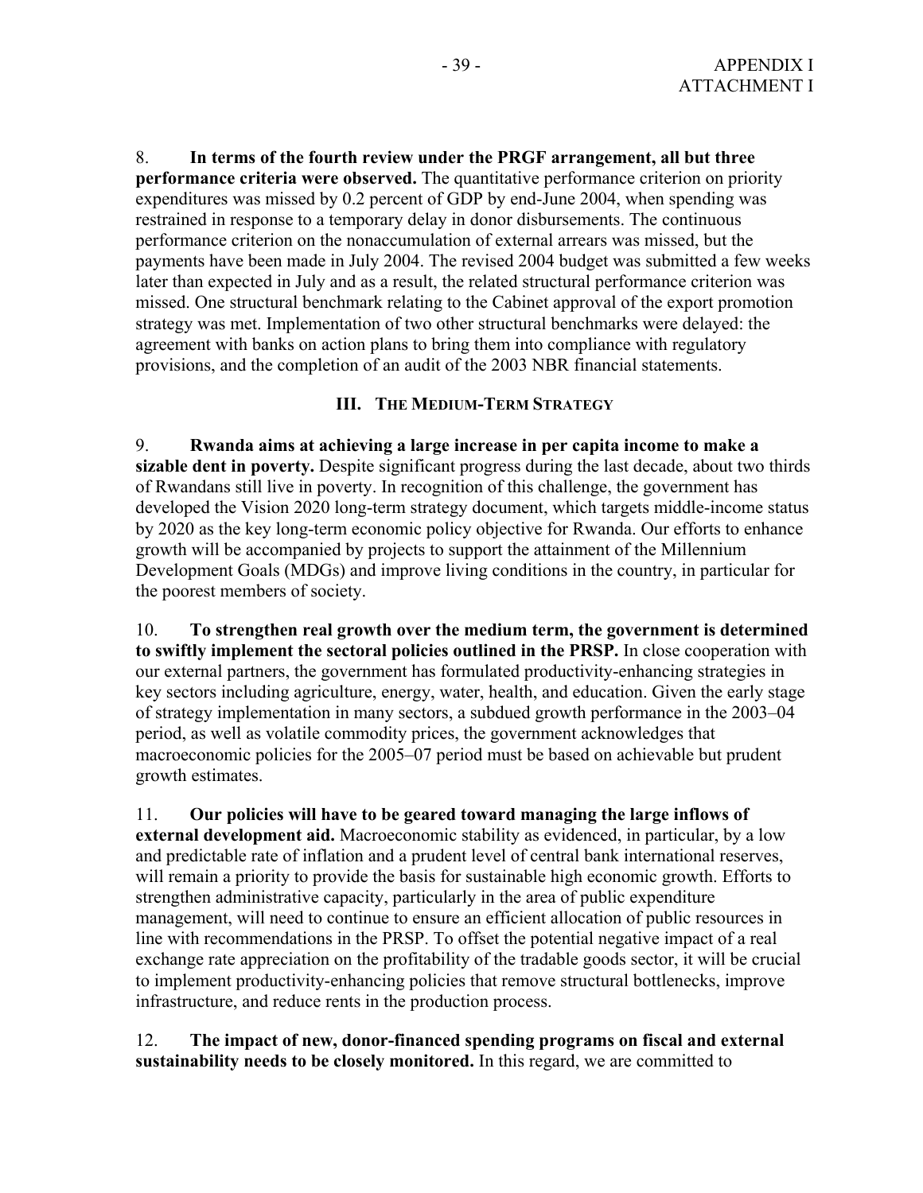8. **In terms of the fourth review under the PRGF arrangement, all but three performance criteria were observed.** The quantitative performance criterion on priority expenditures was missed by 0.2 percent of GDP by end-June 2004, when spending was restrained in response to a temporary delay in donor disbursements. The continuous performance criterion on the nonaccumulation of external arrears was missed, but the payments have been made in July 2004. The revised 2004 budget was submitted a few weeks later than expected in July and as a result, the related structural performance criterion was missed. One structural benchmark relating to the Cabinet approval of the export promotion strategy was met. Implementation of two other structural benchmarks were delayed: the agreement with banks on action plans to bring them into compliance with regulatory provisions, and the completion of an audit of the 2003 NBR financial statements.

## III. The Medium-Term Strategy

9. **Rwanda aims at achieving a large increase in per capita income to make a sizable dent in poverty.** Despite significant progress during the last decade, about two thirds of Rwandans still live in poverty. In recognition of this challenge, the government has developed the Vision 2020 long-term strategy document, which targets middle-income status by 2020 as the key long-term economic policy objective for Rwanda. Our efforts to enhance growth will be accompanied by projects to support the attainment of the Millennium Development Goals (MDGs) and improve living conditions in the country, in particular for the poorest members of society.

10. **To strengthen real growth over the medium term, the government is determined to swiftly implement the sectoral policies outlined in the PRSP.** In close cooperation with our external partners, the government has formulated productivity-enhancing strategies in key sectors including agriculture, energy, water, health, and education. Given the early stage of strategy implementation in many sectors, a subdued growth performance in the 2003–04 period, as well as volatile commodity prices, the government acknowledges that macroeconomic policies for the 2005–07 period must be based on achievable but prudent growth estimates.

11. **Our policies will have to be geared toward managing the large inflows of external development aid.** Macroeconomic stability as evidenced, in particular, by a low and predictable rate of inflation and a prudent level of central bank international reserves, will remain a priority to provide the basis for sustainable high economic growth. Efforts to strengthen administrative capacity, particularly in the area of public expenditure management, will need to continue to ensure an efficient allocation of public resources in line with recommendations in the PRSP. To offset the potential negative impact of a real exchange rate appreciation on the profitability of the tradable goods sector, it will be crucial to implement productivity-enhancing policies that remove structural bottlenecks, improve infrastructure, and reduce rents in the production process.

12. **The impact of new, donor-financed spending programs on fiscal and external sustainability needs to be closely monitored.** In this regard, we are committed to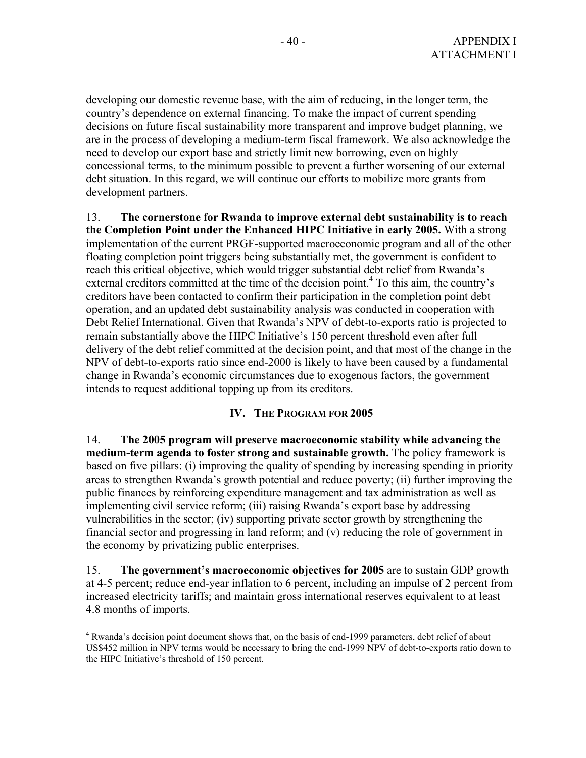developing our domestic revenue base, with the aim of reducing, in the longer term, the country's dependence on external financing. To make the impact of current spending decisions on future fiscal sustainability more transparent and improve budget planning, we are in the process of developing a medium-term fiscal framework. We also acknowledge the need to develop our export base and strictly limit new borrowing, even on highly concessional terms, to the minimum possible to prevent a further worsening of our external debt situation. In this regard, we will continue our efforts to mobilize more grants from development partners.

13. **The cornerstone for Rwanda to improve external debt sustainability is to reach the Completion Point under the Enhanced HIPC Initiative in early 2005.** With a strong implementation of the current PRGF-supported macroeconomic program and all of the other floating completion point triggers being substantially met, the government is confident to reach this critical objective, which would trigger substantial debt relief from Rwanda's external creditors committed at the time of the decision point.[4] To this aim, the country's creditors have been contacted to confirm their participation in the completion point debt operation, and an updated debt sustainability analysis was conducted in cooperation with Debt Relief International. Given that Rwanda's NPV of debt-to-exports ratio is projected to remain substantially above the HIPC Initiative's 150 percent threshold even after full delivery of the debt relief committed at the decision point, and that most of the change in the NPV of debt-to-exports ratio since end-2000 is likely to have been caused by a fundamental change in Rwanda's economic circumstances due to exogenous factors, the government intends to request additional topping up from its creditors.

## IV. The Program for 2005

14. **The 2005 program will preserve macroeconomic stability while advancing the medium-term agenda to foster strong and sustainable growth.** The policy framework is based on five pillars: (i) improving the quality of spending by increasing spending in priority areas to strengthen Rwanda's growth potential and reduce poverty; (ii) further improving the public finances by reinforcing expenditure management and tax administration as well as implementing civil service reform; (iii) raising Rwanda's export base by addressing vulnerabilities in the sector; (iv) supporting private sector growth by strengthening the financial sector and progressing in land reform; and (v) reducing the role of government in the economy by privatizing public enterprises.

15. **The government's macroeconomic objectives for 2005** are to sustain GDP growth at 4-5 percent; reduce end-year inflation to 6 percent, including an impulse of 2 percent from increased electricity tariffs; and maintain gross international reserves equivalent to at least 4.8 months of imports.

---

[4] Rwanda's decision point document shows that, on the basis of end-1999 parameters, debt relief of about US$452 million in NPV terms would be necessary to bring the end-1999 NPV of debt-to-exports ratio down to the HIPC Initiative's threshold of 150 percent.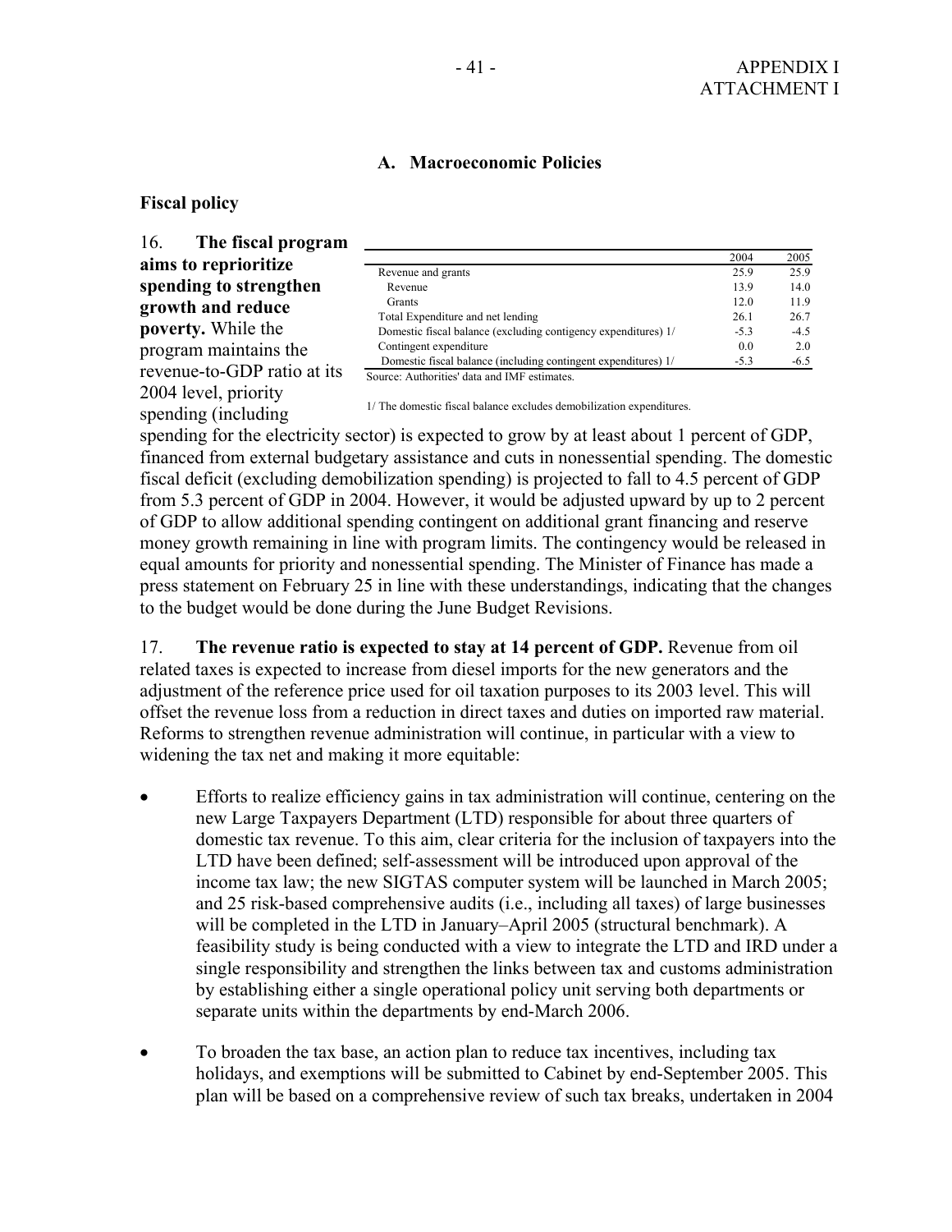## A. Macroeconomic Policies

### Fiscal policy

16. **The fiscal program aims to reprioritize spending to strengthen growth and reduce poverty.** While the program maintains the revenue-to-GDP ratio at its 2004 level, priority spending (including spending for the electricity sector) is expected to grow by at least about 1 percent of GDP, financed from external budgetary assistance and cuts in nonessential spending. The domestic fiscal deficit (excluding demobilization spending) is projected to fall to 4.5 percent of GDP from 5.3 percent of GDP in 2004. However, it would be adjusted upward by up to 2 percent of GDP to allow additional spending contingent on additional grant financing and reserve money growth remaining in line with program limits. The contingency would be released in equal amounts for priority and nonessential spending. The Minister of Finance has made a press statement on February 25 in line with these understandings, indicating that the changes to the budget would be done during the June Budget Revisions.

| | 2004 | 2005 |
|---|---|---|
| Revenue and grants | 25.9 | 25.9 |
| Revenue | 13.9 | 14.0 |
| Grants | 12.0 | 11.9 |
| Total Expenditure and net lending | 26.1 | 26.7 |
| Domestic fiscal balance (excluding contigency expenditures) 1/ | -5.3 | -4.5 |
| Contingent expenditure | 0.0 | 2.0 |
| Domestic fiscal balance (including contingent expenditures) 1/ | -5.3 | -6.5 |

Source: Authorities' data and IMF estimates.

1/ The domestic fiscal balance excludes demobilization expenditures.

17. **The revenue ratio is expected to stay at 14 percent of GDP.** Revenue from oil related taxes is expected to increase from diesel imports for the new generators and the adjustment of the reference price used for oil taxation purposes to its 2003 level. This will offset the revenue loss from a reduction in direct taxes and duties on imported raw material. Reforms to strengthen revenue administration will continue, in particular with a view to widening the tax net and making it more equitable:

- Efforts to realize efficiency gains in tax administration will continue, centering on the new Large Taxpayers Department (LTD) responsible for about three quarters of domestic tax revenue. To this aim, clear criteria for the inclusion of taxpayers into the LTD have been defined; self-assessment will be introduced upon approval of the income tax law; the new SIGTAS computer system will be launched in March 2005; and 25 risk-based comprehensive audits (i.e., including all taxes) of large businesses will be completed in the LTD in January–April 2005 (structural benchmark). A feasibility study is being conducted with a view to integrate the LTD and IRD under a single responsibility and strengthen the links between tax and customs administration by establishing either a single operational policy unit serving both departments or separate units within the departments by end-March 2006.

- To broaden the tax base, an action plan to reduce tax incentives, including tax holidays, and exemptions will be submitted to Cabinet by end-September 2005. This plan will be based on a comprehensive review of such tax breaks, undertaken in 2004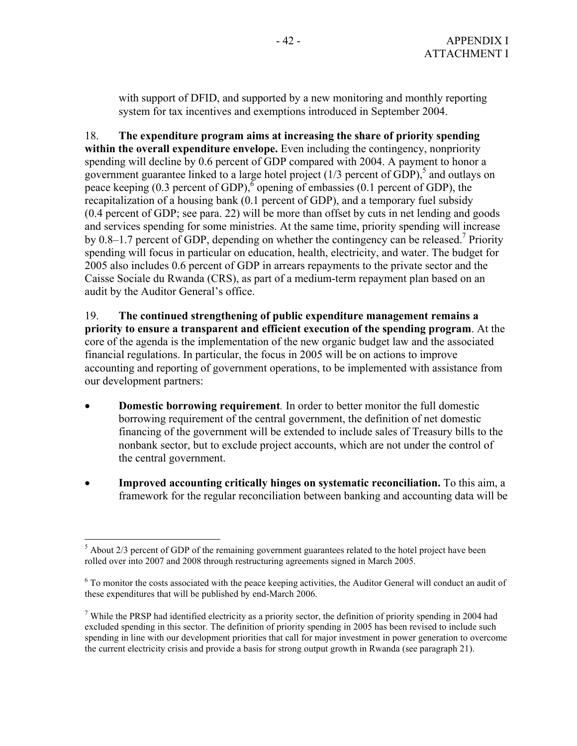with support of DFID, and supported by a new monitoring and monthly reporting system for tax incentives and exemptions introduced in September 2004.

18. **The expenditure program aims at increasing the share of priority spending within the overall expenditure envelope.** Even including the contingency, nonpriority spending will decline by 0.6 percent of GDP compared with 2004. A payment to honor a government guarantee linked to a large hotel project (1/3 percent of GDP),[5] and outlays on peace keeping (0.3 percent of GDP),[6] opening of embassies (0.1 percent of GDP), the recapitalization of a housing bank (0.1 percent of GDP), and a temporary fuel subsidy (0.4 percent of GDP; see para. 22) will be more than offset by cuts in net lending and goods and services spending for some ministries. At the same time, priority spending will increase by 0.8–1.7 percent of GDP, depending on whether the contingency can be released.[7] Priority spending will focus in particular on education, health, electricity, and water. The budget for 2005 also includes 0.6 percent of GDP in arrears repayments to the private sector and the Caisse Sociale du Rwanda (CRS), as part of a medium-term repayment plan based on an audit by the Auditor General's office.

19. **The continued strengthening of public expenditure management remains a priority to ensure a transparent and efficient execution of the spending program**. At the core of the agenda is the implementation of the new organic budget law and the associated financial regulations. In particular, the focus in 2005 will be on actions to improve accounting and reporting of government operations, to be implemented with assistance from our development partners:

- **Domestic borrowing requirement***.* In order to better monitor the full domestic borrowing requirement of the central government, the definition of net domestic financing of the government will be extended to include sales of Treasury bills to the nonbank sector, but to exclude project accounts, which are not under the control of the central government.

- **Improved accounting critically hinges on systematic reconciliation.** To this aim, a framework for the regular reconciliation between banking and accounting data will be

---

[5] About 2/3 percent of GDP of the remaining government guarantees related to the hotel project have been rolled over into 2007 and 2008 through restructuring agreements signed in March 2005.

[6] To monitor the costs associated with the peace keeping activities, the Auditor General will conduct an audit of these expenditures that will be published by end-March 2006.

[7] While the PRSP had identified electricity as a priority sector, the definition of priority spending in 2004 had excluded spending in this sector. The definition of priority spending in 2005 has been revised to include such spending in line with our development priorities that call for major investment in power generation to overcome the current electricity crisis and provide a basis for strong output growth in Rwanda (see paragraph 21).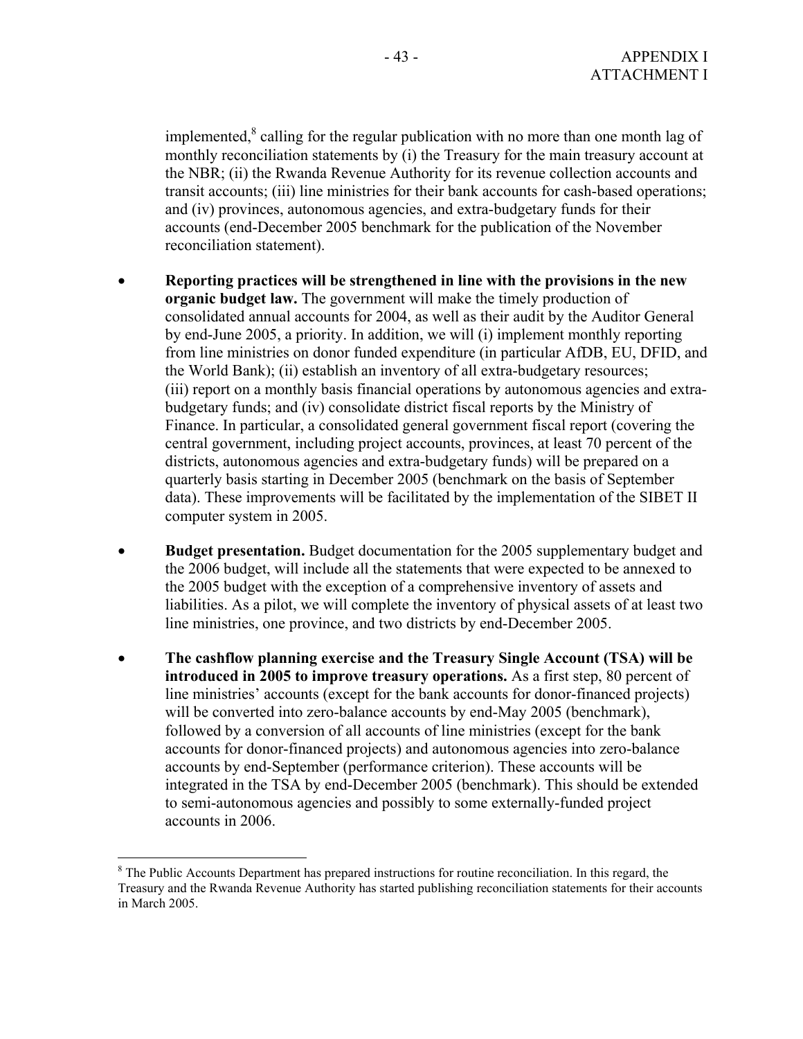implemented,[8] calling for the regular publication with no more than one month lag of monthly reconciliation statements by (i) the Treasury for the main treasury account at the NBR; (ii) the Rwanda Revenue Authority for its revenue collection accounts and transit accounts; (iii) line ministries for their bank accounts for cash-based operations; and (iv) provinces, autonomous agencies, and extra-budgetary funds for their accounts (end-December 2005 benchmark for the publication of the November reconciliation statement).

- **Reporting practices will be strengthened in line with the provisions in the new organic budget law.** The government will make the timely production of consolidated annual accounts for 2004, as well as their audit by the Auditor General by end-June 2005, a priority. In addition, we will (i) implement monthly reporting from line ministries on donor funded expenditure (in particular AfDB, EU, DFID, and the World Bank); (ii) establish an inventory of all extra-budgetary resources; (iii) report on a monthly basis financial operations by autonomous agencies and extra-budgetary funds; and (iv) consolidate district fiscal reports by the Ministry of Finance. In particular, a consolidated general government fiscal report (covering the central government, including project accounts, provinces, at least 70 percent of the districts, autonomous agencies and extra-budgetary funds) will be prepared on a quarterly basis starting in December 2005 (benchmark on the basis of September data). These improvements will be facilitated by the implementation of the SIBET II computer system in 2005.

- **Budget presentation.** Budget documentation for the 2005 supplementary budget and the 2006 budget, will include all the statements that were expected to be annexed to the 2005 budget with the exception of a comprehensive inventory of assets and liabilities. As a pilot, we will complete the inventory of physical assets of at least two line ministries, one province, and two districts by end-December 2005.

- **The cashflow planning exercise and the Treasury Single Account (TSA) will be introduced in 2005 to improve treasury operations.** As a first step, 80 percent of line ministries' accounts (except for the bank accounts for donor-financed projects) will be converted into zero-balance accounts by end-May 2005 (benchmark), followed by a conversion of all accounts of line ministries (except for the bank accounts for donor-financed projects) and autonomous agencies into zero-balance accounts by end-September (performance criterion). These accounts will be integrated in the TSA by end-December 2005 (benchmark). This should be extended to semi-autonomous agencies and possibly to some externally-funded project accounts in 2006.

---

[8] The Public Accounts Department has prepared instructions for routine reconciliation. In this regard, the Treasury and the Rwanda Revenue Authority has started publishing reconciliation statements for their accounts in March 2005.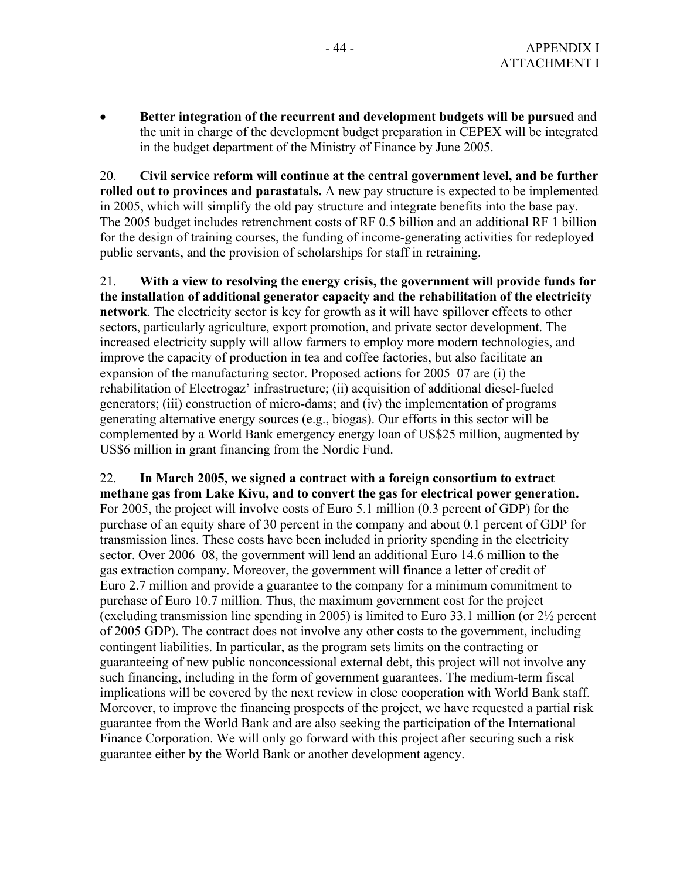- **Better integration of the recurrent and development budgets will be pursued** and the unit in charge of the development budget preparation in CEPEX will be integrated in the budget department of the Ministry of Finance by June 2005.

20. **Civil service reform will continue at the central government level, and be further rolled out to provinces and parastatals.** A new pay structure is expected to be implemented in 2005, which will simplify the old pay structure and integrate benefits into the base pay. The 2005 budget includes retrenchment costs of RF 0.5 billion and an additional RF 1 billion for the design of training courses, the funding of income-generating activities for redeployed public servants, and the provision of scholarships for staff in retraining.

21. **With a view to resolving the energy crisis, the government will provide funds for the installation of additional generator capacity and the rehabilitation of the electricity network**. The electricity sector is key for growth as it will have spillover effects to other sectors, particularly agriculture, export promotion, and private sector development. The increased electricity supply will allow farmers to employ more modern technologies, and improve the capacity of production in tea and coffee factories, but also facilitate an expansion of the manufacturing sector. Proposed actions for 2005–07 are (i) the rehabilitation of Electrogaz' infrastructure; (ii) acquisition of additional diesel-fueled generators; (iii) construction of micro-dams; and (iv) the implementation of programs generating alternative energy sources (e.g., biogas). Our efforts in this sector will be complemented by a World Bank emergency energy loan of US$25 million, augmented by US$6 million in grant financing from the Nordic Fund.

22. **In March 2005, we signed a contract with a foreign consortium to extract methane gas from Lake Kivu, and to convert the gas for electrical power generation.** For 2005, the project will involve costs of Euro 5.1 million (0.3 percent of GDP) for the purchase of an equity share of 30 percent in the company and about 0.1 percent of GDP for transmission lines. These costs have been included in priority spending in the electricity sector. Over 2006–08, the government will lend an additional Euro 14.6 million to the gas extraction company. Moreover, the government will finance a letter of credit of Euro 2.7 million and provide a guarantee to the company for a minimum commitment to purchase of Euro 10.7 million. Thus, the maximum government cost for the project (excluding transmission line spending in 2005) is limited to Euro 33.1 million (or 2½ percent of 2005 GDP). The contract does not involve any other costs to the government, including contingent liabilities. In particular, as the program sets limits on the contracting or guaranteeing of new public nonconcessional external debt, this project will not involve any such financing, including in the form of government guarantees. The medium-term fiscal implications will be covered by the next review in close cooperation with World Bank staff. Moreover, to improve the financing prospects of the project, we have requested a partial risk guarantee from the World Bank and are also seeking the participation of the International Finance Corporation. We will only go forward with this project after securing such a risk guarantee either by the World Bank or another development agency.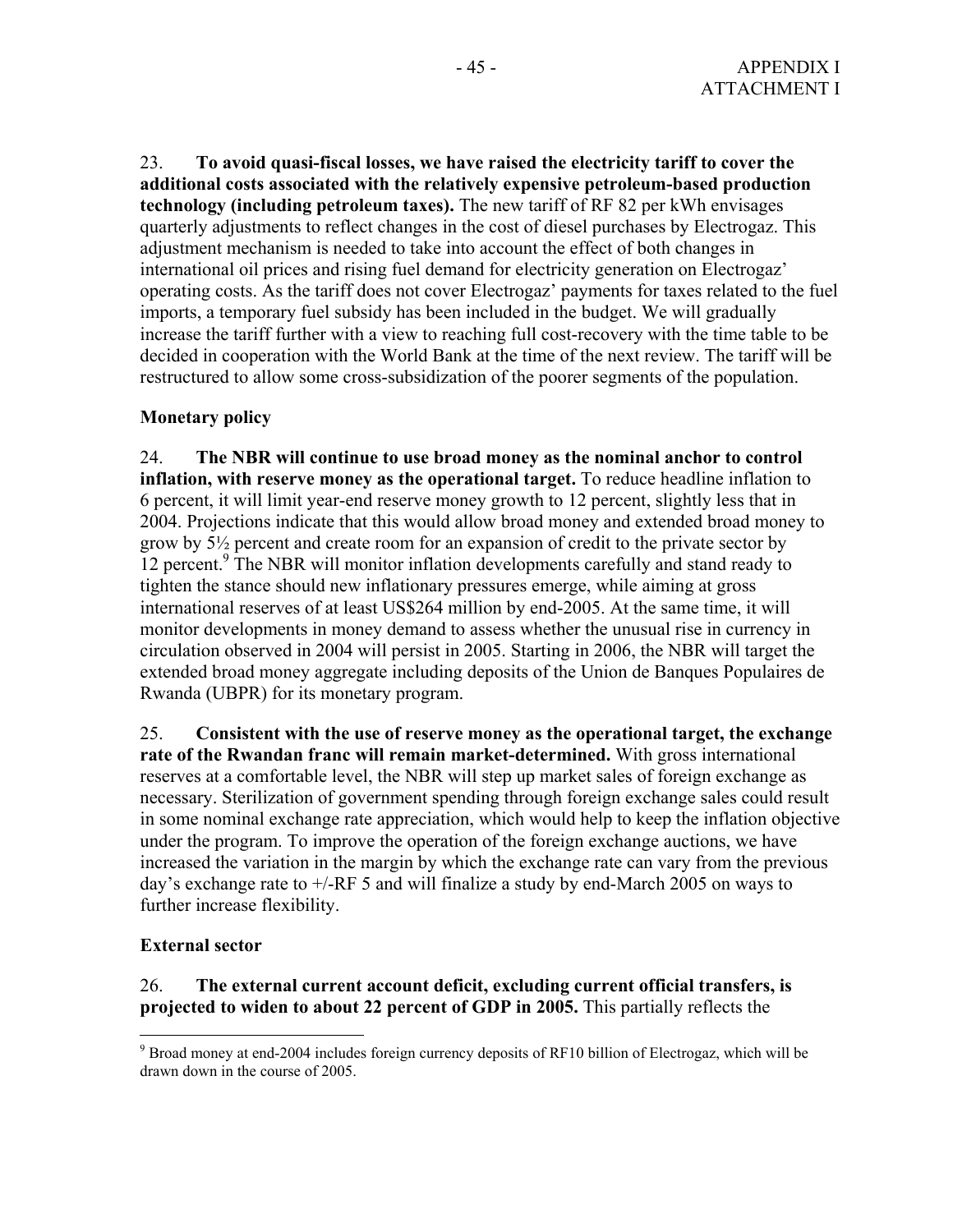23. **To avoid quasi-fiscal losses, we have raised the electricity tariff to cover the additional costs associated with the relatively expensive petroleum-based production technology (including petroleum taxes).** The new tariff of RF 82 per kWh envisages quarterly adjustments to reflect changes in the cost of diesel purchases by Electrogaz. This adjustment mechanism is needed to take into account the effect of both changes in international oil prices and rising fuel demand for electricity generation on Electrogaz' operating costs. As the tariff does not cover Electrogaz' payments for taxes related to the fuel imports, a temporary fuel subsidy has been included in the budget. We will gradually increase the tariff further with a view to reaching full cost-recovery with the time table to be decided in cooperation with the World Bank at the time of the next review. The tariff will be restructured to allow some cross-subsidization of the poorer segments of the population.

**Monetary policy**

24. **The NBR will continue to use broad money as the nominal anchor to control inflation, with reserve money as the operational target.** To reduce headline inflation to 6 percent, it will limit year-end reserve money growth to 12 percent, slightly less that in 2004. Projections indicate that this would allow broad money and extended broad money to grow by 5½ percent and create room for an expansion of credit to the private sector by 12 percent.[9] The NBR will monitor inflation developments carefully and stand ready to tighten the stance should new inflationary pressures emerge, while aiming at gross international reserves of at least US$264 million by end-2005. At the same time, it will monitor developments in money demand to assess whether the unusual rise in currency in circulation observed in 2004 will persist in 2005. Starting in 2006, the NBR will target the extended broad money aggregate including deposits of the Union de Banques Populaires de Rwanda (UBPR) for its monetary program.

25. **Consistent with the use of reserve money as the operational target, the exchange rate of the Rwandan franc will remain market-determined.** With gross international reserves at a comfortable level, the NBR will step up market sales of foreign exchange as necessary. Sterilization of government spending through foreign exchange sales could result in some nominal exchange rate appreciation, which would help to keep the inflation objective under the program. To improve the operation of the foreign exchange auctions, we have increased the variation in the margin by which the exchange rate can vary from the previous day's exchange rate to +/-RF 5 and will finalize a study by end-March 2005 on ways to further increase flexibility.

**External sector**

26. **The external current account deficit, excluding current official transfers, is projected to widen to about 22 percent of GDP in 2005.** This partially reflects the

[9] Broad money at end-2004 includes foreign currency deposits of RF10 billion of Electrogaz, which will be drawn down in the course of 2005.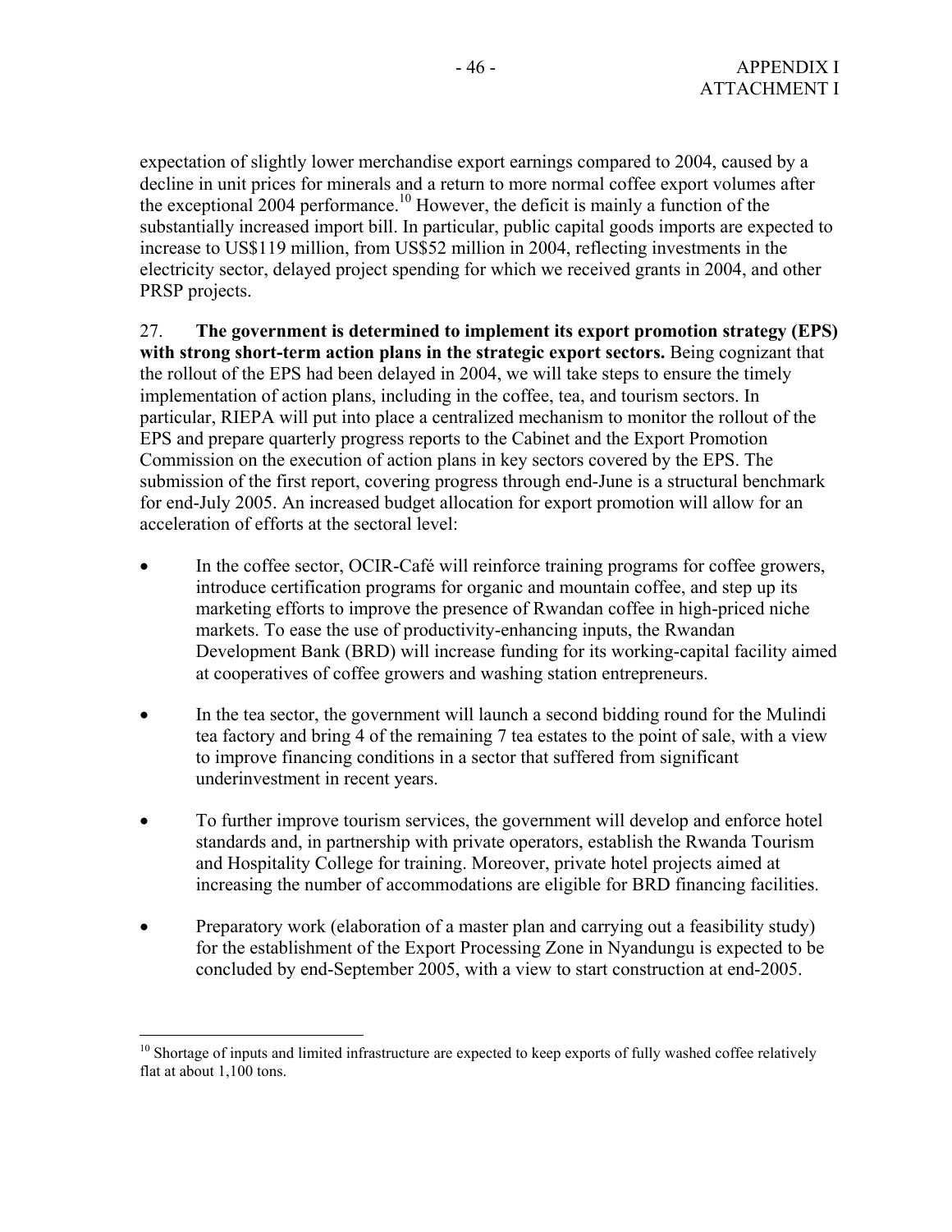expectation of slightly lower merchandise export earnings compared to 2004, caused by a decline in unit prices for minerals and a return to more normal coffee export volumes after the exceptional 2004 performance.[10] However, the deficit is mainly a function of the substantially increased import bill. In particular, public capital goods imports are expected to increase to US$119 million, from US$52 million in 2004, reflecting investments in the electricity sector, delayed project spending for which we received grants in 2004, and other PRSP projects.

27. **The government is determined to implement its export promotion strategy (EPS) with strong short-term action plans in the strategic export sectors.** Being cognizant that the rollout of the EPS had been delayed in 2004, we will take steps to ensure the timely implementation of action plans, including in the coffee, tea, and tourism sectors. In particular, RIEPA will put into place a centralized mechanism to monitor the rollout of the EPS and prepare quarterly progress reports to the Cabinet and the Export Promotion Commission on the execution of action plans in key sectors covered by the EPS. The submission of the first report, covering progress through end-June is a structural benchmark for end-July 2005. An increased budget allocation for export promotion will allow for an acceleration of efforts at the sectoral level:

- In the coffee sector, OCIR-Café will reinforce training programs for coffee growers, introduce certification programs for organic and mountain coffee, and step up its marketing efforts to improve the presence of Rwandan coffee in high-priced niche markets. To ease the use of productivity-enhancing inputs, the Rwandan Development Bank (BRD) will increase funding for its working-capital facility aimed at cooperatives of coffee growers and washing station entrepreneurs.

- In the tea sector, the government will launch a second bidding round for the Mulindi tea factory and bring 4 of the remaining 7 tea estates to the point of sale, with a view to improve financing conditions in a sector that suffered from significant underinvestment in recent years.

- To further improve tourism services, the government will develop and enforce hotel standards and, in partnership with private operators, establish the Rwanda Tourism and Hospitality College for training. Moreover, private hotel projects aimed at increasing the number of accommodations are eligible for BRD financing facilities.

- Preparatory work (elaboration of a master plan and carrying out a feasibility study) for the establishment of the Export Processing Zone in Nyandungu is expected to be concluded by end-September 2005, with a view to start construction at end-2005.

---

[10] Shortage of inputs and limited infrastructure are expected to keep exports of fully washed coffee relatively flat at about 1,100 tons.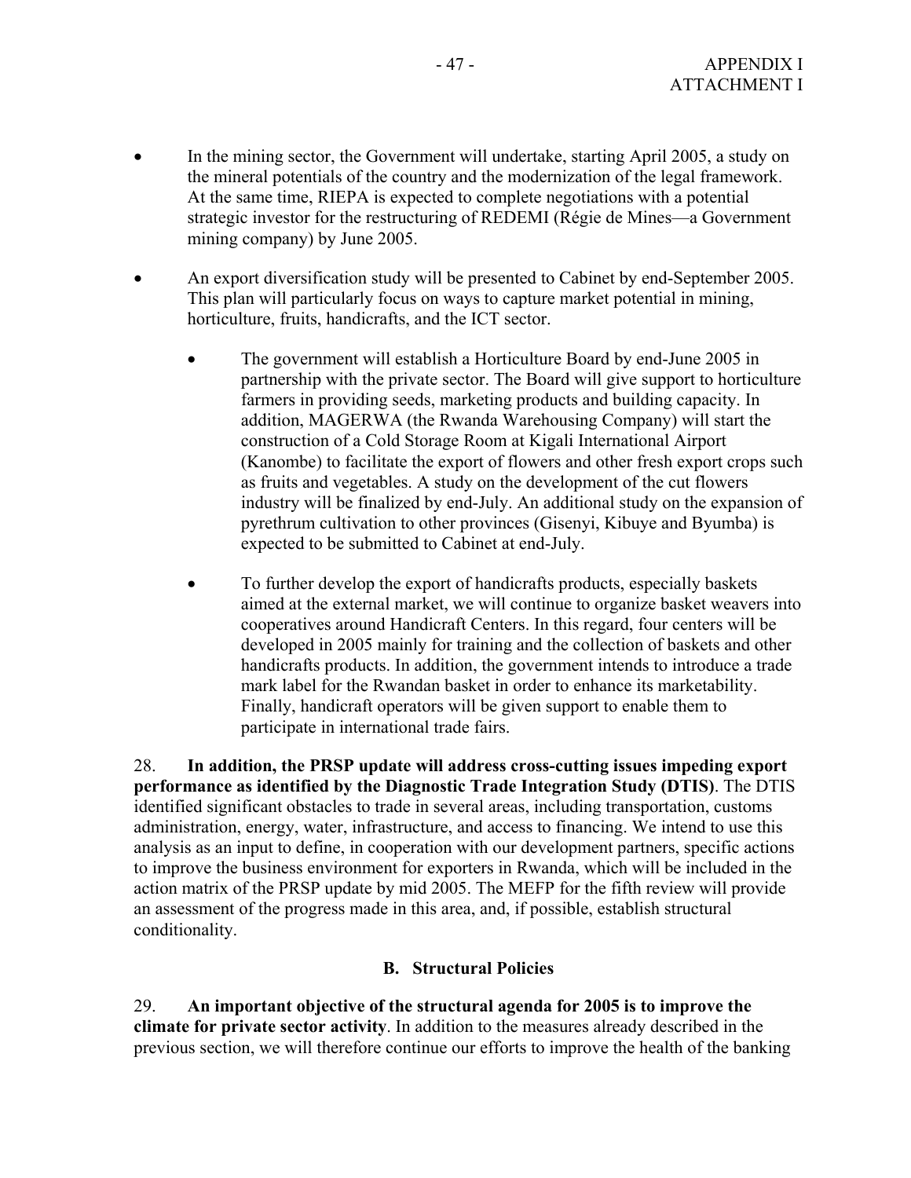- In the mining sector, the Government will undertake, starting April 2005, a study on the mineral potentials of the country and the modernization of the legal framework. At the same time, RIEPA is expected to complete negotiations with a potential strategic investor for the restructuring of REDEMI (Régie de Mines—a Government mining company) by June 2005.

- An export diversification study will be presented to Cabinet by end-September 2005. This plan will particularly focus on ways to capture market potential in mining, horticulture, fruits, handicrafts, and the ICT sector.

    - The government will establish a Horticulture Board by end-June 2005 in partnership with the private sector. The Board will give support to horticulture farmers in providing seeds, marketing products and building capacity. In addition, MAGERWA (the Rwanda Warehousing Company) will start the construction of a Cold Storage Room at Kigali International Airport (Kanombe) to facilitate the export of flowers and other fresh export crops such as fruits and vegetables. A study on the development of the cut flowers industry will be finalized by end-July. An additional study on the expansion of pyrethrum cultivation to other provinces (Gisenyi, Kibuye and Byumba) is expected to be submitted to Cabinet at end-July.

    - To further develop the export of handicrafts products, especially baskets aimed at the external market, we will continue to organize basket weavers into cooperatives around Handicraft Centers. In this regard, four centers will be developed in 2005 mainly for training and the collection of baskets and other handicrafts products. In addition, the government intends to introduce a trade mark label for the Rwandan basket in order to enhance its marketability. Finally, handicraft operators will be given support to enable them to participate in international trade fairs.

28. **In addition, the PRSP update will address cross-cutting issues impeding export performance as identified by the Diagnostic Trade Integration Study (DTIS)**. The DTIS identified significant obstacles to trade in several areas, including transportation, customs administration, energy, water, infrastructure, and access to financing. We intend to use this analysis as an input to define, in cooperation with our development partners, specific actions to improve the business environment for exporters in Rwanda, which will be included in the action matrix of the PRSP update by mid 2005. The MEFP for the fifth review will provide an assessment of the progress made in this area, and, if possible, establish structural conditionality.

### B. Structural Policies

29. **An important objective of the structural agenda for 2005 is to improve the climate for private sector activity**. In addition to the measures already described in the previous section, we will therefore continue our efforts to improve the health of the banking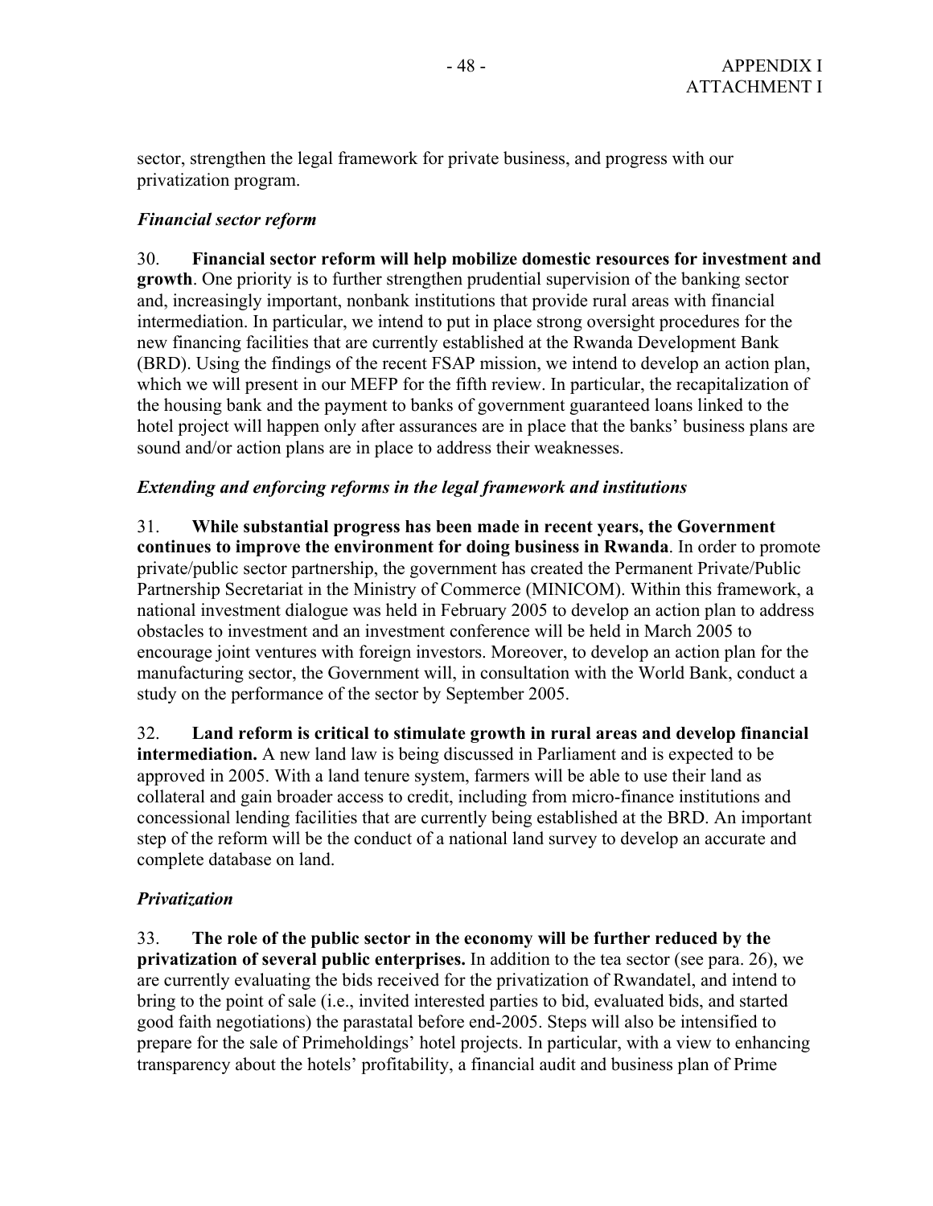sector, strengthen the legal framework for private business, and progress with our privatization program.

### *Financial sector reform*

30. **Financial sector reform will help mobilize domestic resources for investment and growth**. One priority is to further strengthen prudential supervision of the banking sector and, increasingly important, nonbank institutions that provide rural areas with financial intermediation. In particular, we intend to put in place strong oversight procedures for the new financing facilities that are currently established at the Rwanda Development Bank (BRD). Using the findings of the recent FSAP mission, we intend to develop an action plan, which we will present in our MEFP for the fifth review. In particular, the recapitalization of the housing bank and the payment to banks of government guaranteed loans linked to the hotel project will happen only after assurances are in place that the banks' business plans are sound and/or action plans are in place to address their weaknesses.

### *Extending and enforcing reforms in the legal framework and institutions*

31. **While substantial progress has been made in recent years, the Government continues to improve the environment for doing business in Rwanda**. In order to promote private/public sector partnership, the government has created the Permanent Private/Public Partnership Secretariat in the Ministry of Commerce (MINICOM). Within this framework, a national investment dialogue was held in February 2005 to develop an action plan to address obstacles to investment and an investment conference will be held in March 2005 to encourage joint ventures with foreign investors. Moreover, to develop an action plan for the manufacturing sector, the Government will, in consultation with the World Bank, conduct a study on the performance of the sector by September 2005.

32. **Land reform is critical to stimulate growth in rural areas and develop financial intermediation.** A new land law is being discussed in Parliament and is expected to be approved in 2005. With a land tenure system, farmers will be able to use their land as collateral and gain broader access to credit, including from micro-finance institutions and concessional lending facilities that are currently being established at the BRD. An important step of the reform will be the conduct of a national land survey to develop an accurate and complete database on land.

### *Privatization*

33. **The role of the public sector in the economy will be further reduced by the privatization of several public enterprises.** In addition to the tea sector (see para. 26), we are currently evaluating the bids received for the privatization of Rwandatel, and intend to bring to the point of sale (i.e., invited interested parties to bid, evaluated bids, and started good faith negotiations) the parastatal before end-2005. Steps will also be intensified to prepare for the sale of Primeholdings' hotel projects. In particular, with a view to enhancing transparency about the hotels' profitability, a financial audit and business plan of Prime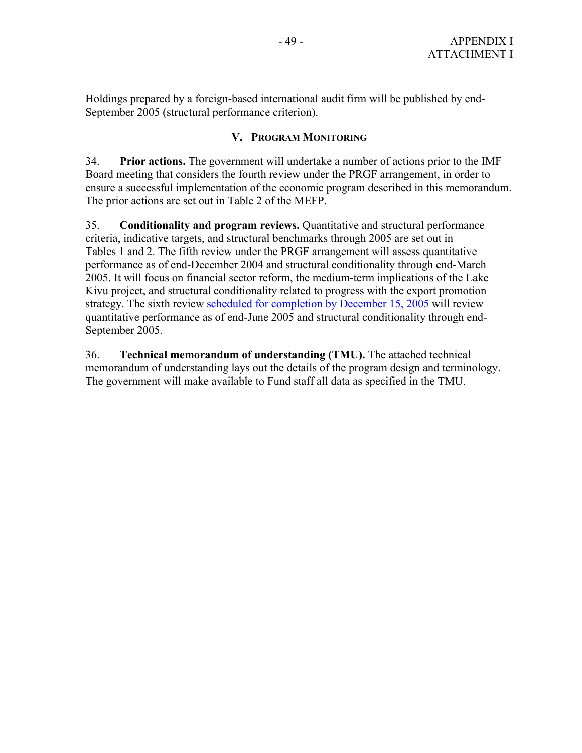Holdings prepared by a foreign-based international audit firm will be published by end-September 2005 (structural performance criterion).

## V. Program Monitoring

34. **Prior actions.** The government will undertake a number of actions prior to the IMF Board meeting that considers the fourth review under the PRGF arrangement, in order to ensure a successful implementation of the economic program described in this memorandum. The prior actions are set out in Table 2 of the MEFP.

35. **Conditionality and program reviews.** Quantitative and structural performance criteria, indicative targets, and structural benchmarks through 2005 are set out in Tables 1 and 2. The fifth review under the PRGF arrangement will assess quantitative performance as of end-December 2004 and structural conditionality through end-March 2005. It will focus on financial sector reform, the medium-term implications of the Lake Kivu project, and structural conditionality related to progress with the export promotion strategy. The sixth review scheduled for completion by December 15, 2005 will review quantitative performance as of end-June 2005 and structural conditionality through end-September 2005.

36. **Technical memorandum of understanding (TMU).** The attached technical memorandum of understanding lays out the details of the program design and terminology. The government will make available to Fund staff all data as specified in the TMU.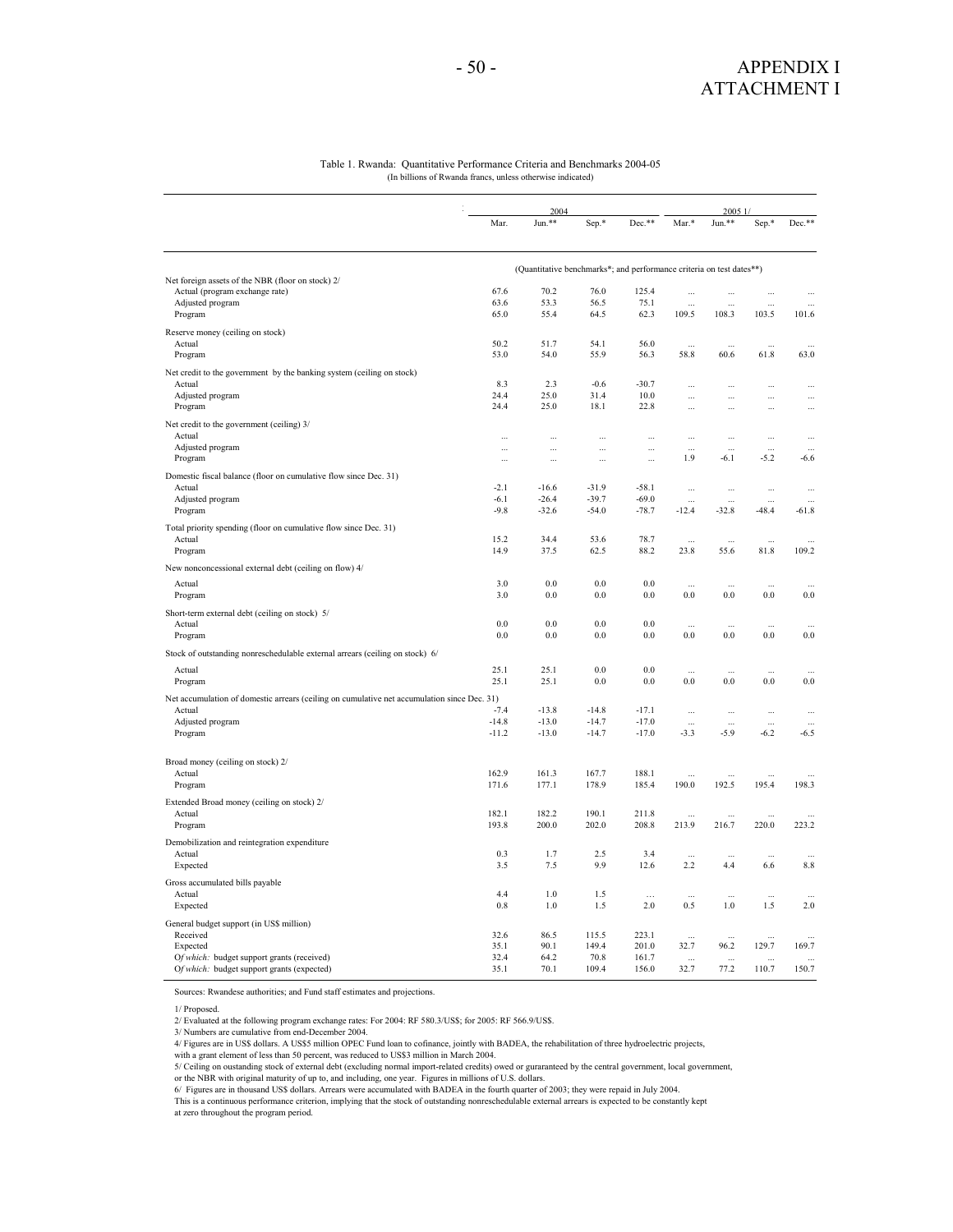APPENDIX I
ATTACHMENT I

Table 1. Rwanda: Quantitative Performance Criteria and Benchmarks 2004-05
(In billions of Rwanda francs, unless otherwise indicated)

| | 2004 | | | | 2005 1/ | | | |
|---|---|---|---|---|---|---|---|---|
| | Mar. | Jun.** | Sep.* | Dec.** | Mar.* | Jun.** | Sep.* | Dec.** |
| | (Quantitative benchmarks*; and performance criteria on test dates**) | | | | | | | |
| Net foreign assets of the NBR (floor on stock) 2/ | | | | | | | | |
| Actual (program exchange rate) | 67.6 | 70.2 | 76.0 | 125.4 | ... | ... | ... | ... |
| Adjusted program | 63.6 | 53.3 | 56.5 | 75.1 | ... | ... | ... | ... |
| Program | 65.0 | 55.4 | 64.5 | 62.3 | 109.5 | 108.3 | 103.5 | 101.6 |
| Reserve money (ceiling on stock) | | | | | | | | |
| Actual | 50.2 | 51.7 | 54.1 | 56.0 | ... | ... | ... | ... |
| Program | 53.0 | 54.0 | 55.9 | 56.3 | 58.8 | 60.6 | 61.8 | 63.0 |
| Net credit to the government by the banking system (ceiling on stock) | | | | | | | | |
| Actual | 8.3 | 2.3 | -0.6 | -30.7 | ... | ... | ... | ... |
| Adjusted program | 24.4 | 25.0 | 31.4 | 10.0 | ... | ... | ... | ... |
| Program | 24.4 | 25.0 | 18.1 | 22.8 | ... | ... | ... | ... |
| Net credit to the government (ceiling) 3/ | | | | | | | | |
| Actual | ... | ... | ... | ... | ... | ... | ... | ... |
| Adjusted program | ... | ... | ... | ... | ... | ... | ... | ... |
| Program | ... | ... | ... | ... | 1.9 | -6.1 | -5.2 | -6.6 |
| Domestic fiscal balance (floor on cumulative flow since Dec. 31) | | | | | | | | |
| Actual | -2.1 | -16.6 | -31.9 | -58.1 | ... | ... | ... | ... |
| Adjusted program | -6.1 | -26.4 | -39.7 | -69.0 | ... | ... | ... | ... |
| Program | -9.8 | -32.6 | -54.0 | -78.7 | -12.4 | -32.8 | -48.4 | -61.8 |
| Total priority spending (floor on cumulative flow since Dec. 31) | | | | | | | | |
| Actual | 15.2 | 34.4 | 53.6 | 78.7 | ... | ... | ... | ... |
| Program | 14.9 | 37.5 | 62.5 | 88.2 | 23.8 | 55.6 | 81.8 | 109.2 |
| New nonconcessional external debt (ceiling on flow) 4/ | | | | | | | | |
| Actual | 3.0 | 0.0 | 0.0 | 0.0 | ... | ... | ... | ... |
| Program | 3.0 | 0.0 | 0.0 | 0.0 | 0.0 | 0.0 | 0.0 | 0.0 |
| Short-term external debt (ceiling on stock) 5/ | | | | | | | | |
| Actual | 0.0 | 0.0 | 0.0 | 0.0 | ... | ... | ... | ... |
| Program | 0.0 | 0.0 | 0.0 | 0.0 | 0.0 | 0.0 | 0.0 | 0.0 |
| Stock of outstanding nonreschedulable external arrears (ceiling on stock) 6/ | | | | | | | | |
| Actual | 25.1 | 25.1 | 0.0 | 0.0 | ... | ... | ... | ... |
| Program | 25.1 | 25.1 | 0.0 | 0.0 | 0.0 | 0.0 | 0.0 | 0.0 |
| Net accumulation of domestic arrears (ceiling on cumulative net accumulation since Dec. 31) | | | | | | | | |
| Actual | -7.4 | -13.8 | -14.8 | -17.1 | ... | ... | ... | ... |
| Adjusted program | -14.8 | -13.0 | -14.7 | -17.0 | ... | ... | ... | ... |
| Program | -11.2 | -13.0 | -14.7 | -17.0 | -3.3 | -5.9 | -6.2 | -6.5 |
| Broad money (ceiling on stock) 2/ | | | | | | | | |
| Actual | 162.9 | 161.3 | 167.7 | 188.1 | ... | ... | ... | ... |
| Program | 171.6 | 177.1 | 178.9 | 185.4 | 190.0 | 192.5 | 195.4 | 198.3 |
| Extended Broad money (ceiling on stock) 2/ | | | | | | | | |
| Actual | 182.1 | 182.2 | 190.1 | 211.8 | ... | ... | ... | ... |
| Program | 193.8 | 200.0 | 202.0 | 208.8 | 213.9 | 216.7 | 220.0 | 223.2 |
| Demobilization and reintegration expenditure | | | | | | | | |
| Actual | 0.3 | 1.7 | 2.5 | 3.4 | ... | ... | ... | ... |
| Expected | 3.5 | 7.5 | 9.9 | 12.6 | 2.2 | 4.4 | 6.6 | 8.8 |
| Gross accumulated bills payable | | | | | | | | |
| Actual | 4.4 | 1.0 | 1.5 | ... | ... | ... | ... | ... |
| Expected | 0.8 | 1.0 | 1.5 | 2.0 | 0.5 | 1.0 | 1.5 | 2.0 |
| General budget support (in US$ million) | | | | | | | | |
| Received | 32.6 | 86.5 | 115.5 | 223.1 | ... | ... | ... | ... |
| Expected | 35.1 | 90.1 | 149.4 | 201.0 | 32.7 | 96.2 | 129.7 | 169.7 |
| *Of which:* budget support grants (received) | 32.4 | 64.2 | 70.8 | 161.7 | ... | ... | ... | ... |
| *Of which:* budget support grants (expected) | 35.1 | 70.1 | 109.4 | 156.0 | 32.7 | 77.2 | 110.7 | 150.7 |

Sources: Rwandese authorities; and Fund staff estimates and projections.

1/ Proposed.

2/ Evaluated at the following program exchange rates: For 2004: RF 580.3/US$; for 2005: RF 566.9/US$.

3/ Numbers are cumulative from end-December 2004.

4/ Figures are in US$ dollars. A US$5 million OPEC Fund loan to cofinance, jointly with BADEA, the rehabilitation of three hydroelectric projects, with a grant element of less than 50 percent, was reduced to US$3 million in March 2004.

5/ Ceiling on oustanding stock of external debt (excluding normal import-related credits) owed or guraranteed by the central government, local government, or the NBR with original maturity of up to, and including, one year. Figures in millions of U.S. dollars.

6/ Figures are in thousand US$ dollars. Arrears were accumulated with BADEA in the fourth quarter of 2003; they were repaid in July 2004. This is a continuous performance criterion, implying that the stock of outstanding nonreschedulable external arrears is expected to be constantly kept at zero throughout the program period.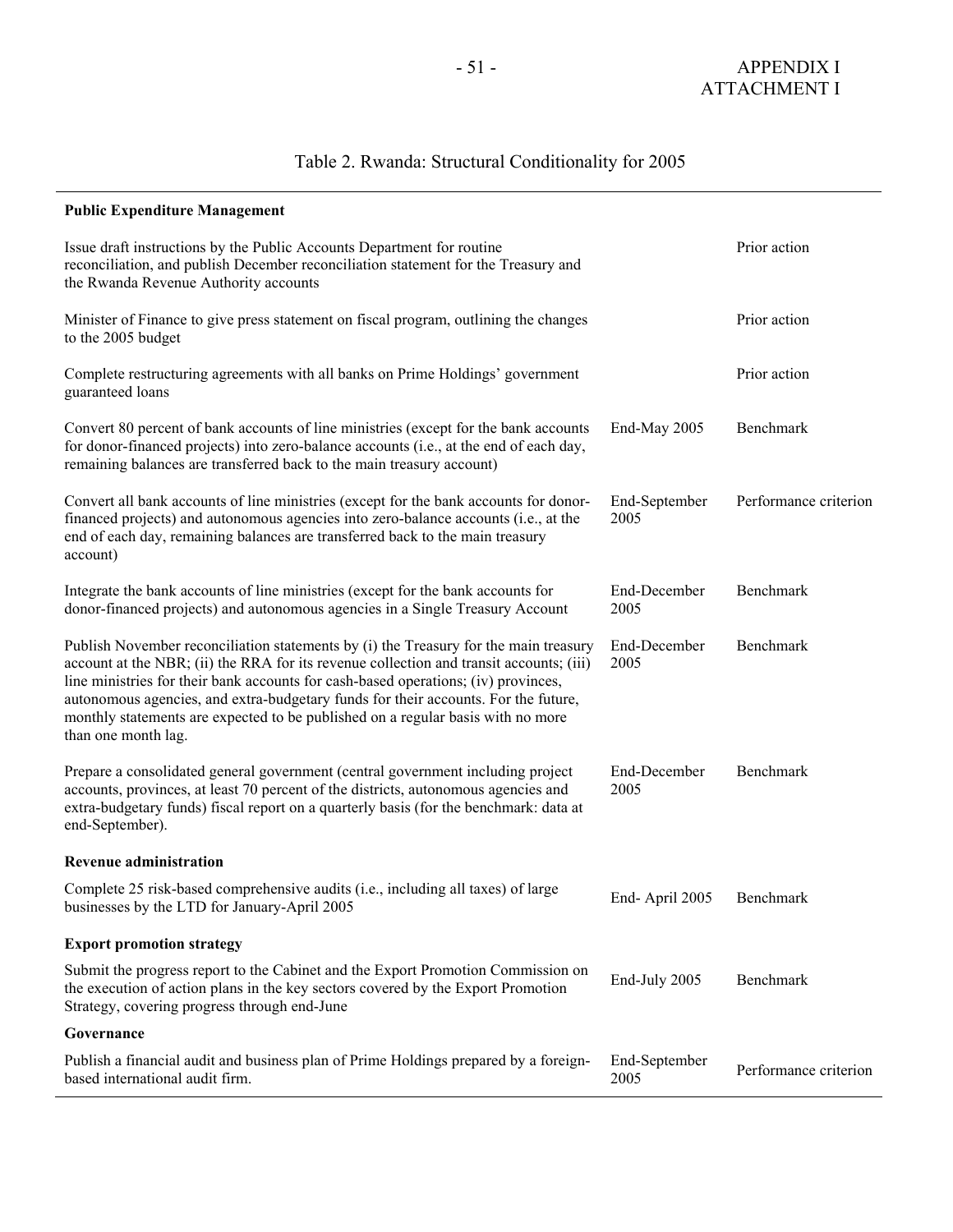# Table 2. Rwanda: Structural Conditionality for 2005

| | | |
|---|---|---|
| **Public Expenditure Management** | | |
| Issue draft instructions by the Public Accounts Department for routine reconciliation, and publish December reconciliation statement for the Treasury and the Rwanda Revenue Authority accounts | | Prior action |
| Minister of Finance to give press statement on fiscal program, outlining the changes to the 2005 budget | | Prior action |
| Complete restructuring agreements with all banks on Prime Holdings' government guaranteed loans | | Prior action |
| Convert 80 percent of bank accounts of line ministries (except for the bank accounts for donor-financed projects) into zero-balance accounts (i.e., at the end of each day, remaining balances are transferred back to the main treasury account) | End-May 2005 | Benchmark |
| Convert all bank accounts of line ministries (except for the bank accounts for donor-financed projects) and autonomous agencies into zero-balance accounts (i.e., at the end of each day, remaining balances are transferred back to the main treasury account) | End-September 2005 | Performance criterion |
| Integrate the bank accounts of line ministries (except for the bank accounts for donor-financed projects) and autonomous agencies in a Single Treasury Account | End-December 2005 | Benchmark |
| Publish November reconciliation statements by (i) the Treasury for the main treasury account at the NBR; (ii) the RRA for its revenue collection and transit accounts; (iii) line ministries for their bank accounts for cash-based operations; (iv) provinces, autonomous agencies, and extra-budgetary funds for their accounts. For the future, monthly statements are expected to be published on a regular basis with no more than one month lag. | End-December 2005 | Benchmark |
| Prepare a consolidated general government (central government including project accounts, provinces, at least 70 percent of the districts, autonomous agencies and extra-budgetary funds) fiscal report on a quarterly basis (for the benchmark: data at end-September). | End-December 2005 | Benchmark |
| **Revenue administration** | | |
| Complete 25 risk-based comprehensive audits (i.e., including all taxes) of large businesses by the LTD for January-April 2005 | End- April 2005 | Benchmark |
| **Export promotion strategy** | | |
| Submit the progress report to the Cabinet and the Export Promotion Commission on the execution of action plans in the key sectors covered by the Export Promotion Strategy, covering progress through end-June | End-July 2005 | Benchmark |
| **Governance** | | |
| Publish a financial audit and business plan of Prime Holdings prepared by a foreign-based international audit firm. | End-September 2005 | Performance criterion |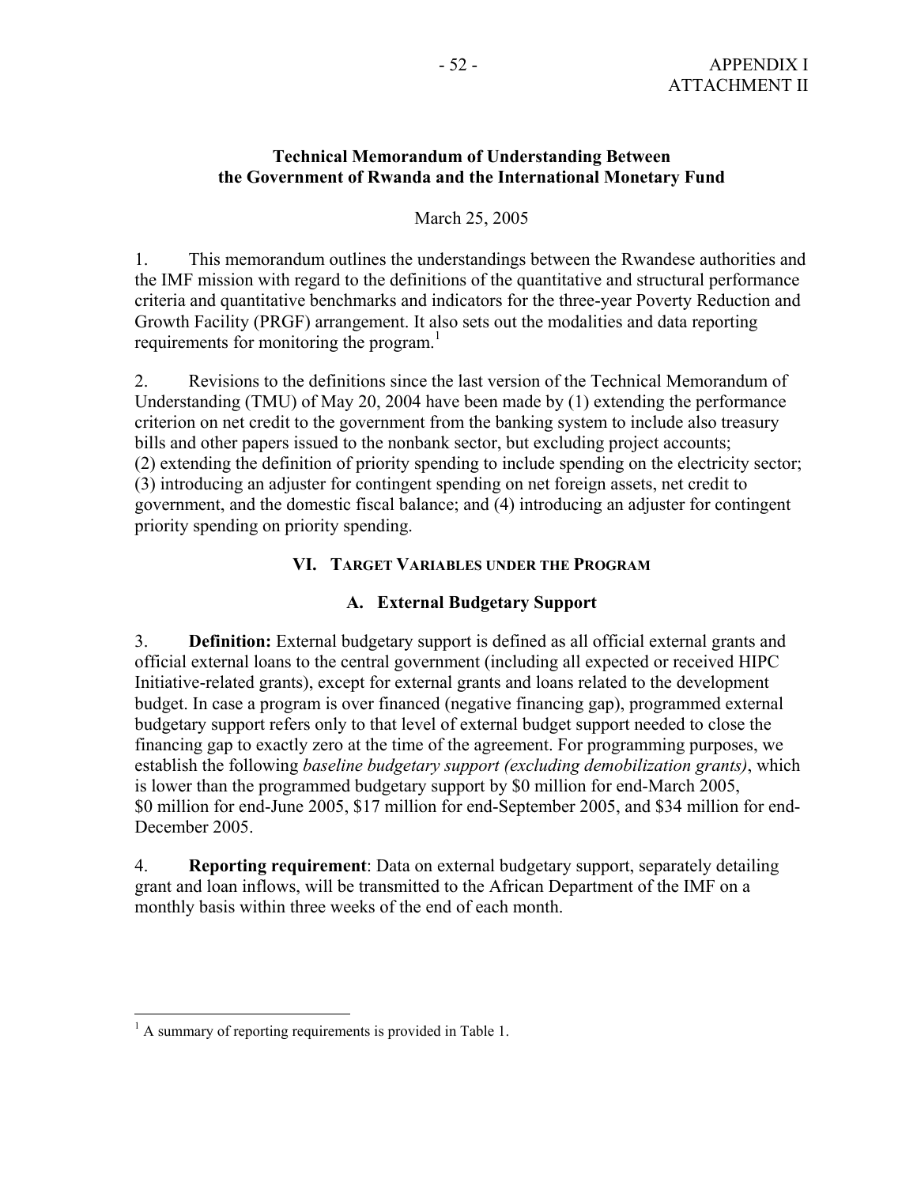## Technical Memorandum of Understanding Between the Government of Rwanda and the International Monetary Fund

March 25, 2005

1. This memorandum outlines the understandings between the Rwandese authorities and the IMF mission with regard to the definitions of the quantitative and structural performance criteria and quantitative benchmarks and indicators for the three-year Poverty Reduction and Growth Facility (PRGF) arrangement. It also sets out the modalities and data reporting requirements for monitoring the program.[1]

2. Revisions to the definitions since the last version of the Technical Memorandum of Understanding (TMU) of May 20, 2004 have been made by (1) extending the performance criterion on net credit to the government from the banking system to include also treasury bills and other papers issued to the nonbank sector, but excluding project accounts; (2) extending the definition of priority spending to include spending on the electricity sector; (3) introducing an adjuster for contingent spending on net foreign assets, net credit to government, and the domestic fiscal balance; and (4) introducing an adjuster for contingent priority spending on priority spending.

### VI. Target Variables under the Program

#### A. External Budgetary Support

3. **Definition:** External budgetary support is defined as all official external grants and official external loans to the central government (including all expected or received HIPC Initiative-related grants), except for external grants and loans related to the development budget. In case a program is over financed (negative financing gap), programmed external budgetary support refers only to that level of external budget support needed to close the financing gap to exactly zero at the time of the agreement. For programming purposes, we establish the following *baseline budgetary support (excluding demobilization grants)*, which is lower than the programmed budgetary support by \$0 million for end-March 2005, \$0 million for end-June 2005, \$17 million for end-September 2005, and \$34 million for end-December 2005.

4. **Reporting requirement**: Data on external budgetary support, separately detailing grant and loan inflows, will be transmitted to the African Department of the IMF on a monthly basis within three weeks of the end of each month.

[1] A summary of reporting requirements is provided in Table 1.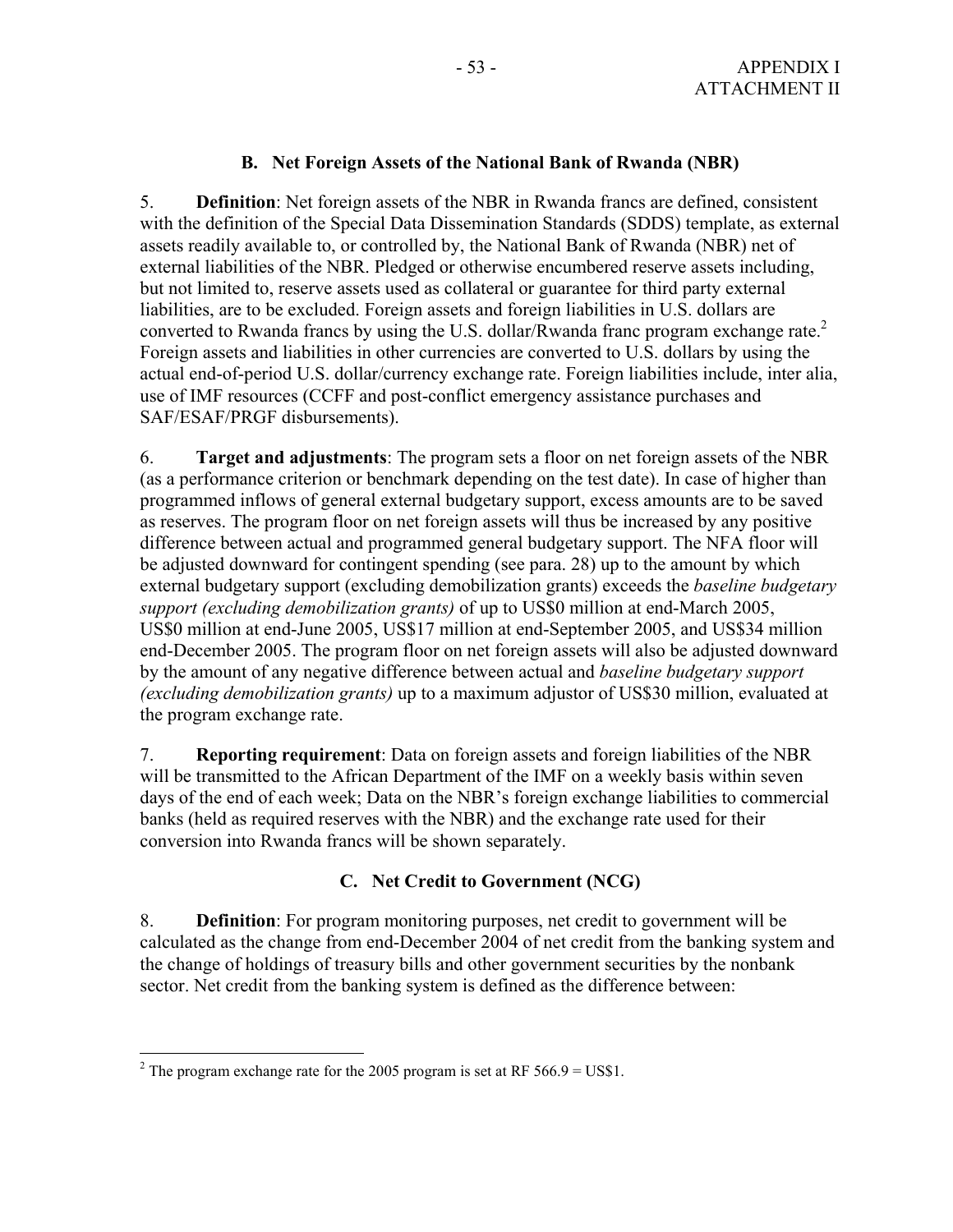### B. Net Foreign Assets of the National Bank of Rwanda (NBR)

5. **Definition**: Net foreign assets of the NBR in Rwanda francs are defined, consistent with the definition of the Special Data Dissemination Standards (SDDS) template, as external assets readily available to, or controlled by, the National Bank of Rwanda (NBR) net of external liabilities of the NBR. Pledged or otherwise encumbered reserve assets including, but not limited to, reserve assets used as collateral or guarantee for third party external liabilities, are to be excluded. Foreign assets and foreign liabilities in U.S. dollars are converted to Rwanda francs by using the U.S. dollar/Rwanda franc program exchange rate.[2] Foreign assets and liabilities in other currencies are converted to U.S. dollars by using the actual end-of-period U.S. dollar/currency exchange rate. Foreign liabilities include, inter alia, use of IMF resources (CCFF and post-conflict emergency assistance purchases and SAF/ESAF/PRGF disbursements).

6. **Target and adjustments**: The program sets a floor on net foreign assets of the NBR (as a performance criterion or benchmark depending on the test date). In case of higher than programmed inflows of general external budgetary support, excess amounts are to be saved as reserves. The program floor on net foreign assets will thus be increased by any positive difference between actual and programmed general budgetary support. The NFA floor will be adjusted downward for contingent spending (see para. 28) up to the amount by which external budgetary support (excluding demobilization grants) exceeds the *baseline budgetary support (excluding demobilization grants)* of up to US$0 million at end-March 2005, US$0 million at end-June 2005, US$17 million at end-September 2005, and US$34 million end-December 2005. The program floor on net foreign assets will also be adjusted downward by the amount of any negative difference between actual and *baseline budgetary support (excluding demobilization grants)* up to a maximum adjustor of US$30 million, evaluated at the program exchange rate.

7. **Reporting requirement**: Data on foreign assets and foreign liabilities of the NBR will be transmitted to the African Department of the IMF on a weekly basis within seven days of the end of each week; Data on the NBR's foreign exchange liabilities to commercial banks (held as required reserves with the NBR) and the exchange rate used for their conversion into Rwanda francs will be shown separately.

### C. Net Credit to Government (NCG)

8. **Definition**: For program monitoring purposes, net credit to government will be calculated as the change from end-December 2004 of net credit from the banking system and the change of holdings of treasury bills and other government securities by the nonbank sector. Net credit from the banking system is defined as the difference between:

---

[2] The program exchange rate for the 2005 program is set at RF 566.9 = US$1.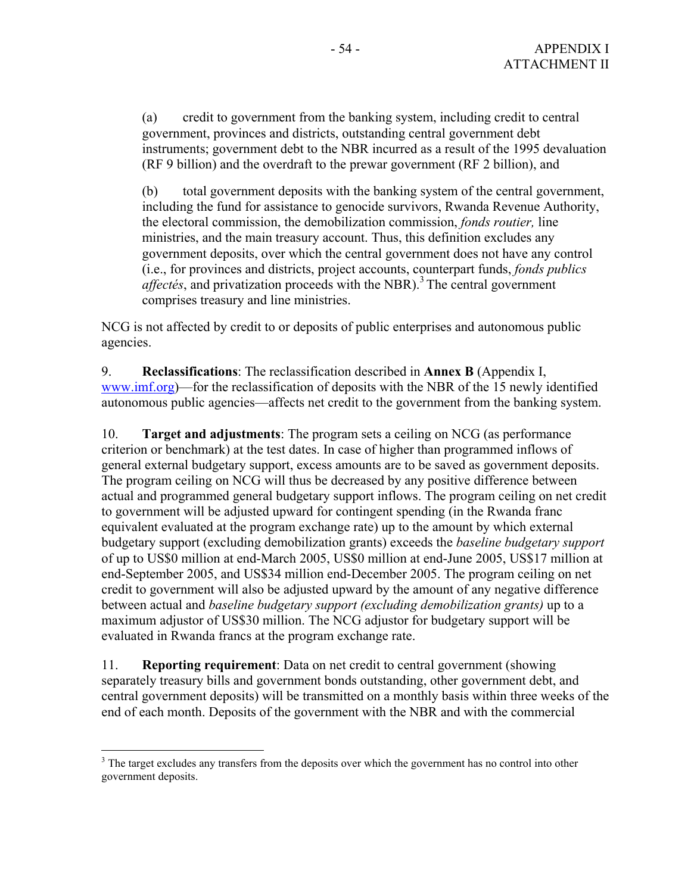(a) credit to government from the banking system, including credit to central government, provinces and districts, outstanding central government debt instruments; government debt to the NBR incurred as a result of the 1995 devaluation (RF 9 billion) and the overdraft to the prewar government (RF 2 billion), and

(b) total government deposits with the banking system of the central government, including the fund for assistance to genocide survivors, Rwanda Revenue Authority, the electoral commission, the demobilization commission, *fonds routier,* line ministries, and the main treasury account. Thus, this definition excludes any government deposits, over which the central government does not have any control (i.e., for provinces and districts, project accounts, counterpart funds, *fonds publics affectés*, and privatization proceeds with the NBR).[3] The central government comprises treasury and line ministries.

NCG is not affected by credit to or deposits of public enterprises and autonomous public agencies.

9. **Reclassifications**: The reclassification described in **Annex B** (Appendix I, www.imf.org)—for the reclassification of deposits with the NBR of the 15 newly identified autonomous public agencies—affects net credit to the government from the banking system.

10. **Target and adjustments**: The program sets a ceiling on NCG (as performance criterion or benchmark) at the test dates. In case of higher than programmed inflows of general external budgetary support, excess amounts are to be saved as government deposits. The program ceiling on NCG will thus be decreased by any positive difference between actual and programmed general budgetary support inflows. The program ceiling on net credit to government will be adjusted upward for contingent spending (in the Rwanda franc equivalent evaluated at the program exchange rate) up to the amount by which external budgetary support (excluding demobilization grants) exceeds the *baseline budgetary support* of up to US$0 million at end-March 2005, US$0 million at end-June 2005, US$17 million at end-September 2005, and US$34 million end-December 2005. The program ceiling on net credit to government will also be adjusted upward by the amount of any negative difference between actual and *baseline budgetary support (excluding demobilization grants)* up to a maximum adjustor of US$30 million. The NCG adjustor for budgetary support will be evaluated in Rwanda francs at the program exchange rate.

11. **Reporting requirement**: Data on net credit to central government (showing separately treasury bills and government bonds outstanding, other government debt, and central government deposits) will be transmitted on a monthly basis within three weeks of the end of each month. Deposits of the government with the NBR and with the commercial

[3] The target excludes any transfers from the deposits over which the government has no control into other government deposits.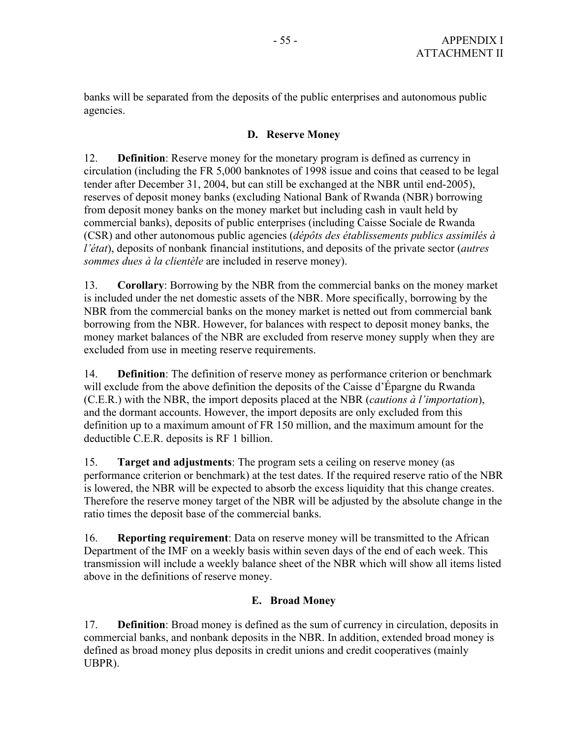banks will be separated from the deposits of the public enterprises and autonomous public agencies.

### D. Reserve Money

12. **Definition**: Reserve money for the monetary program is defined as currency in circulation (including the FR 5,000 banknotes of 1998 issue and coins that ceased to be legal tender after December 31, 2004, but can still be exchanged at the NBR until end-2005), reserves of deposit money banks (excluding National Bank of Rwanda (NBR) borrowing from deposit money banks on the money market but including cash in vault held by commercial banks), deposits of public enterprises (including Caisse Sociale de Rwanda (CSR) and other autonomous public agencies (*dépôts des établissements publics assimilés à l'état*), deposits of nonbank financial institutions, and deposits of the private sector (*autres sommes dues à la clientèle* are included in reserve money).

13. **Corollary**: Borrowing by the NBR from the commercial banks on the money market is included under the net domestic assets of the NBR. More specifically, borrowing by the NBR from the commercial banks on the money market is netted out from commercial bank borrowing from the NBR. However, for balances with respect to deposit money banks, the money market balances of the NBR are excluded from reserve money supply when they are excluded from use in meeting reserve requirements.

14. **Definition**: The definition of reserve money as performance criterion or benchmark will exclude from the above definition the deposits of the Caisse d'Épargne du Rwanda (C.E.R.) with the NBR, the import deposits placed at the NBR (*cautions à l'importation*), and the dormant accounts. However, the import deposits are only excluded from this definition up to a maximum amount of FR 150 million, and the maximum amount for the deductible C.E.R. deposits is RF 1 billion.

15. **Target and adjustments**: The program sets a ceiling on reserve money (as performance criterion or benchmark) at the test dates. If the required reserve ratio of the NBR is lowered, the NBR will be expected to absorb the excess liquidity that this change creates. Therefore the reserve money target of the NBR will be adjusted by the absolute change in the ratio times the deposit base of the commercial banks.

16. **Reporting requirement**: Data on reserve money will be transmitted to the African Department of the IMF on a weekly basis within seven days of the end of each week. This transmission will include a weekly balance sheet of the NBR which will show all items listed above in the definitions of reserve money.

### E. Broad Money

17. **Definition**: Broad money is defined as the sum of currency in circulation, deposits in commercial banks, and nonbank deposits in the NBR. In addition, extended broad money is defined as broad money plus deposits in credit unions and credit cooperatives (mainly UBPR).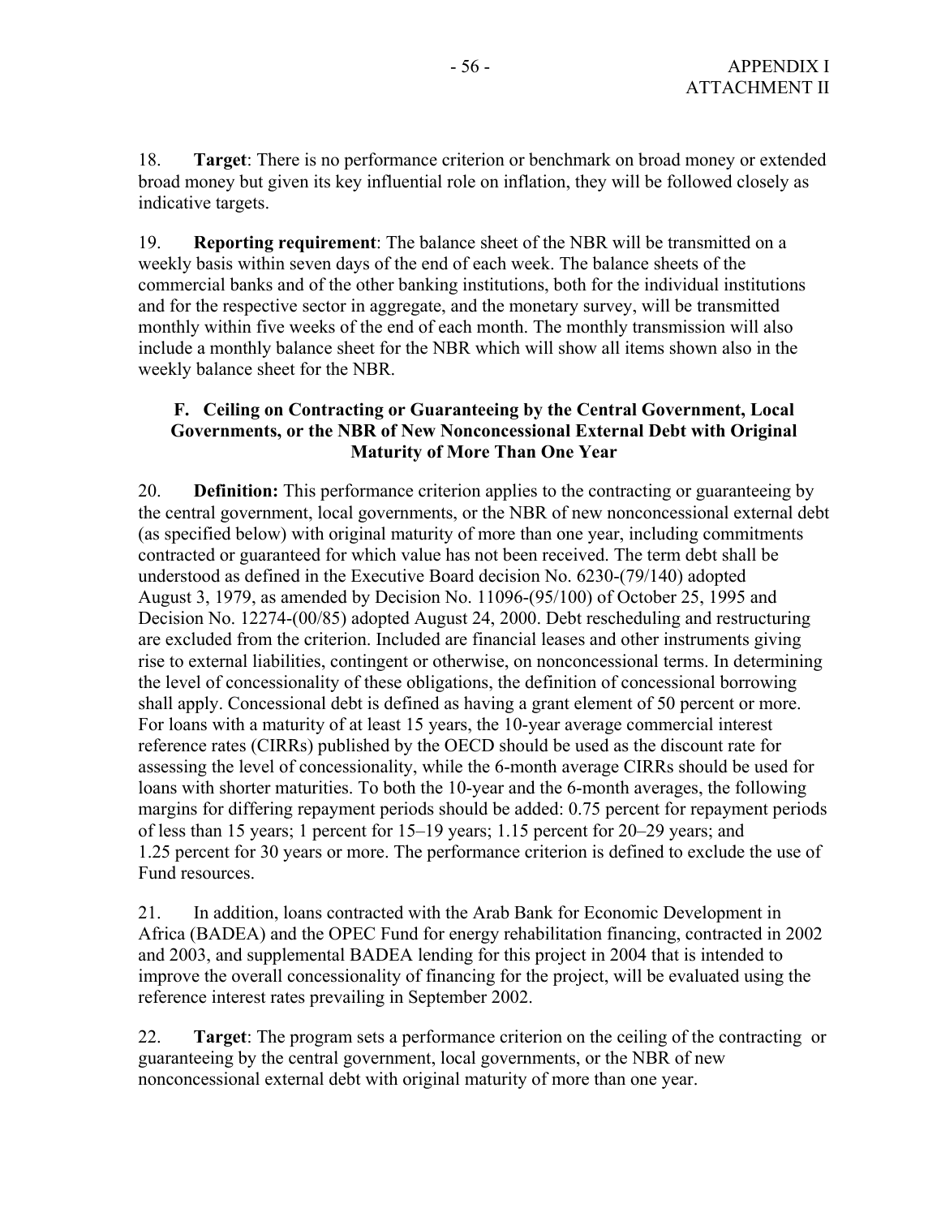18. **Target**: There is no performance criterion or benchmark on broad money or extended broad money but given its key influential role on inflation, they will be followed closely as indicative targets.

19. **Reporting requirement**: The balance sheet of the NBR will be transmitted on a weekly basis within seven days of the end of each week. The balance sheets of the commercial banks and of the other banking institutions, both for the individual institutions and for the respective sector in aggregate, and the monetary survey, will be transmitted monthly within five weeks of the end of each month. The monthly transmission will also include a monthly balance sheet for the NBR which will show all items shown also in the weekly balance sheet for the NBR.

### F. Ceiling on Contracting or Guaranteeing by the Central Government, Local Governments, or the NBR of New Nonconcessional External Debt with Original Maturity of More Than One Year

20. **Definition:** This performance criterion applies to the contracting or guaranteeing by the central government, local governments, or the NBR of new nonconcessional external debt (as specified below) with original maturity of more than one year, including commitments contracted or guaranteed for which value has not been received. The term debt shall be understood as defined in the Executive Board decision No. 6230-(79/140) adopted August 3, 1979, as amended by Decision No. 11096-(95/100) of October 25, 1995 and Decision No. 12274-(00/85) adopted August 24, 2000. Debt rescheduling and restructuring are excluded from the criterion. Included are financial leases and other instruments giving rise to external liabilities, contingent or otherwise, on nonconcessional terms. In determining the level of concessionality of these obligations, the definition of concessional borrowing shall apply. Concessional debt is defined as having a grant element of 50 percent or more. For loans with a maturity of at least 15 years, the 10-year average commercial interest reference rates (CIRRs) published by the OECD should be used as the discount rate for assessing the level of concessionality, while the 6-month average CIRRs should be used for loans with shorter maturities. To both the 10-year and the 6-month averages, the following margins for differing repayment periods should be added: 0.75 percent for repayment periods of less than 15 years; 1 percent for 15–19 years; 1.15 percent for 20–29 years; and 1.25 percent for 30 years or more. The performance criterion is defined to exclude the use of Fund resources.

21. In addition, loans contracted with the Arab Bank for Economic Development in Africa (BADEA) and the OPEC Fund for energy rehabilitation financing, contracted in 2002 and 2003, and supplemental BADEA lending for this project in 2004 that is intended to improve the overall concessionality of financing for the project, will be evaluated using the reference interest rates prevailing in September 2002.

22. **Target**: The program sets a performance criterion on the ceiling of the contracting or guaranteeing by the central government, local governments, or the NBR of new nonconcessional external debt with original maturity of more than one year.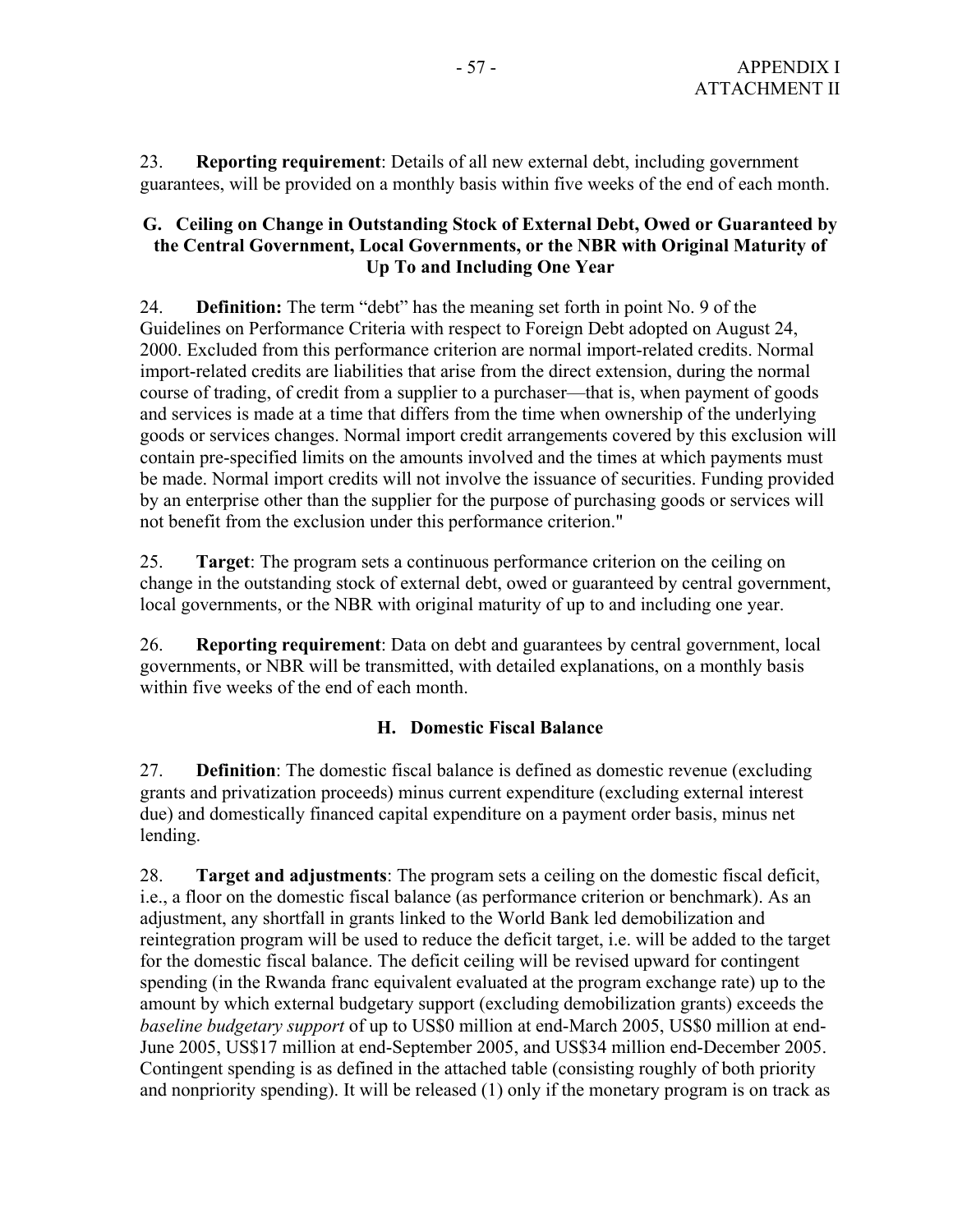23. **Reporting requirement**: Details of all new external debt, including government guarantees, will be provided on a monthly basis within five weeks of the end of each month.

### G. Ceiling on Change in Outstanding Stock of External Debt, Owed or Guaranteed by the Central Government, Local Governments, or the NBR with Original Maturity of Up To and Including One Year

24. **Definition:** The term "debt" has the meaning set forth in point No. 9 of the Guidelines on Performance Criteria with respect to Foreign Debt adopted on August 24, 2000. Excluded from this performance criterion are normal import-related credits. Normal import-related credits are liabilities that arise from the direct extension, during the normal course of trading, of credit from a supplier to a purchaser—that is, when payment of goods and services is made at a time that differs from the time when ownership of the underlying goods or services changes. Normal import credit arrangements covered by this exclusion will contain pre-specified limits on the amounts involved and the times at which payments must be made. Normal import credits will not involve the issuance of securities. Funding provided by an enterprise other than the supplier for the purpose of purchasing goods or services will not benefit from the exclusion under this performance criterion."

25. **Target**: The program sets a continuous performance criterion on the ceiling on change in the outstanding stock of external debt, owed or guaranteed by central government, local governments, or the NBR with original maturity of up to and including one year.

26. **Reporting requirement**: Data on debt and guarantees by central government, local governments, or NBR will be transmitted, with detailed explanations, on a monthly basis within five weeks of the end of each month.

### H. Domestic Fiscal Balance

27. **Definition**: The domestic fiscal balance is defined as domestic revenue (excluding grants and privatization proceeds) minus current expenditure (excluding external interest due) and domestically financed capital expenditure on a payment order basis, minus net lending.

28. **Target and adjustments**: The program sets a ceiling on the domestic fiscal deficit, i.e., a floor on the domestic fiscal balance (as performance criterion or benchmark). As an adjustment, any shortfall in grants linked to the World Bank led demobilization and reintegration program will be used to reduce the deficit target, i.e. will be added to the target for the domestic fiscal balance. The deficit ceiling will be revised upward for contingent spending (in the Rwanda franc equivalent evaluated at the program exchange rate) up to the amount by which external budgetary support (excluding demobilization grants) exceeds the *baseline budgetary support* of up to US$0 million at end-March 2005, US$0 million at end-June 2005, US$17 million at end-September 2005, and US$34 million end-December 2005. Contingent spending is as defined in the attached table (consisting roughly of both priority and nonpriority spending). It will be released (1) only if the monetary program is on track as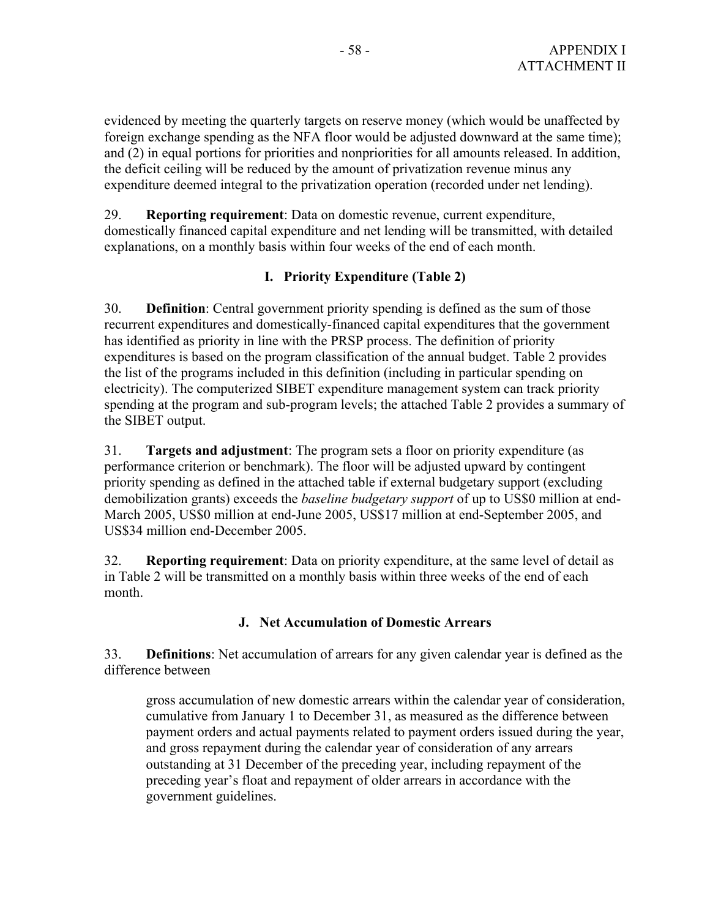evidenced by meeting the quarterly targets on reserve money (which would be unaffected by foreign exchange spending as the NFA floor would be adjusted downward at the same time); and (2) in equal portions for priorities and nonpriorities for all amounts released. In addition, the deficit ceiling will be reduced by the amount of privatization revenue minus any expenditure deemed integral to the privatization operation (recorded under net lending).

29. **Reporting requirement**: Data on domestic revenue, current expenditure, domestically financed capital expenditure and net lending will be transmitted, with detailed explanations, on a monthly basis within four weeks of the end of each month.

### I. Priority Expenditure (Table 2)

30. **Definition**: Central government priority spending is defined as the sum of those recurrent expenditures and domestically-financed capital expenditures that the government has identified as priority in line with the PRSP process. The definition of priority expenditures is based on the program classification of the annual budget. Table 2 provides the list of the programs included in this definition (including in particular spending on electricity). The computerized SIBET expenditure management system can track priority spending at the program and sub-program levels; the attached Table 2 provides a summary of the SIBET output.

31. **Targets and adjustment**: The program sets a floor on priority expenditure (as performance criterion or benchmark). The floor will be adjusted upward by contingent priority spending as defined in the attached table if external budgetary support (excluding demobilization grants) exceeds the *baseline budgetary support* of up to US$0 million at end-March 2005, US$0 million at end-June 2005, US$17 million at end-September 2005, and US$34 million end-December 2005.

32. **Reporting requirement**: Data on priority expenditure, at the same level of detail as in Table 2 will be transmitted on a monthly basis within three weeks of the end of each month.

### J. Net Accumulation of Domestic Arrears

33. **Definitions**: Net accumulation of arrears for any given calendar year is defined as the difference between

> gross accumulation of new domestic arrears within the calendar year of consideration, cumulative from January 1 to December 31, as measured as the difference between payment orders and actual payments related to payment orders issued during the year, and gross repayment during the calendar year of consideration of any arrears outstanding at 31 December of the preceding year, including repayment of the preceding year's float and repayment of older arrears in accordance with the government guidelines.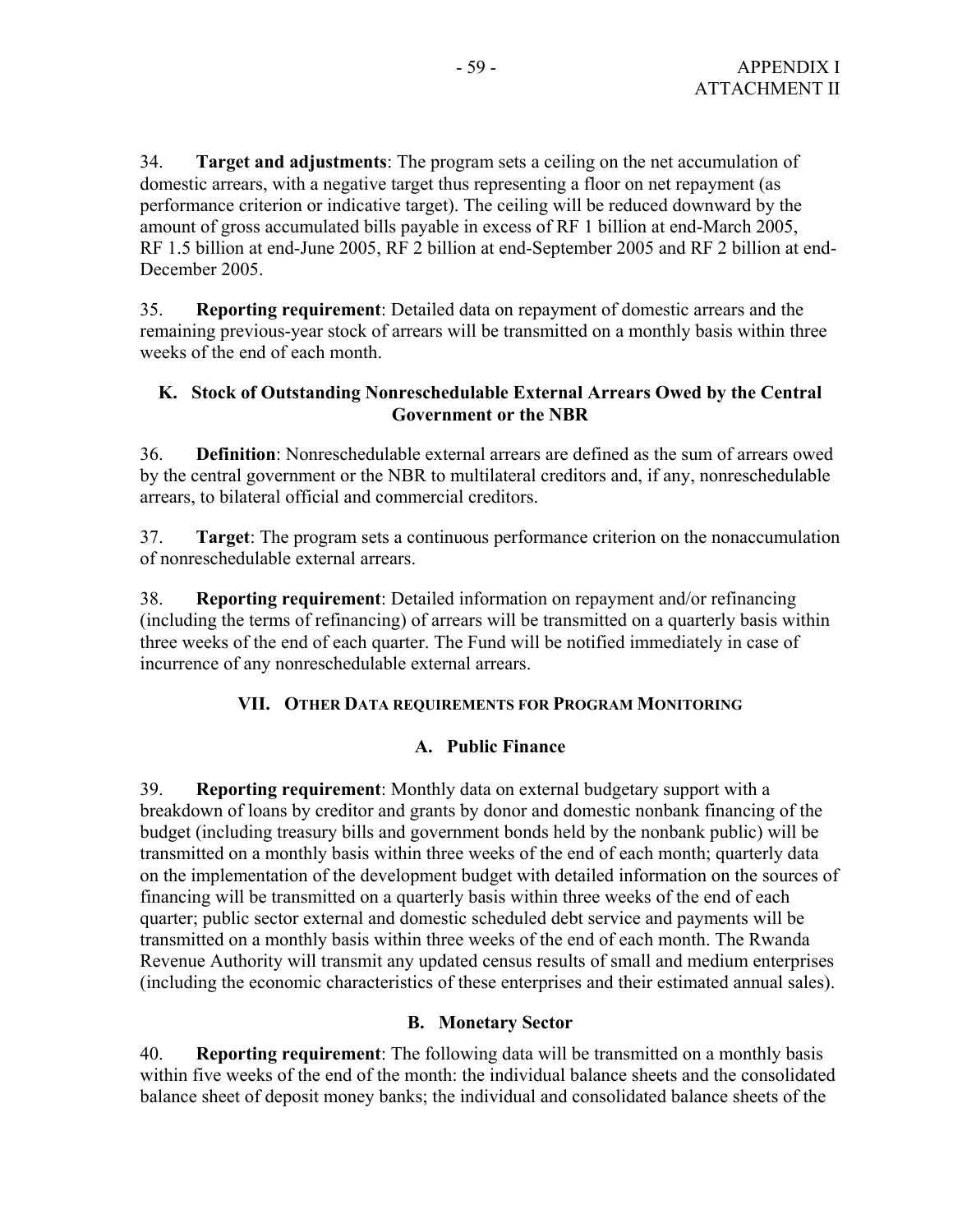34. **Target and adjustments**: The program sets a ceiling on the net accumulation of domestic arrears, with a negative target thus representing a floor on net repayment (as performance criterion or indicative target). The ceiling will be reduced downward by the amount of gross accumulated bills payable in excess of RF 1 billion at end-March 2005, RF 1.5 billion at end-June 2005, RF 2 billion at end-September 2005 and RF 2 billion at end-December 2005.

35. **Reporting requirement**: Detailed data on repayment of domestic arrears and the remaining previous-year stock of arrears will be transmitted on a monthly basis within three weeks of the end of each month.

### K. Stock of Outstanding Nonreschedulable External Arrears Owed by the Central Government or the NBR

36. **Definition**: Nonreschedulable external arrears are defined as the sum of arrears owed by the central government or the NBR to multilateral creditors and, if any, nonreschedulable arrears, to bilateral official and commercial creditors.

37. **Target**: The program sets a continuous performance criterion on the nonaccumulation of nonreschedulable external arrears.

38. **Reporting requirement**: Detailed information on repayment and/or refinancing (including the terms of refinancing) of arrears will be transmitted on a quarterly basis within three weeks of the end of each quarter. The Fund will be notified immediately in case of incurrence of any nonreschedulable external arrears.

## VII. Other Data Requirements for Program Monitoring

### A. Public Finance

39. **Reporting requirement**: Monthly data on external budgetary support with a breakdown of loans by creditor and grants by donor and domestic nonbank financing of the budget (including treasury bills and government bonds held by the nonbank public) will be transmitted on a monthly basis within three weeks of the end of each month; quarterly data on the implementation of the development budget with detailed information on the sources of financing will be transmitted on a quarterly basis within three weeks of the end of each quarter; public sector external and domestic scheduled debt service and payments will be transmitted on a monthly basis within three weeks of the end of each month. The Rwanda Revenue Authority will transmit any updated census results of small and medium enterprises (including the economic characteristics of these enterprises and their estimated annual sales).

### B. Monetary Sector

40. **Reporting requirement**: The following data will be transmitted on a monthly basis within five weeks of the end of the month: the individual balance sheets and the consolidated balance sheet of deposit money banks; the individual and consolidated balance sheets of the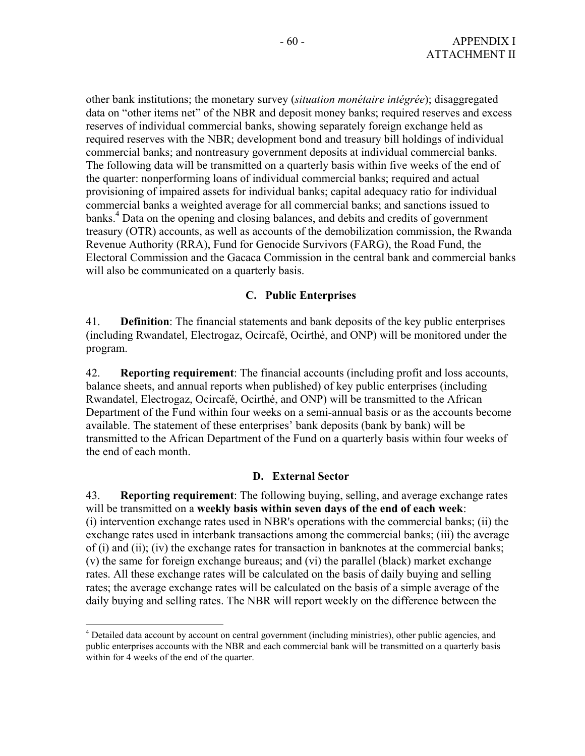other bank institutions; the monetary survey (*situation monétaire intégrée*); disaggregated data on "other items net" of the NBR and deposit money banks; required reserves and excess reserves of individual commercial banks, showing separately foreign exchange held as required reserves with the NBR; development bond and treasury bill holdings of individual commercial banks; and nontreasury government deposits at individual commercial banks. The following data will be transmitted on a quarterly basis within five weeks of the end of the quarter: nonperforming loans of individual commercial banks; required and actual provisioning of impaired assets for individual banks; capital adequacy ratio for individual commercial banks a weighted average for all commercial banks; and sanctions issued to banks.[4] Data on the opening and closing balances, and debits and credits of government treasury (OTR) accounts, as well as accounts of the demobilization commission, the Rwanda Revenue Authority (RRA), Fund for Genocide Survivors (FARG), the Road Fund, the Electoral Commission and the Gacaca Commission in the central bank and commercial banks will also be communicated on a quarterly basis.

### C. Public Enterprises

41. **Definition**: The financial statements and bank deposits of the key public enterprises (including Rwandatel, Electrogaz, Ocircafé, Ocirthé, and ONP) will be monitored under the program.

42. **Reporting requirement**: The financial accounts (including profit and loss accounts, balance sheets, and annual reports when published) of key public enterprises (including Rwandatel, Electrogaz, Ocircafé, Ocirthé, and ONP) will be transmitted to the African Department of the Fund within four weeks on a semi-annual basis or as the accounts become available. The statement of these enterprises' bank deposits (bank by bank) will be transmitted to the African Department of the Fund on a quarterly basis within four weeks of the end of each month.

### D. External Sector

43. **Reporting requirement**: The following buying, selling, and average exchange rates will be transmitted on a **weekly basis within seven days of the end of each week**: (i) intervention exchange rates used in NBR's operations with the commercial banks; (ii) the exchange rates used in interbank transactions among the commercial banks; (iii) the average of (i) and (ii); (iv) the exchange rates for transaction in banknotes at the commercial banks; (v) the same for foreign exchange bureaus; and (vi) the parallel (black) market exchange rates. All these exchange rates will be calculated on the basis of daily buying and selling rates; the average exchange rates will be calculated on the basis of a simple average of the daily buying and selling rates. The NBR will report weekly on the difference between the

---

[4] Detailed data account by account on central government (including ministries), other public agencies, and public enterprises accounts with the NBR and each commercial bank will be transmitted on a quarterly basis within for 4 weeks of the end of the quarter.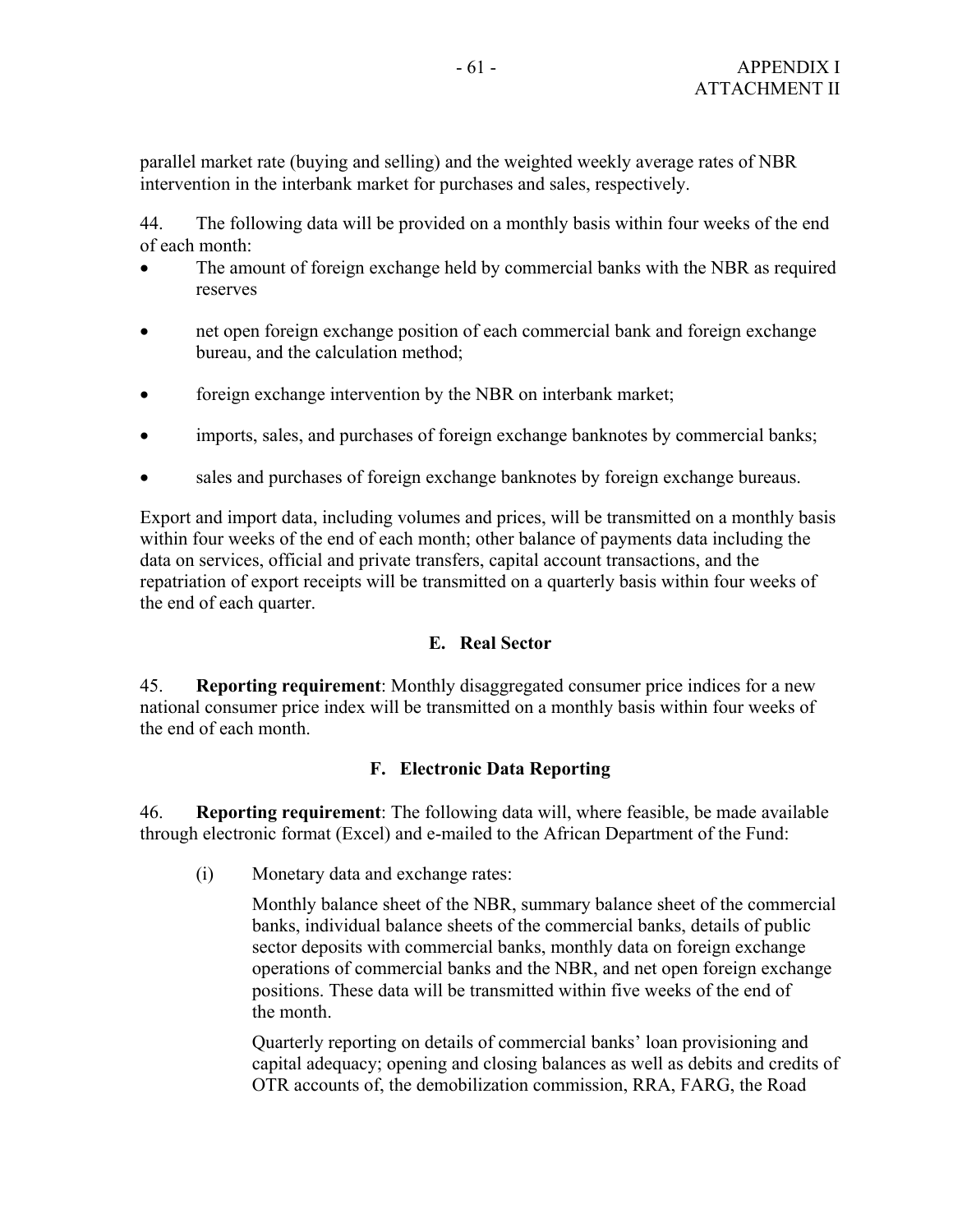parallel market rate (buying and selling) and the weighted weekly average rates of NBR intervention in the interbank market for purchases and sales, respectively.

44. The following data will be provided on a monthly basis within four weeks of the end of each month:

- The amount of foreign exchange held by commercial banks with the NBR as required reserves
- net open foreign exchange position of each commercial bank and foreign exchange bureau, and the calculation method;
- foreign exchange intervention by the NBR on interbank market;
- imports, sales, and purchases of foreign exchange banknotes by commercial banks;
- sales and purchases of foreign exchange banknotes by foreign exchange bureaus.

Export and import data, including volumes and prices, will be transmitted on a monthly basis within four weeks of the end of each month; other balance of payments data including the data on services, official and private transfers, capital account transactions, and the repatriation of export receipts will be transmitted on a quarterly basis within four weeks of the end of each quarter.

### E. Real Sector

45. **Reporting requirement**: Monthly disaggregated consumer price indices for a new national consumer price index will be transmitted on a monthly basis within four weeks of the end of each month.

### F. Electronic Data Reporting

46. **Reporting requirement**: The following data will, where feasible, be made available through electronic format (Excel) and e-mailed to the African Department of the Fund:

(i) Monetary data and exchange rates:

Monthly balance sheet of the NBR, summary balance sheet of the commercial banks, individual balance sheets of the commercial banks, details of public sector deposits with commercial banks, monthly data on foreign exchange operations of commercial banks and the NBR, and net open foreign exchange positions. These data will be transmitted within five weeks of the end of the month.

Quarterly reporting on details of commercial banks' loan provisioning and capital adequacy; opening and closing balances as well as debits and credits of OTR accounts of, the demobilization commission, RRA, FARG, the Road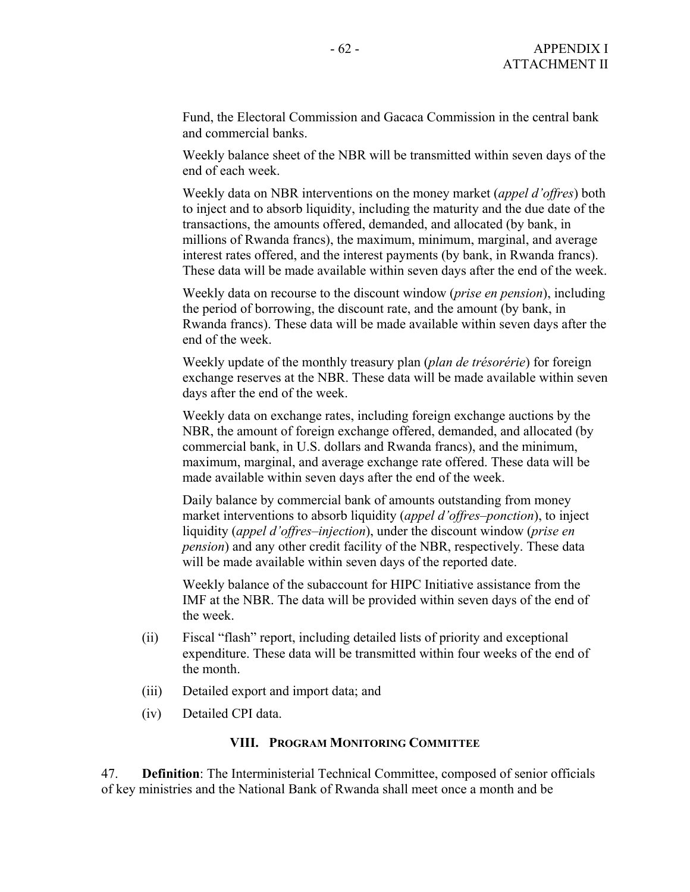Fund, the Electoral Commission and Gacaca Commission in the central bank and commercial banks.

Weekly balance sheet of the NBR will be transmitted within seven days of the end of each week.

Weekly data on NBR interventions on the money market (*appel d'offres*) both to inject and to absorb liquidity, including the maturity and the due date of the transactions, the amounts offered, demanded, and allocated (by bank, in millions of Rwanda francs), the maximum, minimum, marginal, and average interest rates offered, and the interest payments (by bank, in Rwanda francs). These data will be made available within seven days after the end of the week.

Weekly data on recourse to the discount window (*prise en pension*), including the period of borrowing, the discount rate, and the amount (by bank, in Rwanda francs). These data will be made available within seven days after the end of the week.

Weekly update of the monthly treasury plan (*plan de trésorérie*) for foreign exchange reserves at the NBR. These data will be made available within seven days after the end of the week.

Weekly data on exchange rates, including foreign exchange auctions by the NBR, the amount of foreign exchange offered, demanded, and allocated (by commercial bank, in U.S. dollars and Rwanda francs), and the minimum, maximum, marginal, and average exchange rate offered. These data will be made available within seven days after the end of the week.

Daily balance by commercial bank of amounts outstanding from money market interventions to absorb liquidity (*appel d'offres–ponction*), to inject liquidity (*appel d'offres–injection*), under the discount window (*prise en pension*) and any other credit facility of the NBR, respectively. These data will be made available within seven days of the reported date.

Weekly balance of the subaccount for HIPC Initiative assistance from the IMF at the NBR. The data will be provided within seven days of the end of the week.

(ii) Fiscal "flash" report, including detailed lists of priority and exceptional expenditure. These data will be transmitted within four weeks of the end of the month.

(iii) Detailed export and import data; and

(iv) Detailed CPI data.

## VIII. Program Monitoring Committee

47. **Definition**: The Interministerial Technical Committee, composed of senior officials of key ministries and the National Bank of Rwanda shall meet once a month and be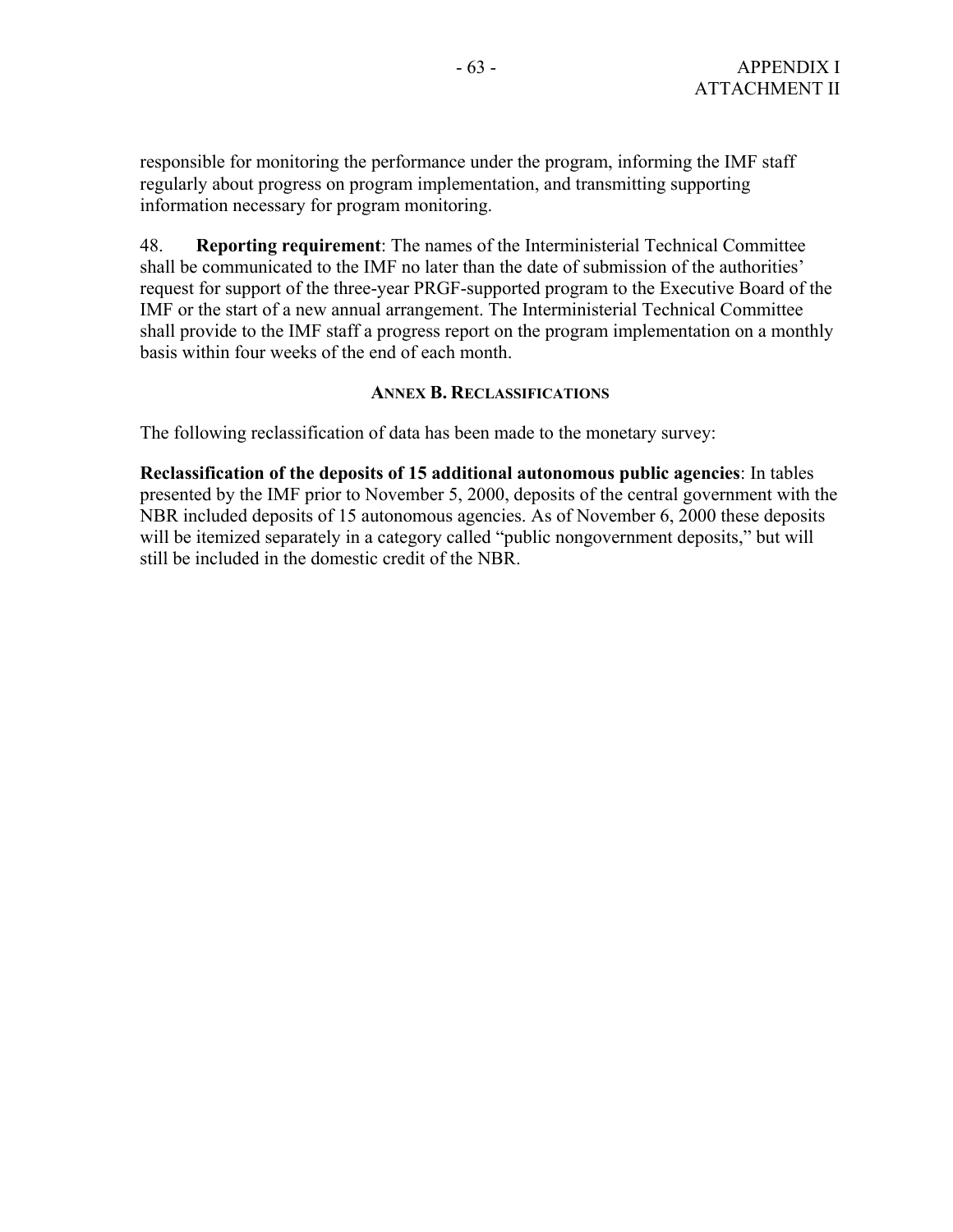responsible for monitoring the performance under the program, informing the IMF staff regularly about progress on program implementation, and transmitting supporting information necessary for program monitoring.

48. **Reporting requirement**: The names of the Interministerial Technical Committee shall be communicated to the IMF no later than the date of submission of the authorities' request for support of the three-year PRGF-supported program to the Executive Board of the IMF or the start of a new annual arrangement. The Interministerial Technical Committee shall provide to the IMF staff a progress report on the program implementation on a monthly basis within four weeks of the end of each month.

## ANNEX B. RECLASSIFICATIONS

The following reclassification of data has been made to the monetary survey:

**Reclassification of the deposits of 15 additional autonomous public agencies**: In tables presented by the IMF prior to November 5, 2000, deposits of the central government with the NBR included deposits of 15 autonomous agencies. As of November 6, 2000 these deposits will be itemized separately in a category called "public nongovernment deposits," but will still be included in the domestic credit of the NBR.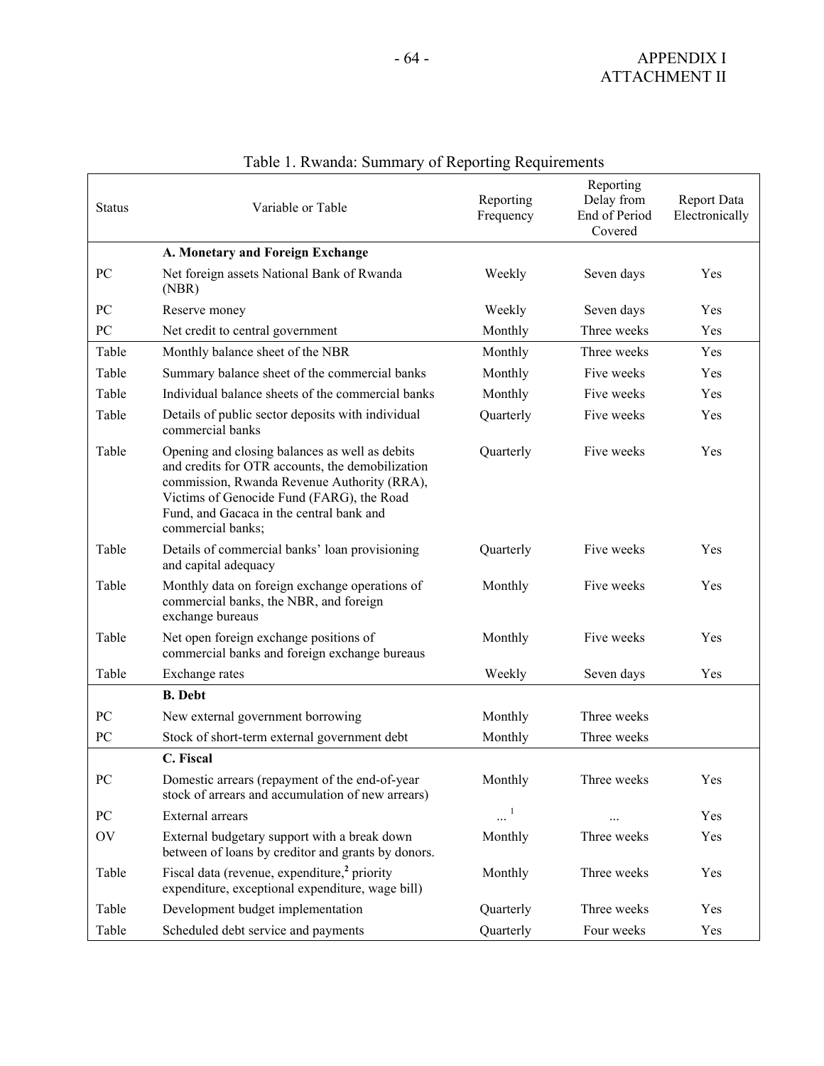Table 1. Rwanda: Summary of Reporting Requirements

| Status | Variable or Table | Reporting Frequency | Reporting Delay from End of Period Covered | Report Data Electronically |
|---|---|---|---|---|
| | **A. Monetary and Foreign Exchange** | | | |
| PC | Net foreign assets National Bank of Rwanda (NBR) | Weekly | Seven days | Yes |
| PC | Reserve money | Weekly | Seven days | Yes |
| PC | Net credit to central government | Monthly | Three weeks | Yes |
| Table | Monthly balance sheet of the NBR | Monthly | Three weeks | Yes |
| Table | Summary balance sheet of the commercial banks | Monthly | Five weeks | Yes |
| Table | Individual balance sheets of the commercial banks | Monthly | Five weeks | Yes |
| Table | Details of public sector deposits with individual commercial banks | Quarterly | Five weeks | Yes |
| Table | Opening and closing balances as well as debits and credits for OTR accounts, the demobilization commission, Rwanda Revenue Authority (RRA), Victims of Genocide Fund (FARG), the Road Fund, and Gacaca in the central bank and commercial banks; | Quarterly | Five weeks | Yes |
| Table | Details of commercial banks' loan provisioning and capital adequacy | Quarterly | Five weeks | Yes |
| Table | Monthly data on foreign exchange operations of commercial banks, the NBR, and foreign exchange bureaus | Monthly | Five weeks | Yes |
| Table | Net open foreign exchange positions of commercial banks and foreign exchange bureaus | Monthly | Five weeks | Yes |
| Table | Exchange rates | Weekly | Seven days | Yes |
| | **B. Debt** | | | |
| PC | New external government borrowing | Monthly | Three weeks | |
| PC | Stock of short-term external government debt | Monthly | Three weeks | |
| | **C. Fiscal** | | | |
| PC | Domestic arrears (repayment of the end-of-year stock of arrears and accumulation of new arrears) | Monthly | Three weeks | Yes |
| PC | External arrears | ... [1] | ... | Yes |
| OV | External budgetary support with a break down between of loans by creditor and grants by donors. | Monthly | Three weeks | Yes |
| Table | Fiscal data (revenue, expenditure,[2] priority expenditure, exceptional expenditure, wage bill) | Monthly | Three weeks | Yes |
| Table | Development budget implementation | Quarterly | Three weeks | Yes |
| Table | Scheduled debt service and payments | Quarterly | Four weeks | Yes |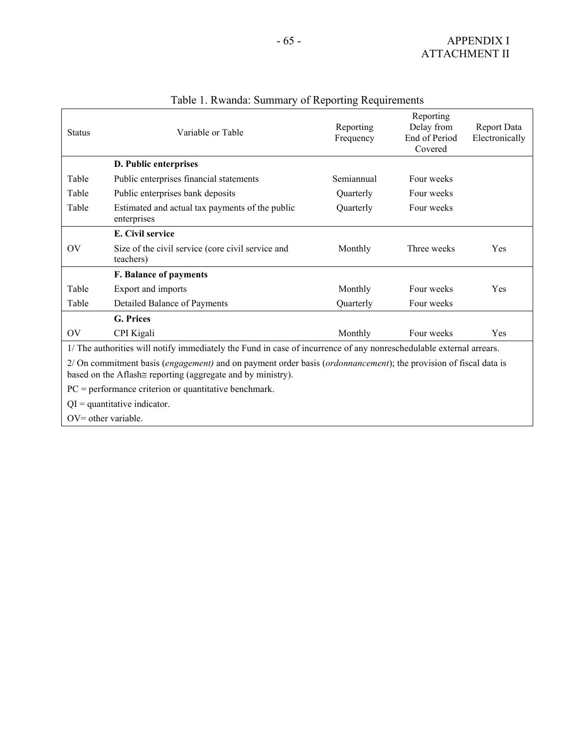Table 1. Rwanda: Summary of Reporting Requirements

| Status | Variable or Table | Reporting Frequency | Reporting Delay from End of Period Covered | Report Data Electronically |
|---|---|---|---|---|
| | **D. Public enterprises** | | | |
| Table | Public enterprises financial statements | Semiannual | Four weeks | |
| Table | Public enterprises bank deposits | Quarterly | Four weeks | |
| Table | Estimated and actual tax payments of the public enterprises | Quarterly | Four weeks | |
| | **E. Civil service** | | | |
| OV | Size of the civil service (core civil service and teachers) | Monthly | Three weeks | Yes |
| | **F. Balance of payments** | | | |
| Table | Export and imports | Monthly | Four weeks | Yes |
| Table | Detailed Balance of Payments | Quarterly | Four weeks | |
| | **G. Prices** | | | |
| OV | CPI Kigali | Monthly | Four weeks | Yes |

1/ The authorities will notify immediately the Fund in case of incurrence of any nonreschedulable external arrears.

2/ On commitment basis (*engagement)* and on payment order basis (*ordonnancement*); the provision of fiscal data is based on the Aflash≅ reporting (aggregate and by ministry).

PC = performance criterion or quantitative benchmark.

QI = quantitative indicator.

OV= other variable.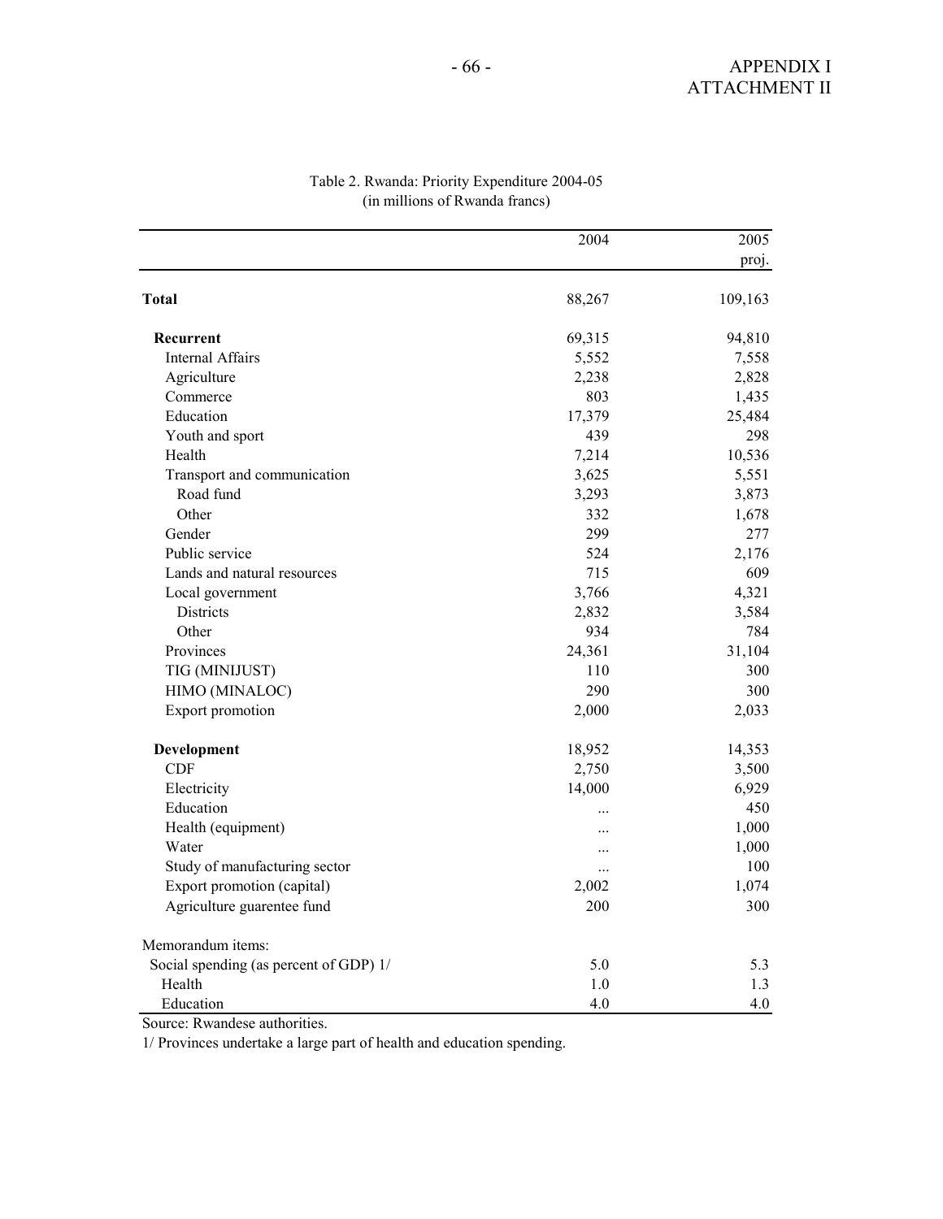Table 2. Rwanda: Priority Expenditure 2004-05
(in millions of Rwanda francs)

| | 2004 | 2005 proj. |
|---|---|---|
| **Total** | 88,267 | 109,163 |
| **Recurrent** | 69,315 | 94,810 |
| Internal Affairs | 5,552 | 7,558 |
| Agriculture | 2,238 | 2,828 |
| Commerce | 803 | 1,435 |
| Education | 17,379 | 25,484 |
| Youth and sport | 439 | 298 |
| Health | 7,214 | 10,536 |
| Transport and communication | 3,625 | 5,551 |
| Road fund | 3,293 | 3,873 |
| Other | 332 | 1,678 |
| Gender | 299 | 277 |
| Public service | 524 | 2,176 |
| Lands and natural resources | 715 | 609 |
| Local government | 3,766 | 4,321 |
| Districts | 2,832 | 3,584 |
| Other | 934 | 784 |
| Provinces | 24,361 | 31,104 |
| TIG (MINIJUST) | 110 | 300 |
| HIMO (MINALOC) | 290 | 300 |
| Export promotion | 2,000 | 2,033 |
| **Development** | 18,952 | 14,353 |
| CDF | 2,750 | 3,500 |
| Electricity | 14,000 | 6,929 |
| Education | ... | 450 |
| Health (equipment) | ... | 1,000 |
| Water | ... | 1,000 |
| Study of manufacturing sector | ... | 100 |
| Export promotion (capital) | 2,002 | 1,074 |
| Agriculture guarentee fund | 200 | 300 |
| Memorandum items: | | |
| Social spending (as percent of GDP) 1/ | 5.0 | 5.3 |
| Health | 1.0 | 1.3 |
| Education | 4.0 | 4.0 |

Source: Rwandese authorities.

1/ Provinces undertake a large part of health and education spending.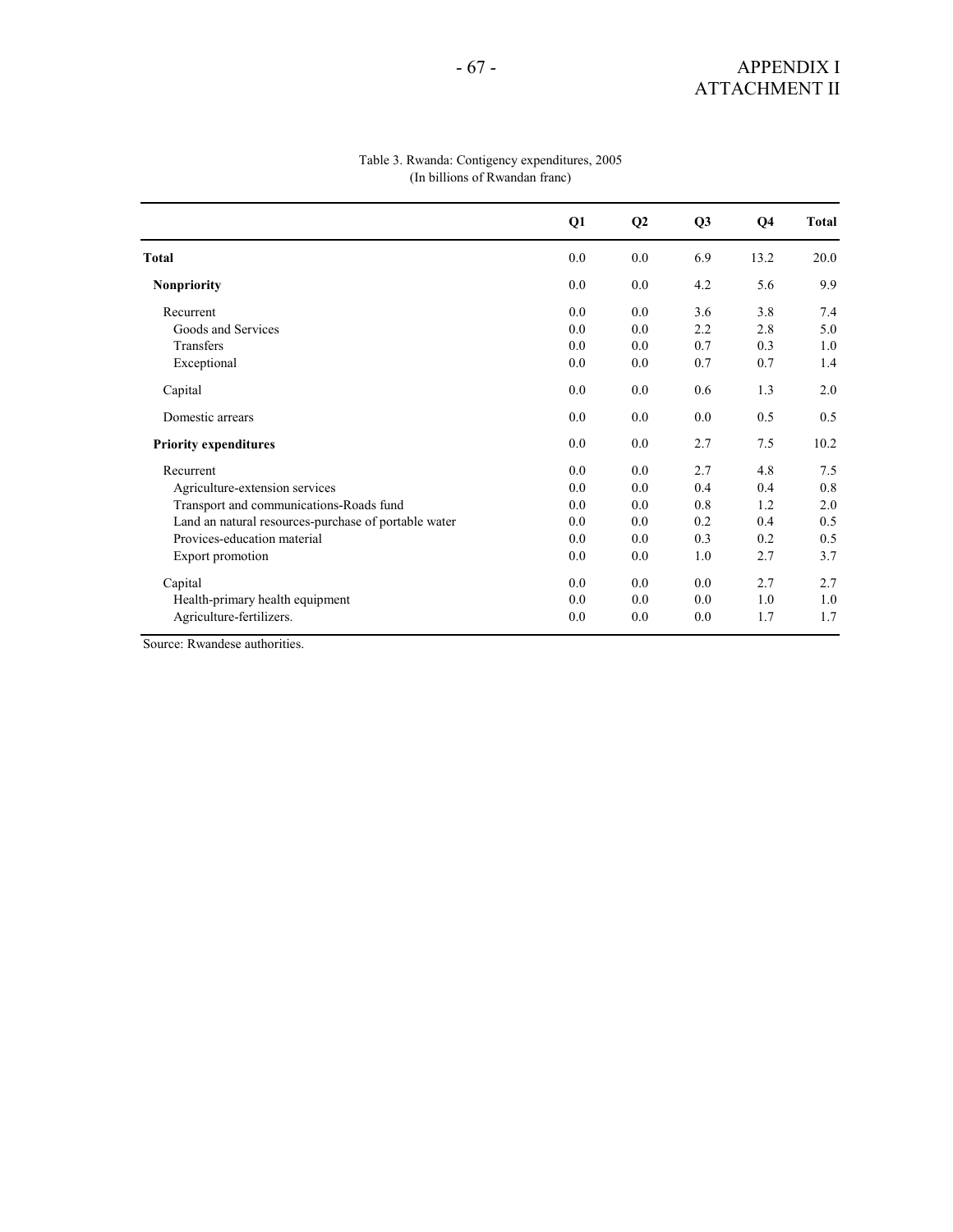Table 3. Rwanda: Contigency expenditures, 2005
(In billions of Rwandan franc)

| | Q1 | Q2 | Q3 | Q4 | Total |
|---|---|---|---|---|---|
| **Total** | 0.0 | 0.0 | 6.9 | 13.2 | 20.0 |
| **Nonpriority** | 0.0 | 0.0 | 4.2 | 5.6 | 9.9 |
| Recurrent | 0.0 | 0.0 | 3.6 | 3.8 | 7.4 |
| Goods and Services | 0.0 | 0.0 | 2.2 | 2.8 | 5.0 |
| Transfers | 0.0 | 0.0 | 0.7 | 0.3 | 1.0 |
| Exceptional | 0.0 | 0.0 | 0.7 | 0.7 | 1.4 |
| Capital | 0.0 | 0.0 | 0.6 | 1.3 | 2.0 |
| Domestic arrears | 0.0 | 0.0 | 0.0 | 0.5 | 0.5 |
| **Priority expenditures** | 0.0 | 0.0 | 2.7 | 7.5 | 10.2 |
| Recurrent | 0.0 | 0.0 | 2.7 | 4.8 | 7.5 |
| Agriculture-extension services | 0.0 | 0.0 | 0.4 | 0.4 | 0.8 |
| Transport and communications-Roads fund | 0.0 | 0.0 | 0.8 | 1.2 | 2.0 |
| Land an natural resources-purchase of portable water | 0.0 | 0.0 | 0.2 | 0.4 | 0.5 |
| Provices-education material | 0.0 | 0.0 | 0.3 | 0.2 | 0.5 |
| Export promotion | 0.0 | 0.0 | 1.0 | 2.7 | 3.7 |
| Capital | 0.0 | 0.0 | 0.0 | 2.7 | 2.7 |
| Health-primary health equipment | 0.0 | 0.0 | 0.0 | 1.0 | 1.0 |
| Agriculture-fertilizers. | 0.0 | 0.0 | 0.0 | 1.7 | 1.7 |

Source: Rwandese authorities.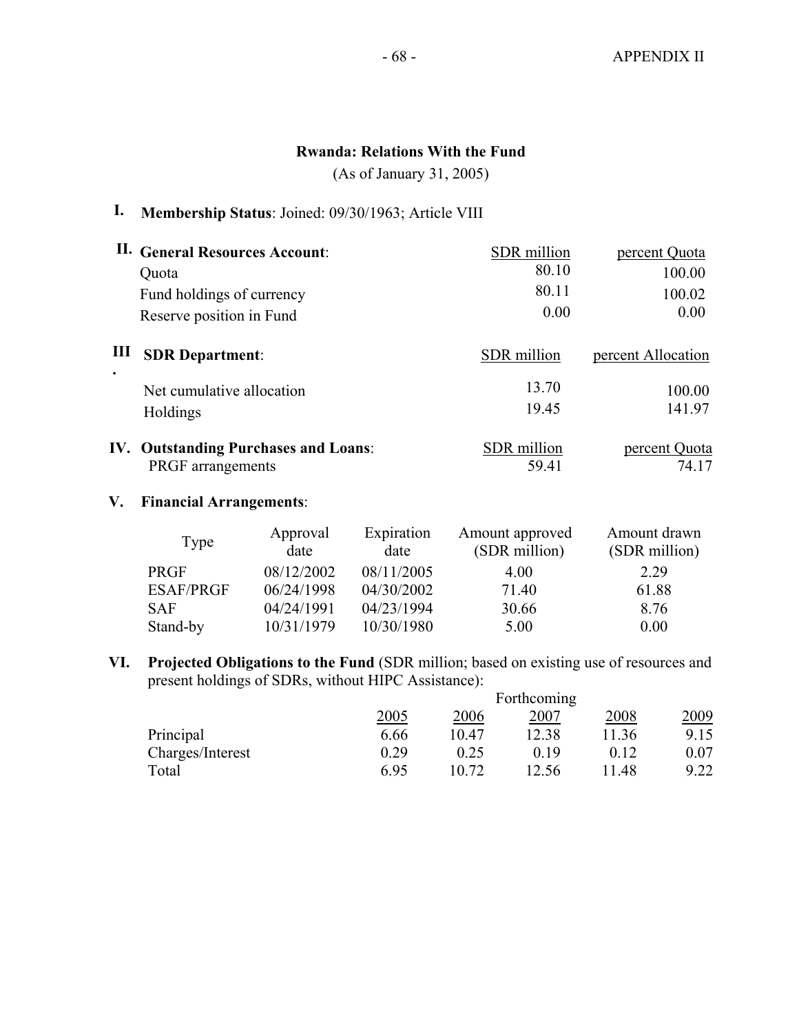## Rwanda: Relations With the Fund

(As of January 31, 2005)

**I. Membership Status**: Joined: 09/30/1963; Article VIII

| **II. General Resources Account**: | SDR million | percent Quota |
|---|---|---|
| Quota | 80.10 | 100.00 |
| Fund holdings of currency | 80.11 | 100.02 |
| Reserve position in Fund | 0.00 | 0.00 |

| **III. SDR Department**: | SDR million | percent Allocation |
|---|---|---|
| Net cumulative allocation | 13.70 | 100.00 |
| Holdings | 19.45 | 141.97 |

| **IV. Outstanding Purchases and Loans**: | SDR million | percent Quota |
|---|---|---|
| PRGF arrangements | 59.41 | 74.17 |

**V. Financial Arrangements**:

| Type | Approval date | Expiration date | Amount approved (SDR million) | Amount drawn (SDR million) |
|---|---|---|---|---|
| PRGF | 08/12/2002 | 08/11/2005 | 4.00 | 2.29 |
| ESAF/PRGF | 06/24/1998 | 04/30/2002 | 71.40 | 61.88 |
| SAF | 04/24/1991 | 04/23/1994 | 30.66 | 8.76 |
| Stand-by | 10/31/1979 | 10/30/1980 | 5.00 | 0.00 |

**VI. Projected Obligations to the Fund** (SDR million; based on existing use of resources and present holdings of SDRs, without HIPC Assistance):

| | Forthcoming | | | | |
|---|---|---|---|---|---|
| | 2005 | 2006 | 2007 | 2008 | 2009 |
| Principal | 6.66 | 10.47 | 12.38 | 11.36 | 9.15 |
| Charges/Interest | 0.29 | 0.25 | 0.19 | 0.12 | 0.07 |
| Total | 6.95 | 10.72 | 12.56 | 11.48 | 9.22 |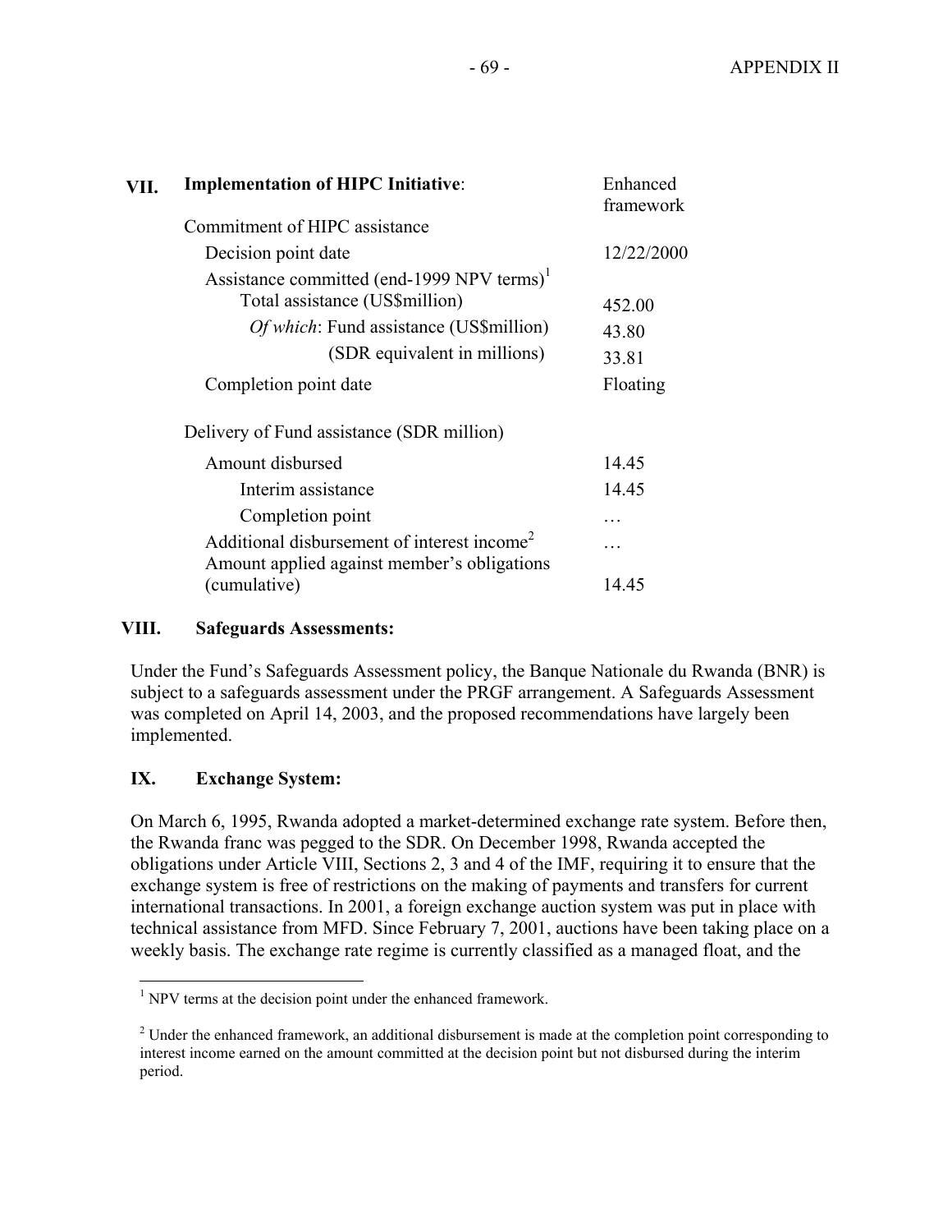### VII. Implementation of HIPC Initiative:

| | Enhanced framework |
|---|---|
| Commitment of HIPC assistance | |
| Decision point date | 12/22/2000 |
| Assistance committed (end-1999 NPV terms)[1] | |
| Total assistance (US$million) | 452.00 |
| *Of which*: Fund assistance (US$million) | 43.80 |
| (SDR equivalent in millions) | 33.81 |
| Completion point date | Floating |
| | |
| Delivery of Fund assistance (SDR million) | |
| Amount disbursed | 14.45 |
| Interim assistance | 14.45 |
| Completion point | … |
| Additional disbursement of interest income[2] | … |
| Amount applied against member's obligations (cumulative) | 14.45 |

### VIII. Safeguards Assessments:

Under the Fund's Safeguards Assessment policy, the Banque Nationale du Rwanda (BNR) is subject to a safeguards assessment under the PRGF arrangement. A Safeguards Assessment was completed on April 14, 2003, and the proposed recommendations have largely been implemented.

### IX. Exchange System:

On March 6, 1995, Rwanda adopted a market-determined exchange rate system. Before then, the Rwanda franc was pegged to the SDR. On December 1998, Rwanda accepted the obligations under Article VIII, Sections 2, 3 and 4 of the IMF, requiring it to ensure that the exchange system is free of restrictions on the making of payments and transfers for current international transactions. In 2001, a foreign exchange auction system was put in place with technical assistance from MFD. Since February 7, 2001, auctions have been taking place on a weekly basis. The exchange rate regime is currently classified as a managed float, and the

[1] NPV terms at the decision point under the enhanced framework.

[2] Under the enhanced framework, an additional disbursement is made at the completion point corresponding to interest income earned on the amount committed at the decision point but not disbursed during the interim period.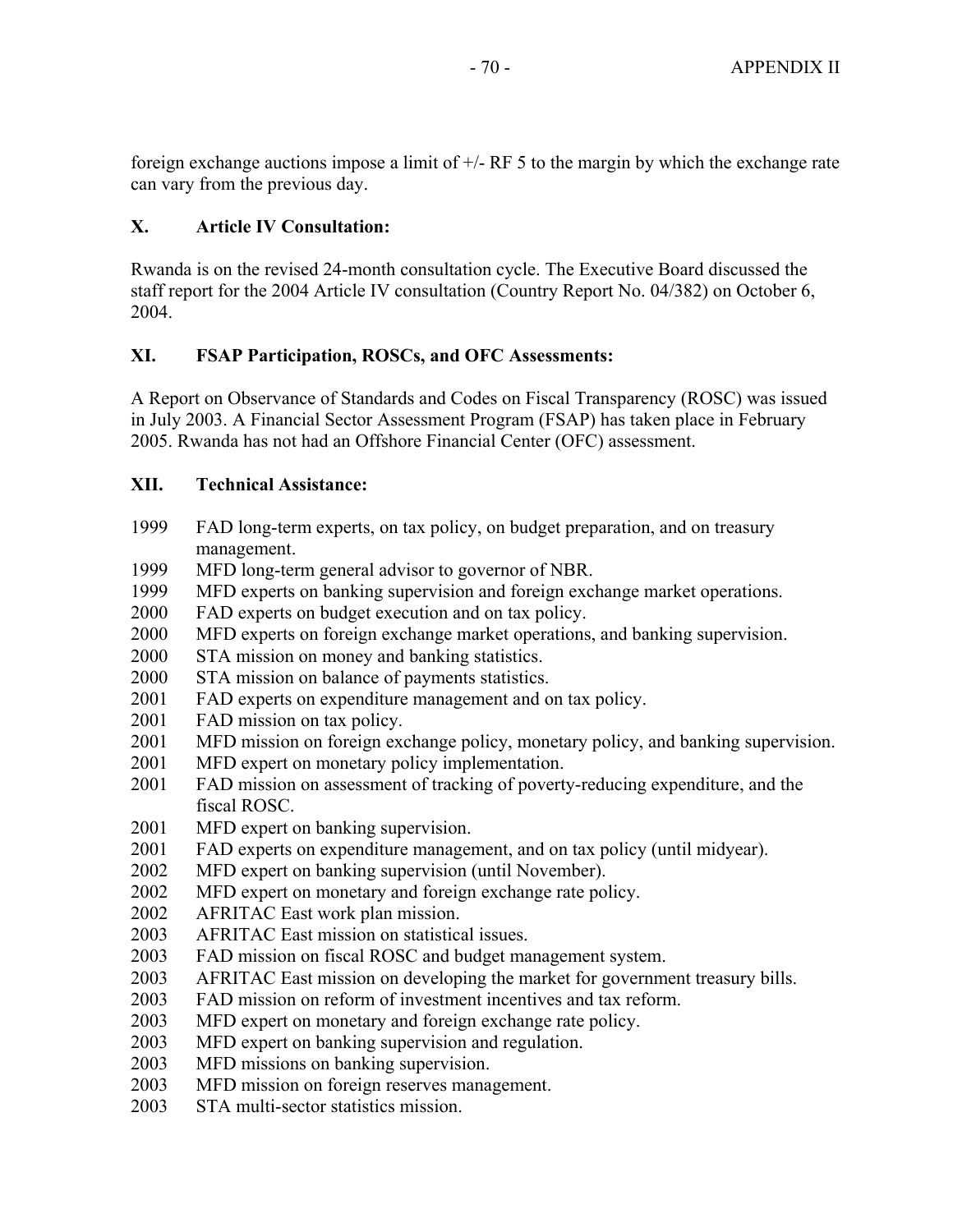foreign exchange auctions impose a limit of +/- RF 5 to the margin by which the exchange rate can vary from the previous day.

## X. Article IV Consultation:

Rwanda is on the revised 24-month consultation cycle. The Executive Board discussed the staff report for the 2004 Article IV consultation (Country Report No. 04/382) on October 6, 2004.

## XI. FSAP Participation, ROSCs, and OFC Assessments:

A Report on Observance of Standards and Codes on Fiscal Transparency (ROSC) was issued in July 2003. A Financial Sector Assessment Program (FSAP) has taken place in February 2005. Rwanda has not had an Offshore Financial Center (OFC) assessment.

## XII. Technical Assistance:

1999 FAD long-term experts, on tax policy, on budget preparation, and on treasury management.
1999 MFD long-term general advisor to governor of NBR.
1999 MFD experts on banking supervision and foreign exchange market operations.
2000 FAD experts on budget execution and on tax policy.
2000 MFD experts on foreign exchange market operations, and banking supervision.
2000 STA mission on money and banking statistics.
2000 STA mission on balance of payments statistics.
2001 FAD experts on expenditure management and on tax policy.
2001 FAD mission on tax policy.
2001 MFD mission on foreign exchange policy, monetary policy, and banking supervision.
2001 MFD expert on monetary policy implementation.
2001 FAD mission on assessment of tracking of poverty-reducing expenditure, and the fiscal ROSC.
2001 MFD expert on banking supervision.
2001 FAD experts on expenditure management, and on tax policy (until midyear).
2002 MFD expert on banking supervision (until November).
2002 MFD expert on monetary and foreign exchange rate policy.
2002 AFRITAC East work plan mission.
2003 AFRITAC East mission on statistical issues.
2003 FAD mission on fiscal ROSC and budget management system.
2003 AFRITAC East mission on developing the market for government treasury bills.
2003 FAD mission on reform of investment incentives and tax reform.
2003 MFD expert on monetary and foreign exchange rate policy.
2003 MFD expert on banking supervision and regulation.
2003 MFD missions on banking supervision.
2003 MFD mission on foreign reserves management.
2003 STA multi-sector statistics mission.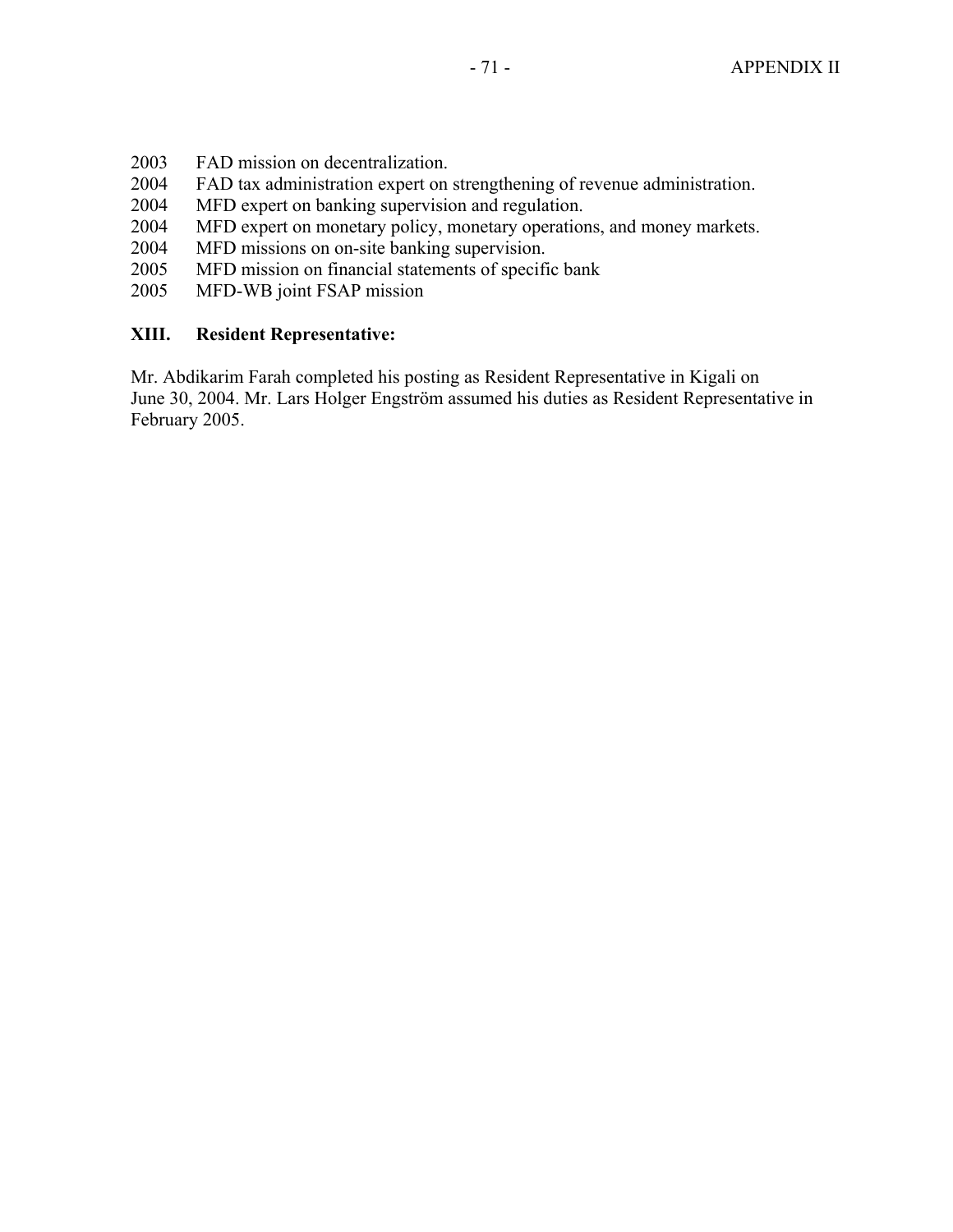2003 FAD mission on decentralization.
2004 FAD tax administration expert on strengthening of revenue administration.
2004 MFD expert on banking supervision and regulation.
2004 MFD expert on monetary policy, monetary operations, and money markets.
2004 MFD missions on on-site banking supervision.
2005 MFD mission on financial statements of specific bank
2005 MFD-WB joint FSAP mission

## XIII. Resident Representative:

Mr. Abdikarim Farah completed his posting as Resident Representative in Kigali on June 30, 2004. Mr. Lars Holger Engström assumed his duties as Resident Representative in February 2005.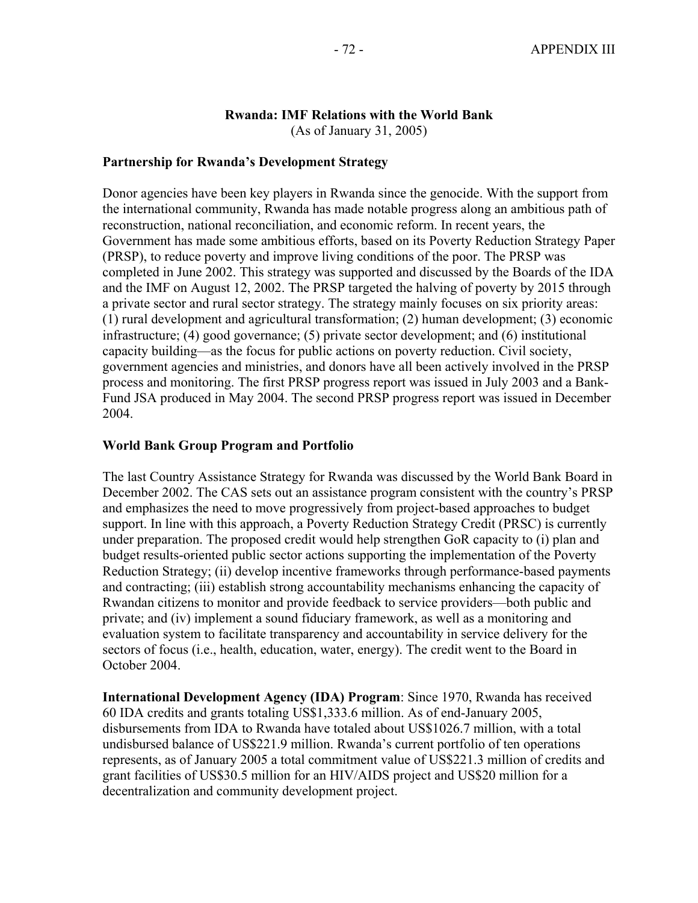## Rwanda: IMF Relations with the World Bank

(As of January 31, 2005)

### Partnership for Rwanda's Development Strategy

Donor agencies have been key players in Rwanda since the genocide. With the support from the international community, Rwanda has made notable progress along an ambitious path of reconstruction, national reconciliation, and economic reform. In recent years, the Government has made some ambitious efforts, based on its Poverty Reduction Strategy Paper (PRSP), to reduce poverty and improve living conditions of the poor. The PRSP was completed in June 2002. This strategy was supported and discussed by the Boards of the IDA and the IMF on August 12, 2002. The PRSP targeted the halving of poverty by 2015 through a private sector and rural sector strategy. The strategy mainly focuses on six priority areas: (1) rural development and agricultural transformation; (2) human development; (3) economic infrastructure; (4) good governance; (5) private sector development; and (6) institutional capacity building—as the focus for public actions on poverty reduction. Civil society, government agencies and ministries, and donors have all been actively involved in the PRSP process and monitoring. The first PRSP progress report was issued in July 2003 and a Bank-Fund JSA produced in May 2004. The second PRSP progress report was issued in December 2004.

### World Bank Group Program and Portfolio

The last Country Assistance Strategy for Rwanda was discussed by the World Bank Board in December 2002. The CAS sets out an assistance program consistent with the country's PRSP and emphasizes the need to move progressively from project-based approaches to budget support. In line with this approach, a Poverty Reduction Strategy Credit (PRSC) is currently under preparation. The proposed credit would help strengthen GoR capacity to (i) plan and budget results-oriented public sector actions supporting the implementation of the Poverty Reduction Strategy; (ii) develop incentive frameworks through performance-based payments and contracting; (iii) establish strong accountability mechanisms enhancing the capacity of Rwandan citizens to monitor and provide feedback to service providers—both public and private; and (iv) implement a sound fiduciary framework, as well as a monitoring and evaluation system to facilitate transparency and accountability in service delivery for the sectors of focus (i.e., health, education, water, energy). The credit went to the Board in October 2004.

**International Development Agency (IDA) Program**: Since 1970, Rwanda has received 60 IDA credits and grants totaling US$1,333.6 million. As of end-January 2005, disbursements from IDA to Rwanda have totaled about US$1026.7 million, with a total undisbursed balance of US$221.9 million. Rwanda's current portfolio of ten operations represents, as of January 2005 a total commitment value of US$221.3 million of credits and grant facilities of US$30.5 million for an HIV/AIDS project and US$20 million for a decentralization and community development project.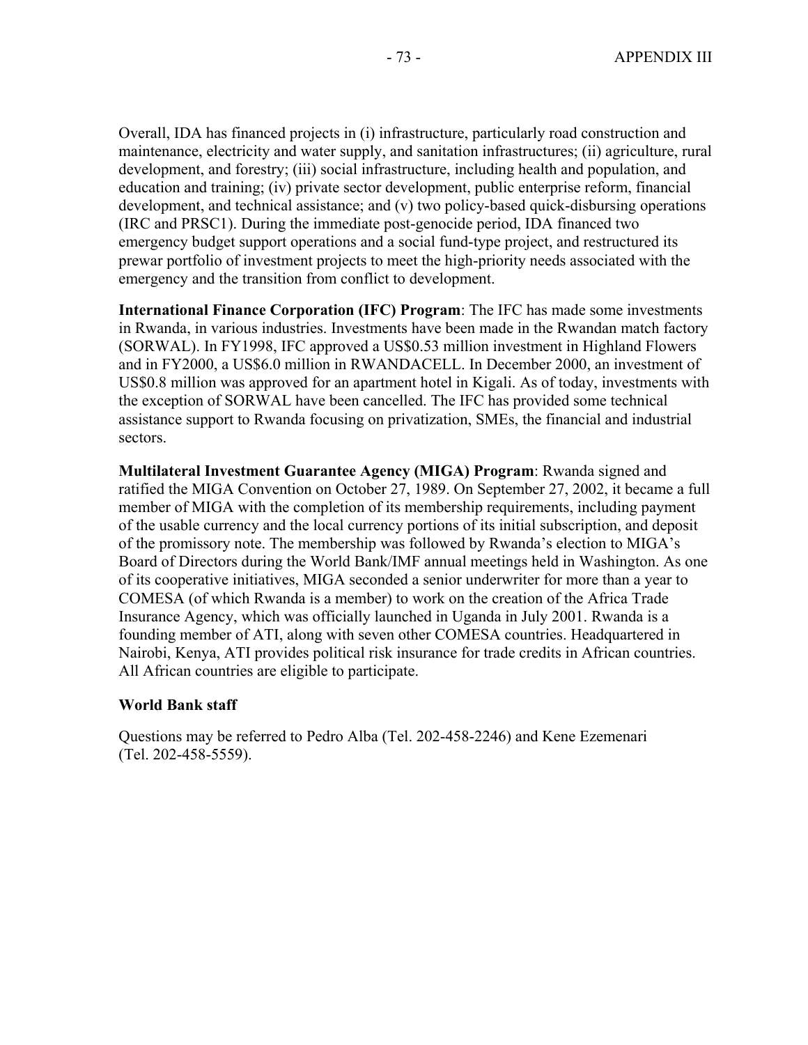Overall, IDA has financed projects in (i) infrastructure, particularly road construction and maintenance, electricity and water supply, and sanitation infrastructures; (ii) agriculture, rural development, and forestry; (iii) social infrastructure, including health and population, and education and training; (iv) private sector development, public enterprise reform, financial development, and technical assistance; and (v) two policy-based quick-disbursing operations (IRC and PRSC1). During the immediate post-genocide period, IDA financed two emergency budget support operations and a social fund-type project, and restructured its prewar portfolio of investment projects to meet the high-priority needs associated with the emergency and the transition from conflict to development.

**International Finance Corporation (IFC) Program**: The IFC has made some investments in Rwanda, in various industries. Investments have been made in the Rwandan match factory (SORWAL). In FY1998, IFC approved a US$0.53 million investment in Highland Flowers and in FY2000, a US$6.0 million in RWANDACELL. In December 2000, an investment of US$0.8 million was approved for an apartment hotel in Kigali. As of today, investments with the exception of SORWAL have been cancelled. The IFC has provided some technical assistance support to Rwanda focusing on privatization, SMEs, the financial and industrial sectors.

**Multilateral Investment Guarantee Agency (MIGA) Program**: Rwanda signed and ratified the MIGA Convention on October 27, 1989. On September 27, 2002, it became a full member of MIGA with the completion of its membership requirements, including payment of the usable currency and the local currency portions of its initial subscription, and deposit of the promissory note. The membership was followed by Rwanda's election to MIGA's Board of Directors during the World Bank/IMF annual meetings held in Washington. As one of its cooperative initiatives, MIGA seconded a senior underwriter for more than a year to COMESA (of which Rwanda is a member) to work on the creation of the Africa Trade Insurance Agency, which was officially launched in Uganda in July 2001. Rwanda is a founding member of ATI, along with seven other COMESA countries. Headquartered in Nairobi, Kenya, ATI provides political risk insurance for trade credits in African countries. All African countries are eligible to participate.

**World Bank staff**

Questions may be referred to Pedro Alba (Tel. 202-458-2246) and Kene Ezemenari (Tel. 202-458-5559).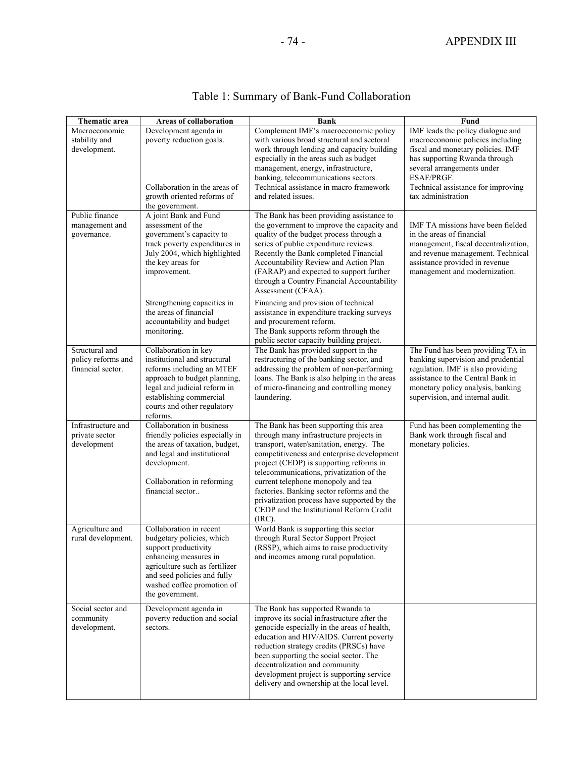# Table 1: Summary of Bank-Fund Collaboration

| Thematic area | Areas of collaboration | Bank | Fund |
|---|---|---|---|
| Macroeconomic stability and development. | Development agenda in poverty reduction goals. | Complement IMF's macroeconomic policy with various broad structural and sectoral work through lending and capacity building especially in the areas such as budget management, energy, infrastructure, banking, telecommunications sectors. | IMF leads the policy dialogue and macroeconomic policies including fiscal and monetary policies. IMF has supporting Rwanda through several arrangements under ESAF/PRGF. |
| | Collaboration in the areas of growth oriented reforms of the government. | Technical assistance in macro framework and related issues. | Technical assistance for improving tax administration |
| Public finance management and governance. | A joint Bank and Fund assessment of the government's capacity to track poverty expenditures in July 2004, which highlighted the key areas for improvement. | The Bank has been providing assistance to the government to improve the capacity and quality of the budget process through a series of public expenditure reviews. Recently the Bank completed Financial Accountability Review and Action Plan (FARAP) and expected to support further through a Country Financial Accountability Assessment (CFAA). | IMF TA missions have been fielded in the areas of financial management, fiscal decentralization, and revenue management. Technical assistance provided in revenue management and modernization. |
| | Strengthening capacities in the areas of financial accountability and budget monitoring. | Financing and provision of technical assistance in expenditure tracking surveys and procurement reform. The Bank supports reform through the public sector capacity building project. | |
| Structural and policy reforms and financial sector. | Collaboration in key institutional and structural reforms including an MTEF approach to budget planning, legal and judicial reform in establishing commercial courts and other regulatory reforms. | The Bank has provided support in the restructuring of the banking sector, and addressing the problem of non-performing loans. The Bank is also helping in the areas of micro-financing and controlling money laundering. | The Fund has been providing TA in banking supervision and prudential regulation. IMF is also providing assistance to the Central Bank in monetary policy analysis, banking supervision, and internal audit. |
| Infrastructure and private sector development | Collaboration in business friendly policies especially in the areas of taxation, budget, and legal and institutional development.<br><br>Collaboration in reforming financial sector.. | The Bank has been supporting this area through many infrastructure projects in transport, water/sanitation, energy. The competitiveness and enterprise development project (CEDP) is supporting reforms in telecommunications, privatization of the current telephone monopoly and tea factories. Banking sector reforms and the privatization process have supported by the CEDP and the Institutional Reform Credit (IRC). | Fund has been complementing the Bank work through fiscal and monetary policies. |
| Agriculture and rural development. | Collaboration in recent budgetary policies, which support productivity enhancing measures in agriculture such as fertilizer and seed policies and fully washed coffee promotion of the government. | World Bank is supporting this sector through Rural Sector Support Project (RSSP), which aims to raise productivity and incomes among rural population. | |
| Social sector and community development. | Development agenda in poverty reduction and social sectors. | The Bank has supported Rwanda to improve its social infrastructure after the genocide especially in the areas of health, education and HIV/AIDS. Current poverty reduction strategy credits (PRSCs) have been supporting the social sector. The decentralization and community development project is supporting service delivery and ownership at the local level. | |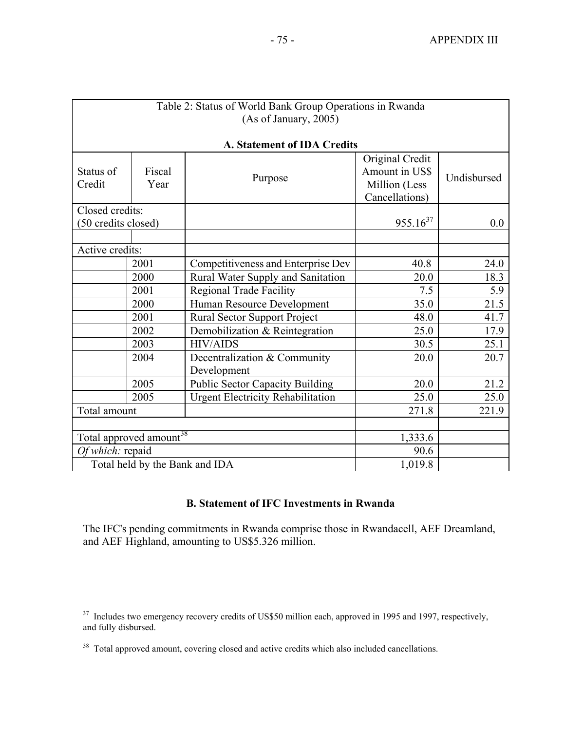| Table 2: Status of World Bank Group Operations in Rwanda (As of January, 2005) | | | | |
|---|---|---|---|---|
| **A. Statement of IDA Credits** | | | | |
| Status of Credit | Fiscal Year | Purpose | Original Credit Amount in US$ Million (Less Cancellations) | Undisbursed |
| Closed credits: (50 credits closed) | | | 955.16[37] | 0.0 |
| | | | | |
| Active credits: | | | | |
| | 2001 | Competitiveness and Enterprise Dev | 40.8 | 24.0 |
| | 2000 | Rural Water Supply and Sanitation | 20.0 | 18.3 |
| | 2001 | Regional Trade Facility | 7.5 | 5.9 |
| | 2000 | Human Resource Development | 35.0 | 21.5 |
| | 2001 | Rural Sector Support Project | 48.0 | 41.7 |
| | 2002 | Demobilization & Reintegration | 25.0 | 17.9 |
| | 2003 | HIV/AIDS | 30.5 | 25.1 |
| | 2004 | Decentralization & Community Development | 20.0 | 20.7 |
| | 2005 | Public Sector Capacity Building | 20.0 | 21.2 |
| | 2005 | Urgent Electricity Rehabilitation | 25.0 | 25.0 |
| Total amount | | | 271.8 | 221.9 |
| | | | | |
| Total approved amount[38] | | | 1,333.6 | |
| *Of which:* repaid | | | 90.6 | |
| Total held by the Bank and IDA | | | 1,019.8 | |

**B. Statement of IFC Investments in Rwanda**

The IFC's pending commitments in Rwanda comprise those in Rwandacell, AEF Dreamland, and AEF Highland, amounting to US$5.326 million.

[37] Includes two emergency recovery credits of US$50 million each, approved in 1995 and 1997, respectively, and fully disbursed.

[38] Total approved amount, covering closed and active credits which also included cancellations.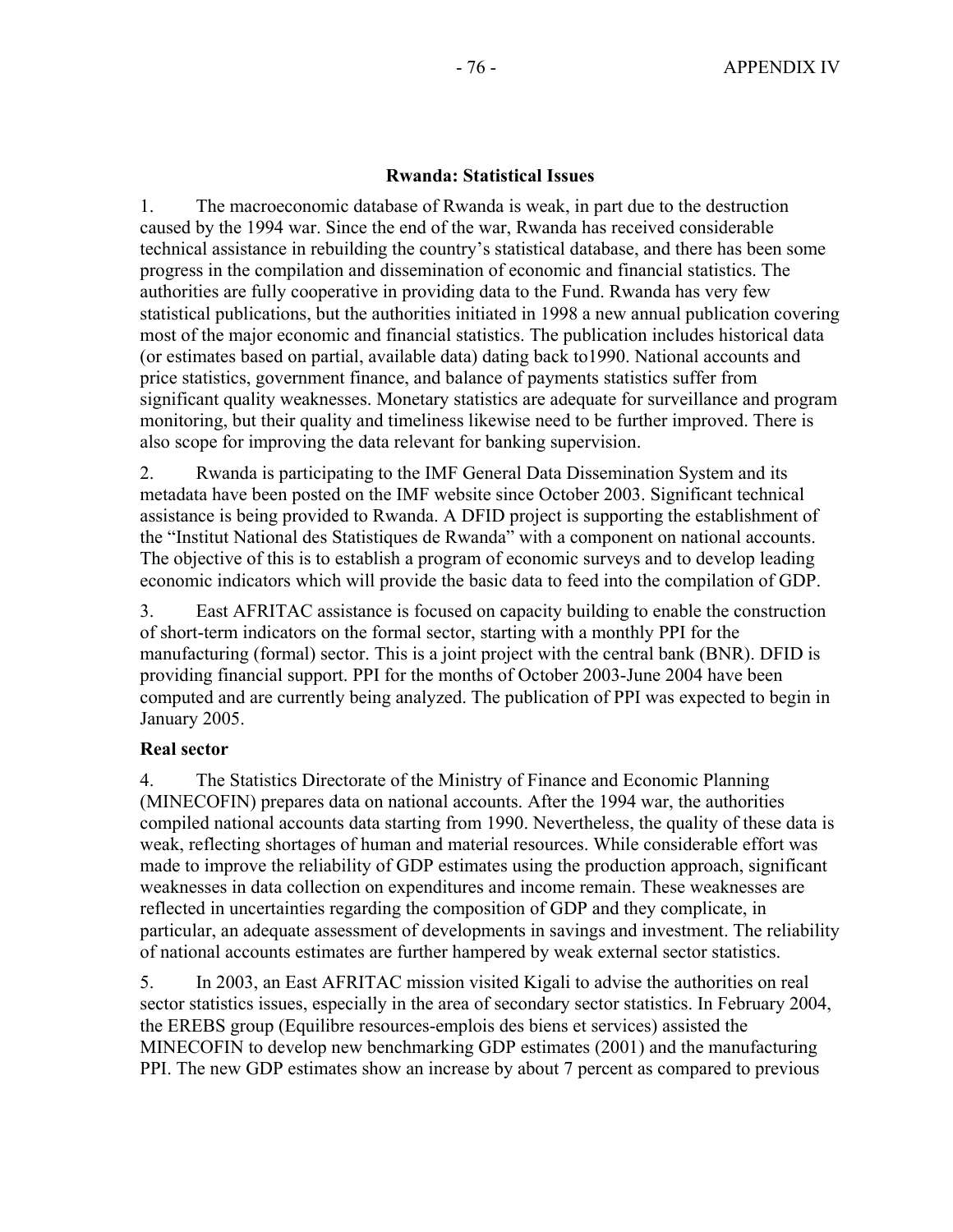## Rwanda: Statistical Issues

1. The macroeconomic database of Rwanda is weak, in part due to the destruction caused by the 1994 war. Since the end of the war, Rwanda has received considerable technical assistance in rebuilding the country's statistical database, and there has been some progress in the compilation and dissemination of economic and financial statistics. The authorities are fully cooperative in providing data to the Fund. Rwanda has very few statistical publications, but the authorities initiated in 1998 a new annual publication covering most of the major economic and financial statistics. The publication includes historical data (or estimates based on partial, available data) dating back to1990. National accounts and price statistics, government finance, and balance of payments statistics suffer from significant quality weaknesses. Monetary statistics are adequate for surveillance and program monitoring, but their quality and timeliness likewise need to be further improved. There is also scope for improving the data relevant for banking supervision.

2. Rwanda is participating to the IMF General Data Dissemination System and its metadata have been posted on the IMF website since October 2003. Significant technical assistance is being provided to Rwanda. A DFID project is supporting the establishment of the "Institut National des Statistiques de Rwanda" with a component on national accounts. The objective of this is to establish a program of economic surveys and to develop leading economic indicators which will provide the basic data to feed into the compilation of GDP.

3. East AFRITAC assistance is focused on capacity building to enable the construction of short-term indicators on the formal sector, starting with a monthly PPI for the manufacturing (formal) sector. This is a joint project with the central bank (BNR). DFID is providing financial support. PPI for the months of October 2003-June 2004 have been computed and are currently being analyzed. The publication of PPI was expected to begin in January 2005.

### Real sector

4. The Statistics Directorate of the Ministry of Finance and Economic Planning (MINECOFIN) prepares data on national accounts. After the 1994 war, the authorities compiled national accounts data starting from 1990. Nevertheless, the quality of these data is weak, reflecting shortages of human and material resources. While considerable effort was made to improve the reliability of GDP estimates using the production approach, significant weaknesses in data collection on expenditures and income remain. These weaknesses are reflected in uncertainties regarding the composition of GDP and they complicate, in particular, an adequate assessment of developments in savings and investment. The reliability of national accounts estimates are further hampered by weak external sector statistics.

5. In 2003, an East AFRITAC mission visited Kigali to advise the authorities on real sector statistics issues, especially in the area of secondary sector statistics. In February 2004, the EREBS group (Equilibre resources-emplois des biens et services) assisted the MINECOFIN to develop new benchmarking GDP estimates (2001) and the manufacturing PPI. The new GDP estimates show an increase by about 7 percent as compared to previous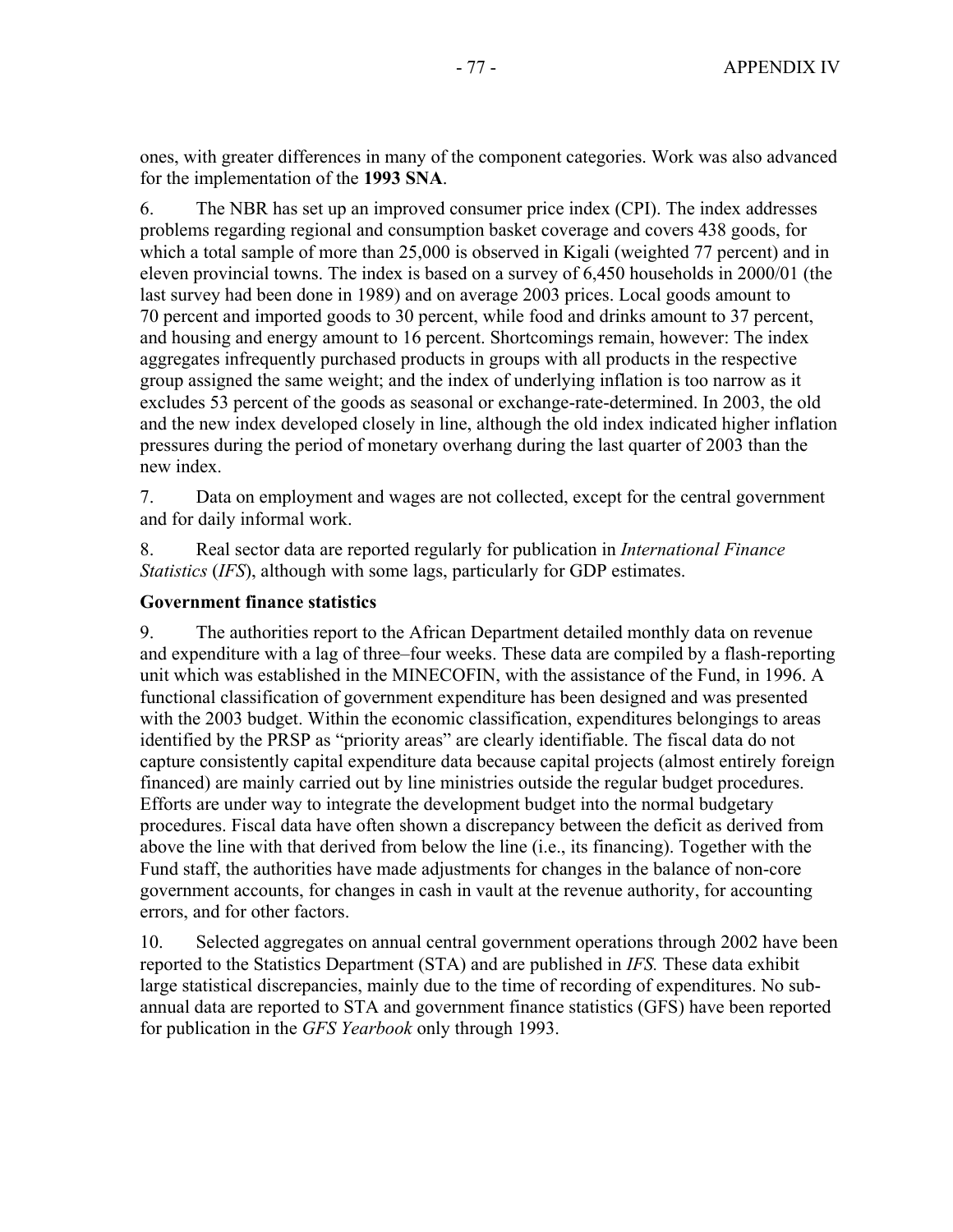ones, with greater differences in many of the component categories. Work was also advanced for the implementation of the **1993 SNA**.

6. The NBR has set up an improved consumer price index (CPI). The index addresses problems regarding regional and consumption basket coverage and covers 438 goods, for which a total sample of more than 25,000 is observed in Kigali (weighted 77 percent) and in eleven provincial towns. The index is based on a survey of 6,450 households in 2000/01 (the last survey had been done in 1989) and on average 2003 prices. Local goods amount to 70 percent and imported goods to 30 percent, while food and drinks amount to 37 percent, and housing and energy amount to 16 percent. Shortcomings remain, however: The index aggregates infrequently purchased products in groups with all products in the respective group assigned the same weight; and the index of underlying inflation is too narrow as it excludes 53 percent of the goods as seasonal or exchange-rate-determined. In 2003, the old and the new index developed closely in line, although the old index indicated higher inflation pressures during the period of monetary overhang during the last quarter of 2003 than the new index.

7. Data on employment and wages are not collected, except for the central government and for daily informal work.

8. Real sector data are reported regularly for publication in *International Finance Statistics* (*IFS*), although with some lags, particularly for GDP estimates.

### Government finance statistics

9. The authorities report to the African Department detailed monthly data on revenue and expenditure with a lag of three–four weeks. These data are compiled by a flash-reporting unit which was established in the MINECOFIN, with the assistance of the Fund, in 1996. A functional classification of government expenditure has been designed and was presented with the 2003 budget. Within the economic classification, expenditures belongings to areas identified by the PRSP as "priority areas" are clearly identifiable. The fiscal data do not capture consistently capital expenditure data because capital projects (almost entirely foreign financed) are mainly carried out by line ministries outside the regular budget procedures. Efforts are under way to integrate the development budget into the normal budgetary procedures. Fiscal data have often shown a discrepancy between the deficit as derived from above the line with that derived from below the line (i.e., its financing). Together with the Fund staff, the authorities have made adjustments for changes in the balance of non-core government accounts, for changes in cash in vault at the revenue authority, for accounting errors, and for other factors.

10. Selected aggregates on annual central government operations through 2002 have been reported to the Statistics Department (STA) and are published in *IFS.* These data exhibit large statistical discrepancies, mainly due to the time of recording of expenditures. No sub-annual data are reported to STA and government finance statistics (GFS) have been reported for publication in the *GFS Yearbook* only through 1993.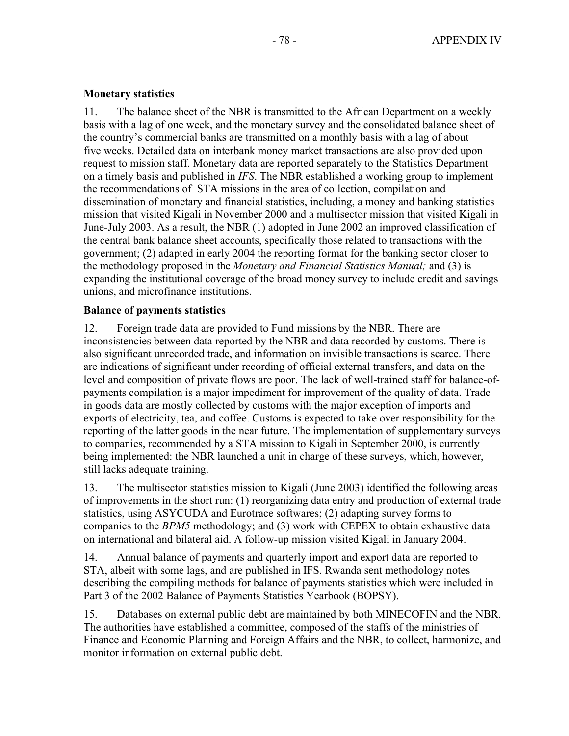### Monetary statistics

11. The balance sheet of the NBR is transmitted to the African Department on a weekly basis with a lag of one week, and the monetary survey and the consolidated balance sheet of the country's commercial banks are transmitted on a monthly basis with a lag of about five weeks. Detailed data on interbank money market transactions are also provided upon request to mission staff. Monetary data are reported separately to the Statistics Department on a timely basis and published in *IFS*. The NBR established a working group to implement the recommendations of STA missions in the area of collection, compilation and dissemination of monetary and financial statistics, including, a money and banking statistics mission that visited Kigali in November 2000 and a multisector mission that visited Kigali in June-July 2003. As a result, the NBR (1) adopted in June 2002 an improved classification of the central bank balance sheet accounts, specifically those related to transactions with the government; (2) adapted in early 2004 the reporting format for the banking sector closer to the methodology proposed in the *Monetary and Financial Statistics Manual;* and (3) is expanding the institutional coverage of the broad money survey to include credit and savings unions, and microfinance institutions.

### Balance of payments statistics

12. Foreign trade data are provided to Fund missions by the NBR. There are inconsistencies between data reported by the NBR and data recorded by customs. There is also significant unrecorded trade, and information on invisible transactions is scarce. There are indications of significant under recording of official external transfers, and data on the level and composition of private flows are poor. The lack of well-trained staff for balance-of-payments compilation is a major impediment for improvement of the quality of data. Trade in goods data are mostly collected by customs with the major exception of imports and exports of electricity, tea, and coffee. Customs is expected to take over responsibility for the reporting of the latter goods in the near future. The implementation of supplementary surveys to companies, recommended by a STA mission to Kigali in September 2000, is currently being implemented: the NBR launched a unit in charge of these surveys, which, however, still lacks adequate training.

13. The multisector statistics mission to Kigali (June 2003) identified the following areas of improvements in the short run: (1) reorganizing data entry and production of external trade statistics, using ASYCUDA and Eurotrace softwares; (2) adapting survey forms to companies to the *BPM5* methodology; and (3) work with CEPEX to obtain exhaustive data on international and bilateral aid. A follow-up mission visited Kigali in January 2004.

14. Annual balance of payments and quarterly import and export data are reported to STA, albeit with some lags, and are published in IFS. Rwanda sent methodology notes describing the compiling methods for balance of payments statistics which were included in Part 3 of the 2002 Balance of Payments Statistics Yearbook (BOPSY).

15. Databases on external public debt are maintained by both MINECOFIN and the NBR. The authorities have established a committee, composed of the staffs of the ministries of Finance and Economic Planning and Foreign Affairs and the NBR, to collect, harmonize, and monitor information on external public debt.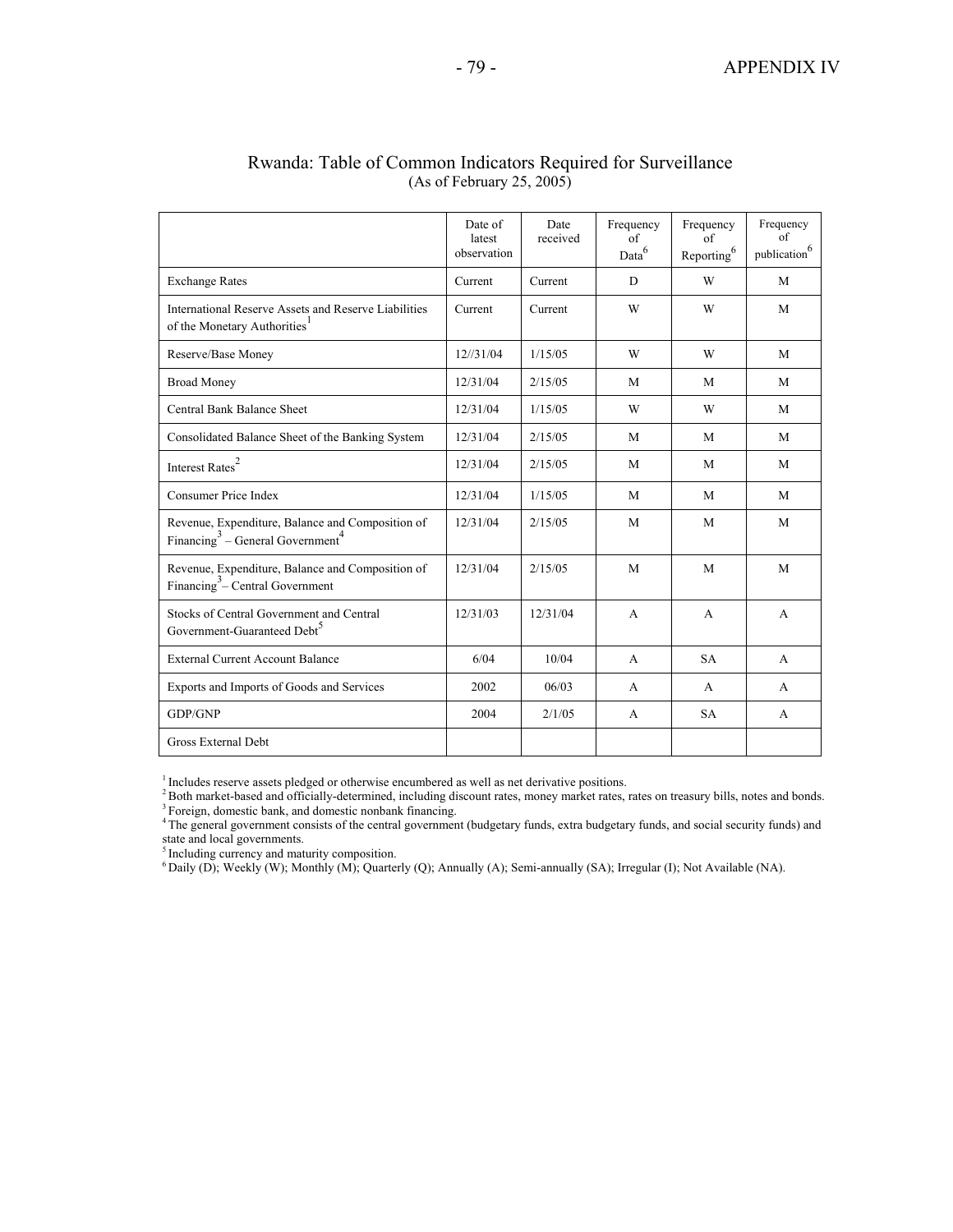# Rwanda: Table of Common Indicators Required for Surveillance
(As of February 25, 2005)

| | Date of latest observation | Date received | Frequency of Data[6] | Frequency of Reporting[6] | Frequency of publication[6] |
|---|---|---|---|---|---|
| Exchange Rates | Current | Current | D | W | M |
| International Reserve Assets and Reserve Liabilities of the Monetary Authorities[1] | Current | Current | W | W | M |
| Reserve/Base Money | 12//31/04 | 1/15/05 | W | W | M |
| Broad Money | 12/31/04 | 2/15/05 | M | M | M |
| Central Bank Balance Sheet | 12/31/04 | 1/15/05 | W | W | M |
| Consolidated Balance Sheet of the Banking System | 12/31/04 | 2/15/05 | M | M | M |
| Interest Rates[2] | 12/31/04 | 2/15/05 | M | M | M |
| Consumer Price Index | 12/31/04 | 1/15/05 | M | M | M |
| Revenue, Expenditure, Balance and Composition of Financing[3] – General Government[4] | 12/31/04 | 2/15/05 | M | M | M |
| Revenue, Expenditure, Balance and Composition of Financing[3] – Central Government | 12/31/04 | 2/15/05 | M | M | M |
| Stocks of Central Government and Central Government-Guaranteed Debt[5] | 12/31/03 | 12/31/04 | A | A | A |
| External Current Account Balance | 6/04 | 10/04 | A | SA | A |
| Exports and Imports of Goods and Services | 2002 | 06/03 | A | A | A |
| GDP/GNP | 2004 | 2/1/05 | A | SA | A |
| Gross External Debt | | | | | |

[1] Includes reserve assets pledged or otherwise encumbered as well as net derivative positions.
[2] Both market-based and officially-determined, including discount rates, money market rates, rates on treasury bills, notes and bonds.
[3] Foreign, domestic bank, and domestic nonbank financing.
[4] The general government consists of the central government (budgetary funds, extra budgetary funds, and social security funds) and state and local governments.
[5] Including currency and maturity composition.
[6] Daily (D); Weekly (W); Monthly (M); Quarterly (Q); Annually (A); Semi-annually (SA); Irregular (I); Not Available (NA).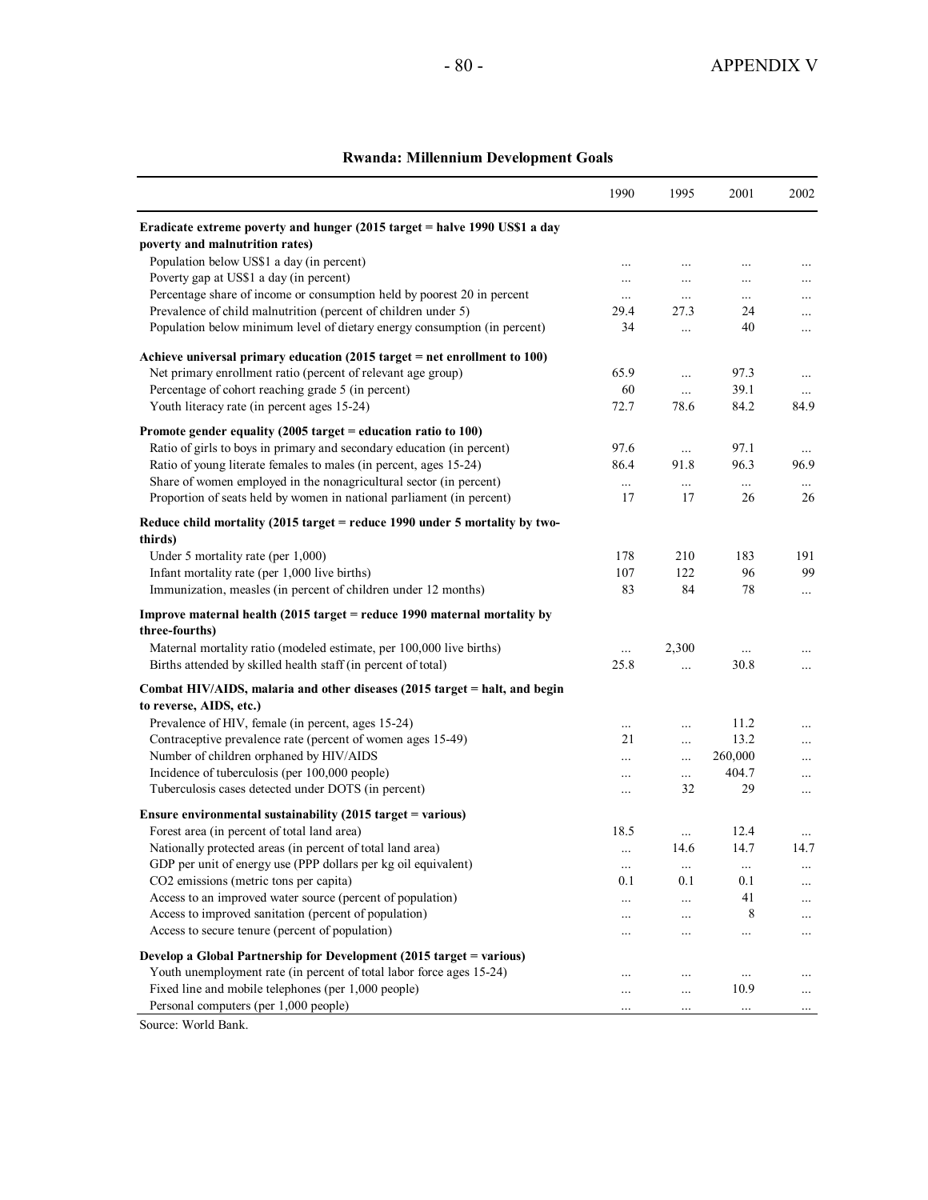**Rwanda: Millennium Development Goals**

| | 1990 | 1995 | 2001 | 2002 |
|---|---|---|---|---|
| **Eradicate extreme poverty and hunger (2015 target = halve 1990 US$1 a day poverty and malnutrition rates)** | | | | |
| Population below US$1 a day (in percent) | ... | ... | ... | ... |
| Poverty gap at US$1 a day (in percent) | ... | ... | ... | ... |
| Percentage share of income or consumption held by poorest 20 in percent | ... | ... | ... | ... |
| Prevalence of child malnutrition (percent of children under 5) | 29.4 | 27.3 | 24 | ... |
| Population below minimum level of dietary energy consumption (in percent) | 34 | ... | 40 | ... |
| **Achieve universal primary education (2015 target = net enrollment to 100)** | | | | |
| Net primary enrollment ratio (percent of relevant age group) | 65.9 | ... | 97.3 | ... |
| Percentage of cohort reaching grade 5 (in percent) | 60 | ... | 39.1 | ... |
| Youth literacy rate (in percent ages 15-24) | 72.7 | 78.6 | 84.2 | 84.9 |
| **Promote gender equality (2005 target = education ratio to 100)** | | | | |
| Ratio of girls to boys in primary and secondary education (in percent) | 97.6 | ... | 97.1 | ... |
| Ratio of young literate females to males (in percent, ages 15-24) | 86.4 | 91.8 | 96.3 | 96.9 |
| Share of women employed in the nonagricultural sector (in percent) | ... | ... | ... | ... |
| Proportion of seats held by women in national parliament (in percent) | 17 | 17 | 26 | 26 |
| **Reduce child mortality (2015 target = reduce 1990 under 5 mortality by two-thirds)** | | | | |
| Under 5 mortality rate (per 1,000) | 178 | 210 | 183 | 191 |
| Infant mortality rate (per 1,000 live births) | 107 | 122 | 96 | 99 |
| Immunization, measles (in percent of children under 12 months) | 83 | 84 | 78 | ... |
| **Improve maternal health (2015 target = reduce 1990 maternal mortality by three-fourths)** | | | | |
| Maternal mortality ratio (modeled estimate, per 100,000 live births) | ... | 2,300 | ... | ... |
| Births attended by skilled health staff (in percent of total) | 25.8 | ... | 30.8 | ... |
| **Combat HIV/AIDS, malaria and other diseases (2015 target = halt, and begin to reverse, AIDS, etc.)** | | | | |
| Prevalence of HIV, female (in percent, ages 15-24) | ... | ... | 11.2 | ... |
| Contraceptive prevalence rate (percent of women ages 15-49) | 21 | ... | 13.2 | ... |
| Number of children orphaned by HIV/AIDS | ... | ... | 260,000 | ... |
| Incidence of tuberculosis (per 100,000 people) | ... | ... | 404.7 | ... |
| Tuberculosis cases detected under DOTS (in percent) | ... | 32 | 29 | ... |
| **Ensure environmental sustainability (2015 target = various)** | | | | |
| Forest area (in percent of total land area) | 18.5 | ... | 12.4 | ... |
| Nationally protected areas (in percent of total land area) | ... | 14.6 | 14.7 | 14.7 |
| GDP per unit of energy use (PPP dollars per kg oil equivalent) | ... | ... | ... | ... |
| $CO_2$ emissions (metric tons per capita) | 0.1 | 0.1 | 0.1 | ... |
| Access to an improved water source (percent of population) | ... | ... | 41 | ... |
| Access to improved sanitation (percent of population) | ... | ... | 8 | ... |
| Access to secure tenure (percent of population) | ... | ... | ... | ... |
| **Develop a Global Partnership for Development (2015 target = various)** | | | | |
| Youth unemployment rate (in percent of total labor force ages 15-24) | ... | ... | ... | ... |
| Fixed line and mobile telephones (per 1,000 people) | ... | ... | 10.9 | ... |
| Personal computers (per 1,000 people) | ... | ... | ... | ... |

Source: World Bank.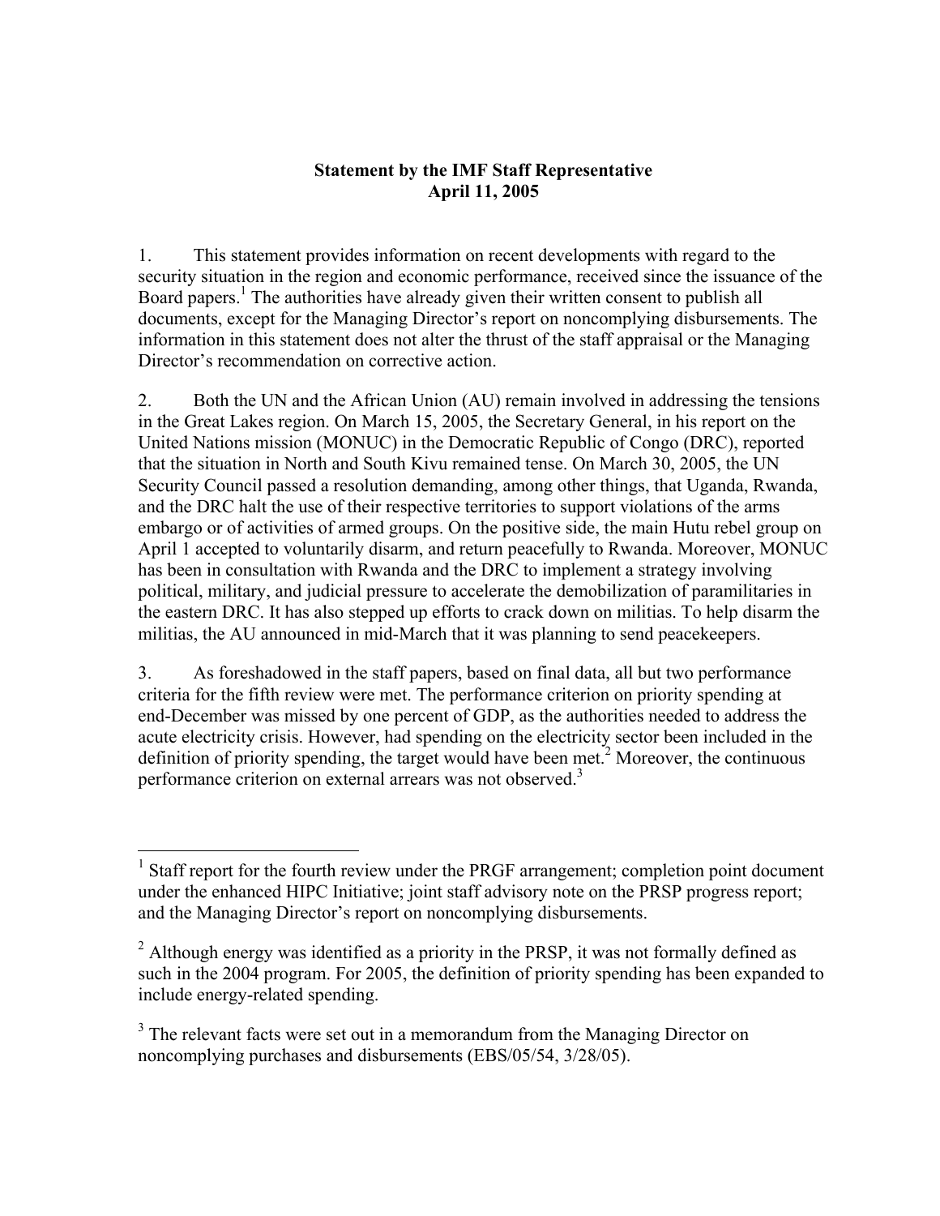**Statement by the IMF Staff Representative**
**April 11, 2005**

1. This statement provides information on recent developments with regard to the security situation in the region and economic performance, received since the issuance of the Board papers.[1] The authorities have already given their written consent to publish all documents, except for the Managing Director's report on noncomplying disbursements. The information in this statement does not alter the thrust of the staff appraisal or the Managing Director's recommendation on corrective action.

2. Both the UN and the African Union (AU) remain involved in addressing the tensions in the Great Lakes region. On March 15, 2005, the Secretary General, in his report on the United Nations mission (MONUC) in the Democratic Republic of Congo (DRC), reported that the situation in North and South Kivu remained tense. On March 30, 2005, the UN Security Council passed a resolution demanding, among other things, that Uganda, Rwanda, and the DRC halt the use of their respective territories to support violations of the arms embargo or of activities of armed groups. On the positive side, the main Hutu rebel group on April 1 accepted to voluntarily disarm, and return peacefully to Rwanda. Moreover, MONUC has been in consultation with Rwanda and the DRC to implement a strategy involving political, military, and judicial pressure to accelerate the demobilization of paramilitaries in the eastern DRC. It has also stepped up efforts to crack down on militias. To help disarm the militias, the AU announced in mid-March that it was planning to send peacekeepers.

3. As foreshadowed in the staff papers, based on final data, all but two performance criteria for the fifth review were met. The performance criterion on priority spending at end-December was missed by one percent of GDP, as the authorities needed to address the acute electricity crisis. However, had spending on the electricity sector been included in the definition of priority spending, the target would have been met.[2] Moreover, the continuous performance criterion on external arrears was not observed.[3]

---

[1] Staff report for the fourth review under the PRGF arrangement; completion point document under the enhanced HIPC Initiative; joint staff advisory note on the PRSP progress report; and the Managing Director's report on noncomplying disbursements.

[2] Although energy was identified as a priority in the PRSP, it was not formally defined as such in the 2004 program. For 2005, the definition of priority spending has been expanded to include energy-related spending.

[3] The relevant facts were set out in a memorandum from the Managing Director on noncomplying purchases and disbursements (EBS/05/54, 3/28/05).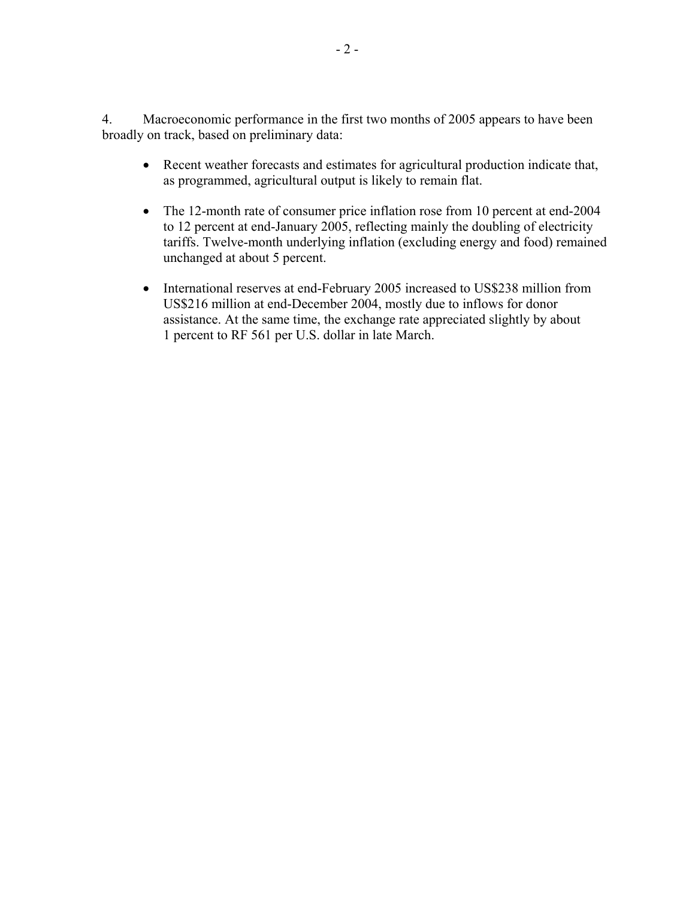4. Macroeconomic performance in the first two months of 2005 appears to have been broadly on track, based on preliminary data:

- Recent weather forecasts and estimates for agricultural production indicate that, as programmed, agricultural output is likely to remain flat.
- The 12-month rate of consumer price inflation rose from 10 percent at end-2004 to 12 percent at end-January 2005, reflecting mainly the doubling of electricity tariffs. Twelve-month underlying inflation (excluding energy and food) remained unchanged at about 5 percent.
- International reserves at end-February 2005 increased to US$238 million from US$216 million at end-December 2004, mostly due to inflows for donor assistance. At the same time, the exchange rate appreciated slightly by about 1 percent to RF 561 per U.S. dollar in late March.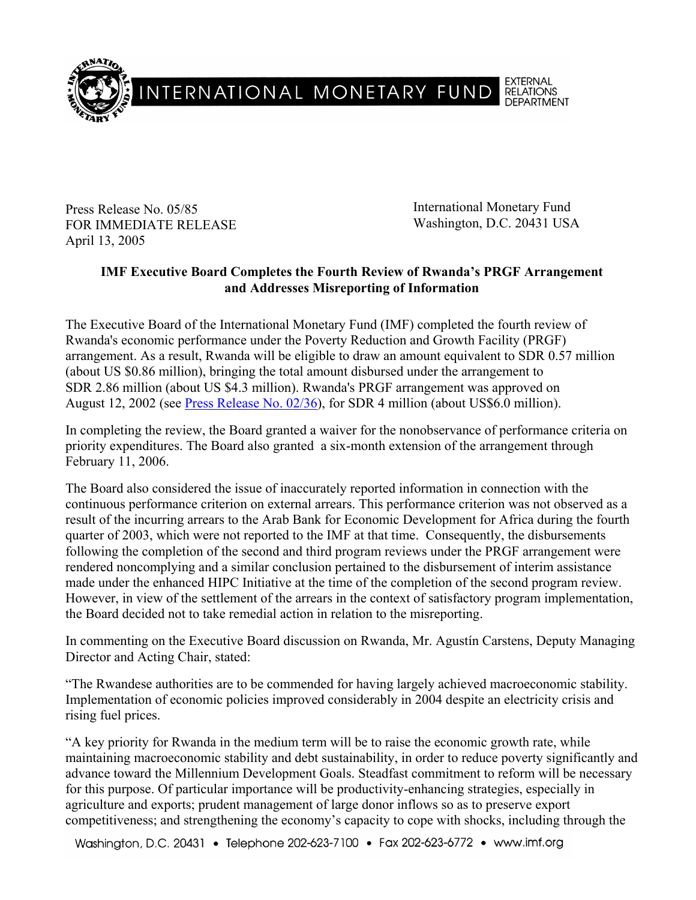INTERNATIONAL MONETARY FUND — EXTERNAL RELATIONS DEPARTMENT

Press Release No. 05/85
FOR IMMEDIATE RELEASE
April 13, 2005

International Monetary Fund
Washington, D.C. 20431 USA

**IMF Executive Board Completes the Fourth Review of Rwanda's PRGF Arrangement and Addresses Misreporting of Information**

The Executive Board of the International Monetary Fund (IMF) completed the fourth review of Rwanda's economic performance under the Poverty Reduction and Growth Facility (PRGF) arrangement. As a result, Rwanda will be eligible to draw an amount equivalent to SDR 0.57 million (about US $0.86 million), bringing the total amount disbursed under the arrangement to SDR 2.86 million (about US $4.3 million). Rwanda's PRGF arrangement was approved on August 12, 2002 (see Press Release No. 02/36), for SDR 4 million (about US$6.0 million).

In completing the review, the Board granted a waiver for the nonobservance of performance criteria on priority expenditures. The Board also granted a six-month extension of the arrangement through February 11, 2006.

The Board also considered the issue of inaccurately reported information in connection with the continuous performance criterion on external arrears. This performance criterion was not observed as a result of the incurring arrears to the Arab Bank for Economic Development for Africa during the fourth quarter of 2003, which were not reported to the IMF at that time. Consequently, the disbursements following the completion of the second and third program reviews under the PRGF arrangement were rendered noncomplying and a similar conclusion pertained to the disbursement of interim assistance made under the enhanced HIPC Initiative at the time of the completion of the second program review. However, in view of the settlement of the arrears in the context of satisfactory program implementation, the Board decided not to take remedial action in relation to the misreporting.

In commenting on the Executive Board discussion on Rwanda, Mr. Agustín Carstens, Deputy Managing Director and Acting Chair, stated:

"The Rwandese authorities are to be commended for having largely achieved macroeconomic stability. Implementation of economic policies improved considerably in 2004 despite an electricity crisis and rising fuel prices.

"A key priority for Rwanda in the medium term will be to raise the economic growth rate, while maintaining macroeconomic stability and debt sustainability, in order to reduce poverty significantly and advance toward the Millennium Development Goals. Steadfast commitment to reform will be necessary for this purpose. Of particular importance will be productivity-enhancing strategies, especially in agriculture and exports; prudent management of large donor inflows so as to preserve export competitiveness; and strengthening the economy's capacity to cope with shocks, including through the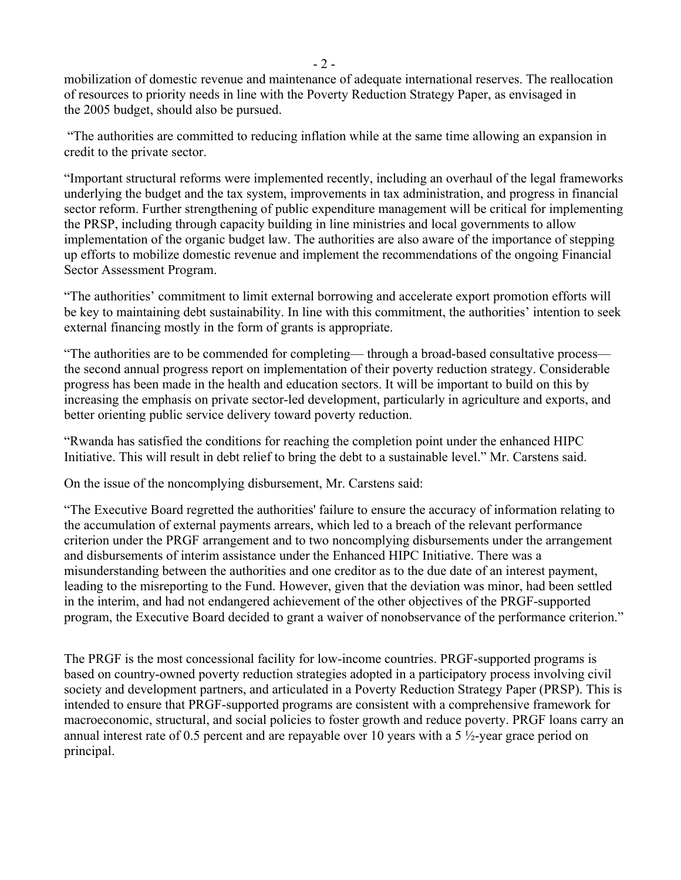mobilization of domestic revenue and maintenance of adequate international reserves. The reallocation of resources to priority needs in line with the Poverty Reduction Strategy Paper, as envisaged in the 2005 budget, should also be pursued.

"The authorities are committed to reducing inflation while at the same time allowing an expansion in credit to the private sector.

"Important structural reforms were implemented recently, including an overhaul of the legal frameworks underlying the budget and the tax system, improvements in tax administration, and progress in financial sector reform. Further strengthening of public expenditure management will be critical for implementing the PRSP, including through capacity building in line ministries and local governments to allow implementation of the organic budget law. The authorities are also aware of the importance of stepping up efforts to mobilize domestic revenue and implement the recommendations of the ongoing Financial Sector Assessment Program.

"The authorities' commitment to limit external borrowing and accelerate export promotion efforts will be key to maintaining debt sustainability. In line with this commitment, the authorities' intention to seek external financing mostly in the form of grants is appropriate.

"The authorities are to be commended for completing— through a broad-based consultative process— the second annual progress report on implementation of their poverty reduction strategy. Considerable progress has been made in the health and education sectors. It will be important to build on this by increasing the emphasis on private sector-led development, particularly in agriculture and exports, and better orienting public service delivery toward poverty reduction.

"Rwanda has satisfied the conditions for reaching the completion point under the enhanced HIPC Initiative. This will result in debt relief to bring the debt to a sustainable level." Mr. Carstens said.

On the issue of the noncomplying disbursement, Mr. Carstens said:

"The Executive Board regretted the authorities' failure to ensure the accuracy of information relating to the accumulation of external payments arrears, which led to a breach of the relevant performance criterion under the PRGF arrangement and to two noncomplying disbursements under the arrangement and disbursements of interim assistance under the Enhanced HIPC Initiative. There was a misunderstanding between the authorities and one creditor as to the due date of an interest payment, leading to the misreporting to the Fund. However, given that the deviation was minor, had been settled in the interim, and had not endangered achievement of the other objectives of the PRGF-supported program, the Executive Board decided to grant a waiver of nonobservance of the performance criterion."

The PRGF is the most concessional facility for low-income countries. PRGF-supported programs is based on country-owned poverty reduction strategies adopted in a participatory process involving civil society and development partners, and articulated in a Poverty Reduction Strategy Paper (PRSP). This is intended to ensure that PRGF-supported programs are consistent with a comprehensive framework for macroeconomic, structural, and social policies to foster growth and reduce poverty. PRGF loans carry an annual interest rate of 0.5 percent and are repayable over 10 years with a 5 ½-year grace period on principal.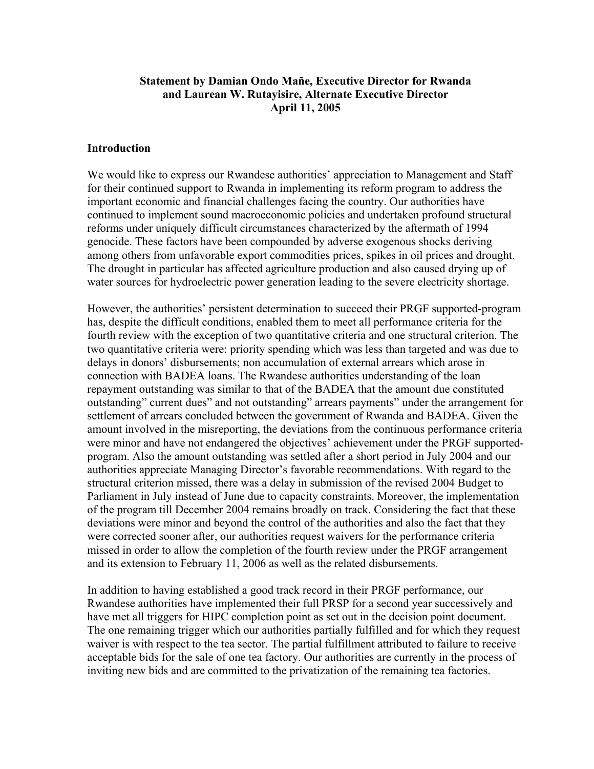**Statement by Damian Ondo Mañe, Executive Director for Rwanda and Laurean W. Rutayisire, Alternate Executive Director April 11, 2005**

## Introduction

We would like to express our Rwandese authorities' appreciation to Management and Staff for their continued support to Rwanda in implementing its reform program to address the important economic and financial challenges facing the country. Our authorities have continued to implement sound macroeconomic policies and undertaken profound structural reforms under uniquely difficult circumstances characterized by the aftermath of 1994 genocide. These factors have been compounded by adverse exogenous shocks deriving among others from unfavorable export commodities prices, spikes in oil prices and drought. The drought in particular has affected agriculture production and also caused drying up of water sources for hydroelectric power generation leading to the severe electricity shortage.

However, the authorities' persistent determination to succeed their PRGF supported-program has, despite the difficult conditions, enabled them to meet all performance criteria for the fourth review with the exception of two quantitative criteria and one structural criterion. The two quantitative criteria were: priority spending which was less than targeted and was due to delays in donors' disbursements; non accumulation of external arrears which arose in connection with BADEA loans. The Rwandese authorities understanding of the loan repayment outstanding was similar to that of the BADEA that the amount due constituted outstanding" current dues" and not outstanding" arrears payments" under the arrangement for settlement of arrears concluded between the government of Rwanda and BADEA. Given the amount involved in the misreporting, the deviations from the continuous performance criteria were minor and have not endangered the objectives' achievement under the PRGF supported-program. Also the amount outstanding was settled after a short period in July 2004 and our authorities appreciate Managing Director's favorable recommendations. With regard to the structural criterion missed, there was a delay in submission of the revised 2004 Budget to Parliament in July instead of June due to capacity constraints. Moreover, the implementation of the program till December 2004 remains broadly on track. Considering the fact that these deviations were minor and beyond the control of the authorities and also the fact that they were corrected sooner after, our authorities request waivers for the performance criteria missed in order to allow the completion of the fourth review under the PRGF arrangement and its extension to February 11, 2006 as well as the related disbursements.

In addition to having established a good track record in their PRGF performance, our Rwandese authorities have implemented their full PRSP for a second year successively and have met all triggers for HIPC completion point as set out in the decision point document. The one remaining trigger which our authorities partially fulfilled and for which they request waiver is with respect to the tea sector. The partial fulfillment attributed to failure to receive acceptable bids for the sale of one tea factory. Our authorities are currently in the process of inviting new bids and are committed to the privatization of the remaining tea factories.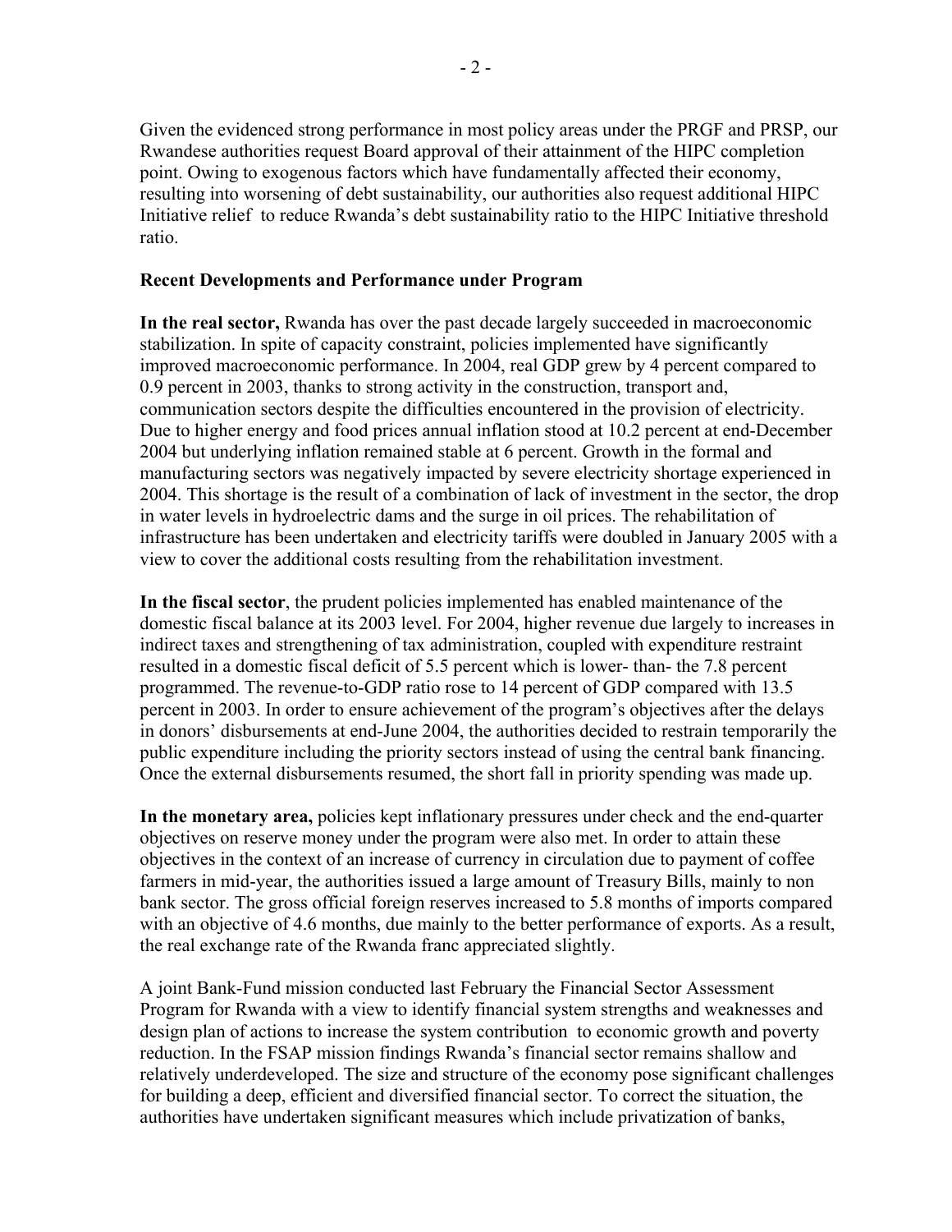Given the evidenced strong performance in most policy areas under the PRGF and PRSP, our Rwandese authorities request Board approval of their attainment of the HIPC completion point. Owing to exogenous factors which have fundamentally affected their economy, resulting into worsening of debt sustainability, our authorities also request additional HIPC Initiative relief to reduce Rwanda's debt sustainability ratio to the HIPC Initiative threshold ratio.

**Recent Developments and Performance under Program**

**In the real sector,** Rwanda has over the past decade largely succeeded in macroeconomic stabilization. In spite of capacity constraint, policies implemented have significantly improved macroeconomic performance. In 2004, real GDP grew by 4 percent compared to 0.9 percent in 2003, thanks to strong activity in the construction, transport and, communication sectors despite the difficulties encountered in the provision of electricity. Due to higher energy and food prices annual inflation stood at 10.2 percent at end-December 2004 but underlying inflation remained stable at 6 percent. Growth in the formal and manufacturing sectors was negatively impacted by severe electricity shortage experienced in 2004. This shortage is the result of a combination of lack of investment in the sector, the drop in water levels in hydroelectric dams and the surge in oil prices. The rehabilitation of infrastructure has been undertaken and electricity tariffs were doubled in January 2005 with a view to cover the additional costs resulting from the rehabilitation investment.

**In the fiscal sector**, the prudent policies implemented has enabled maintenance of the domestic fiscal balance at its 2003 level. For 2004, higher revenue due largely to increases in indirect taxes and strengthening of tax administration, coupled with expenditure restraint resulted in a domestic fiscal deficit of 5.5 percent which is lower- than- the 7.8 percent programmed. The revenue-to-GDP ratio rose to 14 percent of GDP compared with 13.5 percent in 2003. In order to ensure achievement of the program's objectives after the delays in donors' disbursements at end-June 2004, the authorities decided to restrain temporarily the public expenditure including the priority sectors instead of using the central bank financing. Once the external disbursements resumed, the short fall in priority spending was made up.

**In the monetary area,** policies kept inflationary pressures under check and the end-quarter objectives on reserve money under the program were also met. In order to attain these objectives in the context of an increase of currency in circulation due to payment of coffee farmers in mid-year, the authorities issued a large amount of Treasury Bills, mainly to non bank sector. The gross official foreign reserves increased to 5.8 months of imports compared with an objective of 4.6 months, due mainly to the better performance of exports. As a result, the real exchange rate of the Rwanda franc appreciated slightly.

A joint Bank-Fund mission conducted last February the Financial Sector Assessment Program for Rwanda with a view to identify financial system strengths and weaknesses and design plan of actions to increase the system contribution to economic growth and poverty reduction. In the FSAP mission findings Rwanda's financial sector remains shallow and relatively underdeveloped. The size and structure of the economy pose significant challenges for building a deep, efficient and diversified financial sector. To correct the situation, the authorities have undertaken significant measures which include privatization of banks,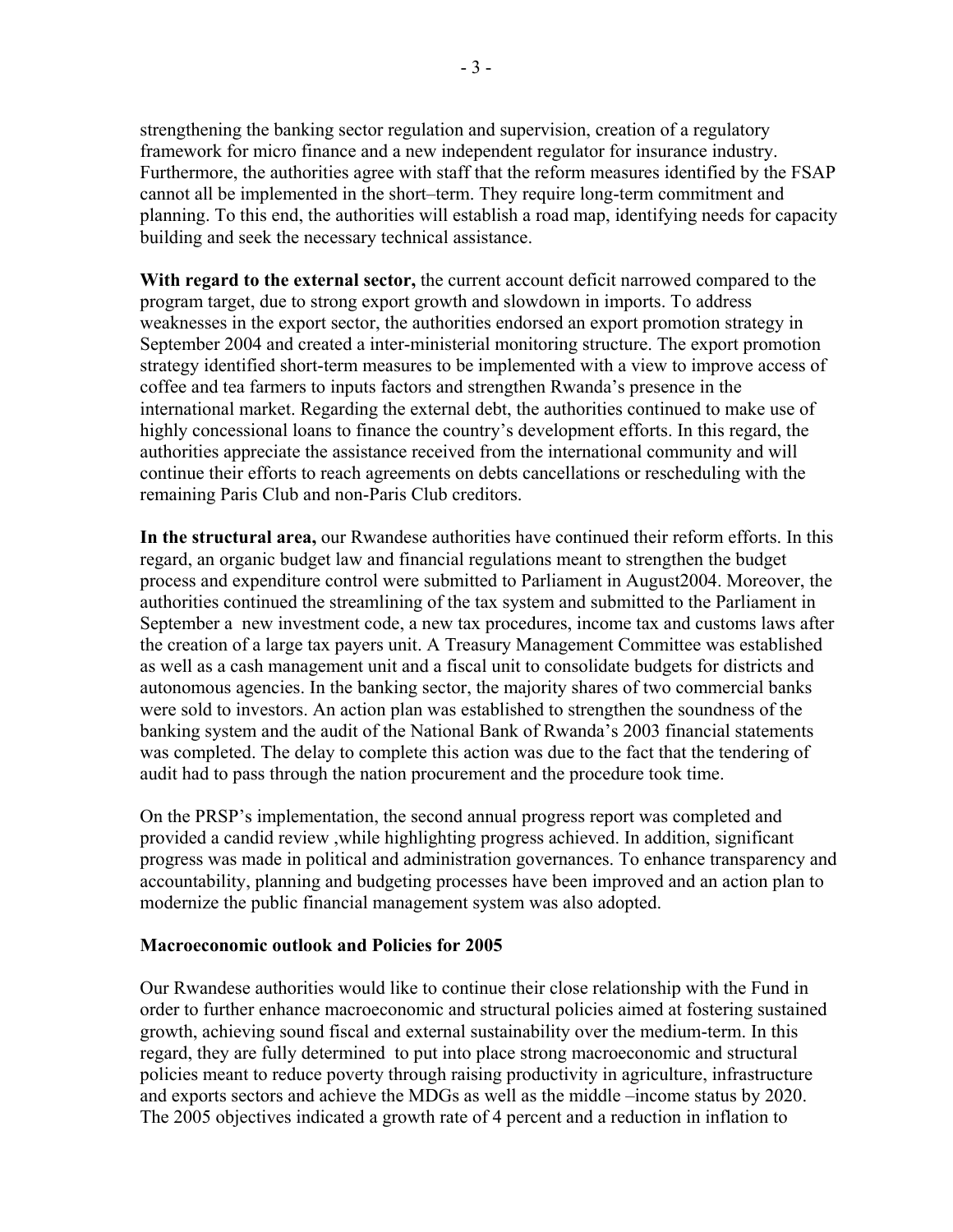strengthening the banking sector regulation and supervision, creation of a regulatory framework for micro finance and a new independent regulator for insurance industry. Furthermore, the authorities agree with staff that the reform measures identified by the FSAP cannot all be implemented in the short–term. They require long-term commitment and planning. To this end, the authorities will establish a road map, identifying needs for capacity building and seek the necessary technical assistance.

**With regard to the external sector,** the current account deficit narrowed compared to the program target, due to strong export growth and slowdown in imports. To address weaknesses in the export sector, the authorities endorsed an export promotion strategy in September 2004 and created a inter-ministerial monitoring structure. The export promotion strategy identified short-term measures to be implemented with a view to improve access of coffee and tea farmers to inputs factors and strengthen Rwanda's presence in the international market. Regarding the external debt, the authorities continued to make use of highly concessional loans to finance the country's development efforts. In this regard, the authorities appreciate the assistance received from the international community and will continue their efforts to reach agreements on debts cancellations or rescheduling with the remaining Paris Club and non-Paris Club creditors.

**In the structural area,** our Rwandese authorities have continued their reform efforts. In this regard, an organic budget law and financial regulations meant to strengthen the budget process and expenditure control were submitted to Parliament in August2004. Moreover, the authorities continued the streamlining of the tax system and submitted to the Parliament in September a new investment code, a new tax procedures, income tax and customs laws after the creation of a large tax payers unit. A Treasury Management Committee was established as well as a cash management unit and a fiscal unit to consolidate budgets for districts and autonomous agencies. In the banking sector, the majority shares of two commercial banks were sold to investors. An action plan was established to strengthen the soundness of the banking system and the audit of the National Bank of Rwanda's 2003 financial statements was completed. The delay to complete this action was due to the fact that the tendering of audit had to pass through the nation procurement and the procedure took time.

On the PRSP's implementation, the second annual progress report was completed and provided a candid review ,while highlighting progress achieved. In addition, significant progress was made in political and administration governances. To enhance transparency and accountability, planning and budgeting processes have been improved and an action plan to modernize the public financial management system was also adopted.

**Macroeconomic outlook and Policies for 2005**

Our Rwandese authorities would like to continue their close relationship with the Fund in order to further enhance macroeconomic and structural policies aimed at fostering sustained growth, achieving sound fiscal and external sustainability over the medium-term. In this regard, they are fully determined to put into place strong macroeconomic and structural policies meant to reduce poverty through raising productivity in agriculture, infrastructure and exports sectors and achieve the MDGs as well as the middle –income status by 2020. The 2005 objectives indicated a growth rate of 4 percent and a reduction in inflation to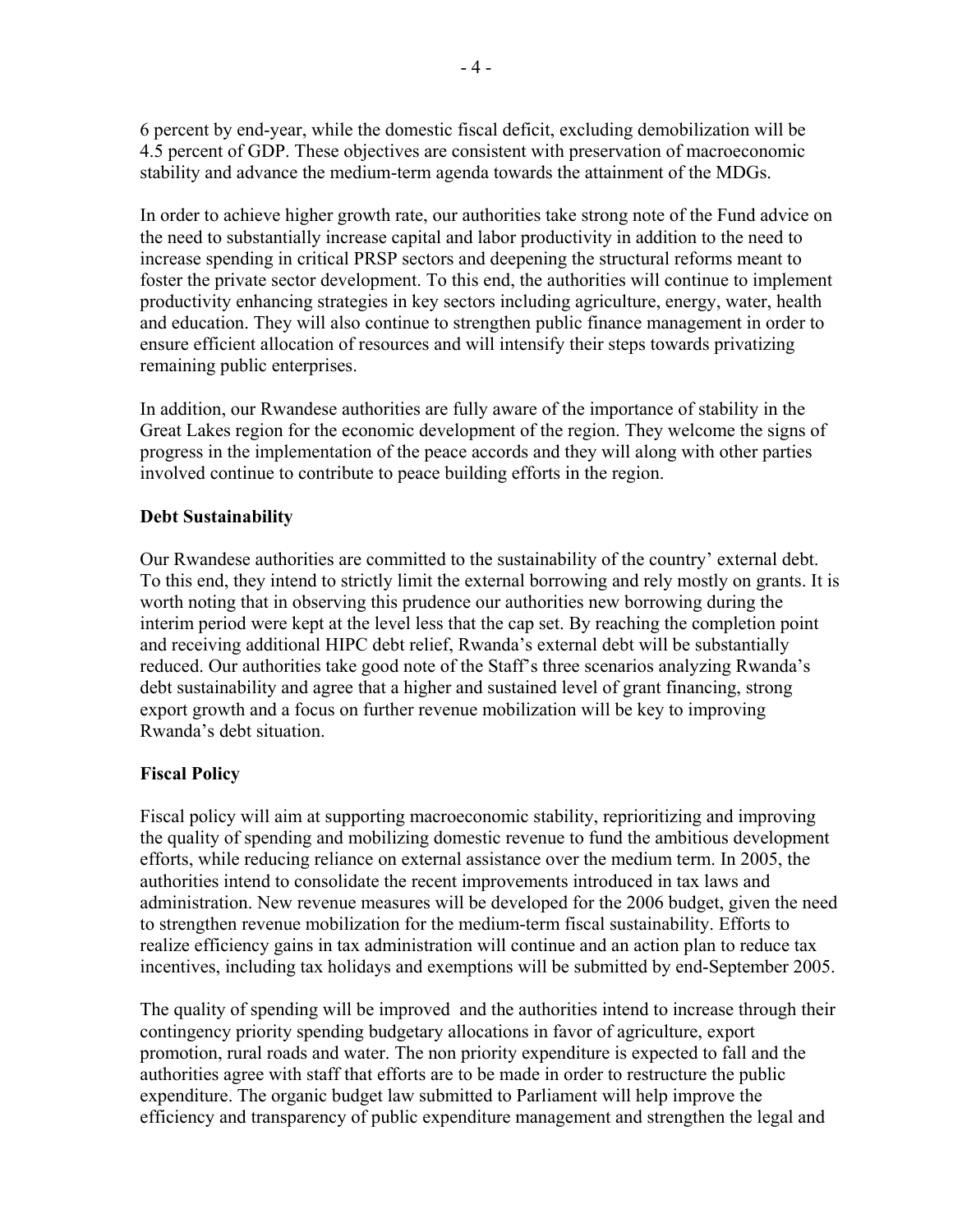6 percent by end-year, while the domestic fiscal deficit, excluding demobilization will be 4.5 percent of GDP. These objectives are consistent with preservation of macroeconomic stability and advance the medium-term agenda towards the attainment of the MDGs.

In order to achieve higher growth rate, our authorities take strong note of the Fund advice on the need to substantially increase capital and labor productivity in addition to the need to increase spending in critical PRSP sectors and deepening the structural reforms meant to foster the private sector development. To this end, the authorities will continue to implement productivity enhancing strategies in key sectors including agriculture, energy, water, health and education. They will also continue to strengthen public finance management in order to ensure efficient allocation of resources and will intensify their steps towards privatizing remaining public enterprises.

In addition, our Rwandese authorities are fully aware of the importance of stability in the Great Lakes region for the economic development of the region. They welcome the signs of progress in the implementation of the peace accords and they will along with other parties involved continue to contribute to peace building efforts in the region.

**Debt Sustainability**

Our Rwandese authorities are committed to the sustainability of the country' external debt. To this end, they intend to strictly limit the external borrowing and rely mostly on grants. It is worth noting that in observing this prudence our authorities new borrowing during the interim period were kept at the level less that the cap set. By reaching the completion point and receiving additional HIPC debt relief, Rwanda's external debt will be substantially reduced. Our authorities take good note of the Staff's three scenarios analyzing Rwanda's debt sustainability and agree that a higher and sustained level of grant financing, strong export growth and a focus on further revenue mobilization will be key to improving Rwanda's debt situation.

**Fiscal Policy**

Fiscal policy will aim at supporting macroeconomic stability, reprioritizing and improving the quality of spending and mobilizing domestic revenue to fund the ambitious development efforts, while reducing reliance on external assistance over the medium term. In 2005, the authorities intend to consolidate the recent improvements introduced in tax laws and administration. New revenue measures will be developed for the 2006 budget, given the need to strengthen revenue mobilization for the medium-term fiscal sustainability. Efforts to realize efficiency gains in tax administration will continue and an action plan to reduce tax incentives, including tax holidays and exemptions will be submitted by end-September 2005.

The quality of spending will be improved and the authorities intend to increase through their contingency priority spending budgetary allocations in favor of agriculture, export promotion, rural roads and water. The non priority expenditure is expected to fall and the authorities agree with staff that efforts are to be made in order to restructure the public expenditure. The organic budget law submitted to Parliament will help improve the efficiency and transparency of public expenditure management and strengthen the legal and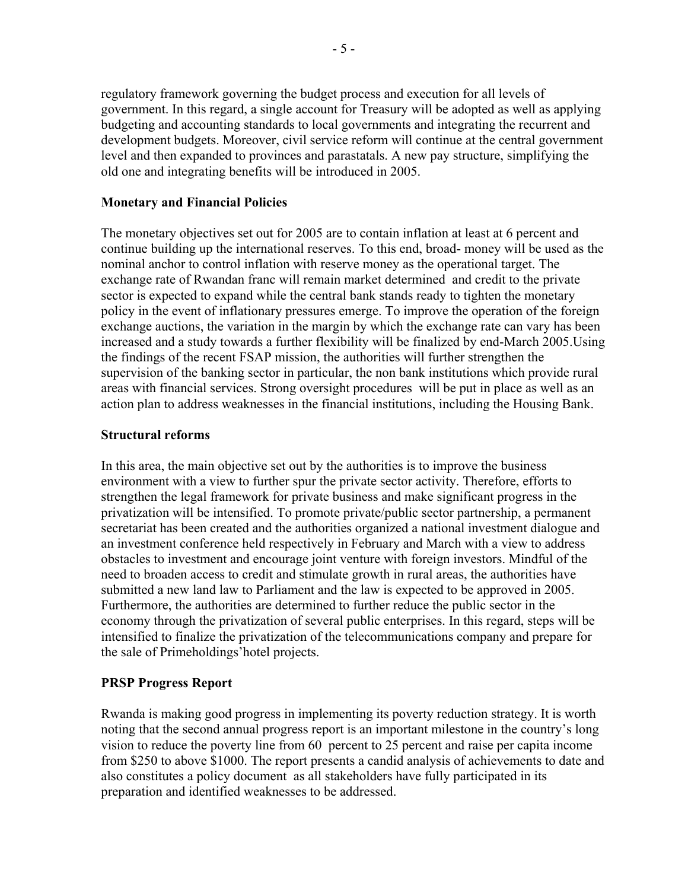regulatory framework governing the budget process and execution for all levels of government. In this regard, a single account for Treasury will be adopted as well as applying budgeting and accounting standards to local governments and integrating the recurrent and development budgets. Moreover, civil service reform will continue at the central government level and then expanded to provinces and parastatals. A new pay structure, simplifying the old one and integrating benefits will be introduced in 2005.

**Monetary and Financial Policies**

The monetary objectives set out for 2005 are to contain inflation at least at 6 percent and continue building up the international reserves. To this end, broad- money will be used as the nominal anchor to control inflation with reserve money as the operational target. The exchange rate of Rwandan franc will remain market determined and credit to the private sector is expected to expand while the central bank stands ready to tighten the monetary policy in the event of inflationary pressures emerge. To improve the operation of the foreign exchange auctions, the variation in the margin by which the exchange rate can vary has been increased and a study towards a further flexibility will be finalized by end-March 2005.Using the findings of the recent FSAP mission, the authorities will further strengthen the supervision of the banking sector in particular, the non bank institutions which provide rural areas with financial services. Strong oversight procedures will be put in place as well as an action plan to address weaknesses in the financial institutions, including the Housing Bank.

**Structural reforms**

In this area, the main objective set out by the authorities is to improve the business environment with a view to further spur the private sector activity. Therefore, efforts to strengthen the legal framework for private business and make significant progress in the privatization will be intensified. To promote private/public sector partnership, a permanent secretariat has been created and the authorities organized a national investment dialogue and an investment conference held respectively in February and March with a view to address obstacles to investment and encourage joint venture with foreign investors. Mindful of the need to broaden access to credit and stimulate growth in rural areas, the authorities have submitted a new land law to Parliament and the law is expected to be approved in 2005. Furthermore, the authorities are determined to further reduce the public sector in the economy through the privatization of several public enterprises. In this regard, steps will be intensified to finalize the privatization of the telecommunications company and prepare for the sale of Primeholdings'hotel projects.

**PRSP Progress Report**

Rwanda is making good progress in implementing its poverty reduction strategy. It is worth noting that the second annual progress report is an important milestone in the country's long vision to reduce the poverty line from 60 percent to 25 percent and raise per capita income from $250 to above $1000. The report presents a candid analysis of achievements to date and also constitutes a policy document as all stakeholders have fully participated in its preparation and identified weaknesses to be addressed.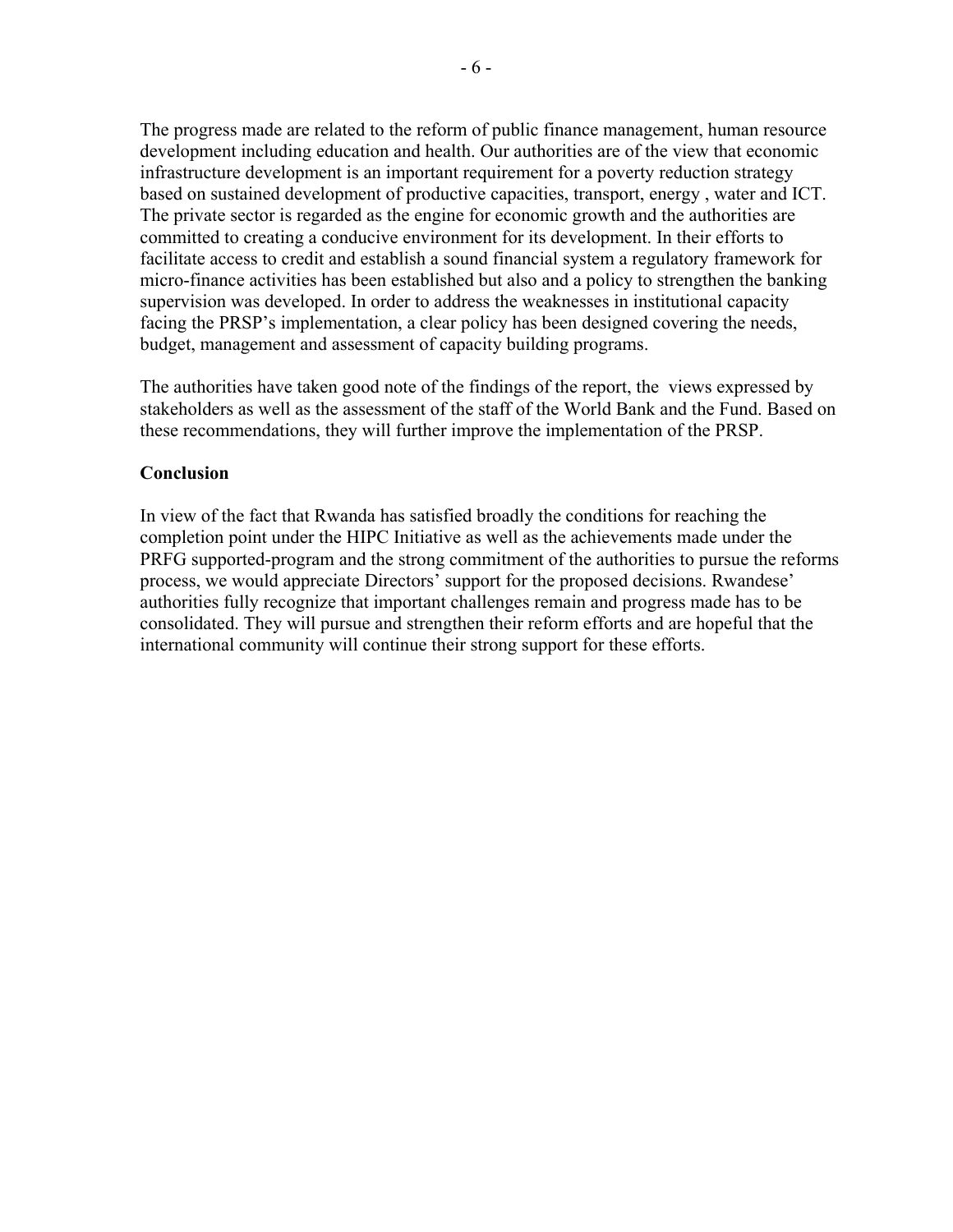The progress made are related to the reform of public finance management, human resource development including education and health. Our authorities are of the view that economic infrastructure development is an important requirement for a poverty reduction strategy based on sustained development of productive capacities, transport, energy , water and ICT. The private sector is regarded as the engine for economic growth and the authorities are committed to creating a conducive environment for its development. In their efforts to facilitate access to credit and establish a sound financial system a regulatory framework for micro-finance activities has been established but also and a policy to strengthen the banking supervision was developed. In order to address the weaknesses in institutional capacity facing the PRSP's implementation, a clear policy has been designed covering the needs, budget, management and assessment of capacity building programs.

The authorities have taken good note of the findings of the report, the views expressed by stakeholders as well as the assessment of the staff of the World Bank and the Fund. Based on these recommendations, they will further improve the implementation of the PRSP.

**Conclusion**

In view of the fact that Rwanda has satisfied broadly the conditions for reaching the completion point under the HIPC Initiative as well as the achievements made under the PRFG supported-program and the strong commitment of the authorities to pursue the reforms process, we would appreciate Directors' support for the proposed decisions. Rwandese' authorities fully recognize that important challenges remain and progress made has to be consolidated. They will pursue and strengthen their reform efforts and are hopeful that the international community will continue their strong support for these efforts.